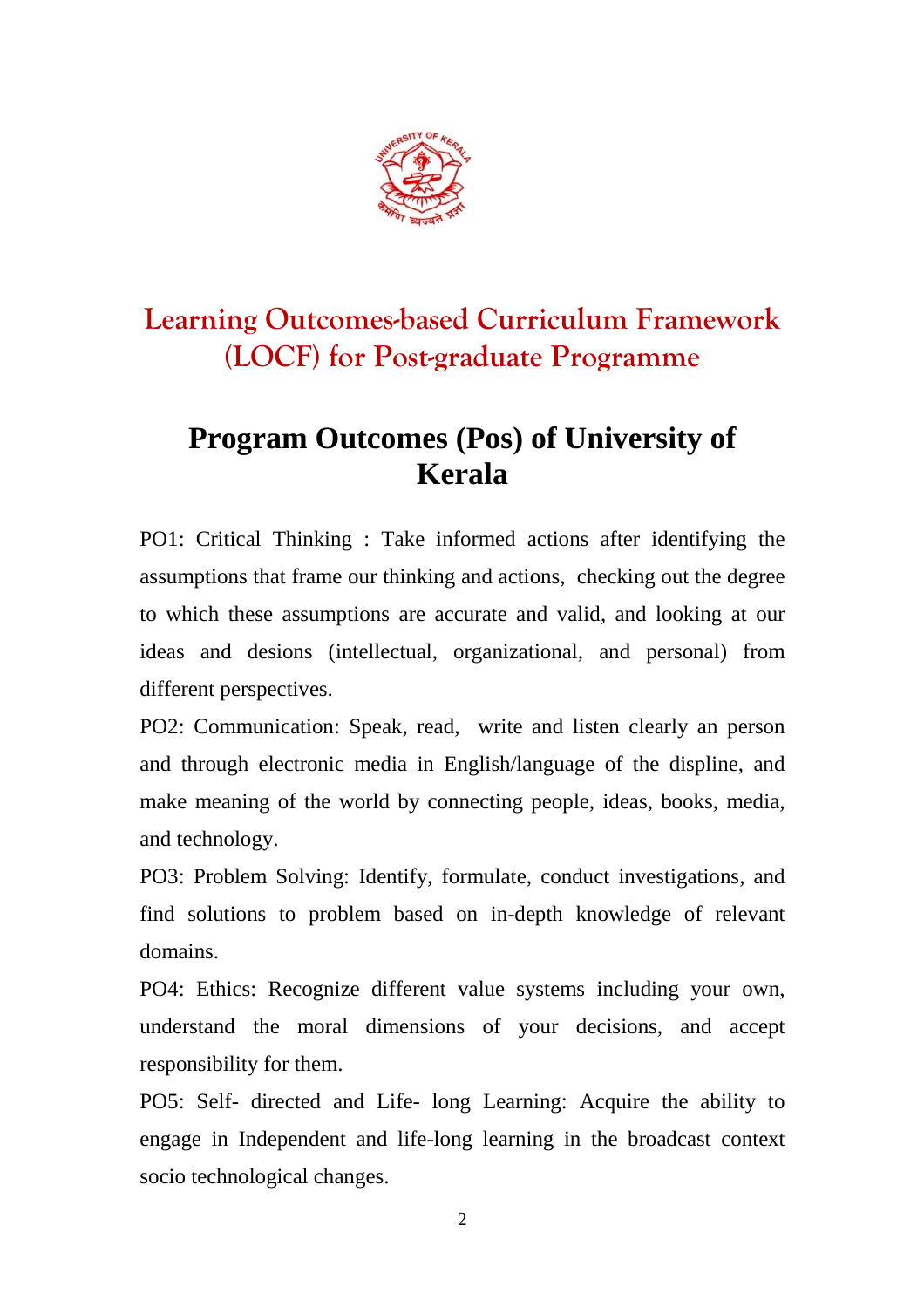# Learning Outcomes-based Curriculum Framework (LOCF) for Post-graduate Programme

## Program Outcomes (Pos) of University of Kerala

PO1: Critical Thinking : Take informed actions after identifying the assumptions that frame our thinking and actions, checking out the degree to which these assumptions are accurate and valid, and looking at our ideas and desions (intellectual, organizational, and personal) from different perspectives.

PO2: Communication: Speak, read, write and listen clearly an person and through electronic media in English/language of the displine, and make meaning of the world by connecting people, ideas, books, media, and technology.

PO3: Problem Solving: Identify, formulate, conduct investigations, and find solutions to problem based on in-depth knowledge of relevant domains.

PO4: Ethics: Recognize different value systems including your own, understand the moral dimensions of your decisions, and accept responsibility for them.

PO5: Self- directed and Life- long Learning: Acquire the ability to engage in Independent and life-long learning in the broadcast context socio technological changes.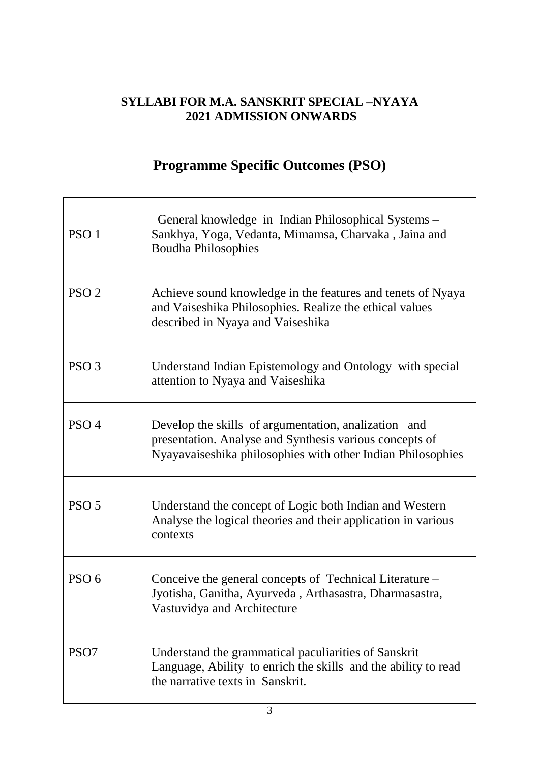**SYLLABI FOR M.A. SANSKRIT SPECIAL –NYAYA**
**2021 ADMISSION ONWARDS**

# Programme Specific Outcomes (PSO)

| | |
|---|---|
| PSO 1 | General knowledge in Indian Philosophical Systems – Sankhya, Yoga, Vedanta, Mimamsa, Charvaka , Jaina and Boudha Philosophies |
| PSO 2 | Achieve sound knowledge in the features and tenets of Nyaya and Vaiseshika Philosophies. Realize the ethical values described in Nyaya and Vaiseshika |
| PSO 3 | Understand Indian Epistemology and Ontology with special attention to Nyaya and Vaiseshika |
| PSO 4 | Develop the skills of argumentation, analization and presentation. Analyse and Synthesis various concepts of Nyayavaiseshika philosophies with other Indian Philosophies |
| PSO 5 | Understand the concept of Logic both Indian and Western Analyse the logical theories and their application in various contexts |
| PSO 6 | Conceive the general concepts of Technical Literature – Jyotisha, Ganitha, Ayurveda , Arthasastra, Dharmasastra, Vastuvidya and Architecture |
| PSO7 | Understand the grammatical paculiarities of Sanskrit Language, Ability to enrich the skills and the ability to read the narrative texts in Sanskrit. |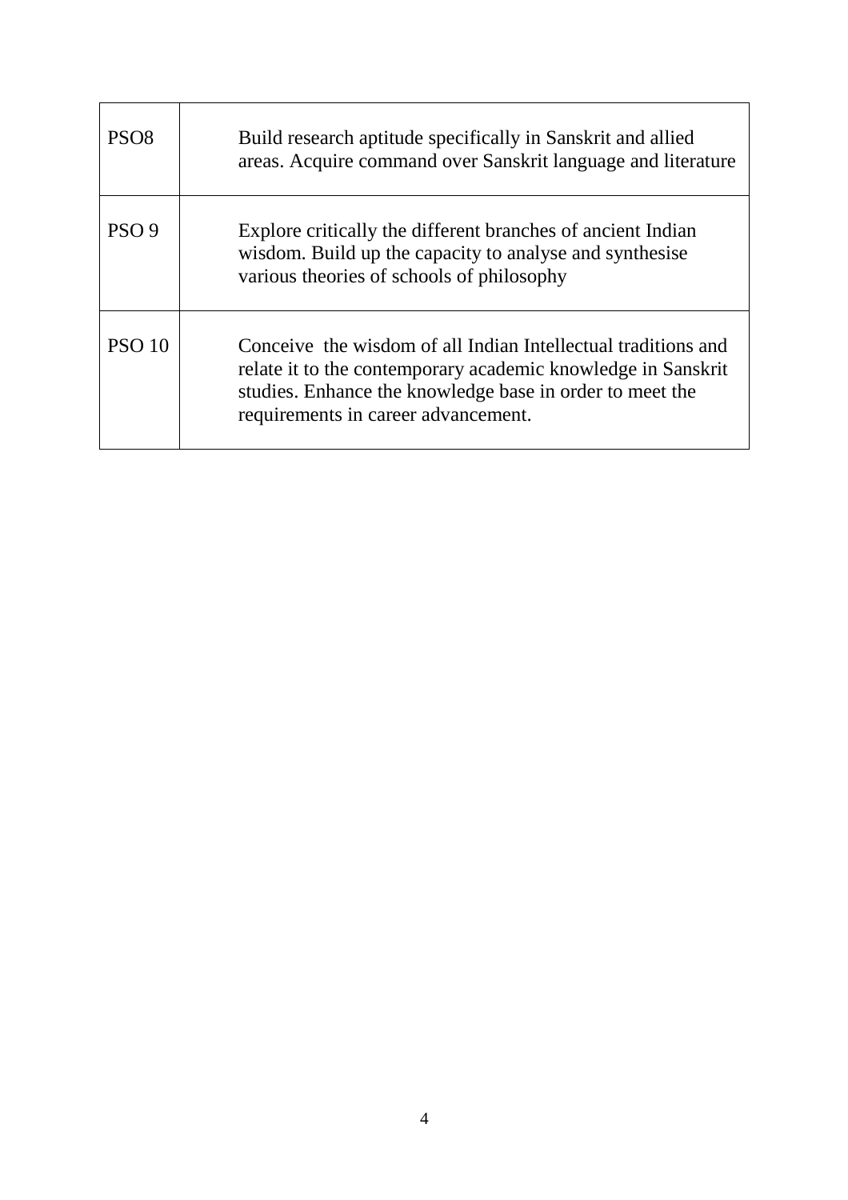| | |
|---|---|
| PSO8 | Build research aptitude specifically in Sanskrit and allied areas. Acquire command over Sanskrit language and literature |
| PSO 9 | Explore critically the different branches of ancient Indian wisdom. Build up the capacity to analyse and synthesise various theories of schools of philosophy |
| PSO 10 | Conceive the wisdom of all Indian Intellectual traditions and relate it to the contemporary academic knowledge in Sanskrit studies. Enhance the knowledge base in order to meet the requirements in career advancement. |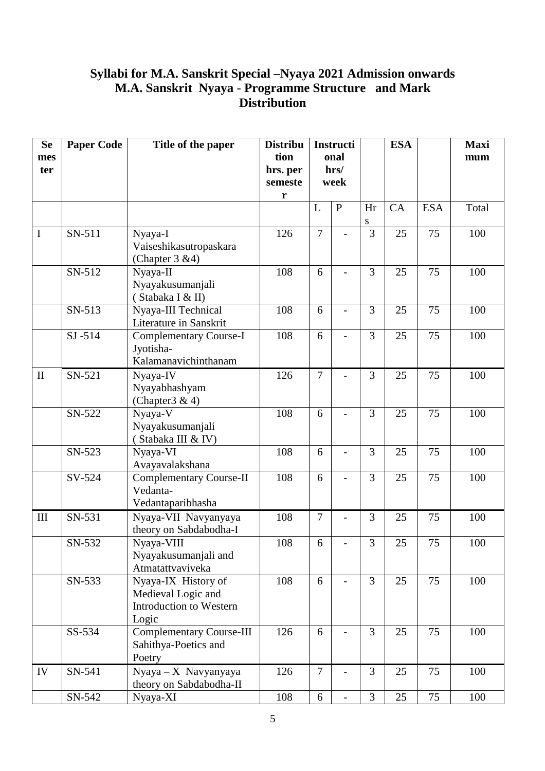# Syllabi for M.A. Sanskrit Special –Nyaya 2021 Admission onwards M.A. Sanskrit Nyaya - Programme Structure and Mark Distribution

| Semester | Paper Code | Title of the paper | Distribution hrs. per semester | Instructional hrs/ week | | | ESA | | Maximum |
|---|---|---|---|---|---|---|---|---|---|
| | | | | L | P | Hrs | CA | ESA | Total |
| I | SN-511 | Nyaya-I Vaiseshikasutropaskara (Chapter 3 &4) | 126 | 7 | - | 3 | 25 | 75 | 100 |
| | SN-512 | Nyaya-II Nyayakusumanjali ( Stabaka I & II) | 108 | 6 | - | 3 | 25 | 75 | 100 |
| | SN-513 | Nyaya-III Technical Literature in Sanskrit | 108 | 6 | - | 3 | 25 | 75 | 100 |
| | SJ -514 | Complementary Course-I Jyotisha- Kalamanavichinthanam | 108 | 6 | - | 3 | 25 | 75 | 100 |
| II | SN-521 | Nyaya-IV Nyayabhashyam (Chapter3 & 4) | 126 | 7 | - | 3 | 25 | 75 | 100 |
| | SN-522 | Nyaya-V Nyayakusumanjali ( Stabaka III & IV) | 108 | 6 | - | 3 | 25 | 75 | 100 |
| | SN-523 | Nyaya-VI Avayavalakshana | 108 | 6 | - | 3 | 25 | 75 | 100 |
| | SV-524 | Complementary Course-II Vedanta- Vedantaparibhasha | 108 | 6 | - | 3 | 25 | 75 | 100 |
| III | SN-531 | Nyaya-VII Navyanyaya theory on Sabdabodha-I | 108 | 7 | - | 3 | 25 | 75 | 100 |
| | SN-532 | Nyaya-VIII Nyayakusumanjali and Atmatattvaviveka | 108 | 6 | - | 3 | 25 | 75 | 100 |
| | SN-533 | Nyaya-IX History of Medieval Logic and Introduction to Western Logic | 108 | 6 | - | 3 | 25 | 75 | 100 |
| | SS-534 | Complementary Course-III Sahithya-Poetics and Poetry | 126 | 6 | - | 3 | 25 | 75 | 100 |
| IV | SN-541 | Nyaya – X Navyanyaya theory on Sabdabodha-II | 126 | 7 | - | 3 | 25 | 75 | 100 |
| | SN-542 | Nyaya-XI | 108 | 6 | - | 3 | 25 | 75 | 100 |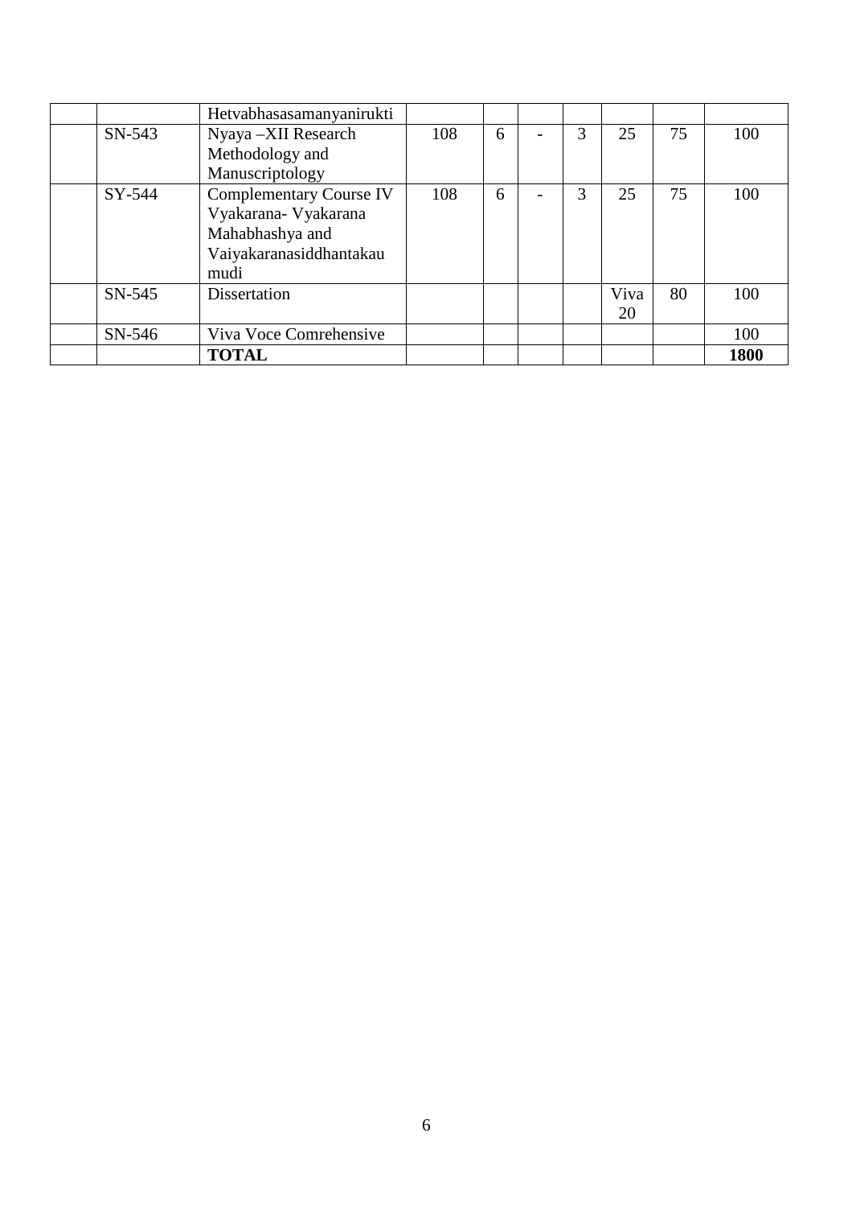| | | | | | | | | | |
|---|---|---|---|---|---|---|---|---|---|
| | | Hetvabhasasamanyanirukti | | | | | | | |
| | SN-543 | Nyaya –XII Research Methodology and Manuscriptology | 108 | 6 | - | 3 | 25 | 75 | 100 |
| | SY-544 | Complementary Course IV Vyakarana- Vyakarana Mahabhashya and Vaiyakaranasiddhantakau mudi | 108 | 6 | - | 3 | 25 | 75 | 100 |
| | SN-545 | Dissertation | | | | | Viva 20 | 80 | 100 |
| | SN-546 | Viva Voce Comrehensive | | | | | | | 100 |
| | | **TOTAL** | | | | | | | **1800** |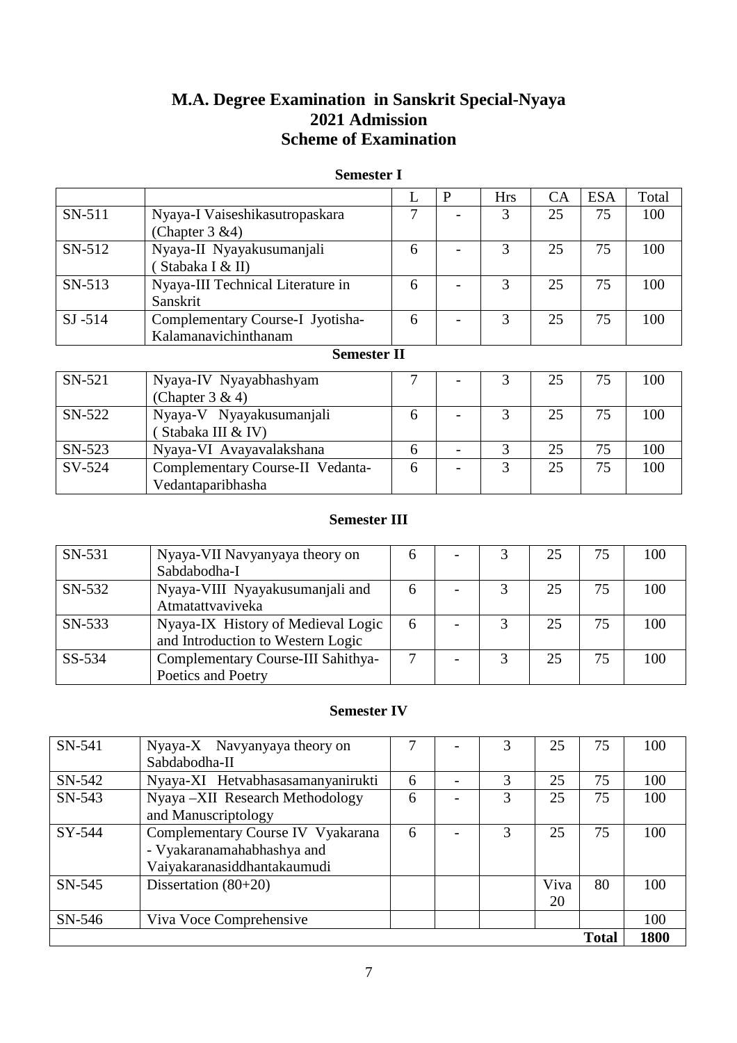# M.A. Degree Examination in Sanskrit Special-Nyaya
## 2021 Admission
## Scheme of Examination

### Semester I

| | | L | P | Hrs | CA | ESA | Total |
|---|---|---|---|---|---|---|---|
| SN-511 | Nyaya-I Vaiseshikasutropaskara (Chapter 3 &4) | 7 | - | 3 | 25 | 75 | 100 |
| SN-512 | Nyaya-II Nyayakusumanjali ( Stabaka I & II) | 6 | - | 3 | 25 | 75 | 100 |
| SN-513 | Nyaya-III Technical Literature in Sanskrit | 6 | - | 3 | 25 | 75 | 100 |
| SJ -514 | Complementary Course-I Jyotisha-Kalamanavichinthanam | 6 | - | 3 | 25 | 75 | 100 |

### Semester II

| | | | | | | | |
|---|---|---|---|---|---|---|---|
| SN-521 | Nyaya-IV Nyayabhashyam (Chapter 3 & 4) | 7 | - | 3 | 25 | 75 | 100 |
| SN-522 | Nyaya-V Nyayakusumanjali ( Stabaka III & IV) | 6 | - | 3 | 25 | 75 | 100 |
| SN-523 | Nyaya-VI Avayavalakshana | 6 | - | 3 | 25 | 75 | 100 |
| SV-524 | Complementary Course-II Vedanta-Vedantaparibhasha | 6 | - | 3 | 25 | 75 | 100 |

### Semester III

| | | | | | | | |
|---|---|---|---|---|---|---|---|
| SN-531 | Nyaya-VII Navyanyaya theory on Sabdabodha-I | 6 | - | 3 | 25 | 75 | 100 |
| SN-532 | Nyaya-VIII Nyayakusumanjali and Atmatattvaviveka | 6 | - | 3 | 25 | 75 | 100 |
| SN-533 | Nyaya-IX History of Medieval Logic and Introduction to Western Logic | 6 | - | 3 | 25 | 75 | 100 |
| SS-534 | Complementary Course-III Sahithya-Poetics and Poetry | 7 | - | 3 | 25 | 75 | 100 |

### Semester IV

| | | | | | | | |
|---|---|---|---|---|---|---|---|
| SN-541 | Nyaya-X Navyanyaya theory on Sabdabodha-II | 7 | - | 3 | 25 | 75 | 100 |
| SN-542 | Nyaya-XI Hetvabhasasamanyanirukti | 6 | - | 3 | 25 | 75 | 100 |
| SN-543 | Nyaya –XII Research Methodology and Manuscriptology | 6 | - | 3 | 25 | 75 | 100 |
| SY-544 | Complementary Course IV Vyakarana - Vyakaranamahabhashya and Vaiyakaranasiddhantakaumudi | 6 | - | 3 | 25 | 75 | 100 |
| SN-545 | Dissertation (80+20) | | | | Viva 20 | 80 | 100 |
| SN-546 | Viva Voce Comprehensive | | | | | | 100 |
| | | | | | | **Total** | **1800** |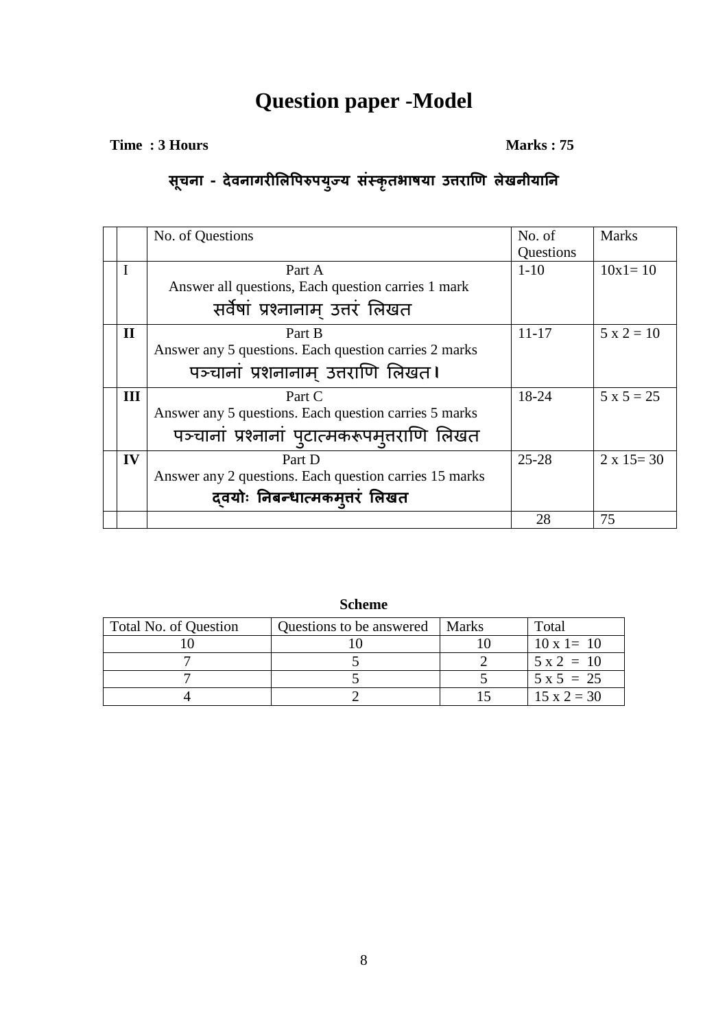# Question paper -Model

**Time : 3 Hours** **Marks : 75**

### सूचना - देवनागरीलिपिरुपयुज्य संस्कृतभाषया उत्तराणि लेखनीयानि

| | | No. of Questions | No. of Questions | Marks |
|---|---|---|---|---|
| | I | Part A<br>Answer all questions, Each question carries 1 mark<br>सर्वेषां प्रश्नानाम् उत्तरं लिखत | 1-10 | 10x1= 10 |
| | **II** | Part B<br>Answer any 5 questions. Each question carries 2 marks<br>पञ्चानां प्रशनानाम् उत्तराणि लिखत। | 11-17 | 5 x 2 = 10 |
| | **III** | Part C<br>Answer any 5 questions. Each question carries 5 marks<br>पञ्चानां प्रश्नानां पुटात्मकरूपमुत्तराणि लिखत | 18-24 | 5 x 5 = 25 |
| | **IV** | Part D<br>Answer any 2 questions. Each question carries 15 marks<br>**द्वयोः निबन्धात्मकमुत्तरं लिखत** | 25-28 | 2 x 15= 30 |
| | | | 28 | 75 |

**Scheme**

| Total No. of Question | Questions to be answered | Marks | Total |
|---|---|---|---|
| 10 | 10 | 10 | 10 x 1= 10 |
| 7 | 5 | 2 | 5 x 2 = 10 |
| 7 | 5 | 5 | 5 x 5 = 25 |
| 4 | 2 | 15 | 15 x 2 = 30 |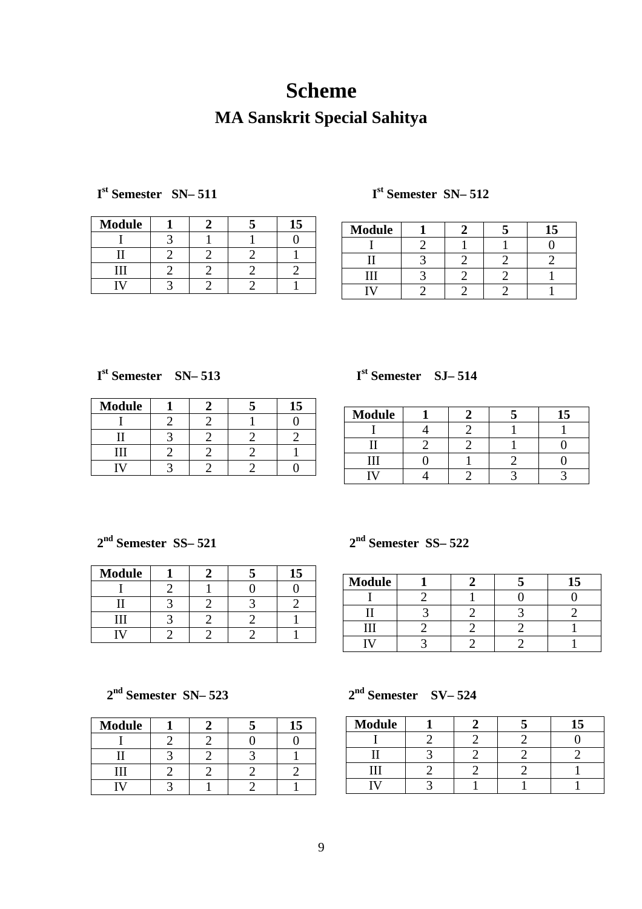# Scheme

## MA Sanskrit Special Sahitya

**I$^{st}$ Semester SN– 511**

| Module | 1 | 2 | 5 | 15 |
|---|---|---|---|---|
| I | 3 | 1 | 1 | 0 |
| II | 2 | 2 | 2 | 1 |
| III | 2 | 2 | 2 | 2 |
| IV | 3 | 2 | 2 | 1 |

**I$^{st}$ Semester SN– 512**

| Module | 1 | 2 | 5 | 15 |
|---|---|---|---|---|
| I | 2 | 1 | 1 | 0 |
| II | 3 | 2 | 2 | 2 |
| III | 3 | 2 | 2 | 1 |
| IV | 2 | 2 | 2 | 1 |

**I$^{st}$ Semester SN– 513**

| Module | 1 | 2 | 5 | 15 |
|---|---|---|---|---|
| I | 2 | 2 | 1 | 0 |
| II | 3 | 2 | 2 | 2 |
| III | 2 | 2 | 2 | 1 |
| IV | 3 | 2 | 2 | 0 |

**I$^{st}$ Semester SJ– 514**

| Module | 1 | 2 | 5 | 15 |
|---|---|---|---|---|
| I | 4 | 2 | 1 | 1 |
| II | 2 | 2 | 1 | 0 |
| III | 0 | 1 | 2 | 0 |
| IV | 4 | 2 | 3 | 3 |

**2$^{nd}$ Semester SS– 521**

| Module | 1 | 2 | 5 | 15 |
|---|---|---|---|---|
| I | 2 | 1 | 0 | 0 |
| II | 3 | 2 | 3 | 2 |
| III | 3 | 2 | 2 | 1 |
| IV | 2 | 2 | 2 | 1 |

**2$^{nd}$ Semester SS– 522**

| Module | 1 | 2 | 5 | 15 |
|---|---|---|---|---|
| I | 2 | 1 | 0 | 0 |
| II | 3 | 2 | 3 | 2 |
| III | 2 | 2 | 2 | 1 |
| IV | 3 | 2 | 2 | 1 |

**2$^{nd}$ Semester SN– 523**

| Module | 1 | 2 | 5 | 15 |
|---|---|---|---|---|
| I | 2 | 2 | 0 | 0 |
| II | 3 | 2 | 3 | 1 |
| III | 2 | 2 | 2 | 2 |
| IV | 3 | 1 | 2 | 1 |

**2$^{nd}$ Semester SV– 524**

| Module | 1 | 2 | 5 | 15 |
|---|---|---|---|---|
| I | 2 | 2 | 2 | 0 |
| II | 3 | 2 | 2 | 2 |
| III | 2 | 2 | 2 | 1 |
| IV | 3 | 1 | 1 | 1 |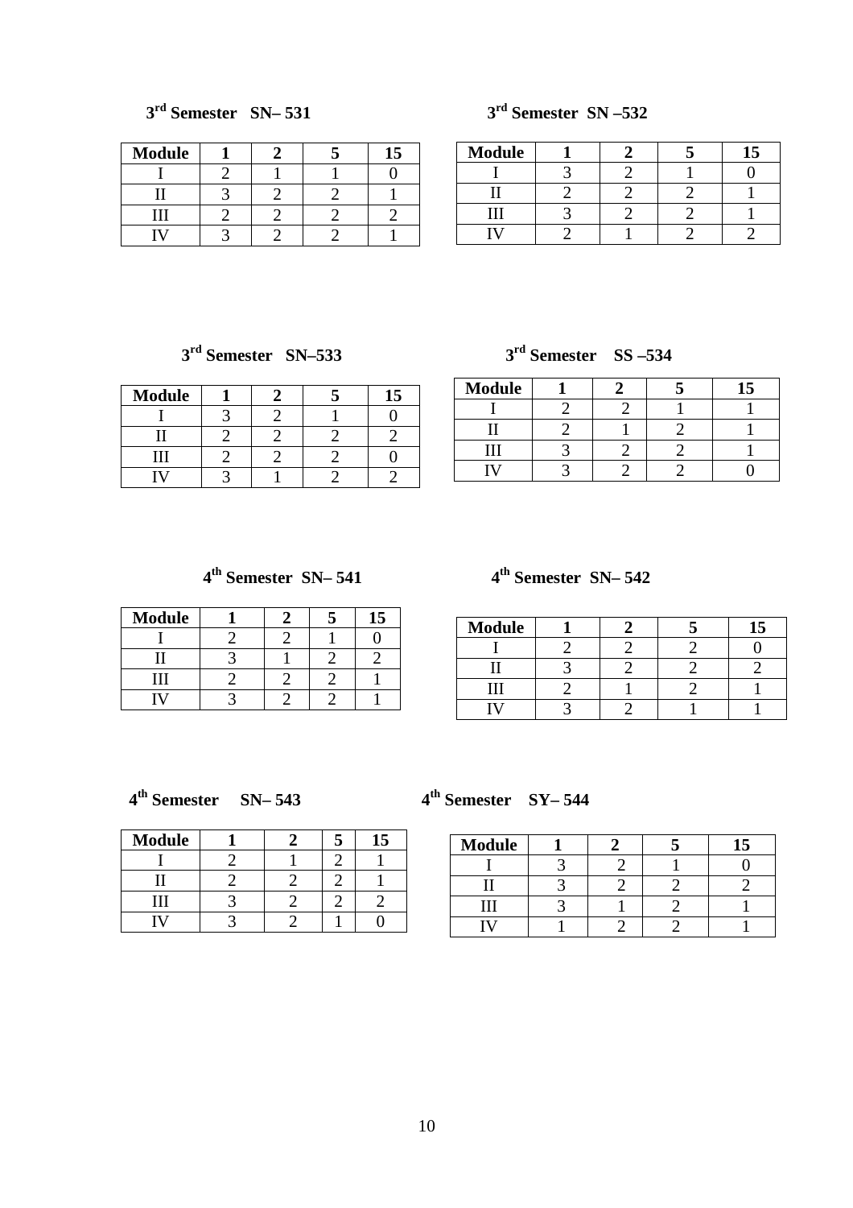**3rd Semester SN– 531**

| Module | 1 | 2 | 5 | 15 |
|---|---|---|---|---|
| I | 2 | 1 | 1 | 0 |
| II | 3 | 2 | 2 | 1 |
| III | 2 | 2 | 2 | 2 |
| IV | 3 | 2 | 2 | 1 |

**3rd Semester SN –532**

| Module | 1 | 2 | 5 | 15 |
|---|---|---|---|---|
| I | 3 | 2 | 1 | 0 |
| II | 2 | 2 | 2 | 1 |
| III | 3 | 2 | 2 | 1 |
| IV | 2 | 1 | 2 | 2 |

**3rd Semester SN–533**

| Module | 1 | 2 | 5 | 15 |
|---|---|---|---|---|
| I | 3 | 2 | 1 | 0 |
| II | 2 | 2 | 2 | 2 |
| III | 2 | 2 | 2 | 0 |
| IV | 3 | 1 | 2 | 2 |

**3rd Semester SS –534**

| Module | 1 | 2 | 5 | 15 |
|---|---|---|---|---|
| I | 2 | 2 | 1 | 1 |
| II | 2 | 1 | 2 | 1 |
| III | 3 | 2 | 2 | 1 |
| IV | 3 | 2 | 2 | 0 |

**4th Semester SN– 541**

| Module | 1 | 2 | 5 | 15 |
|---|---|---|---|---|
| I | 2 | 2 | 1 | 0 |
| II | 3 | 1 | 2 | 2 |
| III | 2 | 2 | 2 | 1 |
| IV | 3 | 2 | 2 | 1 |

**4th Semester SN– 542**

| Module | 1 | 2 | 5 | 15 |
|---|---|---|---|---|
| I | 2 | 2 | 2 | 0 |
| II | 3 | 2 | 2 | 2 |
| III | 2 | 1 | 2 | 1 |
| IV | 3 | 2 | 1 | 1 |

**4th Semester SN– 543**

| Module | 1 | 2 | 5 | 15 |
|---|---|---|---|---|
| I | 2 | 1 | 2 | 1 |
| II | 2 | 2 | 2 | 1 |
| III | 3 | 2 | 2 | 2 |
| IV | 3 | 2 | 1 | 0 |

**4th Semester SY– 544**

| Module | 1 | 2 | 5 | 15 |
|---|---|---|---|---|
| I | 3 | 2 | 1 | 0 |
| II | 3 | 2 | 2 | 2 |
| III | 3 | 1 | 2 | 1 |
| IV | 1 | 2 | 2 | 1 |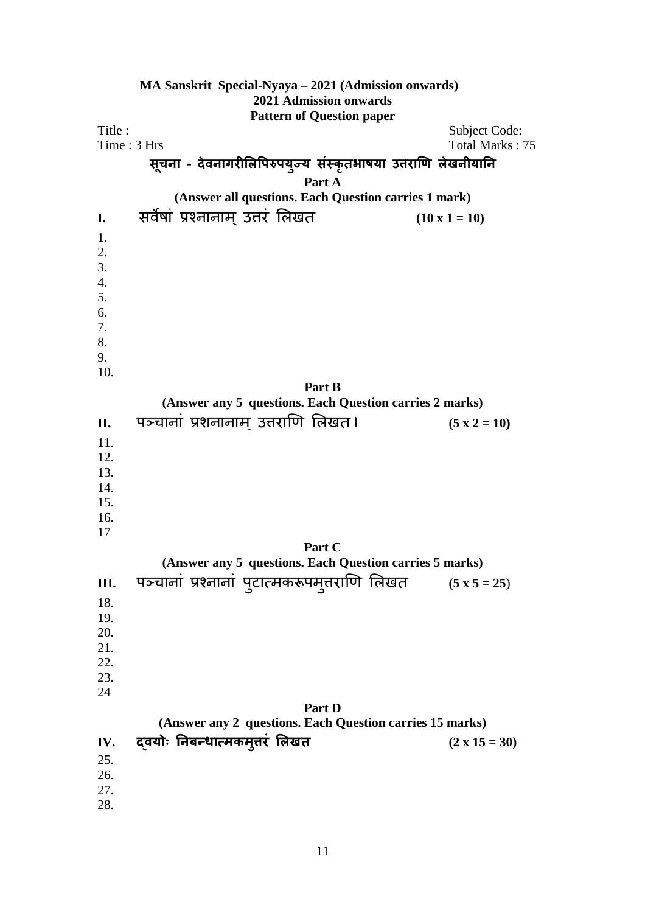**MA Sanskrit Special-Nyaya – 2021 (Admission onwards)**
**2021 Admission onwards**
**Pattern of Question paper**

Title : Subject Code:
Time : 3 Hrs Total Marks : 75

**सूचना - देवनागरीलिपिरुपयुज्य संस्कृतभाषया उत्तराणि लेखनीयानि**

**Part A**

**(Answer all questions. Each Question carries 1 mark)**

**I.** सर्वेषां प्रश्नानाम् उत्तरं लिखत **(10 x 1 = 10)**

1.
2.
3.
4.
5.
6.
7.
8.
9.
10.

**Part B**

**(Answer any 5 questions. Each Question carries 2 marks)**

**II.** पञ्चानां प्रशनानाम् उत्तराणि लिखत। **(5 x 2 = 10)**

11.
12.
13.
14.
15.
16.
17

**Part C**

**(Answer any 5 questions. Each Question carries 5 marks)**

**III.** पञ्चानां प्रश्नानां पुटात्मकरूपमुत्तराणि लिखत **(5 x 5 = 25)**

18.
19.
20.
21.
22.
23.
24

**Part D**

**(Answer any 2 questions. Each Question carries 15 marks)**

**IV.** **द्वयोः निबन्धात्मकमुत्तरं लिखत** **(2 x 15 = 30)**

25.
26.
27.
28.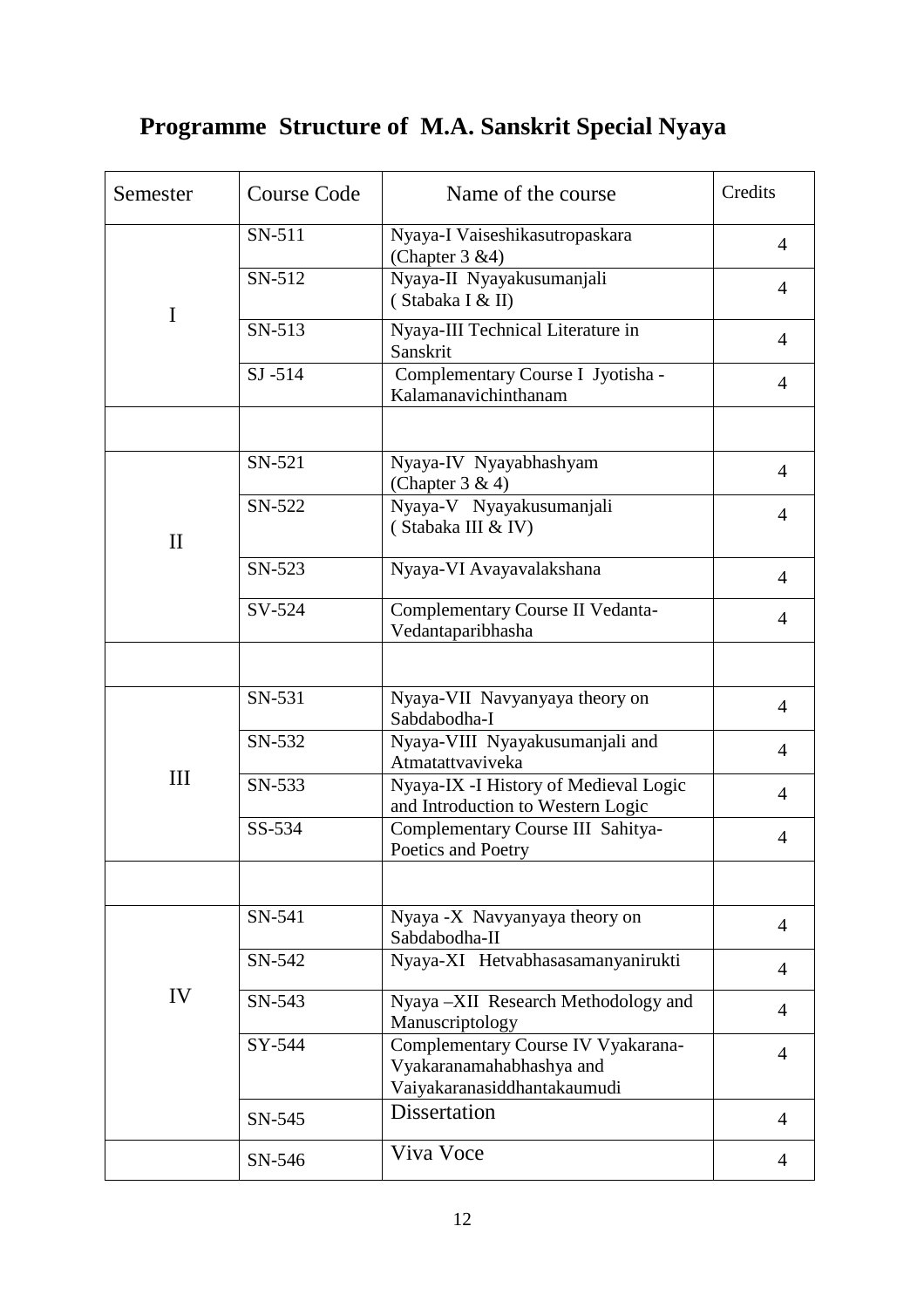# Programme Structure of M.A. Sanskrit Special Nyaya

| Semester | Course Code | Name of the course | Credits |
|---|---|---|---|
| I | SN-511 | Nyaya-I Vaiseshikasutropaskara (Chapter 3 &4) | 4 |
| | SN-512 | Nyaya-II Nyayakusumanjali ( Stabaka I & II) | 4 |
| | SN-513 | Nyaya-III Technical Literature in Sanskrit | 4 |
| | SJ -514 | Complementary Course I Jyotisha - Kalamanavichinthanam | 4 |
| | | | |
| II | SN-521 | Nyaya-IV Nyayabhashyam (Chapter 3 & 4) | 4 |
| | SN-522 | Nyaya-V Nyayakusumanjali ( Stabaka III & IV) | 4 |
| | SN-523 | Nyaya-VI Avayavalakshana | 4 |
| | SV-524 | Complementary Course II Vedanta-Vedantaparibhasha | 4 |
| | | | |
| III | SN-531 | Nyaya-VII Navyanyaya theory on Sabdabodha-I | 4 |
| | SN-532 | Nyaya-VIII Nyayakusumanjali and Atmatattvaviveka | 4 |
| | SN-533 | Nyaya-IX -I History of Medieval Logic and Introduction to Western Logic | 4 |
| | SS-534 | Complementary Course III Sahitya-Poetics and Poetry | 4 |
| | | | |
| IV | SN-541 | Nyaya -X Navyanyaya theory on Sabdabodha-II | 4 |
| | SN-542 | Nyaya-XI Hetvabhasasamanyanirukti | 4 |
| | SN-543 | Nyaya –XII Research Methodology and Manuscriptology | 4 |
| | SY-544 | Complementary Course IV Vyakarana-Vyakaranamahabhashya and Vaiyakaranasiddhantakaumudi | 4 |
| | SN-545 | Dissertation | 4 |
| | SN-546 | Viva Voce | 4 |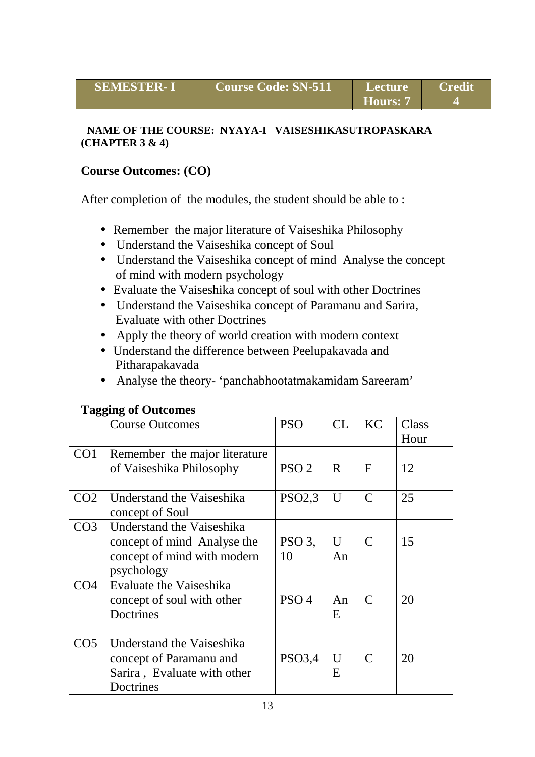| SEMESTER- I | Course Code: SN-511 | Lecture Hours: 7 | Credit 4 |
| --- | --- | --- | --- |

**NAME OF THE COURSE: NYAYA-I VAISESHIKASUTROPASKARA (CHAPTER 3 & 4)**

**Course Outcomes: (CO)**

After completion of the modules, the student should be able to :

- Remember the major literature of Vaiseshika Philosophy
- Understand the Vaiseshika concept of Soul
- Understand the Vaiseshika concept of mind Analyse the concept of mind with modern psychology
- Evaluate the Vaiseshika concept of soul with other Doctrines
- Understand the Vaiseshika concept of Paramanu and Sarira, Evaluate with other Doctrines
- Apply the theory of world creation with modern context
- Understand the difference between Peelupakavada and Pitharapakavada
- Analyse the theory- 'panchabhootatmakamidam Sareeram'

**Tagging of Outcomes**

| | Course Outcomes | PSO | CL | KC | Class Hour |
| --- | --- | --- | --- | --- | --- |
| CO1 | Remember the major literature of Vaiseshika Philosophy | PSO 2 | R | F | 12 |
| CO2 | Understand the Vaiseshika concept of Soul | PSO2,3 | U | C | 25 |
| CO3 | Understand the Vaiseshika concept of mind Analyse the concept of mind with modern psychology | PSO 3, 10 | U An | C | 15 |
| CO4 | Evaluate the Vaiseshika concept of soul with other Doctrines | PSO 4 | An E | C | 20 |
| CO5 | Understand the Vaiseshika concept of Paramanu and Sarira , Evaluate with other Doctrines | PSO3,4 | U E | C | 20 |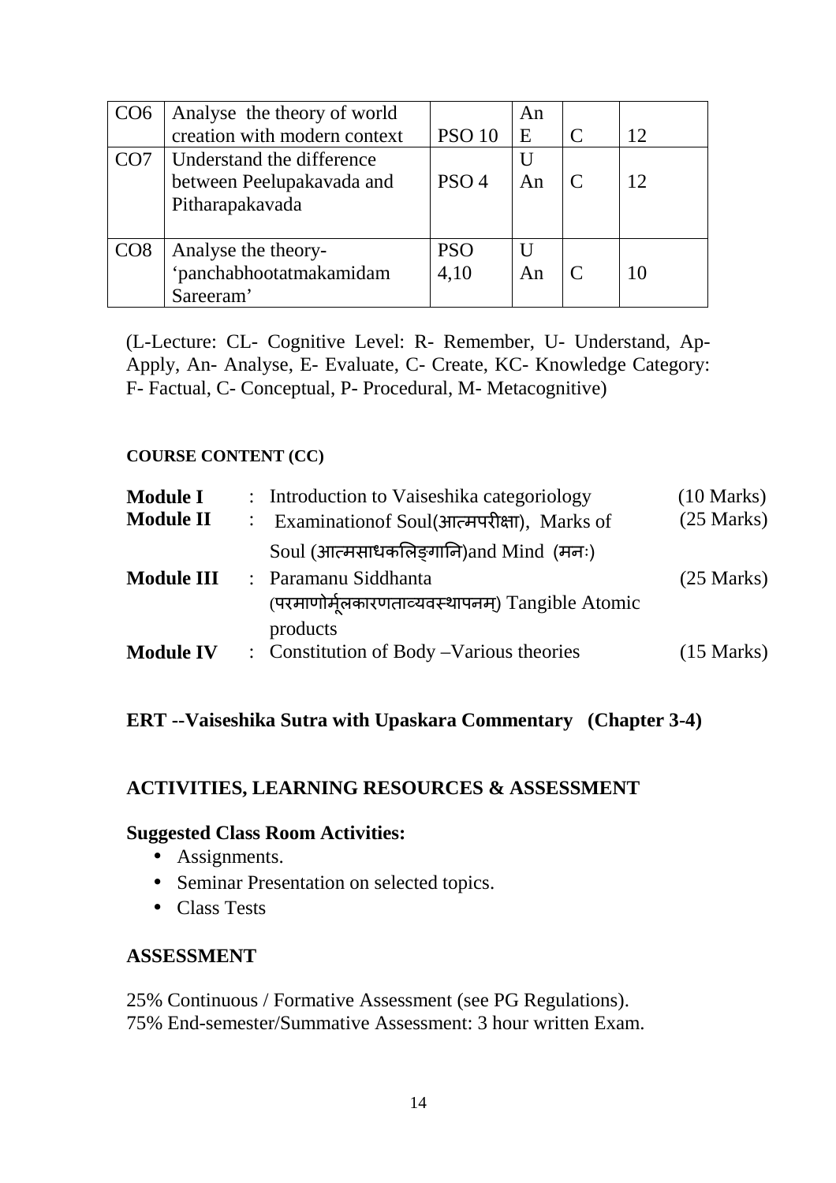| | | | | | |
|---|---|---|---|---|---|
| CO6 | Analyse the theory of world creation with modern context | PSO 10 | An E | C | 12 |
| CO7 | Understand the difference between Peelupakavada and Pitharapakavada | PSO 4 | U An | C | 12 |
| CO8 | Analyse the theory- 'panchabhootatmakamidam Sareeram' | PSO 4,10 | U An | C | 10 |

(L-Lecture: CL- Cognitive Level: R- Remember, U- Understand, Ap- Apply, An- Analyse, E- Evaluate, C- Create, KC- Knowledge Category: F- Factual, C- Conceptual, P- Procedural, M- Metacognitive)

**COURSE CONTENT (CC)**

| | | |
|---|---|---|
| **Module I** | : Introduction to Vaiseshika categoriology | (10 Marks) |
| **Module II** | : Examinationof Soul(आत्मपरीक्षा), Marks of Soul (आत्मसाधकलिङ्गानि)and Mind (मनः) | (25 Marks) |
| **Module III** | : Paramanu Siddhanta (परमाणोर्मूलकारणताव्यवस्थापनम्) Tangible Atomic products | (25 Marks) |
| **Module IV** | : Constitution of Body –Various theories | (15 Marks) |

**ERT --Vaiseshika Sutra with Upaskara Commentary (Chapter 3-4)**

**ACTIVITIES, LEARNING RESOURCES & ASSESSMENT**

**Suggested Class Room Activities:**

- Assignments.
- Seminar Presentation on selected topics.
- Class Tests

**ASSESSMENT**

25% Continuous / Formative Assessment (see PG Regulations).
75% End-semester/Summative Assessment: 3 hour written Exam.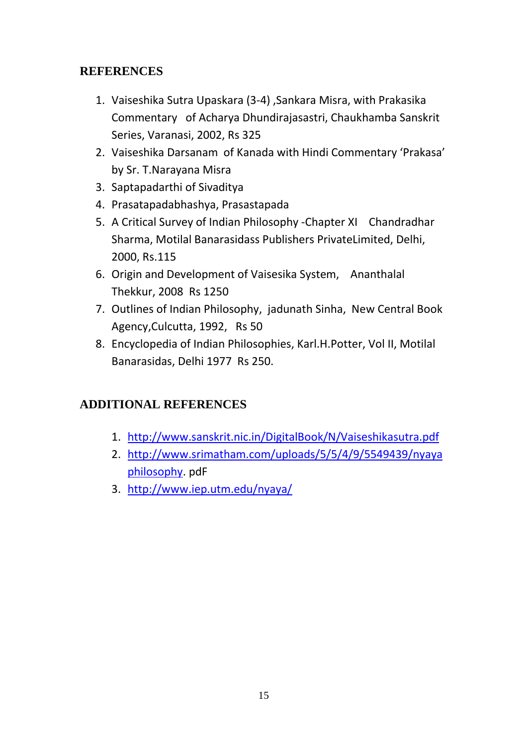## REFERENCES

1. Vaiseshika Sutra Upaskara (3-4) ,Sankara Misra, with Prakasika Commentary of Acharya Dhundirajasastri, Chaukhamba Sanskrit Series, Varanasi, 2002, Rs 325
2. Vaiseshika Darsanam of Kanada with Hindi Commentary 'Prakasa' by Sr. T.Narayana Misra
3. Saptapadarthi of Sivaditya
4. Prasatapadabhashya, Prasastapada
5. A Critical Survey of Indian Philosophy -Chapter XI Chandradhar Sharma, Motilal Banarasidass Publishers PrivateLimited, Delhi, 2000, Rs.115
6. Origin and Development of Vaisesika System, Ananthalal Thekkur, 2008 Rs 1250
7. Outlines of Indian Philosophy, jadunath Sinha, New Central Book Agency,Culcutta, 1992, Rs 50
8. Encyclopedia of Indian Philosophies, Karl.H.Potter, Vol II, Motilal Banarasidas, Delhi 1977 Rs 250.

## ADDITIONAL REFERENCES

1. http://www.sanskrit.nic.in/DigitalBook/N/Vaiseshikasutra.pdf
2. http://www.srimatham.com/uploads/5/5/4/9/5549439/nyaya philosophy. pdF
3. http://www.iep.utm.edu/nyaya/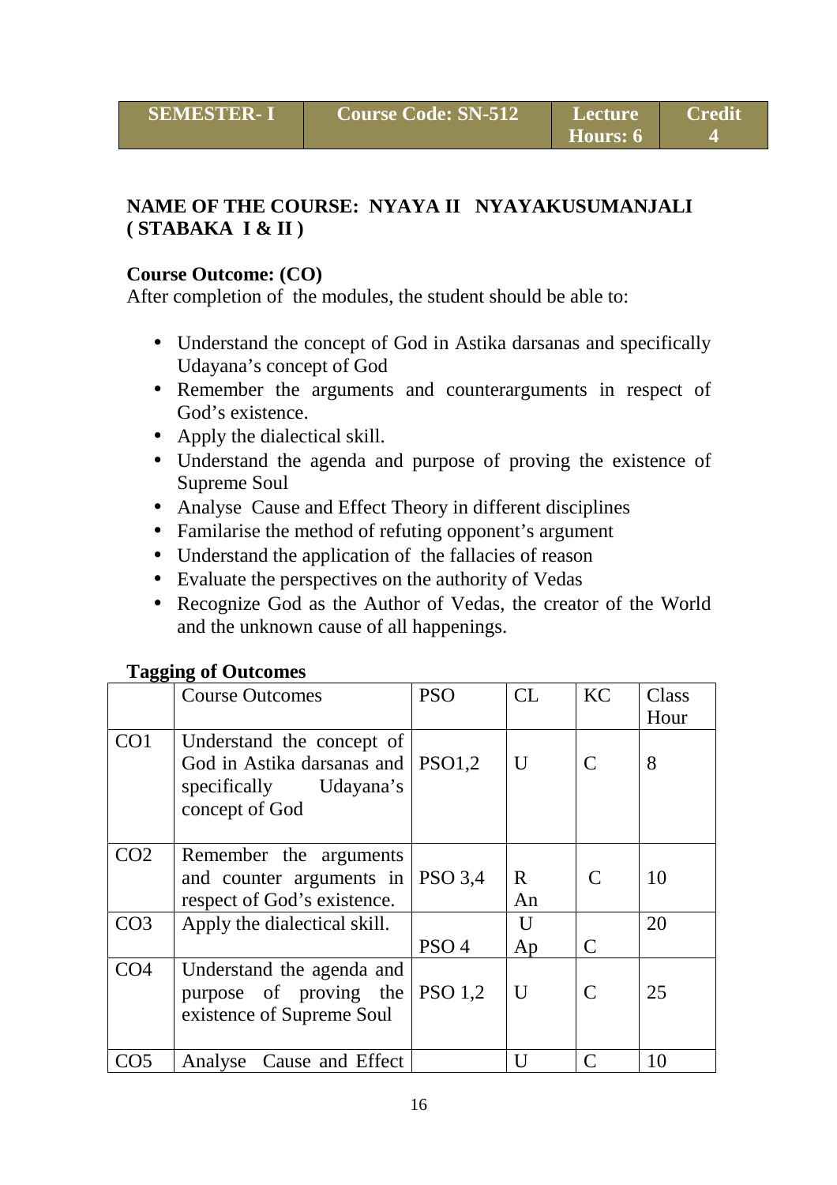| SEMESTER- I | Course Code: SN-512 | Lecture Hours: 6 | Credit 4 |
|---|---|---|---|

**NAME OF THE COURSE: NYAYA II NYAYAKUSUMANJALI ( STABAKA I & II )**

**Course Outcome: (CO)**

After completion of the modules, the student should be able to:

- Understand the concept of God in Astika darsanas and specifically Udayana's concept of God
- Remember the arguments and counterarguments in respect of God's existence.
- Apply the dialectical skill.
- Understand the agenda and purpose of proving the existence of Supreme Soul
- Analyse Cause and Effect Theory in different disciplines
- Familarise the method of refuting opponent's argument
- Understand the application of the fallacies of reason
- Evaluate the perspectives on the authority of Vedas
- Recognize God as the Author of Vedas, the creator of the World and the unknown cause of all happenings.

**Tagging of Outcomes**

| | Course Outcomes | PSO | CL | KC | Class Hour |
|---|---|---|---|---|---|
| CO1 | Understand the concept of God in Astika darsanas and specifically Udayana's concept of God | PSO1,2 | U | C | 8 |
| CO2 | Remember the arguments and counter arguments in respect of God's existence. | PSO 3,4 | R An | C | 10 |
| CO3 | Apply the dialectical skill. | PSO 4 | U Ap | C | 20 |
| CO4 | Understand the agenda and purpose of proving the existence of Supreme Soul | PSO 1,2 | U | C | 25 |
| CO5 | Analyse Cause and Effect | | U | C | 10 |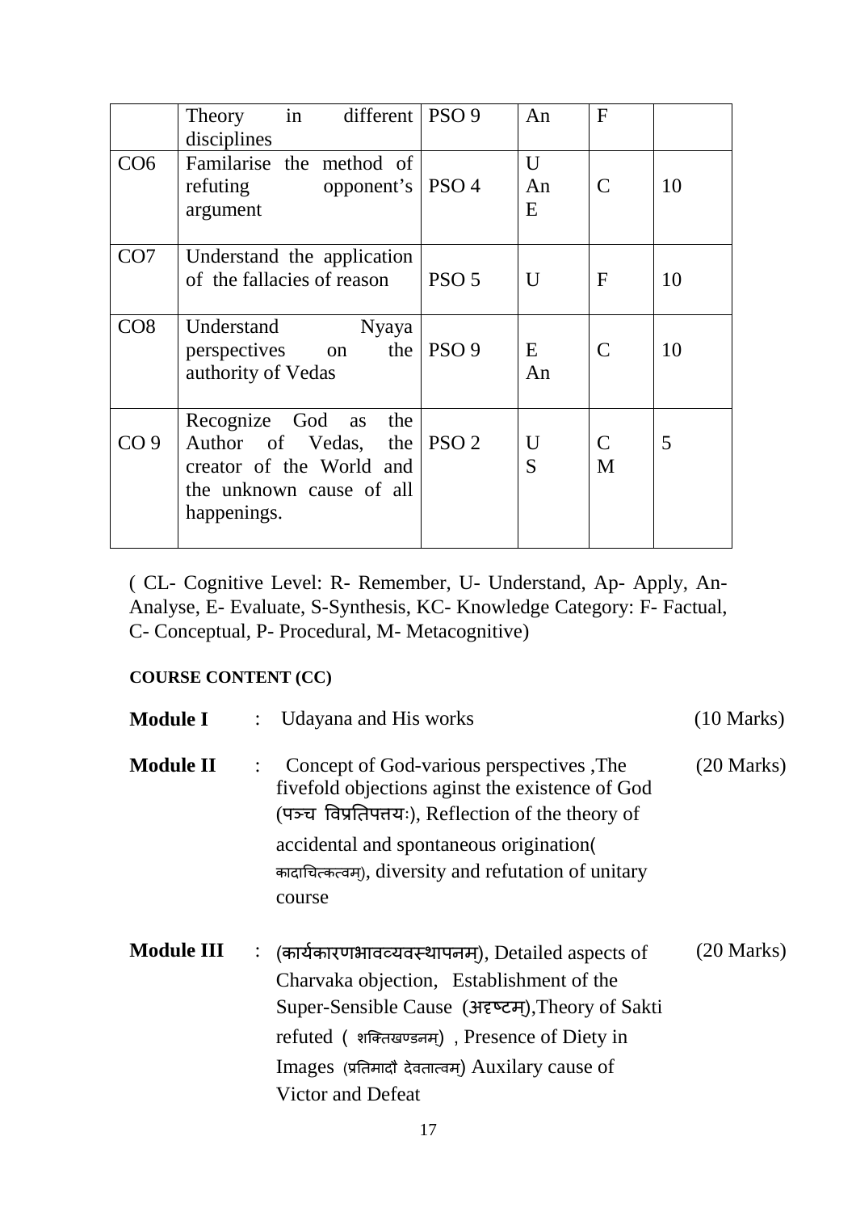| | | | | | |
|---|---|---|---|---|---|
| | Theory in different disciplines | PSO 9 | An | F | |
| CO6 | Familarise the method of refuting opponent's argument | PSO 4 | U An E | C | 10 |
| CO7 | Understand the application of the fallacies of reason | PSO 5 | U | F | 10 |
| CO8 | Understand Nyaya perspectives on the authority of Vedas | PSO 9 | E An | C | 10 |
| CO 9 | Recognize God as the Author of Vedas, the creator of the World and the unknown cause of all happenings. | PSO 2 | U S | C M | 5 |

( CL- Cognitive Level: R- Remember, U- Understand, Ap- Apply, An- Analyse, E- Evaluate, S-Synthesis, KC- Knowledge Category: F- Factual, C- Conceptual, P- Procedural, M- Metacognitive)

**COURSE CONTENT (CC)**

**Module I** : Udayana and His works (10 Marks)

**Module II** : Concept of God-various perspectives ,The fivefold objections aginst the existence of God (पञ्च विप्रतिपत्तयः), Reflection of the theory of accidental and spontaneous origination( कादाचित्कत्वम्), diversity and refutation of unitary course (20 Marks)

**Module III** : (कार्यकारणभावव्यवस्थापनम्), Detailed aspects of Charvaka objection, Establishment of the Super-Sensible Cause (अदृष्टम्),Theory of Sakti refuted ( शक्तिखण्डनम्) , Presence of Diety in Images (प्रतिमादौ देवतात्वम्) Auxilary cause of Victor and Defeat (20 Marks)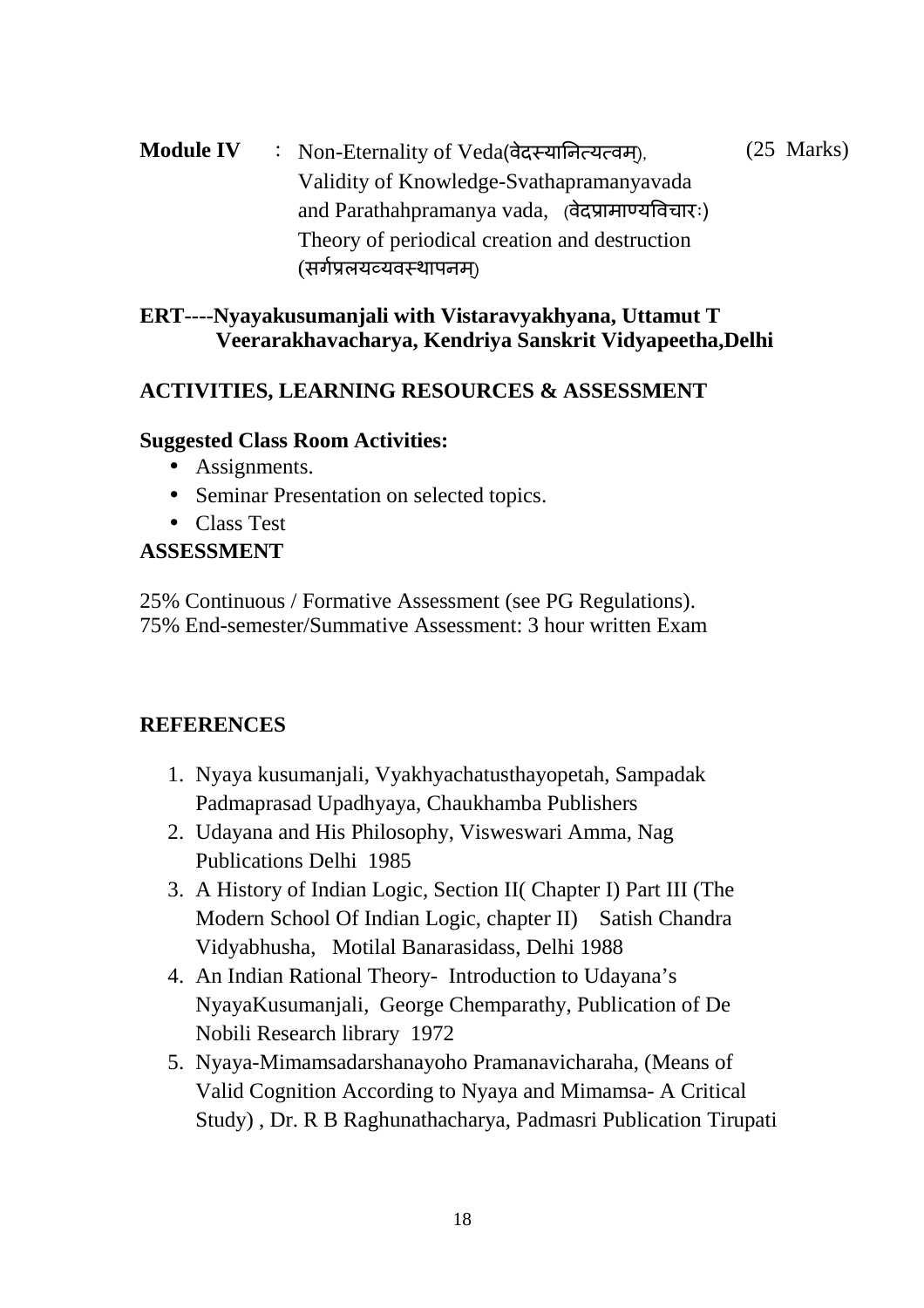**Module IV** : Non-Eternality of Veda(वेदस्यानित्यत्वम्), (25 Marks)
Validity of Knowledge-Svathapramanyavada
and Parathahpramanya vada, (वेदप्रामाण्यविचारः)
Theory of periodical creation and destruction
(सर्गप्रलयव्यवस्थापनम्)

**ERT----Nyayakusumanjali with Vistaravyakhyana, Uttamut T Veerarakhavacharya, Kendriya Sanskrit Vidyapeetha,Delhi**

## ACTIVITIES, LEARNING RESOURCES & ASSESSMENT

**Suggested Class Room Activities:**

- Assignments.
- Seminar Presentation on selected topics.
- Class Test

**ASSESSMENT**

25% Continuous / Formative Assessment (see PG Regulations).
75% End-semester/Summative Assessment: 3 hour written Exam

## REFERENCES

1. Nyaya kusumanjali, Vyakhyachatusthayopetah, Sampadak Padmaprasad Upadhyaya, Chaukhamba Publishers
2. Udayana and His Philosophy, Visweswari Amma, Nag Publications Delhi 1985
3. A History of Indian Logic, Section II( Chapter I) Part III (The Modern School Of Indian Logic, chapter II) Satish Chandra Vidyabhusha, Motilal Banarasidass, Delhi 1988
4. An Indian Rational Theory- Introduction to Udayana's NyayaKusumanjali, George Chemparathy, Publication of De Nobili Research library 1972
5. Nyaya-Mimamsadarshanayoho Pramanavicharaha, (Means of Valid Cognition According to Nyaya and Mimamsa- A Critical Study) , Dr. R B Raghunathacharya, Padmasri Publication Tirupati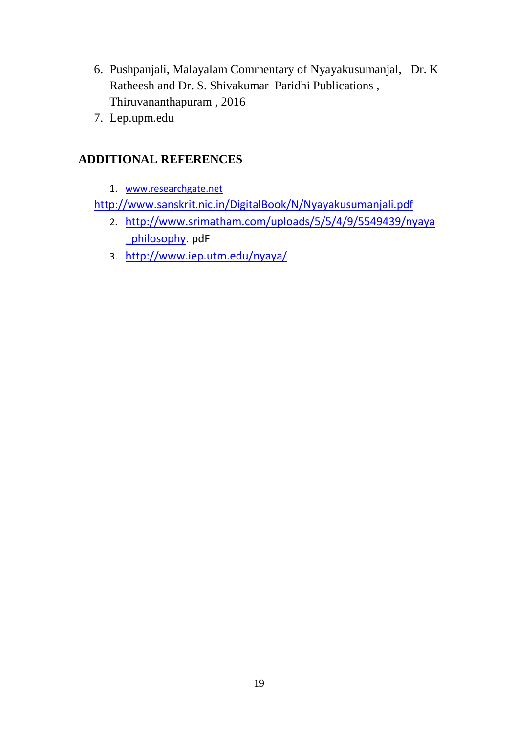6. Pushpanjali, Malayalam Commentary of Nyayakusumanjal, Dr. K Ratheesh and Dr. S. Shivakumar Paridhi Publications , Thiruvananthapuram , 2016
7. Lep.upm.edu

## ADDITIONAL REFERENCES

1. www.researchgate.net

http://www.sanskrit.nic.in/DigitalBook/N/Nyayakusumanjali.pdf

2. http://www.srimatham.com/uploads/5/5/4/9/5549439/nyaya_philosophy. pdF
3. http://www.iep.utm.edu/nyaya/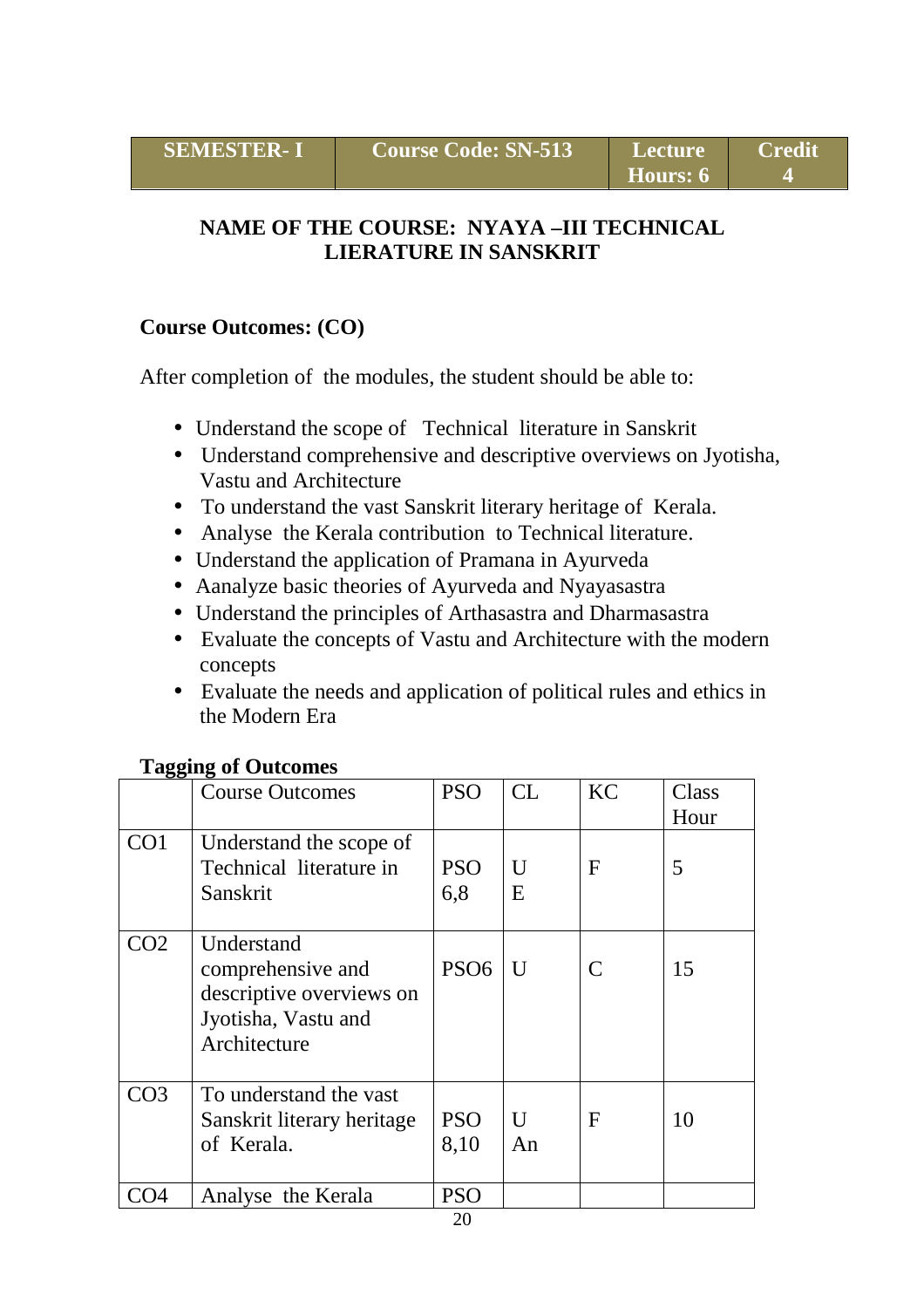| SEMESTER- I | Course Code: SN-513 | Lecture Hours: 6 | Credit 4 |
|---|---|---|---|

**NAME OF THE COURSE: NYAYA –III TECHNICAL LIERATURE IN SANSKRIT**

**Course Outcomes: (CO)**

After completion of the modules, the student should be able to:

- Understand the scope of Technical literature in Sanskrit
- Understand comprehensive and descriptive overviews on Jyotisha, Vastu and Architecture
- To understand the vast Sanskrit literary heritage of Kerala.
- Analyse the Kerala contribution to Technical literature.
- Understand the application of Pramana in Ayurveda
- Aanalyze basic theories of Ayurveda and Nyayasastra
- Understand the principles of Arthasastra and Dharmasastra
- Evaluate the concepts of Vastu and Architecture with the modern concepts
- Evaluate the needs and application of political rules and ethics in the Modern Era

**Tagging of Outcomes**

| | Course Outcomes | PSO | CL | KC | Class Hour |
|---|---|---|---|---|---|
| CO1 | Understand the scope of Technical literature in Sanskrit | PSO 6,8 | U E | F | 5 |
| CO2 | Understand comprehensive and descriptive overviews on Jyotisha, Vastu and Architecture | PSO6 | U | C | 15 |
| CO3 | To understand the vast Sanskrit literary heritage of Kerala. | PSO 8,10 | U An | F | 10 |
| CO4 | Analyse the Kerala | PSO | | | |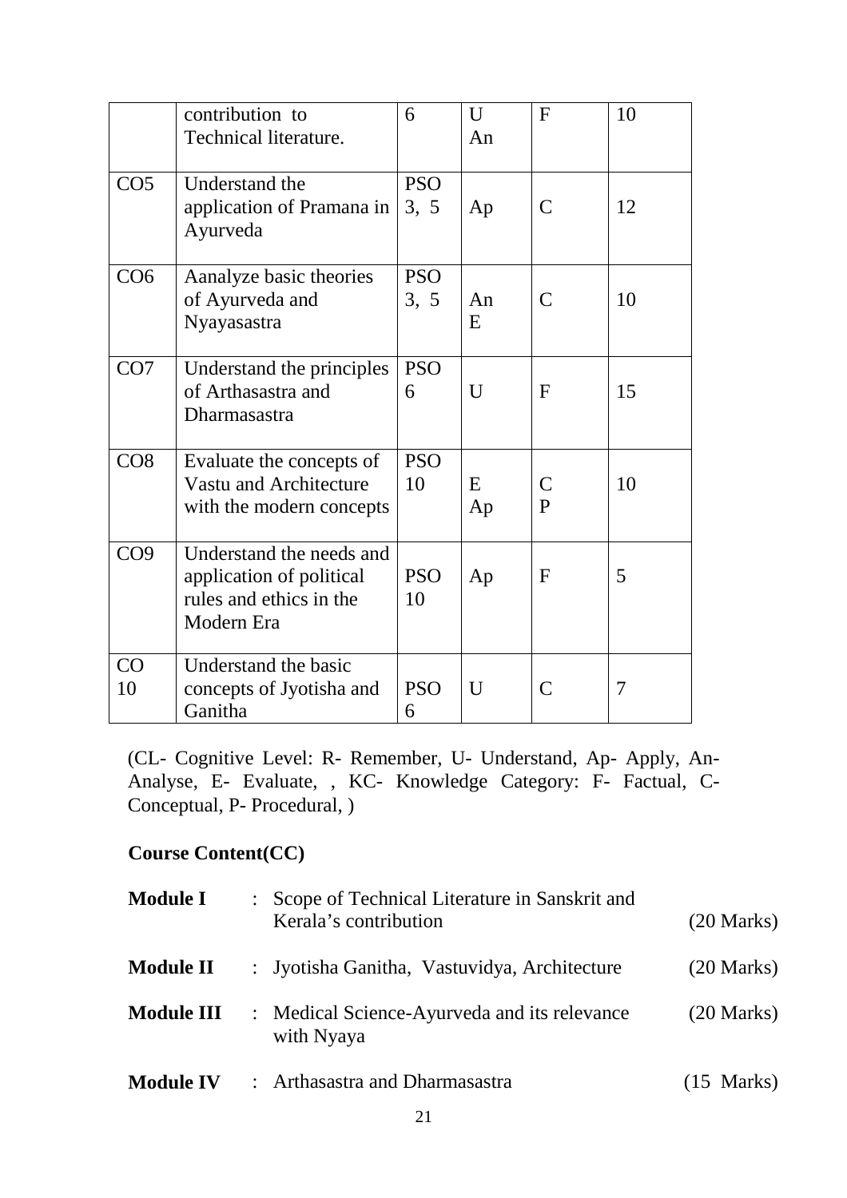| | | | | | |
|---|---|---|---|---|---|
| | contribution to Technical literature. | 6 | U An | F | 10 |
| CO5 | Understand the application of Pramana in Ayurveda | PSO 3, 5 | Ap | C | 12 |
| CO6 | Aanalyze basic theories of Ayurveda and Nyayasastra | PSO 3, 5 | An E | C | 10 |
| CO7 | Understand the principles of Arthasastra and Dharmasastra | PSO 6 | U | F | 15 |
| CO8 | Evaluate the concepts of Vastu and Architecture with the modern concepts | PSO 10 | E Ap | C P | 10 |
| CO9 | Understand the needs and application of political rules and ethics in the Modern Era | PSO 10 | Ap | F | 5 |
| CO 10 | Understand the basic concepts of Jyotisha and Ganitha | PSO 6 | U | C | 7 |

(CL- Cognitive Level: R- Remember, U- Understand, Ap- Apply, An- Analyse, E- Evaluate, , KC- Knowledge Category: F- Factual, C- Conceptual, P- Procedural, )

**Course Content(CC)**

| | | |
|---|---|---|
| **Module I** | : Scope of Technical Literature in Sanskrit and Kerala's contribution | (20 Marks) |
| **Module II** | : Jyotisha Ganitha, Vastuvidya, Architecture | (20 Marks) |
| **Module III** | : Medical Science-Ayurveda and its relevance with Nyaya | (20 Marks) |
| **Module IV** | : Arthasastra and Dharmasastra | (15 Marks) |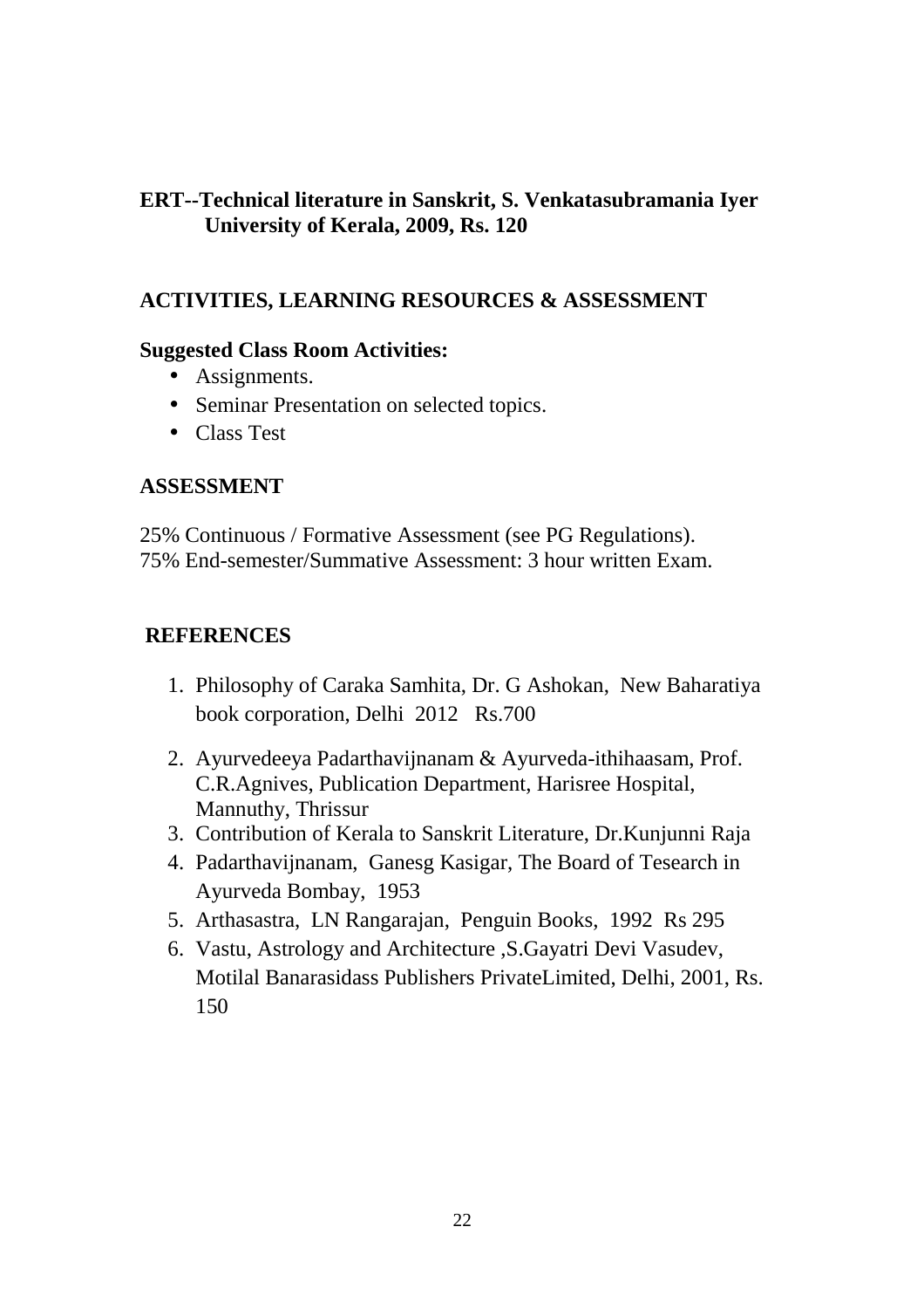**ERT--Technical literature in Sanskrit, S. Venkatasubramania Iyer University of Kerala, 2009, Rs. 120**

## ACTIVITIES, LEARNING RESOURCES & ASSESSMENT

**Suggested Class Room Activities:**

- Assignments.
- Seminar Presentation on selected topics.
- Class Test

## ASSESSMENT

25% Continuous / Formative Assessment (see PG Regulations).
75% End-semester/Summative Assessment: 3 hour written Exam.

## REFERENCES

1. Philosophy of Caraka Samhita, Dr. G Ashokan, New Baharatiya book corporation, Delhi 2012 Rs.700
2. Ayurvedeeya Padarthavijnanam & Ayurveda-ithihaasam, Prof. C.R.Agnives, Publication Department, Harisree Hospital, Mannuthy, Thrissur
3. Contribution of Kerala to Sanskrit Literature, Dr.Kunjunni Raja
4. Padarthavijnanam, Ganesg Kasigar, The Board of Tesearch in Ayurveda Bombay, 1953
5. Arthasastra, LN Rangarajan, Penguin Books, 1992 Rs 295
6. Vastu, Astrology and Architecture ,S.Gayatri Devi Vasudev, Motilal Banarasidass Publishers PrivateLimited, Delhi, 2001, Rs. 150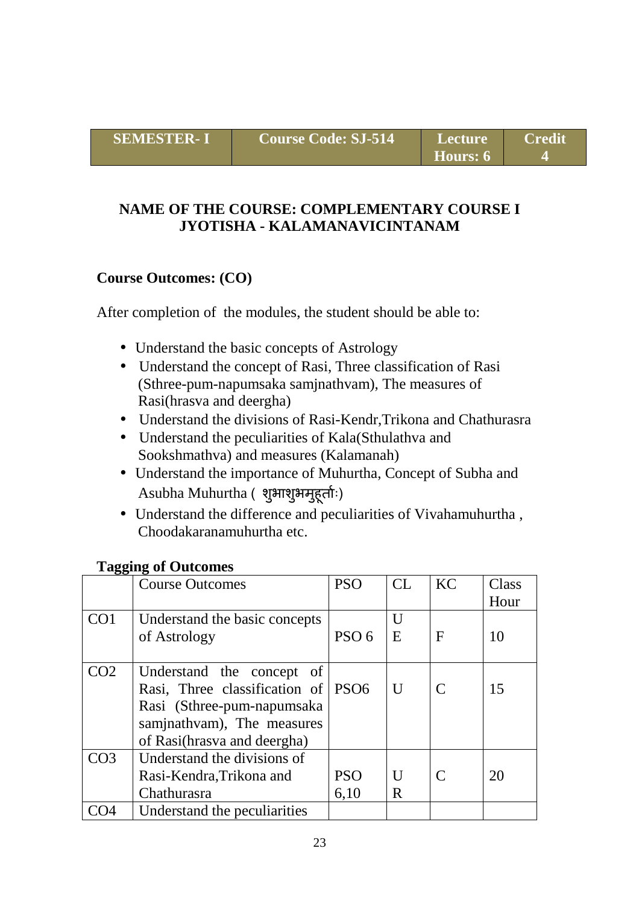| SEMESTER- I | Course Code: SJ-514 | Lecture Hours: 6 | Credit 4 |
|---|---|---|---|

**NAME OF THE COURSE: COMPLEMENTARY COURSE I JYOTISHA - KALAMANAVICINTANAM**

**Course Outcomes: (CO)**

After completion of the modules, the student should be able to:

- Understand the basic concepts of Astrology
- Understand the concept of Rasi, Three classification of Rasi (Sthree-pum-napumsaka samjnathvam), The measures of Rasi(hrasva and deergha)
- Understand the divisions of Rasi-Kendr,Trikona and Chathurasra
- Understand the peculiarities of Kala(Sthulathva and Sookshmathva) and measures (Kalamanah)
- Understand the importance of Muhurtha, Concept of Subha and Asubha Muhurtha ( शुभाशुभमुहूर्ताः)
- Understand the difference and peculiarities of Vivahamuhurtha , Choodakaranamuhurtha etc.

**Tagging of Outcomes**

| | Course Outcomes | PSO | CL | KC | Class Hour |
|---|---|---|---|---|---|
| CO1 | Understand the basic concepts of Astrology | PSO 6 | U E | F | 10 |
| CO2 | Understand the concept of Rasi, Three classification of Rasi (Sthree-pum-napumsaka samjnathvam), The measures of Rasi(hrasva and deergha) | PSO6 | U | C | 15 |
| CO3 | Understand the divisions of Rasi-Kendra,Trikona and Chathurasra | PSO 6,10 | U R | C | 20 |
| CO4 | Understand the peculiarities | | | | |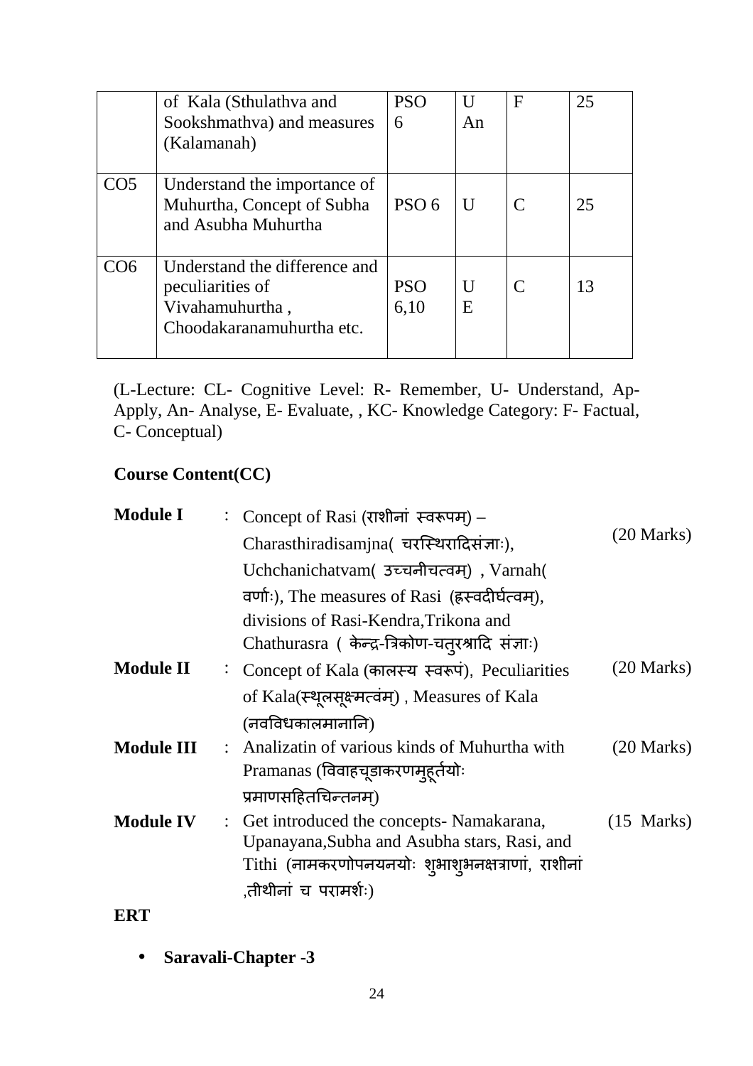| | | | | | |
|---|---|---|---|---|---|
| | of Kala (Sthulathva and Sookshmathva) and measures (Kalamanah) | PSO 6 | U An | F | 25 |
| CO5 | Understand the importance of Muhurtha, Concept of Subha and Asubha Muhurtha | PSO 6 | U | C | 25 |
| CO6 | Understand the difference and peculiarities of Vivahamuhurtha , Choodakaranamuhurtha etc. | PSO 6,10 | U E | C | 13 |

(L-Lecture: CL- Cognitive Level: R- Remember, U- Understand, Ap- Apply, An- Analyse, E- Evaluate, , KC- Knowledge Category: F- Factual, C- Conceptual)

**Course Content(CC)**

**Module I** : Concept of Rasi (राशीनां स्वरूपम्) – Charasthiradisamjna( चरस्थिरादिसंज्ञाः), Uchchanichatvam( उच्चनीचत्वम्) , Varnah( वर्णाः), The measures of Rasi (ह्रस्वदीर्घत्वम्), divisions of Rasi-Kendra,Trikona and Chathurasra ( केन्द्र-त्रिकोण-चतुरश्रादि संज्ञाः) (20 Marks)

**Module II** : Concept of Kala (कालस्य स्वरूपं), Peculiarities of Kala(स्थूलसूक्ष्मत्वंम्) , Measures of Kala (नवविधकालमानानि) (20 Marks)

**Module III** : Analizatin of various kinds of Muhurtha with Pramanas (विवाहचूडाकरणमुहूर्तयोः प्रमाणसहितचिन्तनम्) (20 Marks)

**Module IV** : Get introduced the concepts- Namakarana, Upanayana,Subha and Asubha stars, Rasi, and Tithi (नामकरणोपनयनयोः शुभाशुभनक्षत्राणां, राशीनां ,तीथीनां च परामर्शः) (15 Marks)

**ERT**

- **Saravali-Chapter -3**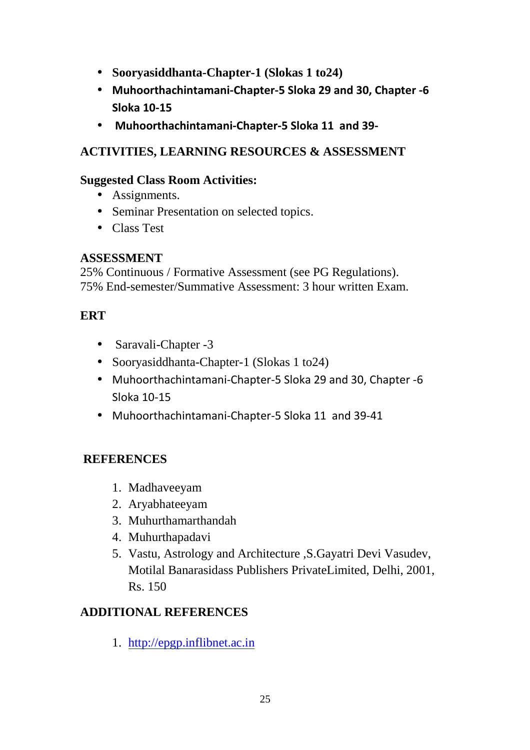- **Sooryasiddhanta-Chapter-1 (Slokas 1 to24)**
- **Muhoorthachintamani-Chapter-5 Sloka 29 and 30, Chapter -6 Sloka 10-15**
- **Muhoorthachintamani-Chapter-5 Sloka 11 and 39-**

## ACTIVITIES, LEARNING RESOURCES & ASSESSMENT

### Suggested Class Room Activities:

- Assignments.
- Seminar Presentation on selected topics.
- Class Test

### ASSESSMENT

25% Continuous / Formative Assessment (see PG Regulations).
75% End-semester/Summative Assessment: 3 hour written Exam.

### ERT

- Saravali-Chapter -3
- Sooryasiddhanta-Chapter-1 (Slokas 1 to24)
- Muhoorthachintamani-Chapter-5 Sloka 29 and 30, Chapter -6 Sloka 10-15
- Muhoorthachintamani-Chapter-5 Sloka 11 and 39-41

### REFERENCES

1. Madhaveeyam
2. Aryabhateeyam
3. Muhurthamarthandah
4. Muhurthapadavi
5. Vastu, Astrology and Architecture ,S.Gayatri Devi Vasudev, Motilal Banarasidass Publishers PrivateLimited, Delhi, 2001, Rs. 150

### ADDITIONAL REFERENCES

1. http://epgp.inflibnet.ac.in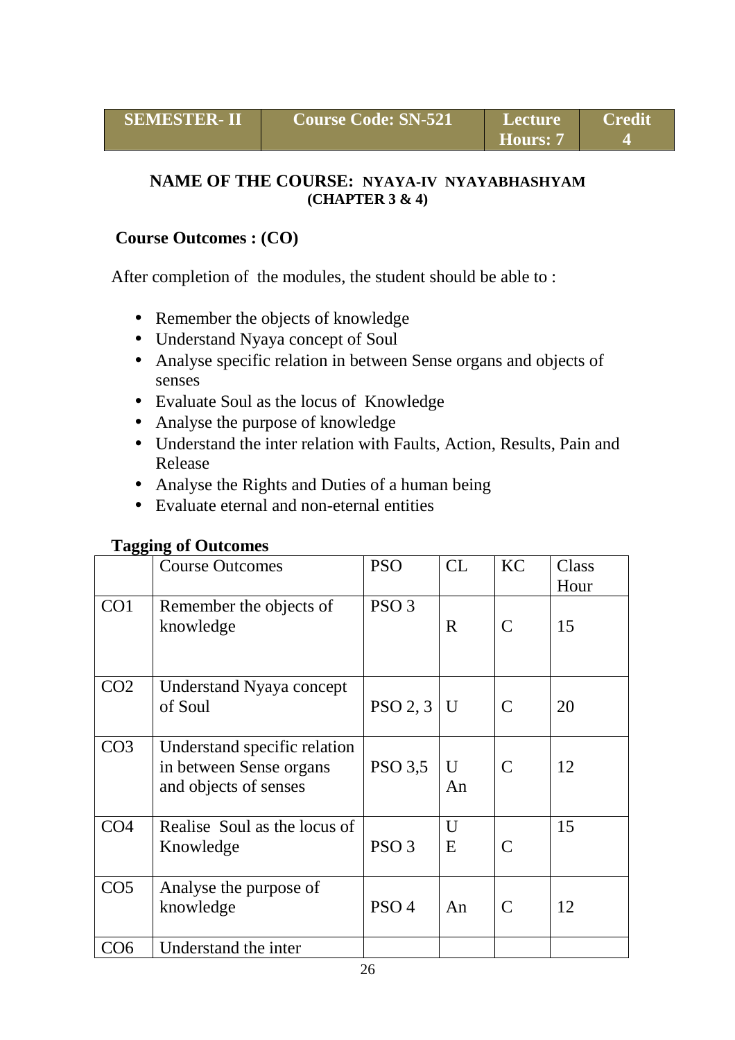| SEMESTER- II | Course Code: SN-521 | Lecture Hours: 7 | Credit 4 |
|---|---|---|---|

**NAME OF THE COURSE: NYAYA-IV NYAYABHASHYAM (CHAPTER 3 & 4)**

**Course Outcomes : (CO)**

After completion of the modules, the student should be able to :

- Remember the objects of knowledge
- Understand Nyaya concept of Soul
- Analyse specific relation in between Sense organs and objects of senses
- Evaluate Soul as the locus of Knowledge
- Analyse the purpose of knowledge
- Understand the inter relation with Faults, Action, Results, Pain and Release
- Analyse the Rights and Duties of a human being
- Evaluate eternal and non-eternal entities

**Tagging of Outcomes**

| | Course Outcomes | PSO | CL | KC | Class Hour |
|---|---|---|---|---|---|
| CO1 | Remember the objects of knowledge | PSO 3 | R | C | 15 |
| CO2 | Understand Nyaya concept of Soul | PSO 2, 3 | U | C | 20 |
| CO3 | Understand specific relation in between Sense organs and objects of senses | PSO 3,5 | U An | C | 12 |
| CO4 | Realise Soul as the locus of Knowledge | PSO 3 | U E | C | 15 |
| CO5 | Analyse the purpose of knowledge | PSO 4 | An | C | 12 |
| CO6 | Understand the inter | | | | |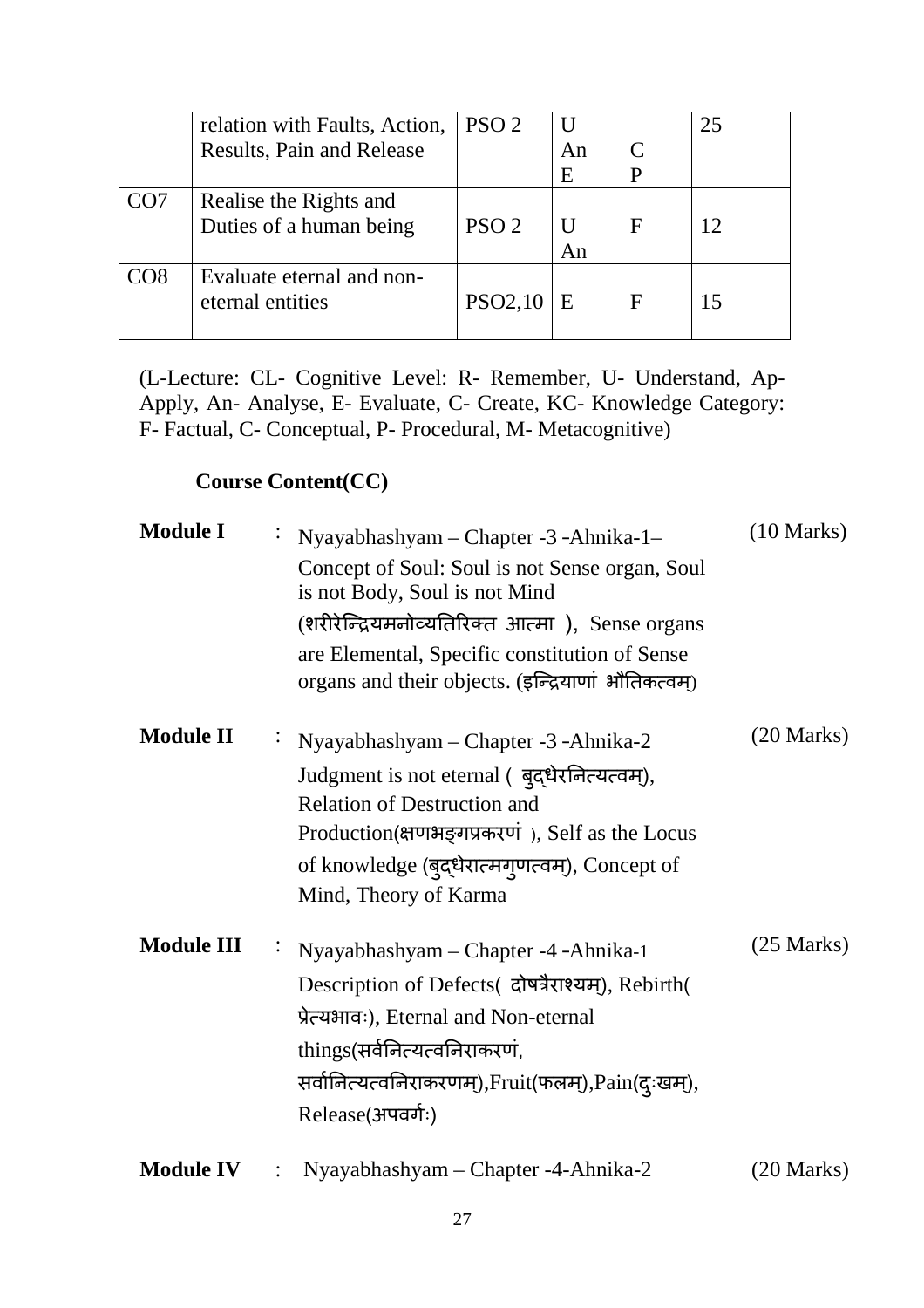| | | | | | |
|---|---|---|---|---|---|
| | relation with Faults, Action, Results, Pain and Release | PSO 2 | U An E | C P | 25 |
| CO7 | Realise the Rights and Duties of a human being | PSO 2 | U An | F | 12 |
| CO8 | Evaluate eternal and non-eternal entities | PSO2,10 | E | F | 15 |

(L-Lecture: CL- Cognitive Level: R- Remember, U- Understand, Ap- Apply, An- Analyse, E- Evaluate, C- Create, KC- Knowledge Category: F- Factual, C- Conceptual, P- Procedural, M- Metacognitive)

**Course Content(CC)**

**Module I** : Nyayabhashyam – Chapter -3 -Ahnika-1– (10 Marks)
Concept of Soul: Soul is not Sense organ, Soul is not Body, Soul is not Mind (शरीरेन्द्रियमनोव्यतिरिक्त आत्मा ), Sense organs are Elemental, Specific constitution of Sense organs and their objects. (इन्द्रियाणां भौतिकत्वम्)

**Module II** : Nyayabhashyam – Chapter -3 -Ahnika-2 (20 Marks)
Judgment is not eternal ( बुद्धेरनित्यत्वम्), Relation of Destruction and Production(क्षणभङ्गप्रकरणं ), Self as the Locus of knowledge (बुद्धेरात्मगुणत्वम्), Concept of Mind, Theory of Karma

**Module III** : Nyayabhashyam – Chapter -4 -Ahnika-1 (25 Marks)
Description of Defects( दोषत्रैराश्यम्), Rebirth( प्रेत्यभावः), Eternal and Non-eternal things(सर्वनित्यत्वनिराकरणं, सर्वानित्यत्वनिराकरणम्),Fruit(फलम्),Pain(दुःखम्), Release(अपवर्गः)

**Module IV** : Nyayabhashyam – Chapter -4-Ahnika-2 (20 Marks)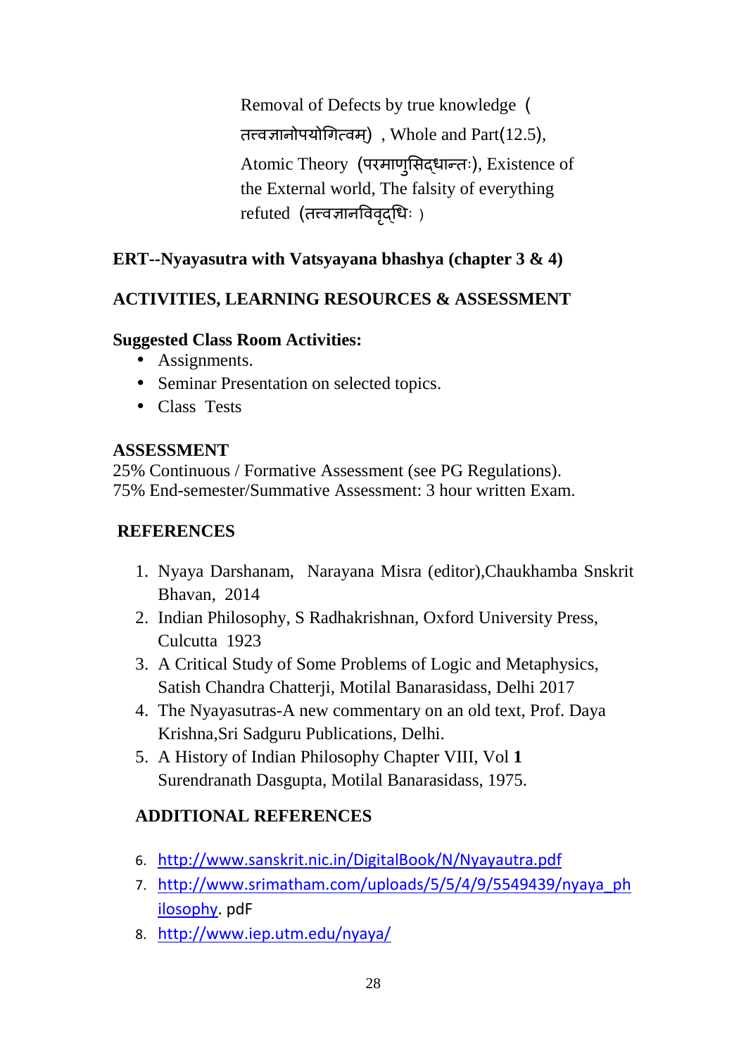Removal of Defects by true knowledge ( तत्वज्ञानोपयोगित्वम्) , Whole and Part(12.5), Atomic Theory (परमाणुसिद्धान्तः), Existence of the External world, The falsity of everything refuted (तत्त्वज्ञानविवृद्धिः )

**ERT--Nyayasutra with Vatsyayana bhashya (chapter 3 & 4)**

**ACTIVITIES, LEARNING RESOURCES & ASSESSMENT**

**Suggested Class Room Activities:**

- Assignments.
- Seminar Presentation on selected topics.
- Class Tests

**ASSESSMENT**

25% Continuous / Formative Assessment (see PG Regulations).
75% End-semester/Summative Assessment: 3 hour written Exam.

**REFERENCES**

1. Nyaya Darshanam, Narayana Misra (editor),Chaukhamba Snskrit Bhavan, 2014
2. Indian Philosophy, S Radhakrishnan, Oxford University Press, Culcutta 1923
3. A Critical Study of Some Problems of Logic and Metaphysics, Satish Chandra Chatterji, Motilal Banarasidass, Delhi 2017
4. The Nyayasutras-A new commentary on an old text, Prof. Daya Krishna,Sri Sadguru Publications, Delhi.
5. A History of Indian Philosophy Chapter VIII, Vol **1** Surendranath Dasgupta, Motilal Banarasidass, 1975.

**ADDITIONAL REFERENCES**

6. http://www.sanskrit.nic.in/DigitalBook/N/Nyayautra.pdf
7. http://www.srimatham.com/uploads/5/5/4/9/5549439/nyaya_philosophy. pdF
8. http://www.iep.utm.edu/nyaya/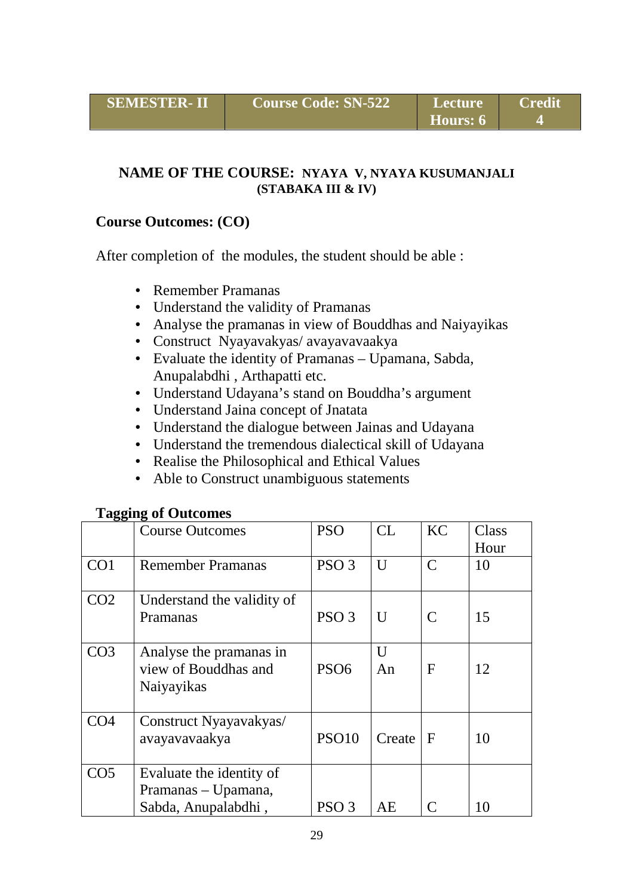| SEMESTER- II | Course Code: SN-522 | Lecture Hours: 6 | Credit 4 |
|---|---|---|---|

**NAME OF THE COURSE: NYAYA V, NYAYA KUSUMANJALI (STABAKA III & IV)**

**Course Outcomes: (CO)**

After completion of the modules, the student should be able :

- Remember Pramanas
- Understand the validity of Pramanas
- Analyse the pramanas in view of Bouddhas and Naiyayikas
- Construct Nyayavakyas/ avayavavaakya
- Evaluate the identity of Pramanas – Upamana, Sabda, Anupalabdhi , Arthapatti etc.
- Understand Udayana's stand on Bouddha's argument
- Understand Jaina concept of Jnatata
- Understand the dialogue between Jainas and Udayana
- Understand the tremendous dialectical skill of Udayana
- Realise the Philosophical and Ethical Values
- Able to Construct unambiguous statements

**Tagging of Outcomes**

| | Course Outcomes | PSO | CL | KC | Class Hour |
|---|---|---|---|---|---|
| CO1 | Remember Pramanas | PSO 3 | U | C | 10 |
| CO2 | Understand the validity of Pramanas | PSO 3 | U | C | 15 |
| CO3 | Analyse the pramanas in view of Bouddhas and Naiyayikas | PSO6 | U An | F | 12 |
| CO4 | Construct Nyayavakyas/ avayavavaakya | PSO10 | Create | F | 10 |
| CO5 | Evaluate the identity of Pramanas – Upamana, Sabda, Anupalabdhi , | PSO 3 | AE | C | 10 |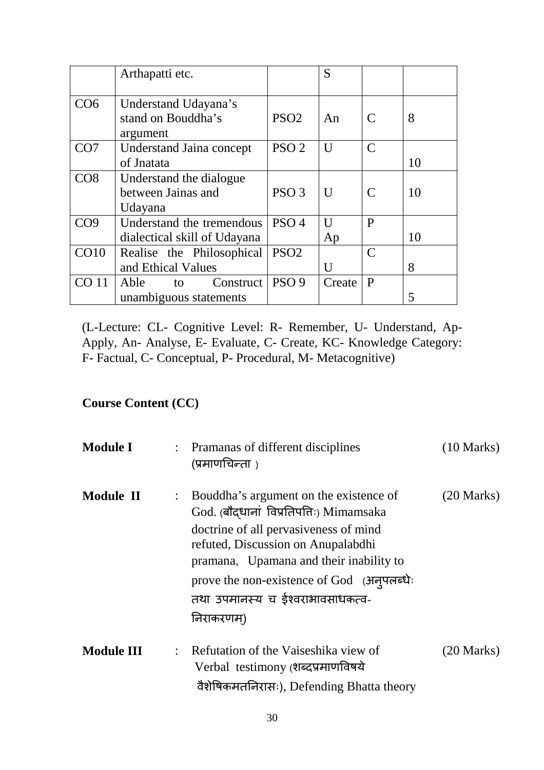| | | | | | |
|---|---|---|---|---|---|
| | Arthapatti etc. | | S | | |
| CO6 | Understand Udayana's stand on Bouddha's argument | PSO2 | An | C | 8 |
| CO7 | Understand Jaina concept of Jnatata | PSO 2 | U | C | 10 |
| CO8 | Understand the dialogue between Jainas and Udayana | PSO 3 | U | C | 10 |
| CO9 | Understand the tremendous dialectical skill of Udayana | PSO 4 | U Ap | P | 10 |
| CO10 | Realise the Philosophical and Ethical Values | PSO2 | U | C | 8 |
| CO 11 | Able to Construct unambiguous statements | PSO 9 | Create | P | 5 |

(L-Lecture: CL- Cognitive Level: R- Remember, U- Understand, Ap- Apply, An- Analyse, E- Evaluate, C- Create, KC- Knowledge Category: F- Factual, C- Conceptual, P- Procedural, M- Metacognitive)

**Course Content (CC)**

**Module I** : Pramanas of different disciplines (प्रमाणचिन्ता ) (10 Marks)

**Module II** : Bouddha's argument on the existence of God. (बौद्धानां विप्रतिपत्तिः) Mimamsaka doctrine of all pervasiveness of mind refuted, Discussion on Anupalabdhi pramana, Upamana and their inability to prove the non-existence of God (अनुपलब्धेः तथा उपमानस्य च ईश्वराभावसाधकत्व-निराकरणम्) (20 Marks)

**Module III** : Refutation of the Vaiseshika view of Verbal testimony (शब्दप्रमाणविषये वैशेषिकमतनिरासः), Defending Bhatta theory (20 Marks)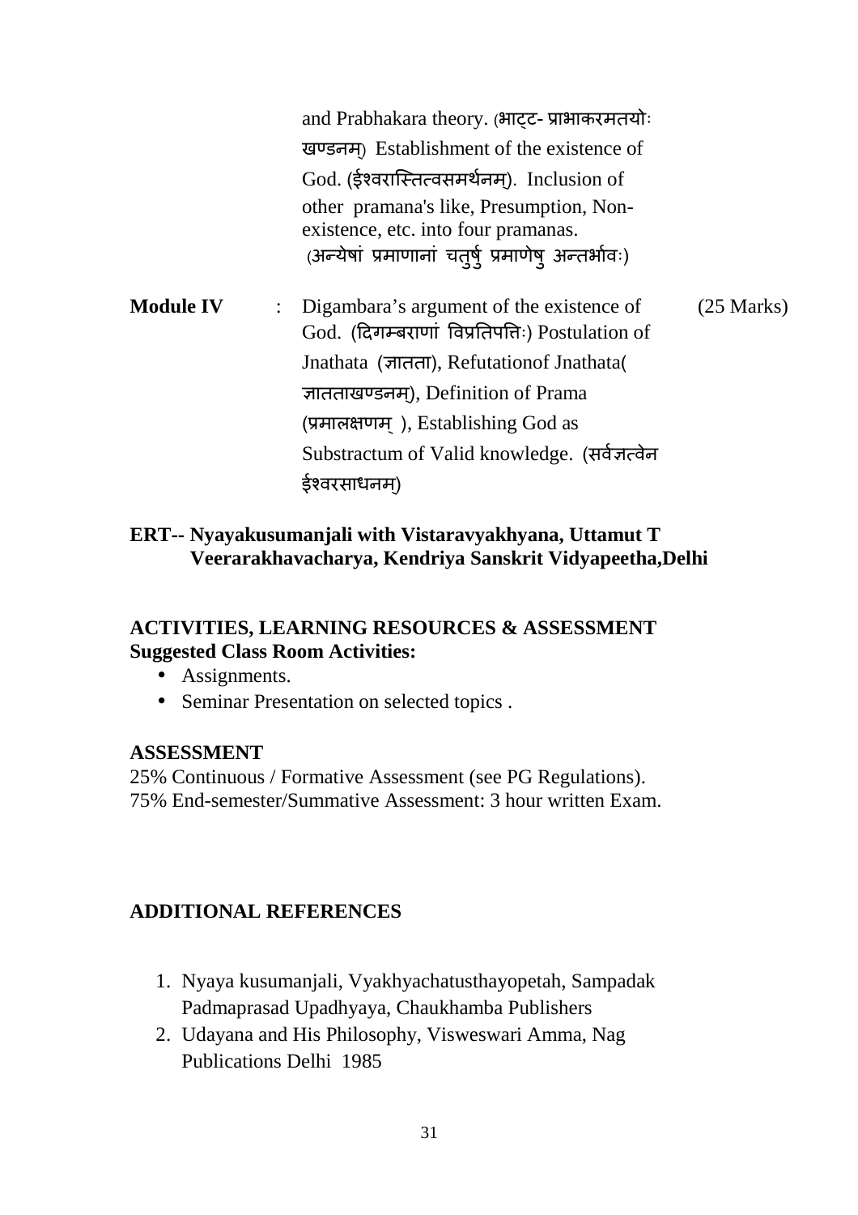and Prabhakara theory. (भाट्ट- प्राभाकरमतयोः खण्डनम्) Establishment of the existence of God. (ईश्वरास्तित्वसमर्थनम्). Inclusion of other pramana's like, Presumption, Non-existence, etc. into four pramanas. (अन्येषां प्रमाणानां चतुर्षु प्रमाणेषु अन्तर्भावः)

**Module IV** : Digambara's argument of the existence of God. (दिगम्बराणां विप्रतिपत्तिः) Postulation of Jnathata (ज्ञातता), Refutationof Jnathata( ज्ञातताखण्डनम्), Definition of Prama (प्रमालक्षणम् ), Establishing God as Substractum of Valid knowledge. (सर्वज्ञत्वेन ईश्वरसाधनम्) (25 Marks)

**ERT-- Nyayakusumanjali with Vistaravyakhyana, Uttamut T Veerarakhavacharya, Kendriya Sanskrit Vidyapeetha,Delhi**

**ACTIVITIES, LEARNING RESOURCES & ASSESSMENT**
**Suggested Class Room Activities:**

- Assignments.
- Seminar Presentation on selected topics .

**ASSESSMENT**

25% Continuous / Formative Assessment (see PG Regulations).
75% End-semester/Summative Assessment: 3 hour written Exam.

**ADDITIONAL REFERENCES**

1. Nyaya kusumanjali, Vyakhyachatusthayopetah, Sampadak Padmaprasad Upadhyaya, Chaukhamba Publishers
2. Udayana and His Philosophy, Visweswari Amma, Nag Publications Delhi 1985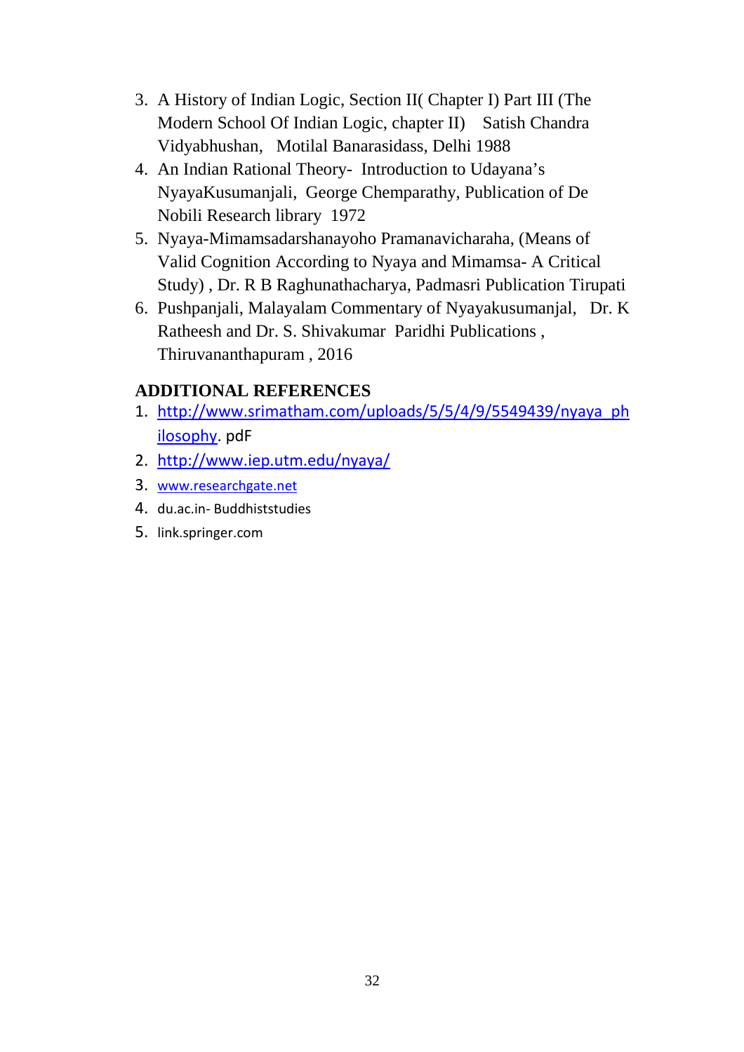3. A History of Indian Logic, Section II( Chapter I) Part III (The Modern School Of Indian Logic, chapter II) Satish Chandra Vidyabhushan, Motilal Banarasidass, Delhi 1988
4. An Indian Rational Theory- Introduction to Udayana's NyayaKusumanjali, George Chemparathy, Publication of De Nobili Research library 1972
5. Nyaya-Mimamsadarshanayoho Pramanavicharaha, (Means of Valid Cognition According to Nyaya and Mimamsa- A Critical Study) , Dr. R B Raghunathacharya, Padmasri Publication Tirupati
6. Pushpanjali, Malayalam Commentary of Nyayakusumanjal, Dr. K Ratheesh and Dr. S. Shivakumar Paridhi Publications , Thiruvananthapuram , 2016

**ADDITIONAL REFERENCES**

1. http://www.srimatham.com/uploads/5/5/4/9/5549439/nyaya_philosophy. pdF
2. http://www.iep.utm.edu/nyaya/
3. www.researchgate.net
4. du.ac.in- Buddhiststudies
5. link.springer.com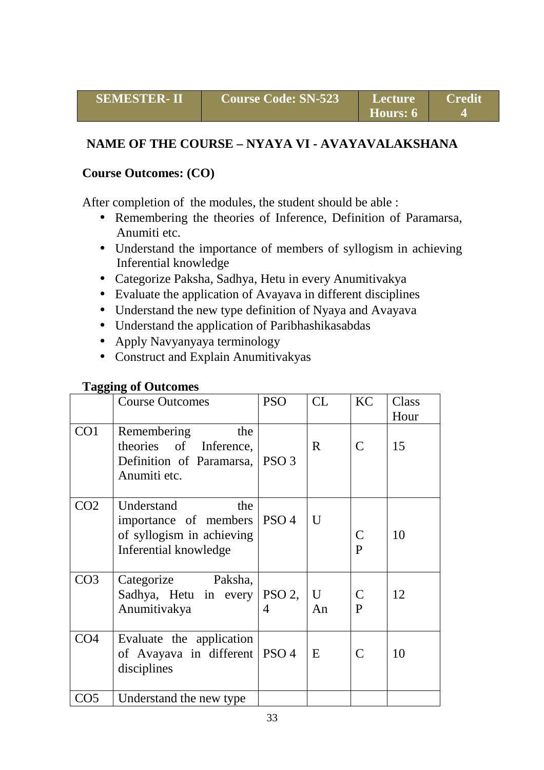| SEMESTER- II | Course Code: SN-523 | Lecture Hours: 6 | Credit 4 |
|---|---|---|---|

## NAME OF THE COURSE – NYAYA VI - AVAYAVALAKSHANA

**Course Outcomes: (CO)**

After completion of the modules, the student should be able :

- Remembering the theories of Inference, Definition of Paramarsa, Anumiti etc.
- Understand the importance of members of syllogism in achieving Inferential knowledge
- Categorize Paksha, Sadhya, Hetu in every Anumitivakya
- Evaluate the application of Avayava in different disciplines
- Understand the new type definition of Nyaya and Avayava
- Understand the application of Paribhashikasabdas
- Apply Navyanyaya terminology
- Construct and Explain Anumitivakyas

**Tagging of Outcomes**

| | Course Outcomes | PSO | CL | KC | Class Hour |
|---|---|---|---|---|---|
| CO1 | Remembering the theories of Inference, Definition of Paramarsa, Anumiti etc. | PSO 3 | R | C | 15 |
| CO2 | Understand the importance of members of syllogism in achieving Inferential knowledge | PSO 4 | U | C P | 10 |
| CO3 | Categorize Paksha, Sadhya, Hetu in every Anumitivakya | PSO 2, 4 | U An | C P | 12 |
| CO4 | Evaluate the application of Avayava in different disciplines | PSO 4 | E | C | 10 |
| CO5 | Understand the new type | | | | |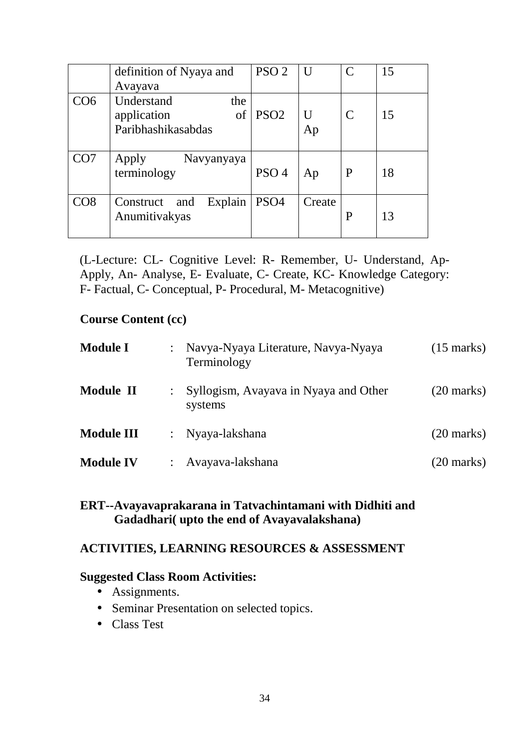| | | | | | |
|---|---|---|---|---|---|
| | definition of Nyaya and Avayava | PSO 2 | U | C | 15 |
| CO6 | Understand the application of Paribhashikasabdas | PSO2 | U Ap | C | 15 |
| CO7 | Apply Navyanyaya terminology | PSO 4 | Ap | P | 18 |
| CO8 | Construct and Explain Anumitivakyas | PSO4 | Create | P | 13 |

(L-Lecture: CL- Cognitive Level: R- Remember, U- Understand, Ap- Apply, An- Analyse, E- Evaluate, C- Create, KC- Knowledge Category: F- Factual, C- Conceptual, P- Procedural, M- Metacognitive)

**Course Content (cc)**

| | | | |
|---|---|---|---|
| **Module I** | : | Navya-Nyaya Literature, Navya-Nyaya Terminology | (15 marks) |
| **Module II** | : | Syllogism, Avayava in Nyaya and Other systems | (20 marks) |
| **Module III** | : | Nyaya-lakshana | (20 marks) |
| **Module IV** | : | Avayava-lakshana | (20 marks) |

**ERT--Avayavaprakarana in Tatvachintamani with Didhiti and Gadadhari( upto the end of Avayavalakshana)**

**ACTIVITIES, LEARNING RESOURCES & ASSESSMENT**

**Suggested Class Room Activities:**

- Assignments.
- Seminar Presentation on selected topics.
- Class Test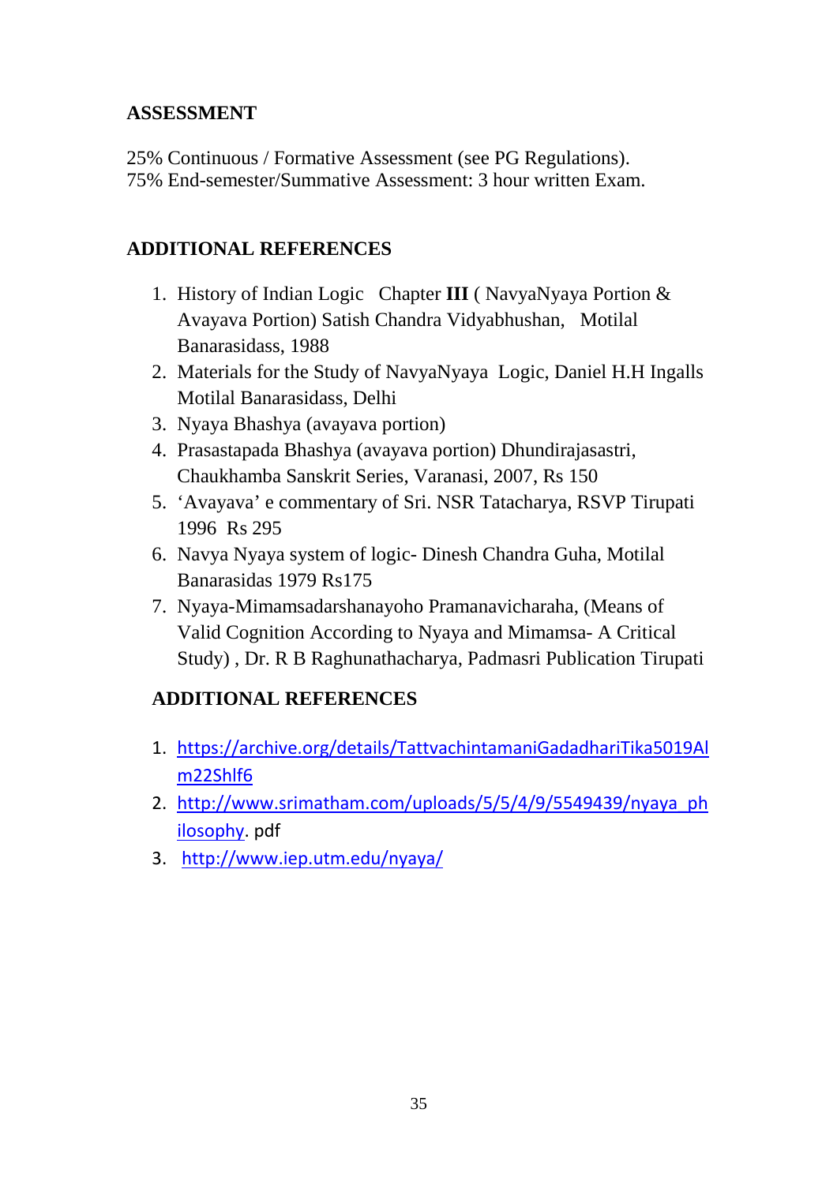## ASSESSMENT

25% Continuous / Formative Assessment (see PG Regulations).
75% End-semester/Summative Assessment: 3 hour written Exam.

## ADDITIONAL REFERENCES

1. History of Indian Logic Chapter **III** ( NavyaNyaya Portion & Avayava Portion) Satish Chandra Vidyabhushan, Motilal Banarasidass, 1988
2. Materials for the Study of NavyaNyaya Logic, Daniel H.H Ingalls Motilal Banarasidass, Delhi
3. Nyaya Bhashya (avayava portion)
4. Prasastapada Bhashya (avayava portion) Dhundirajasastri, Chaukhamba Sanskrit Series, Varanasi, 2007, Rs 150
5. 'Avayava' e commentary of Sri. NSR Tatacharya, RSVP Tirupati 1996 Rs 295
6. Navya Nyaya system of logic- Dinesh Chandra Guha, Motilal Banarasidas 1979 Rs175
7. Nyaya-Mimamsadarshanayoho Pramanavicharaha, (Means of Valid Cognition According to Nyaya and Mimamsa- A Critical Study) , Dr. R B Raghunathacharya, Padmasri Publication Tirupati

## ADDITIONAL REFERENCES

1. https://archive.org/details/TattvachintamaniGadadhariTika5019Alm22Shlf6
2. http://www.srimatham.com/uploads/5/5/4/9/5549439/nyaya_philosophy. pdf
3. http://www.iep.utm.edu/nyaya/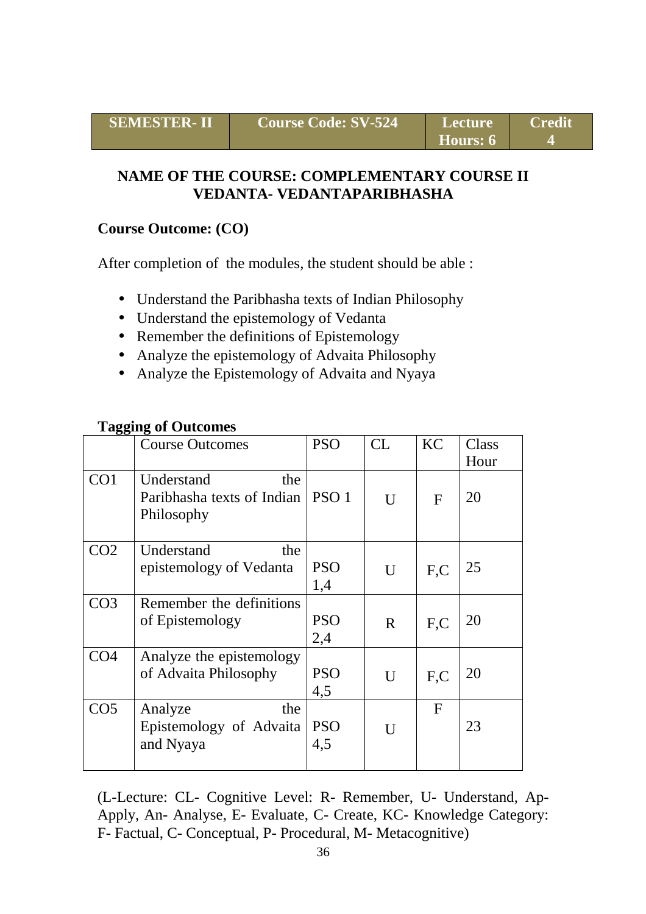| SEMESTER- II | Course Code: SV-524 | Lecture Hours: 6 | Credit 4 |
|---|---|---|---|

**NAME OF THE COURSE: COMPLEMENTARY COURSE II VEDANTA- VEDANTAPARIBHASHA**

**Course Outcome: (CO)**

After completion of the modules, the student should be able :

- Understand the Paribhasha texts of Indian Philosophy
- Understand the epistemology of Vedanta
- Remember the definitions of Epistemology
- Analyze the epistemology of Advaita Philosophy
- Analyze the Epistemology of Advaita and Nyaya

**Tagging of Outcomes**

| | Course Outcomes | PSO | CL | KC | Class Hour |
|---|---|---|---|---|---|
| CO1 | Understand the Paribhasha texts of Indian Philosophy | PSO 1 | U | F | 20 |
| CO2 | Understand the epistemology of Vedanta | PSO 1,4 | U | F,C | 25 |
| CO3 | Remember the definitions of Epistemology | PSO 2,4 | R | F,C | 20 |
| CO4 | Analyze the epistemology of Advaita Philosophy | PSO 4,5 | U | F,C | 20 |
| CO5 | Analyze the Epistemology of Advaita and Nyaya | PSO 4,5 | U | F | 23 |

(L-Lecture: CL- Cognitive Level: R- Remember, U- Understand, Ap- Apply, An- Analyse, E- Evaluate, C- Create, KC- Knowledge Category: F- Factual, C- Conceptual, P- Procedural, M- Metacognitive)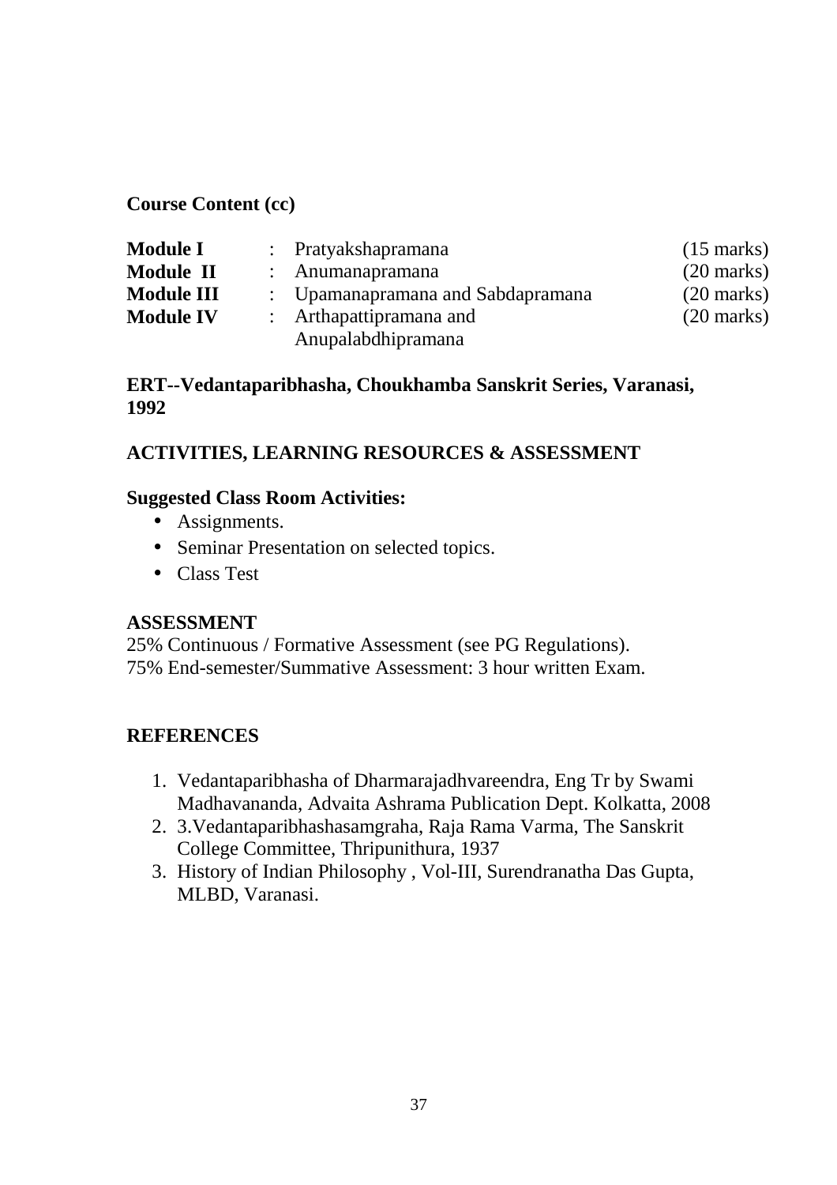**Course Content (cc)**

| | | | |
|---|---|---|---|
| **Module I** | : | Pratyakshapramana | (15 marks) |
| **Module II** | : | Anumanapramana | (20 marks) |
| **Module III** | : | Upamanapramana and Sabdapramana | (20 marks) |
| **Module IV** | : | Arthapattipramana and Anupalabdhipramana | (20 marks) |

**ERT--Vedantaparibhasha, Choukhamba Sanskrit Series, Varanasi, 1992**

**ACTIVITIES, LEARNING RESOURCES & ASSESSMENT**

**Suggested Class Room Activities:**

- Assignments.
- Seminar Presentation on selected topics.
- Class Test

**ASSESSMENT**

25% Continuous / Formative Assessment (see PG Regulations).
75% End-semester/Summative Assessment: 3 hour written Exam.

**REFERENCES**

1. Vedantaparibhasha of Dharmarajadhvareendra, Eng Tr by Swami Madhavananda, Advaita Ashrama Publication Dept. Kolkatta, 2008
2. 3.Vedantaparibhashasamgraha, Raja Rama Varma, The Sanskrit College Committee, Thripunithura, 1937
3. History of Indian Philosophy , Vol-III, Surendranatha Das Gupta, MLBD, Varanasi.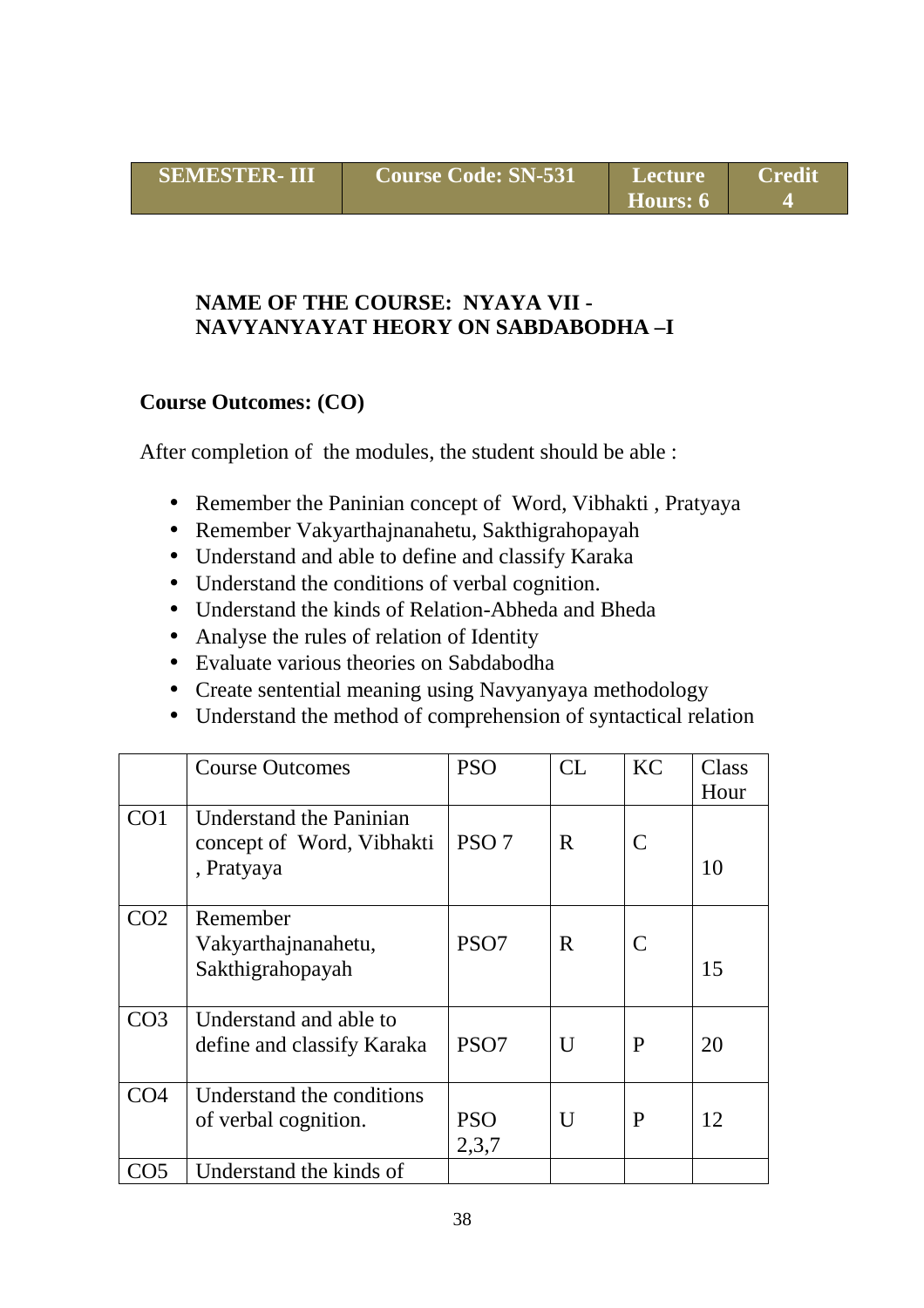| SEMESTER- III | Course Code: SN-531 | Lecture Hours: 6 | Credit 4 |
|---|---|---|---|

**NAME OF THE COURSE: NYAYA VII - NAVYANYAYAT HEORY ON SABDABODHA –I**

**Course Outcomes: (CO)**

After completion of the modules, the student should be able :

- Remember the Paninian concept of Word, Vibhakti , Pratyaya
- Remember Vakyarthajnanahetu, Sakthigrahopayah
- Understand and able to define and classify Karaka
- Understand the conditions of verbal cognition.
- Understand the kinds of Relation-Abheda and Bheda
- Analyse the rules of relation of Identity
- Evaluate various theories on Sabdabodha
- Create sentential meaning using Navyanyaya methodology
- Understand the method of comprehension of syntactical relation

| | Course Outcomes | PSO | CL | KC | Class Hour |
|---|---|---|---|---|---|
| CO1 | Understand the Paninian concept of Word, Vibhakti , Pratyaya | PSO 7 | R | C | 10 |
| CO2 | Remember Vakyarthajnanahetu, Sakthigrahopayah | PSO7 | R | C | 15 |
| CO3 | Understand and able to define and classify Karaka | PSO7 | U | P | 20 |
| CO4 | Understand the conditions of verbal cognition. | PSO 2,3,7 | U | P | 12 |
| CO5 | Understand the kinds of | | | | |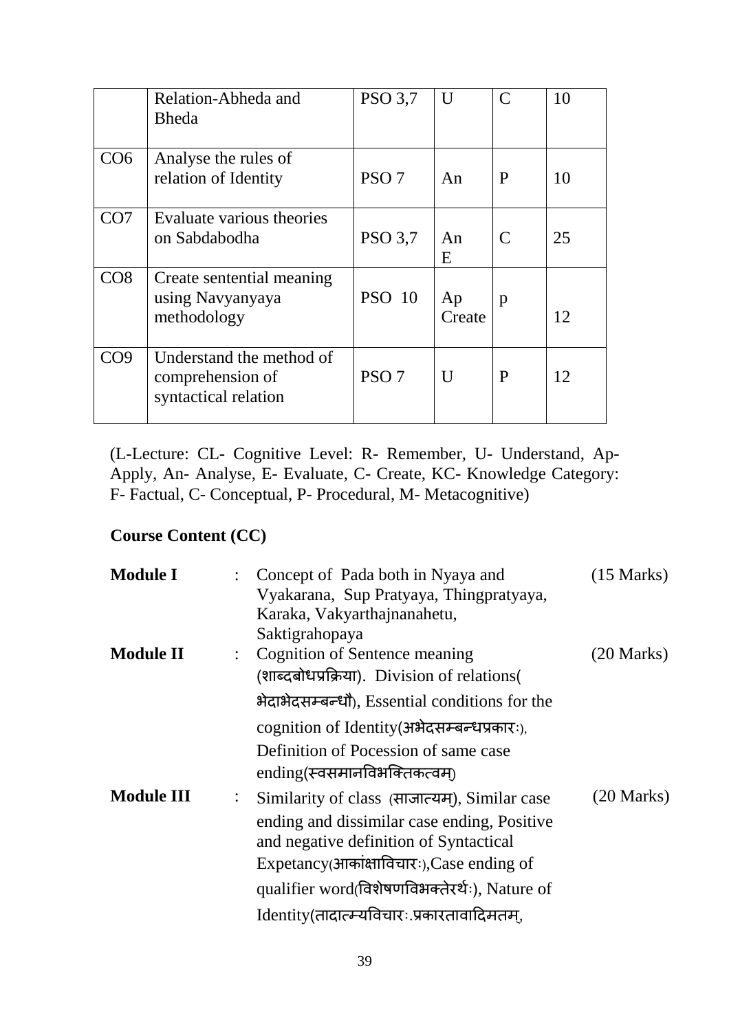| | | | | | |
|---|---|---|---|---|---|
| | Relation-Abheda and Bheda | PSO 3,7 | U | C | 10 |
| CO6 | Analyse the rules of relation of Identity | PSO 7 | An | P | 10 |
| CO7 | Evaluate various theories on Sabdabodha | PSO 3,7 | An E | C | 25 |
| CO8 | Create sentential meaning using Navyanyaya methodology | PSO 10 | Ap Create | p | 12 |
| CO9 | Understand the method of comprehension of syntactical relation | PSO 7 | U | P | 12 |

(L-Lecture: CL- Cognitive Level: R- Remember, U- Understand, Ap- Apply, An- Analyse, E- Evaluate, C- Create, KC- Knowledge Category: F- Factual, C- Conceptual, P- Procedural, M- Metacognitive)

**Course Content (CC)**

**Module I** : Concept of Pada both in Nyaya and Vyakarana, Sup Pratyaya, Thingpratyaya, Karaka, Vakyarthajnanahetu, Saktigrahopaya (15 Marks)

**Module II** : Cognition of Sentence meaning (शाब्दबोधप्रक्रिया). Division of relations( भेदाभेदसम्बन्धौ), Essential conditions for the cognition of Identity(अभेदसम्बन्धप्रकारः), Definition of Pocession of same case ending(स्वसमानविभक्तिकत्वम्) (20 Marks)

**Module III** : Similarity of class (साजात्यम्), Similar case ending and dissimilar case ending, Positive and negative definition of Syntactical Expetancy(आकांक्षाविचारः),Case ending of qualifier word(विशेषणविभक्तेरर्थः), Nature of Identity(तादात्म्यविचारः.प्रकारतावादिमतम्, (20 Marks)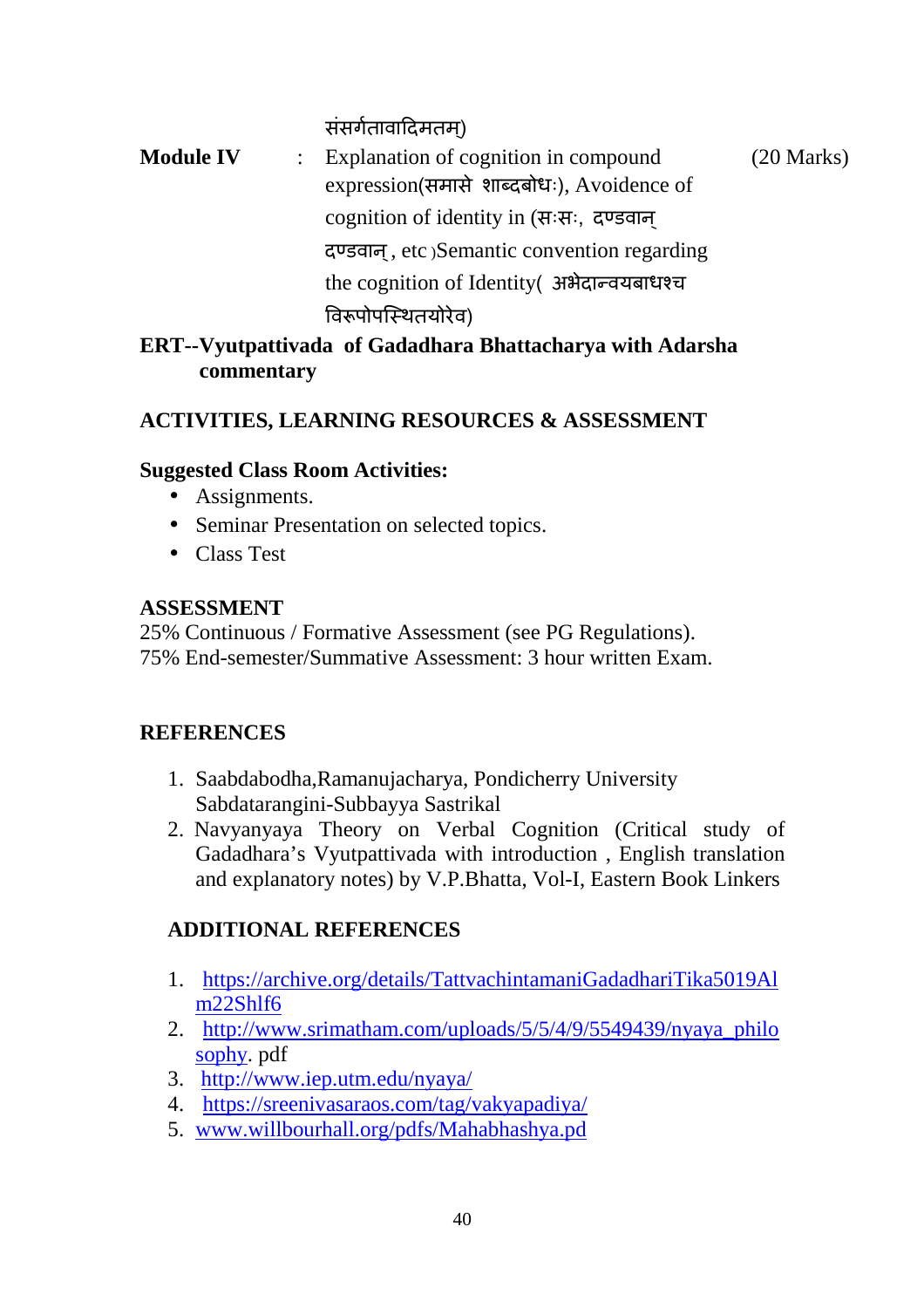संसर्गतावादिमतम्)

**Module IV** : Explanation of cognition in compound expression(समासे शाब्दबोधः), Avoidence of cognition of identity in (सःसः, दण्डवान् दण्डवान्, etc )Semantic convention regarding the cognition of Identity( अभेदान्वयबाधश्च विरूपोपस्थितयोरेव) (20 Marks)

**ERT--Vyutpattivada of Gadadhara Bhattacharya with Adarsha commentary**

**ACTIVITIES, LEARNING RESOURCES & ASSESSMENT**

**Suggested Class Room Activities:**

- Assignments.
- Seminar Presentation on selected topics.
- Class Test

**ASSESSMENT**

25% Continuous / Formative Assessment (see PG Regulations).
75% End-semester/Summative Assessment: 3 hour written Exam.

**REFERENCES**

1. Saabdabodha,Ramanujacharya, Pondicherry University
   Sabdatarangini-Subbayya Sastrikal
2. Navyanyaya Theory on Verbal Cognition (Critical study of Gadadhara's Vyutpattivada with introduction , English translation and explanatory notes) by V.P.Bhatta, Vol-I, Eastern Book Linkers

**ADDITIONAL REFERENCES**

1. https://archive.org/details/TattvachintamaniGadadhariTika5019Alm22Shlf6
2. http://www.srimatham.com/uploads/5/5/4/9/5549439/nyaya_philosophy. pdf
3. http://www.iep.utm.edu/nyaya/
4. https://sreenivasaraos.com/tag/vakyapadiya/
5. www.willbourhall.org/pdfs/Mahabhashya.pd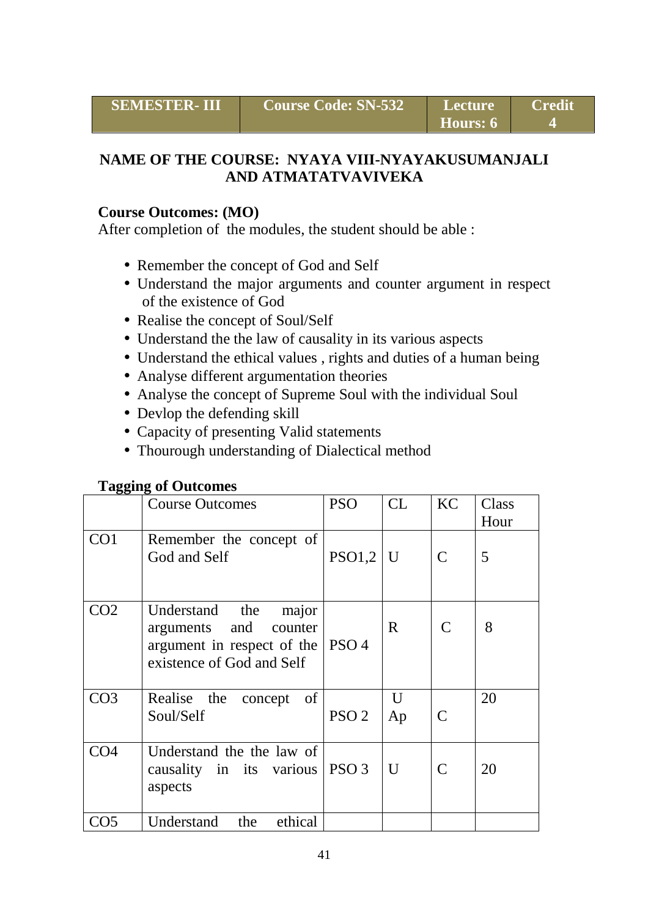| SEMESTER- III | Course Code: SN-532 | Lecture Hours: 6 | Credit 4 |
|---|---|---|---|

## NAME OF THE COURSE: NYAYA VIII-NYAYAKUSUMANJALI AND ATMATATVAVIVEKA

**Course Outcomes: (MO)**

After completion of the modules, the student should be able :

- Remember the concept of God and Self
- Understand the major arguments and counter argument in respect of the existence of God
- Realise the concept of Soul/Self
- Understand the the law of causality in its various aspects
- Understand the ethical values , rights and duties of a human being
- Analyse different argumentation theories
- Analyse the concept of Supreme Soul with the individual Soul
- Devlop the defending skill
- Capacity of presenting Valid statements
- Thourough understanding of Dialectical method

**Tagging of Outcomes**

| | Course Outcomes | PSO | CL | KC | Class Hour |
|---|---|---|---|---|---|
| CO1 | Remember the concept of God and Self | PSO1,2 | U | C | 5 |
| CO2 | Understand the major arguments and counter argument in respect of the existence of God and Self | PSO 4 | R | C | 8 |
| CO3 | Realise the concept of Soul/Self | PSO 2 | U Ap | C | 20 |
| CO4 | Understand the the law of causality in its various aspects | PSO 3 | U | C | 20 |
| CO5 | Understand the ethical | | | | |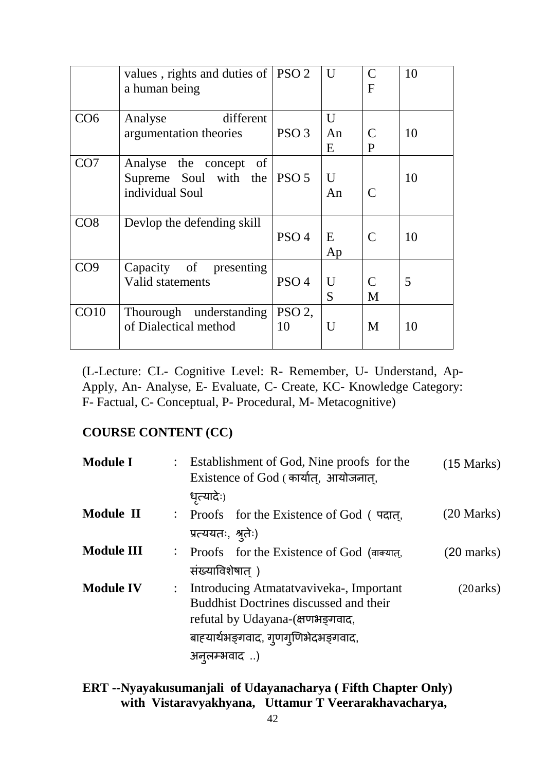| | | | | | |
|---|---|---|---|---|---|
| | values , rights and duties of a human being | PSO 2 | U | C F | 10 |
| CO6 | Analyse different argumentation theories | PSO 3 | U An E | C P | 10 |
| CO7 | Analyse the concept of Supreme Soul with the individual Soul | PSO 5 | U An | C | 10 |
| CO8 | Devlop the defending skill | PSO 4 | E Ap | C | 10 |
| CO9 | Capacity of presenting Valid statements | PSO 4 | U S | C M | 5 |
| CO10 | Thourough understanding of Dialectical method | PSO 2, 10 | U | M | 10 |

(L-Lecture: CL- Cognitive Level: R- Remember, U- Understand, Ap- Apply, An- Analyse, E- Evaluate, C- Create, KC- Knowledge Category: F- Factual, C- Conceptual, P- Procedural, M- Metacognitive)

**COURSE CONTENT (CC)**

| | | | |
|---|---|---|---|
| **Module I** | : | Establishment of God, Nine proofs for the Existence of God ( कार्यात्, आयोजनात्, धृत्यादेः) | (15 Marks) |
| **Module II** | : | Proofs for the Existence of God ( पदात्, प्रत्ययतः, श्रुतेः) | (20 Marks) |
| **Module III** | : | Proofs for the Existence of God (वाक्यात्, संख्याविशेषात् ) | (20 marks) |
| **Module IV** | : | Introducing Atmatatvaviveka-, Important Buddhist Doctrines discussed and their refutal by Udayana-(क्षणभङ्गवाद, बाह्यार्थभङ्गवाद, गुणगुणिभेदभङ्गवाद, अनुलम्भवाद ..) | (20arks) |

**ERT --Nyayakusumanjali of Udayanacharya ( Fifth Chapter Only) with Vistaravyakhyana, Uttamur T Veerarakhavacharya,**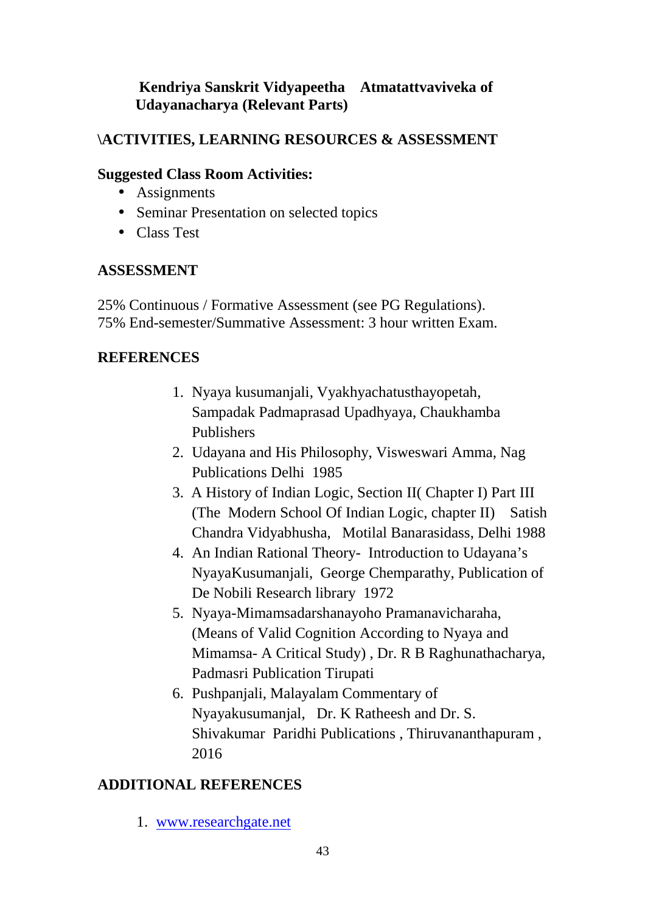**Kendriya Sanskrit Vidyapeetha Atmatattvaviveka of Udayanacharya (Relevant Parts)**

## \ACTIVITIES, LEARNING RESOURCES & ASSESSMENT

**Suggested Class Room Activities:**

- Assignments
- Seminar Presentation on selected topics
- Class Test

## ASSESSMENT

25% Continuous / Formative Assessment (see PG Regulations).
75% End-semester/Summative Assessment: 3 hour written Exam.

## REFERENCES

1. Nyaya kusumanjali, Vyakhyachatusthayopetah, Sampadak Padmaprasad Upadhyaya, Chaukhamba Publishers
2. Udayana and His Philosophy, Visweswari Amma, Nag Publications Delhi 1985
3. A History of Indian Logic, Section II( Chapter I) Part III (The Modern School Of Indian Logic, chapter II) Satish Chandra Vidyabhusha, Motilal Banarasidass, Delhi 1988
4. An Indian Rational Theory- Introduction to Udayana's NyayaKusumanjali, George Chemparathy, Publication of De Nobili Research library 1972
5. Nyaya-Mimamsadarshanayoho Pramanavicharaha, (Means of Valid Cognition According to Nyaya and Mimamsa- A Critical Study) , Dr. R B Raghunathacharya, Padmasri Publication Tirupati
6. Pushpanjali, Malayalam Commentary of Nyayakusumanjal, Dr. K Ratheesh and Dr. S. Shivakumar Paridhi Publications , Thiruvananthapuram , 2016

## ADDITIONAL REFERENCES

1. www.researchgate.net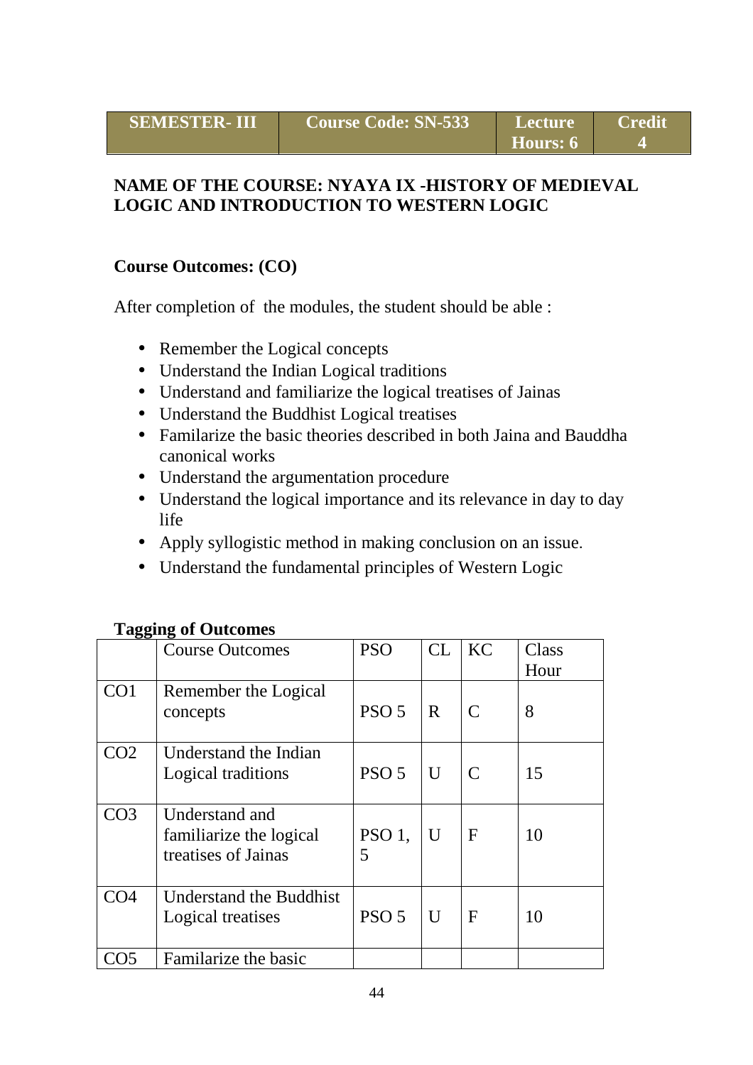| SEMESTER- III | Course Code: SN-533 | Lecture Hours: 6 | Credit 4 |
|---|---|---|---|

**NAME OF THE COURSE: NYAYA IX -HISTORY OF MEDIEVAL LOGIC AND INTRODUCTION TO WESTERN LOGIC**

**Course Outcomes: (CO)**

After completion of the modules, the student should be able :

- Remember the Logical concepts
- Understand the Indian Logical traditions
- Understand and familiarize the logical treatises of Jainas
- Understand the Buddhist Logical treatises
- Familarize the basic theories described in both Jaina and Bauddha canonical works
- Understand the argumentation procedure
- Understand the logical importance and its relevance in day to day life
- Apply syllogistic method in making conclusion on an issue.
- Understand the fundamental principles of Western Logic

**Tagging of Outcomes**

| | Course Outcomes | PSO | CL | KC | Class Hour |
|---|---|---|---|---|---|
| CO1 | Remember the Logical concepts | PSO 5 | R | C | 8 |
| CO2 | Understand the Indian Logical traditions | PSO 5 | U | C | 15 |
| CO3 | Understand and familiarize the logical treatises of Jainas | PSO 1, 5 | U | F | 10 |
| CO4 | Understand the Buddhist Logical treatises | PSO 5 | U | F | 10 |
| CO5 | Familarize the basic | | | | |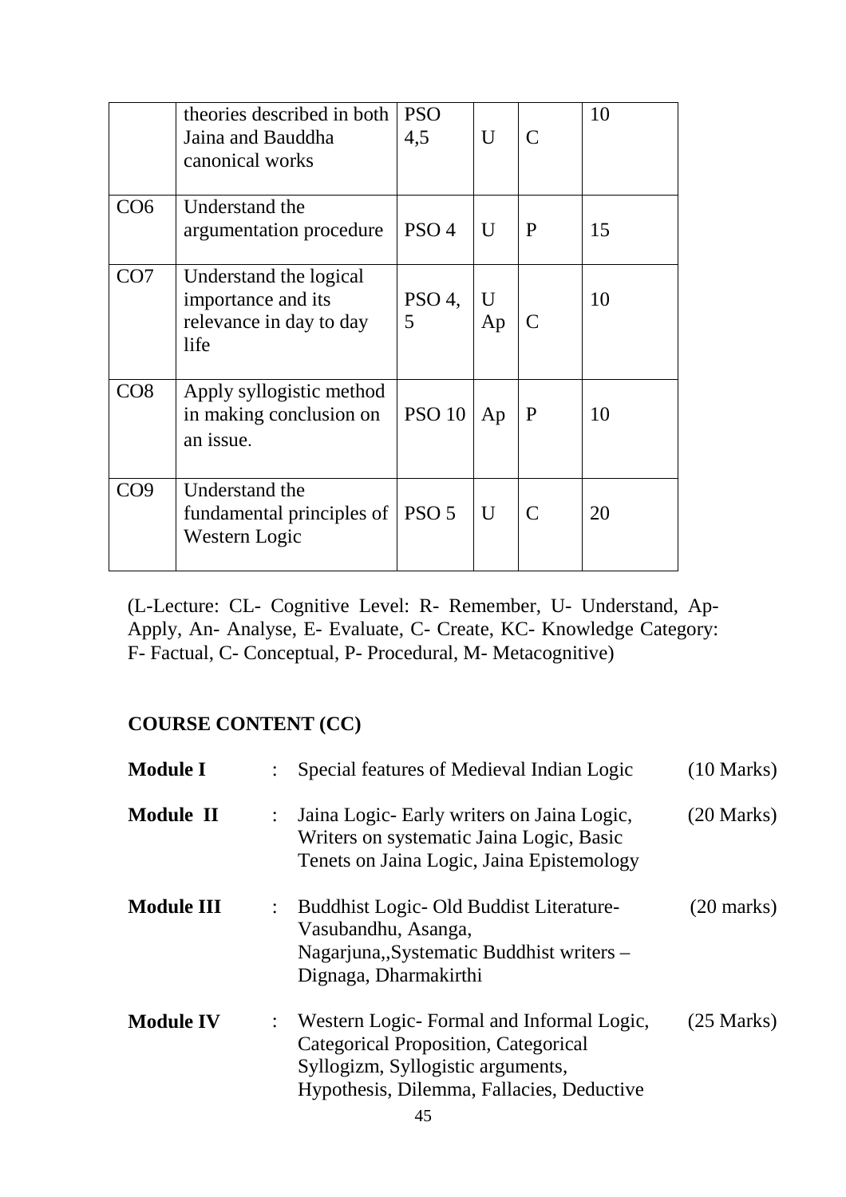|  |  |  |  |  |  |
|---|---|---|---|---|---|
|  | theories described in both Jaina and Bauddha canonical works | PSO 4,5 | U | C | 10 |
| CO6 | Understand the argumentation procedure | PSO 4 | U | P | 15 |
| CO7 | Understand the logical importance and its relevance in day to day life | PSO 4, 5 | U Ap | C | 10 |
| CO8 | Apply syllogistic method in making conclusion on an issue. | PSO 10 | Ap | P | 10 |
| CO9 | Understand the fundamental principles of Western Logic | PSO 5 | U | C | 20 |

(L-Lecture: CL- Cognitive Level: R- Remember, U- Understand, Ap- Apply, An- Analyse, E- Evaluate, C- Create, KC- Knowledge Category: F- Factual, C- Conceptual, P- Procedural, M- Metacognitive)

**COURSE CONTENT (CC)**

| | | | |
|---|---|---|---|
| **Module I** | : | Special features of Medieval Indian Logic | (10 Marks) |
| **Module II** | : | Jaina Logic- Early writers on Jaina Logic, Writers on systematic Jaina Logic, Basic Tenets on Jaina Logic, Jaina Epistemology | (20 Marks) |
| **Module III** | : | Buddhist Logic- Old Buddist Literature- Vasubandhu, Asanga, Nagarjuna,,Systematic Buddhist writers – Dignaga, Dharmakirthi | (20 marks) |
| **Module IV** | : | Western Logic- Formal and Informal Logic, Categorical Proposition, Categorical Syllogizm, Syllogistic arguments, Hypothesis, Dilemma, Fallacies, Deductive | (25 Marks) |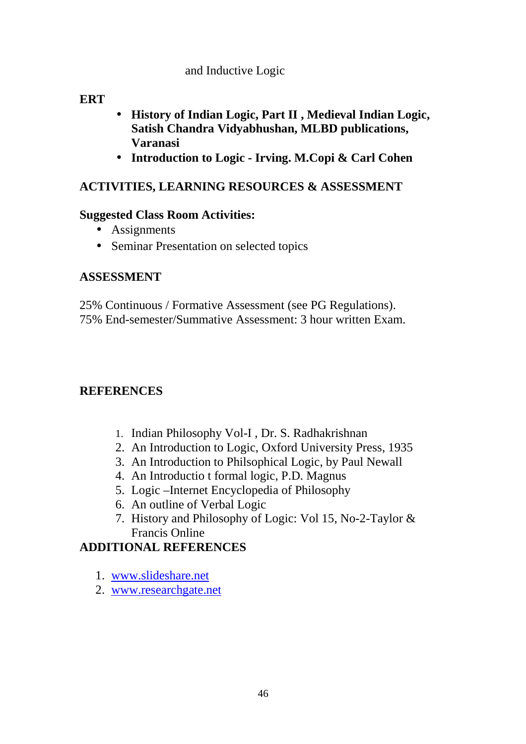and Inductive Logic

**ERT**

- **History of Indian Logic, Part II , Medieval Indian Logic, Satish Chandra Vidyabhushan, MLBD publications, Varanasi**
- **Introduction to Logic - Irving. M.Copi & Carl Cohen**

## ACTIVITIES, LEARNING RESOURCES & ASSESSMENT

**Suggested Class Room Activities:**

- Assignments
- Seminar Presentation on selected topics

## ASSESSMENT

25% Continuous / Formative Assessment (see PG Regulations).
75% End-semester/Summative Assessment: 3 hour written Exam.

## REFERENCES

1. Indian Philosophy Vol-I , Dr. S. Radhakrishnan
2. An Introduction to Logic, Oxford University Press, 1935
3. An Introduction to Philsophical Logic, by Paul Newall
4. An Introductio t formal logic, P.D. Magnus
5. Logic –Internet Encyclopedia of Philosophy
6. An outline of Verbal Logic
7. History and Philosophy of Logic: Vol 15, No-2-Taylor & Francis Online

## ADDITIONAL REFERENCES

1. www.slideshare.net
2. www.researchgate.net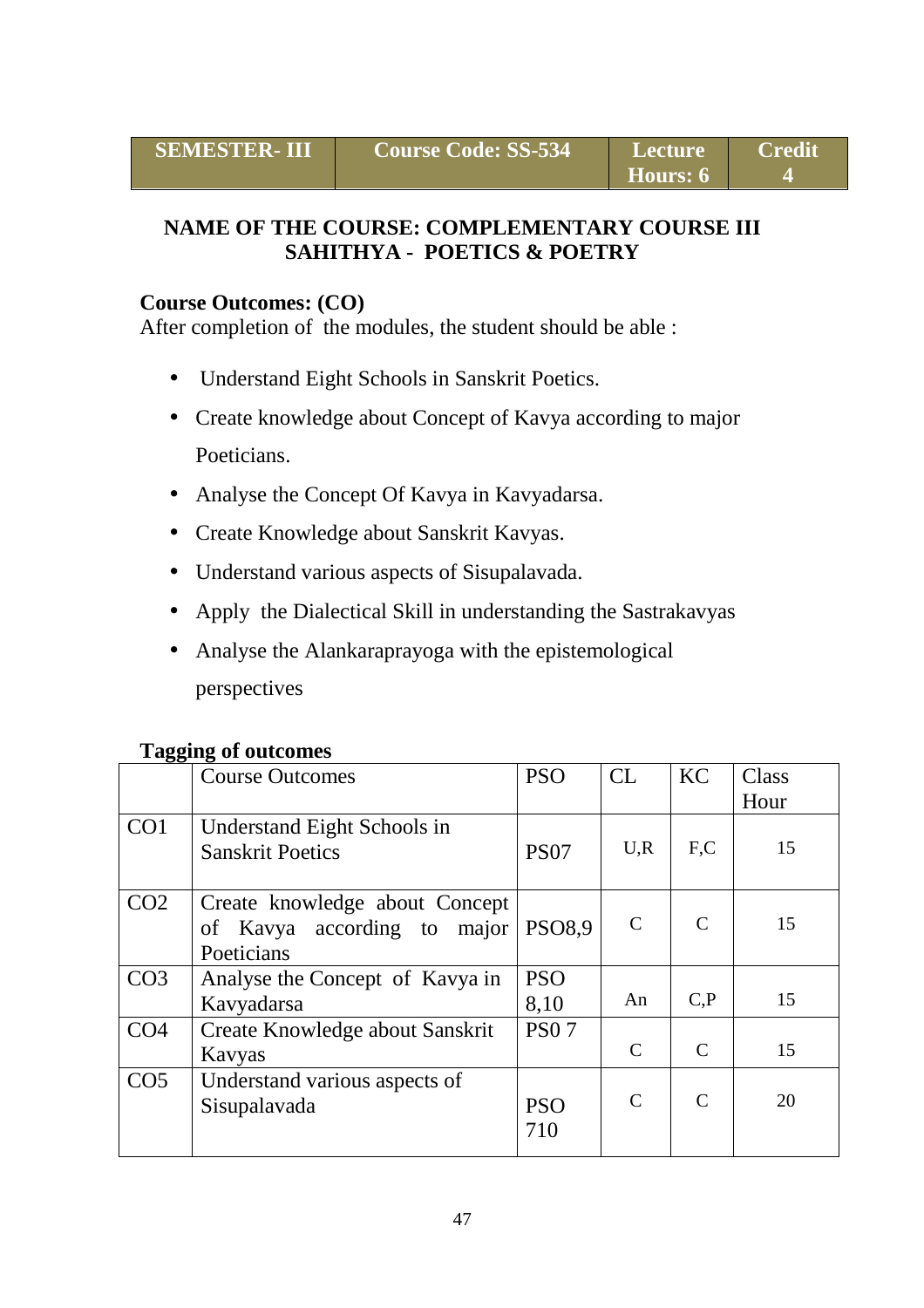| SEMESTER- III | Course Code: SS-534 | Lecture Hours: 6 | Credit 4 |
|---|---|---|---|

**NAME OF THE COURSE: COMPLEMENTARY COURSE III SAHITHYA - POETICS & POETRY**

**Course Outcomes: (CO)**

After completion of the modules, the student should be able :

- Understand Eight Schools in Sanskrit Poetics.
- Create knowledge about Concept of Kavya according to major Poeticians.
- Analyse the Concept Of Kavya in Kavyadarsa.
- Create Knowledge about Sanskrit Kavyas.
- Understand various aspects of Sisupalavada.
- Apply the Dialectical Skill in understanding the Sastrakavyas
- Analyse the Alankaraprayoga with the epistemological perspectives

**Tagging of outcomes**

| | Course Outcomes | PSO | CL | KC | Class Hour |
|---|---|---|---|---|---|
| CO1 | Understand Eight Schools in Sanskrit Poetics | PS07 | U,R | F,C | 15 |
| CO2 | Create knowledge about Concept of Kavya according to major Poeticians | PSO8,9 | C | C | 15 |
| CO3 | Analyse the Concept of Kavya in Kavyadarsa | PSO 8,10 | An | C,P | 15 |
| CO4 | Create Knowledge about Sanskrit Kavyas | PS0 7 | C | C | 15 |
| CO5 | Understand various aspects of Sisupalavada | PSO 710 | C | C | 20 |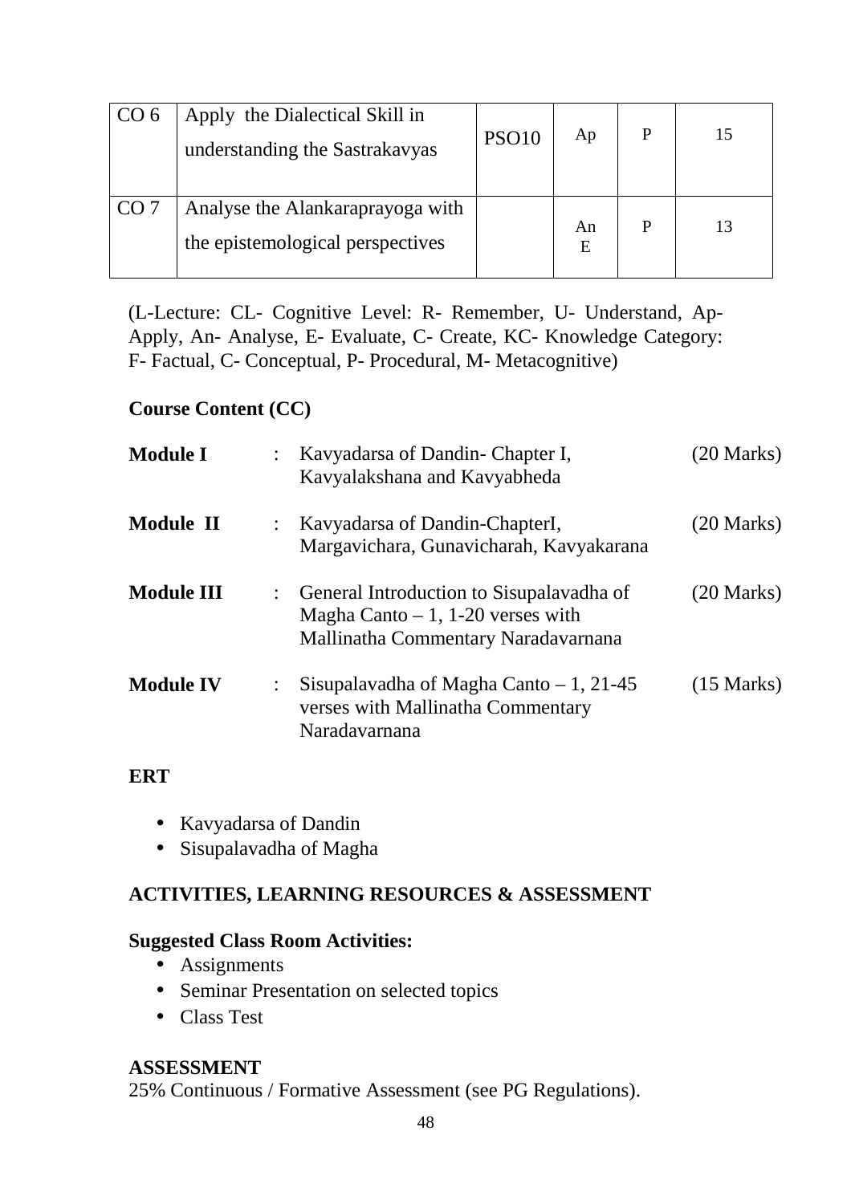| | | | | | |
|---|---|---|---|---|---|
| CO 6 | Apply the Dialectical Skill in understanding the Sastrakavyas | PSO10 | Ap | P | 15 |
| CO 7 | Analyse the Alankaraprayoga with the epistemological perspectives | | An E | P | 13 |

(L-Lecture: CL- Cognitive Level: R- Remember, U- Understand, Ap- Apply, An- Analyse, E- Evaluate, C- Create, KC- Knowledge Category: F- Factual, C- Conceptual, P- Procedural, M- Metacognitive)

**Course Content (CC)**

| | | | |
|---|---|---|---|
| **Module I** | : | Kavyadarsa of Dandin- Chapter I, Kavyalakshana and Kavyabheda | (20 Marks) |
| **Module II** | : | Kavyadarsa of Dandin-ChapterI, Margavichara, Gunavicharah, Kavyakarana | (20 Marks) |
| **Module III** | : | General Introduction to Sisupalavadha of Magha Canto – 1, 1-20 verses with Mallinatha Commentary Naradavarnana | (20 Marks) |
| **Module IV** | : | Sisupalavadha of Magha Canto – 1, 21-45 verses with Mallinatha Commentary Naradavarnana | (15 Marks) |

**ERT**

- Kavyadarsa of Dandin
- Sisupalavadha of Magha

**ACTIVITIES, LEARNING RESOURCES & ASSESSMENT**

**Suggested Class Room Activities:**

- Assignments
- Seminar Presentation on selected topics
- Class Test

**ASSESSMENT**

25% Continuous / Formative Assessment (see PG Regulations).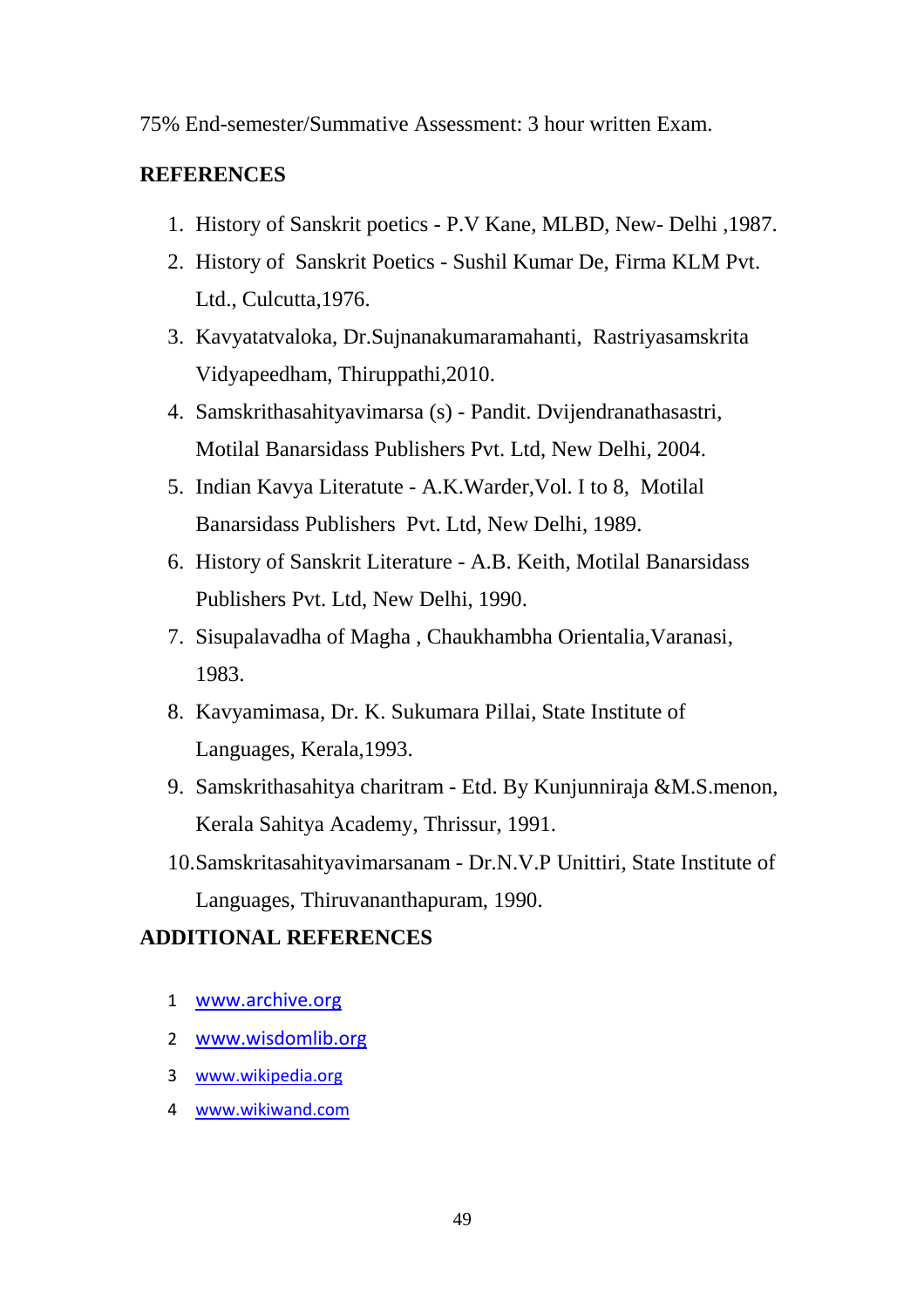75% End-semester/Summative Assessment: 3 hour written Exam.

**REFERENCES**

1. History of Sanskrit poetics - P.V Kane, MLBD, New- Delhi ,1987.
2. History of Sanskrit Poetics - Sushil Kumar De, Firma KLM Pvt. Ltd., Culcutta,1976.
3. Kavyatatvaloka, Dr.Sujnanakumaramahanti, Rastriyasamskrita Vidyapeedham, Thiruppathi,2010.
4. Samskrithasahityavimarsa (s) - Pandit. Dvijendranathasastri, Motilal Banarsidass Publishers Pvt. Ltd, New Delhi, 2004.
5. Indian Kavya Literatute - A.K.Warder,Vol. I to 8, Motilal Banarsidass Publishers Pvt. Ltd, New Delhi, 1989.
6. History of Sanskrit Literature - A.B. Keith, Motilal Banarsidass Publishers Pvt. Ltd, New Delhi, 1990.
7. Sisupalavadha of Magha , Chaukhambha Orientalia,Varanasi, 1983.
8. Kavyamimasa, Dr. K. Sukumara Pillai, State Institute of Languages, Kerala,1993.
9. Samskrithasahitya charitram - Etd. By Kunjunniraja &M.S.menon, Kerala Sahitya Academy, Thrissur, 1991.
10. Samskritasahityavimarsanam - Dr.N.V.P Unittiri, State Institute of Languages, Thiruvananthapuram, 1990.

**ADDITIONAL REFERENCES**

1. www.archive.org
2. www.wisdomlib.org
3. www.wikipedia.org
4. www.wikiwand.com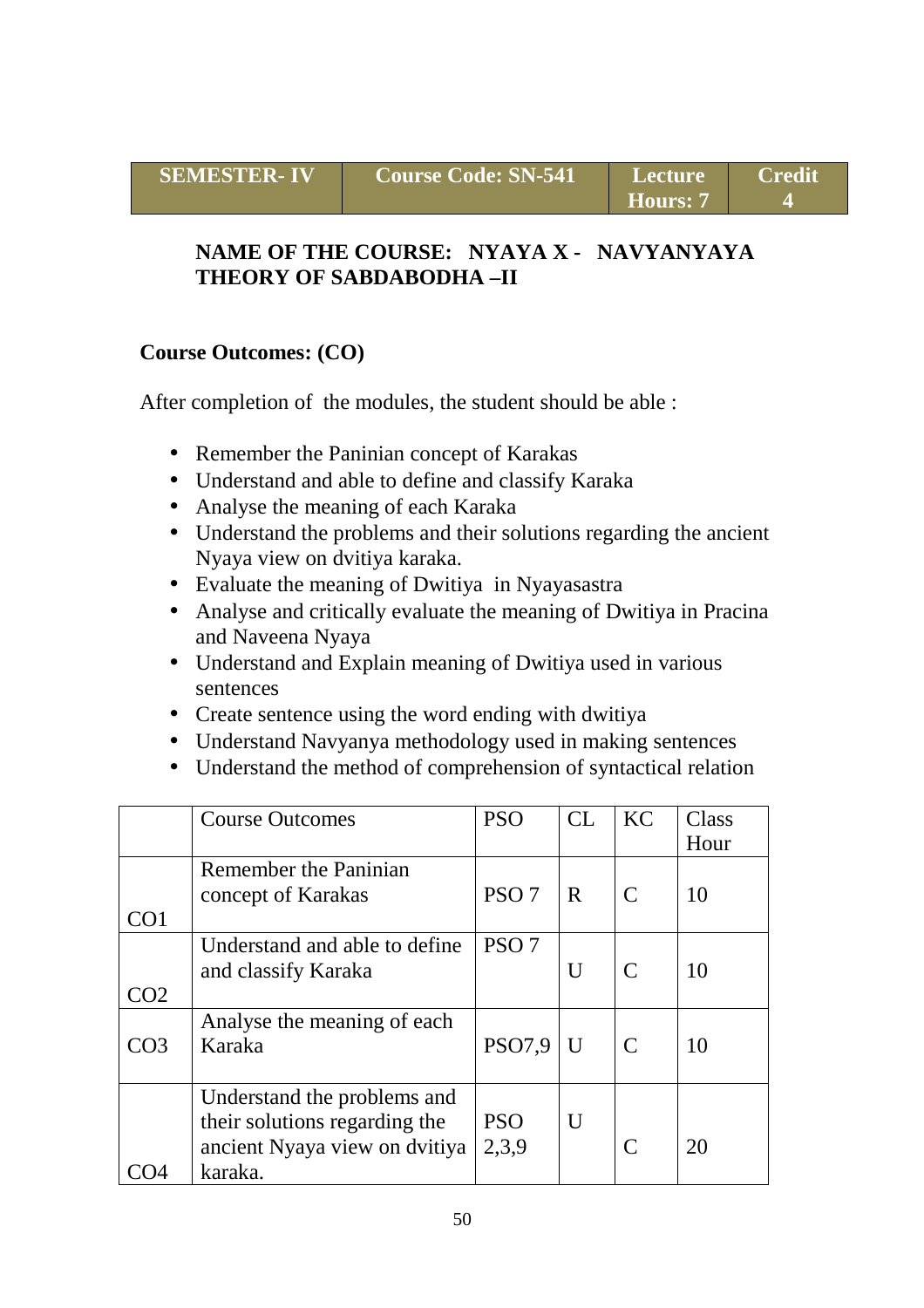| SEMESTER- IV | Course Code: SN-541 | Lecture Hours: 7 | Credit 4 |
|---|---|---|---|

**NAME OF THE COURSE: NYAYA X - NAVYANYAYA THEORY OF SABDABODHA –II**

**Course Outcomes: (CO)**

After completion of the modules, the student should be able :

- Remember the Paninian concept of Karakas
- Understand and able to define and classify Karaka
- Analyse the meaning of each Karaka
- Understand the problems and their solutions regarding the ancient Nyaya view on dvitiya karaka.
- Evaluate the meaning of Dwitiya in Nyayasastra
- Analyse and critically evaluate the meaning of Dwitiya in Pracina and Naveena Nyaya
- Understand and Explain meaning of Dwitiya used in various sentences
- Create sentence using the word ending with dwitiya
- Understand Navyanya methodology used in making sentences
- Understand the method of comprehension of syntactical relation

| | Course Outcomes | PSO | CL | KC | Class Hour |
|---|---|---|---|---|---|
| CO1 | Remember the Paninian concept of Karakas | PSO 7 | R | C | 10 |
| CO2 | Understand and able to define and classify Karaka | PSO 7 | U | C | 10 |
| CO3 | Analyse the meaning of each Karaka | PSO7,9 | U | C | 10 |
| CO4 | Understand the problems and their solutions regarding the ancient Nyaya view on dvitiya karaka. | PSO 2,3,9 | U | C | 20 |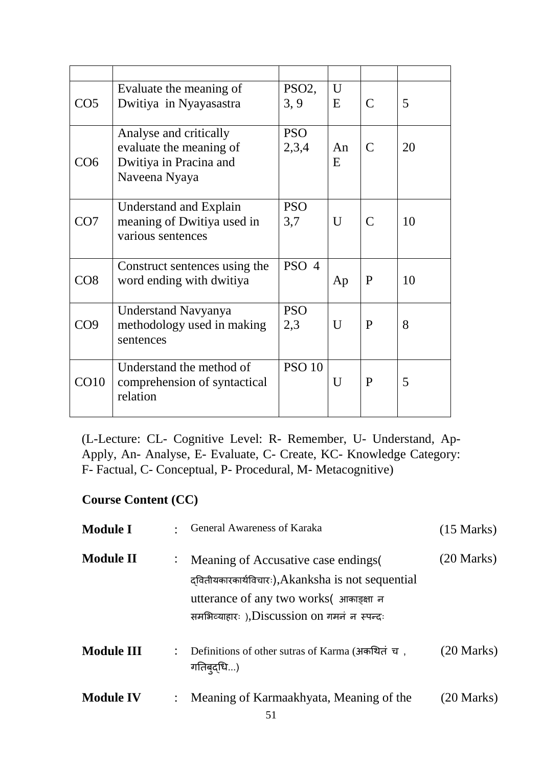| | | | | | |
|---|---|---|---|---|---|
| CO5 | Evaluate the meaning of Dwitiya in Nyayasastra | PSO2, 3, 9 | U E | C | 5 |
| CO6 | Analyse and critically evaluate the meaning of Dwitiya in Pracina and Naveena Nyaya | PSO 2,3,4 | An E | C | 20 |
| CO7 | Understand and Explain meaning of Dwitiya used in various sentences | PSO 3,7 | U | C | 10 |
| CO8 | Construct sentences using the word ending with dwitiya | PSO 4 | Ap | P | 10 |
| CO9 | Understand Navyanya methodology used in making sentences | PSO 2,3 | U | P | 8 |
| CO10 | Understand the method of comprehension of syntactical relation | PSO 10 | U | P | 5 |

(L-Lecture: CL- Cognitive Level: R- Remember, U- Understand, Ap- Apply, An- Analyse, E- Evaluate, C- Create, KC- Knowledge Category: F- Factual, C- Conceptual, P- Procedural, M- Metacognitive)

**Course Content (CC)**

**Module I** : General Awareness of Karaka (15 Marks)

**Module II** : Meaning of Accusative case endings(द्वितीयकारकार्थविचारः),Akanksha is not sequential utterance of any two works( आकाङ्क्षा न समभिव्याहारः ),Discussion on गमनं न स्पन्दः (20 Marks)

**Module III** : Definitions of other sutras of Karma (अकथितं च , गतिबुद्धि...) (20 Marks)

**Module IV** : Meaning of Karmaakhyata, Meaning of the (20 Marks)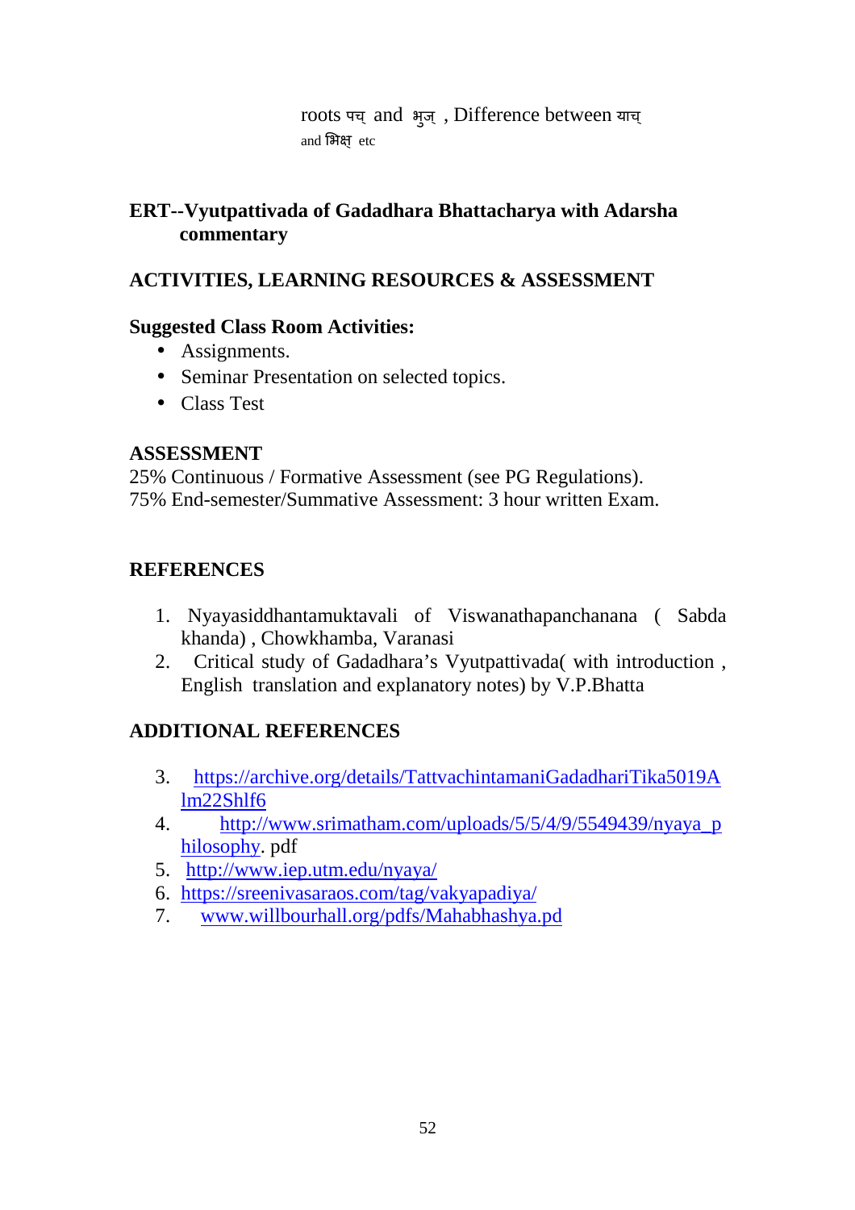roots पच् and भुज् , Difference between याच् and भिक्ष् etc

**ERT--Vyutpattivada of Gadadhara Bhattacharya with Adarsha commentary**

**ACTIVITIES, LEARNING RESOURCES & ASSESSMENT**

**Suggested Class Room Activities:**

- Assignments.
- Seminar Presentation on selected topics.
- Class Test

**ASSESSMENT**

25% Continuous / Formative Assessment (see PG Regulations).
75% End-semester/Summative Assessment: 3 hour written Exam.

**REFERENCES**

1. Nyayasiddhantamuktavali of Viswanathapanchanana ( Sabda khanda) , Chowkhamba, Varanasi
2. Critical study of Gadadhara's Vyutpattivada( with introduction , English translation and explanatory notes) by V.P.Bhatta

**ADDITIONAL REFERENCES**

3. https://archive.org/details/TattvachintamaniGadadhariTika5019Alm22Shlf6
4. http://www.srimatham.com/uploads/5/5/4/9/5549439/nyaya_philosophy. pdf
5. http://www.iep.utm.edu/nyaya/
6. https://sreenivasaraos.com/tag/vakyapadiya/
7. www.willbourhall.org/pdfs/Mahabhashya.pd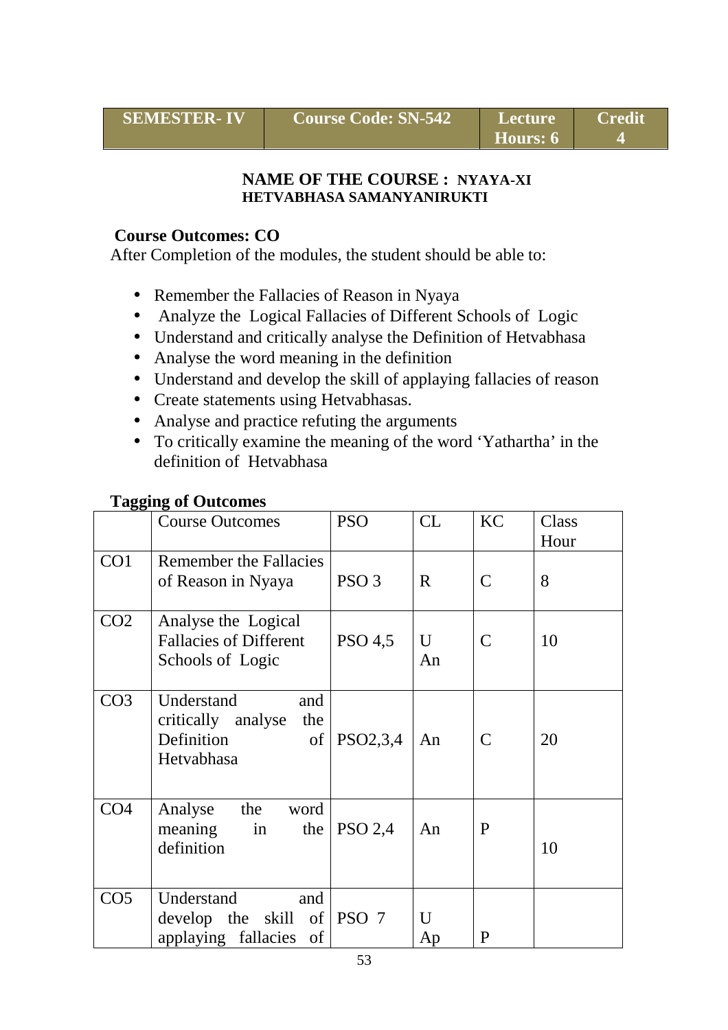| SEMESTER- IV | Course Code: SN-542 | Lecture Hours: 6 | Credit 4 |
|---|---|---|---|

**NAME OF THE COURSE : NYAYA-XI HETVABHASA SAMANYANIRUKTI**

**Course Outcomes: CO**

After Completion of the modules, the student should be able to:

- Remember the Fallacies of Reason in Nyaya
- Analyze the Logical Fallacies of Different Schools of Logic
- Understand and critically analyse the Definition of Hetvabhasa
- Analyse the word meaning in the definition
- Understand and develop the skill of applaying fallacies of reason
- Create statements using Hetvabhasas.
- Analyse and practice refuting the arguments
- To critically examine the meaning of the word 'Yathartha' in the definition of Hetvabhasa

**Tagging of Outcomes**

| | Course Outcomes | PSO | CL | KC | Class Hour |
|---|---|---|---|---|---|
| CO1 | Remember the Fallacies of Reason in Nyaya | PSO 3 | R | C | 8 |
| CO2 | Analyse the Logical Fallacies of Different Schools of Logic | PSO 4,5 | U An | C | 10 |
| CO3 | Understand and critically analyse the Definition of Hetvabhasa | PSO2,3,4 | An | C | 20 |
| CO4 | Analyse the word meaning in the definition | PSO 2,4 | An | P | 10 |
| CO5 | Understand and develop the skill of applaying fallacies of | PSO 7 | U Ap | P | |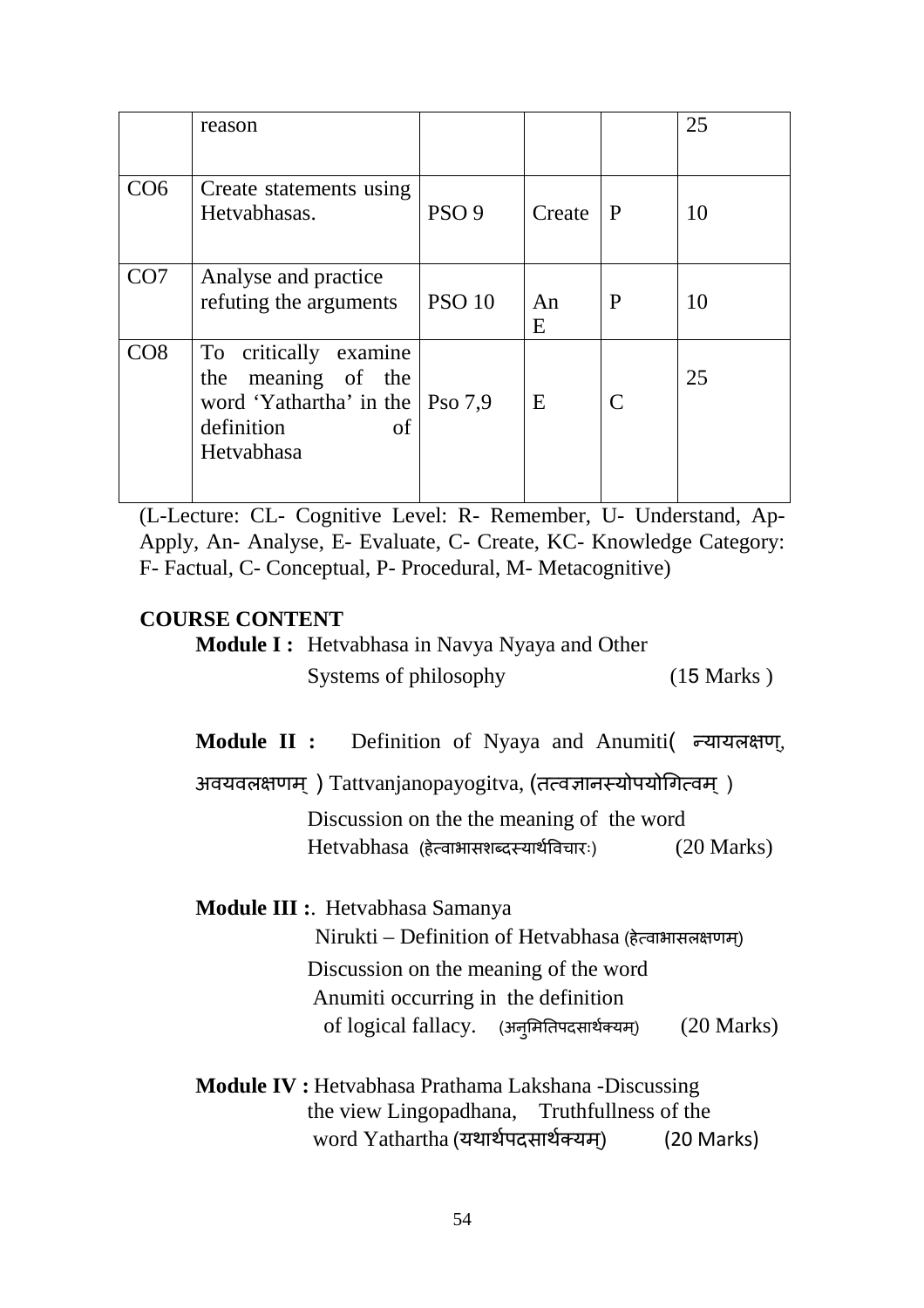| | | | | | |
|---|---|---|---|---|---|
| | reason | | | | 25 |
| CO6 | Create statements using Hetvabhasas. | PSO 9 | Create | P | 10 |
| CO7 | Analyse and practice refuting the arguments | PSO 10 | An E | P | 10 |
| CO8 | To critically examine the meaning of the word 'Yathartha' in the definition of Hetvabhasa | Pso 7,9 | E | C | 25 |

(L-Lecture: CL- Cognitive Level: R- Remember, U- Understand, Ap- Apply, An- Analyse, E- Evaluate, C- Create, KC- Knowledge Category: F- Factual, C- Conceptual, P- Procedural, M- Metacognitive)

**COURSE CONTENT**

**Module I :** Hetvabhasa in Navya Nyaya and Other Systems of philosophy (15 Marks )

**Module II :** Definition of Nyaya and Anumiti( न्यायलक्षण, अवयवलक्षणम् ) Tattvanjanopayogitva, (तत्वज्ञानस्योपयोगित्वम् )
Discussion on the the meaning of the word Hetvabhasa (हेत्वाभासशब्दस्यार्थविचारः) (20 Marks)

**Module III :**. Hetvabhasa Samanya
Nirukti – Definition of Hetvabhasa (हेत्वाभासलक्षणम्)
Discussion on the meaning of the word Anumiti occurring in the definition of logical fallacy. (अनुमितिपदसार्थक्यम्) (20 Marks)

**Module IV :** Hetvabhasa Prathama Lakshana -Discussing the view Lingopadhana, Truthfullness of the word Yathartha (यथार्थपदसार्थक्यम्) (20 Marks)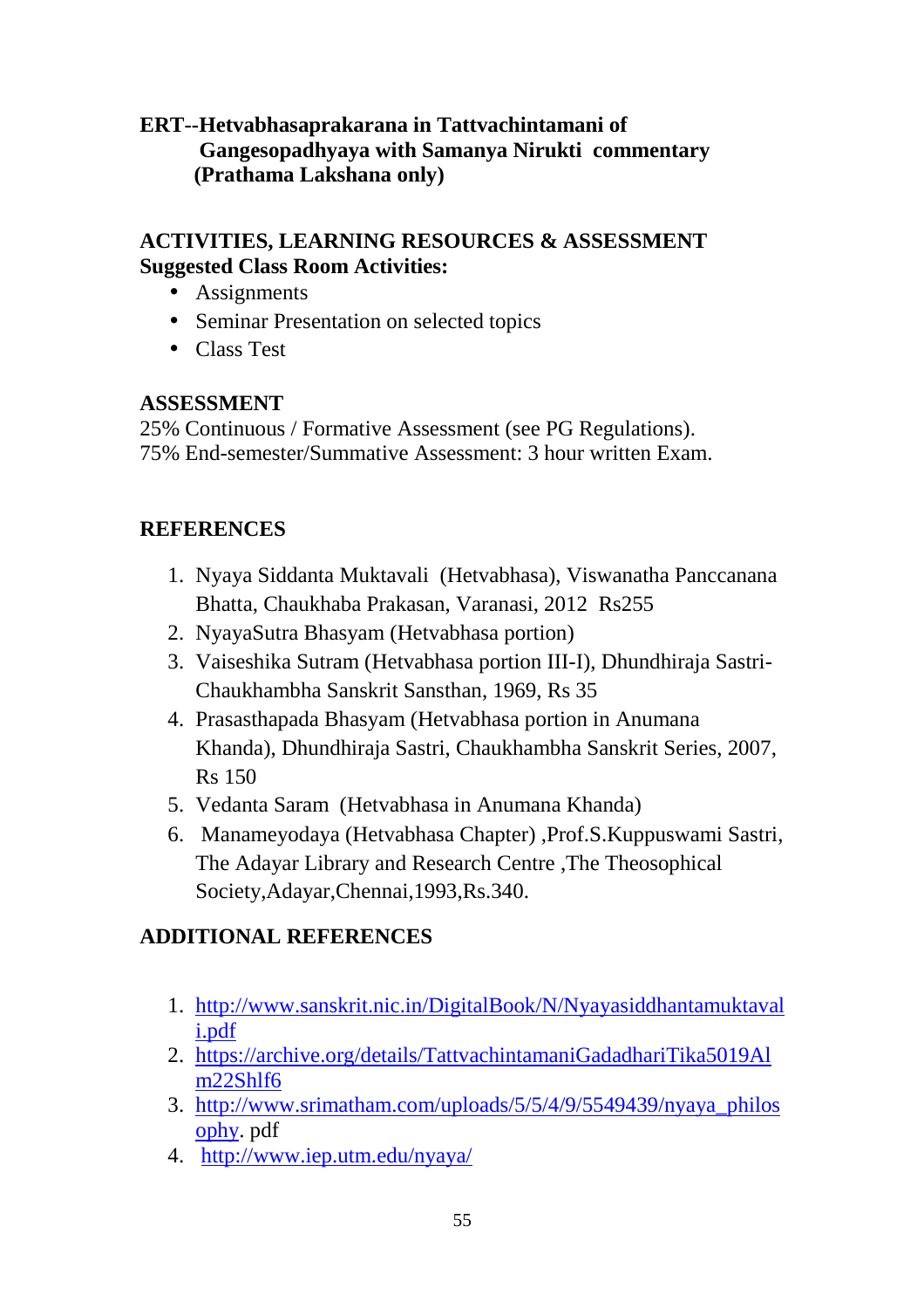**ERT--Hetvabhasaprakarana in Tattvachintamani of Gangesopadhyaya with Samanya Nirukti commentary (Prathama Lakshana only)**

## ACTIVITIES, LEARNING RESOURCES & ASSESSMENT

**Suggested Class Room Activities:**

- Assignments
- Seminar Presentation on selected topics
- Class Test

## ASSESSMENT

25% Continuous / Formative Assessment (see PG Regulations).
75% End-semester/Summative Assessment: 3 hour written Exam.

## REFERENCES

1. Nyaya Siddanta Muktavali (Hetvabhasa), Viswanatha Panccanana Bhatta, Chaukhaba Prakasan, Varanasi, 2012 Rs255
2. NyayaSutra Bhasyam (Hetvabhasa portion)
3. Vaiseshika Sutram (Hetvabhasa portion III-I), Dhundhiraja Sastri-Chaukhambha Sanskrit Sansthan, 1969, Rs 35
4. Prasasthapada Bhasyam (Hetvabhasa portion in Anumana Khanda), Dhundhiraja Sastri, Chaukhambha Sanskrit Series, 2007, Rs 150
5. Vedanta Saram (Hetvabhasa in Anumana Khanda)
6. Manameyodaya (Hetvabhasa Chapter) ,Prof.S.Kuppuswami Sastri, The Adayar Library and Research Centre ,The Theosophical Society,Adayar,Chennai,1993,Rs.340.

## ADDITIONAL REFERENCES

1. http://www.sanskrit.nic.in/DigitalBook/N/Nyayasiddhantamuktavali.pdf
2. https://archive.org/details/TattvachintamaniGadadhariTika5019Alm22Shlf6
3. http://www.srimatham.com/uploads/5/5/4/9/5549439/nyaya_philosophy. pdf
4. http://www.iep.utm.edu/nyaya/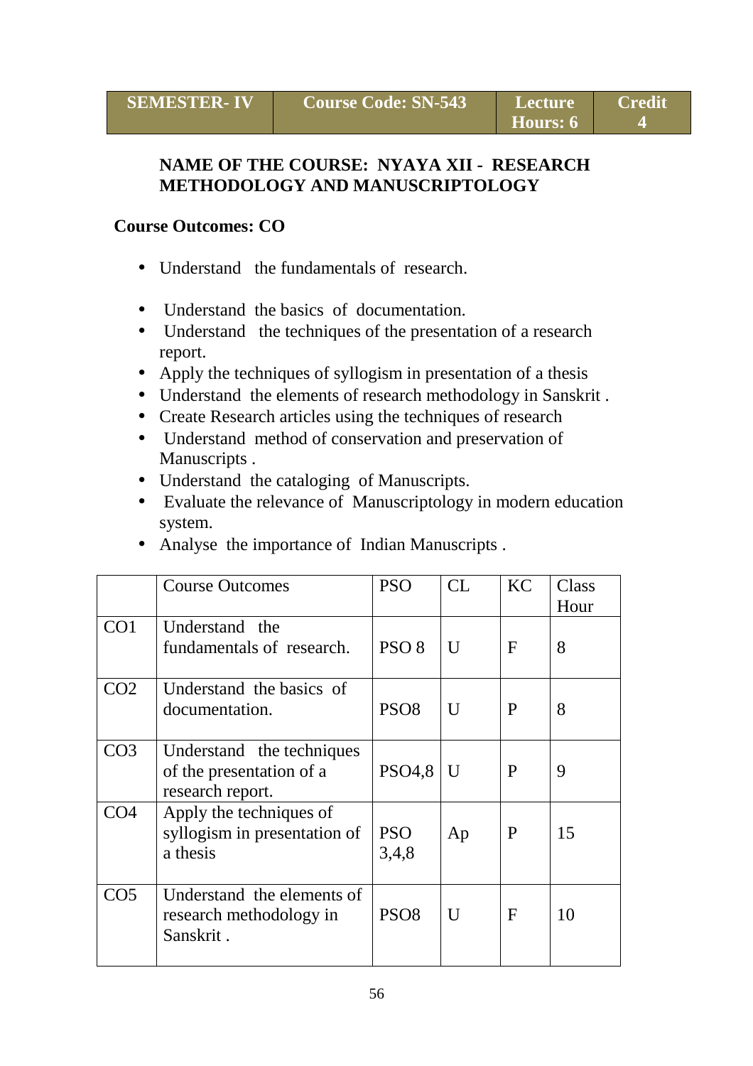| SEMESTER- IV | Course Code: SN-543 | Lecture Hours: 6 | Credit 4 |
|---|---|---|---|

**NAME OF THE COURSE: NYAYA XII - RESEARCH METHODOLOGY AND MANUSCRIPTOLOGY**

**Course Outcomes: CO**

- Understand the fundamentals of research.
- Understand the basics of documentation.
- Understand the techniques of the presentation of a research report.
- Apply the techniques of syllogism in presentation of a thesis
- Understand the elements of research methodology in Sanskrit .
- Create Research articles using the techniques of research
- Understand method of conservation and preservation of Manuscripts .
- Understand the cataloging of Manuscripts.
- Evaluate the relevance of Manuscriptology in modern education system.
- Analyse the importance of Indian Manuscripts .

| | Course Outcomes | PSO | CL | KC | Class Hour |
|---|---|---|---|---|---|
| CO1 | Understand the fundamentals of research. | PSO 8 | U | F | 8 |
| CO2 | Understand the basics of documentation. | PSO8 | U | P | 8 |
| CO3 | Understand the techniques of the presentation of a research report. | PSO4,8 | U | P | 9 |
| CO4 | Apply the techniques of syllogism in presentation of a thesis | PSO 3,4,8 | Ap | P | 15 |
| CO5 | Understand the elements of research methodology in Sanskrit . | PSO8 | U | F | 10 |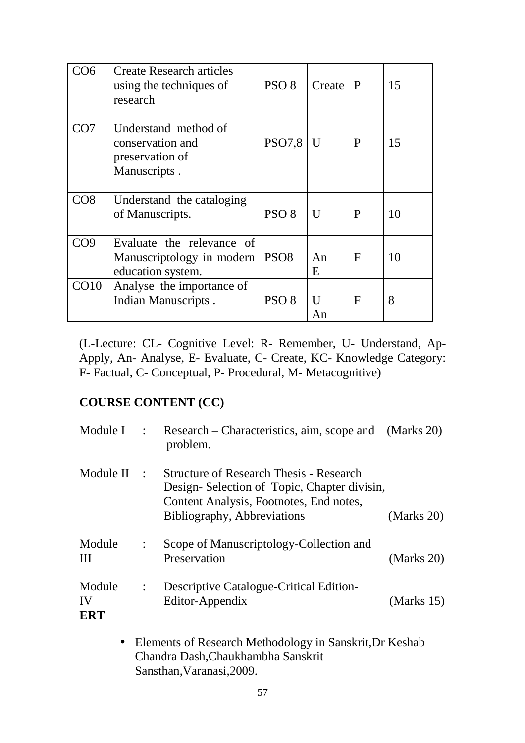| | | | | | |
|---|---|---|---|---|---|
| CO6 | Create Research articles using the techniques of research | PSO 8 | Create | P | 15 |
| CO7 | Understand method of conservation and preservation of Manuscripts . | PSO7,8 | U | P | 15 |
| CO8 | Understand the cataloging of Manuscripts. | PSO 8 | U | P | 10 |
| CO9 | Evaluate the relevance of Manuscriptology in modern education system. | PSO8 | An E | F | 10 |
| CO10 | Analyse the importance of Indian Manuscripts . | PSO 8 | U An | F | 8 |

(L-Lecture: CL- Cognitive Level: R- Remember, U- Understand, Ap- Apply, An- Analyse, E- Evaluate, C- Create, KC- Knowledge Category: F- Factual, C- Conceptual, P- Procedural, M- Metacognitive)

**COURSE CONTENT (CC)**

| | | | |
|---|---|---|---|
| Module I | : | Research – Characteristics, aim, scope and problem. | (Marks 20) |
| Module II | : | Structure of Research Thesis - Research Design- Selection of Topic, Chapter divisin, Content Analysis, Footnotes, End notes, Bibliography, Abbreviations | (Marks 20) |
| Module III | : | Scope of Manuscriptology-Collection and Preservation | (Marks 20) |
| Module IV | : | Descriptive Catalogue-Critical Edition-Editor-Appendix | (Marks 15) |

**ERT**

- Elements of Research Methodology in Sanskrit,Dr Keshab Chandra Dash,Chaukhambha Sanskrit Sansthan,Varanasi,2009.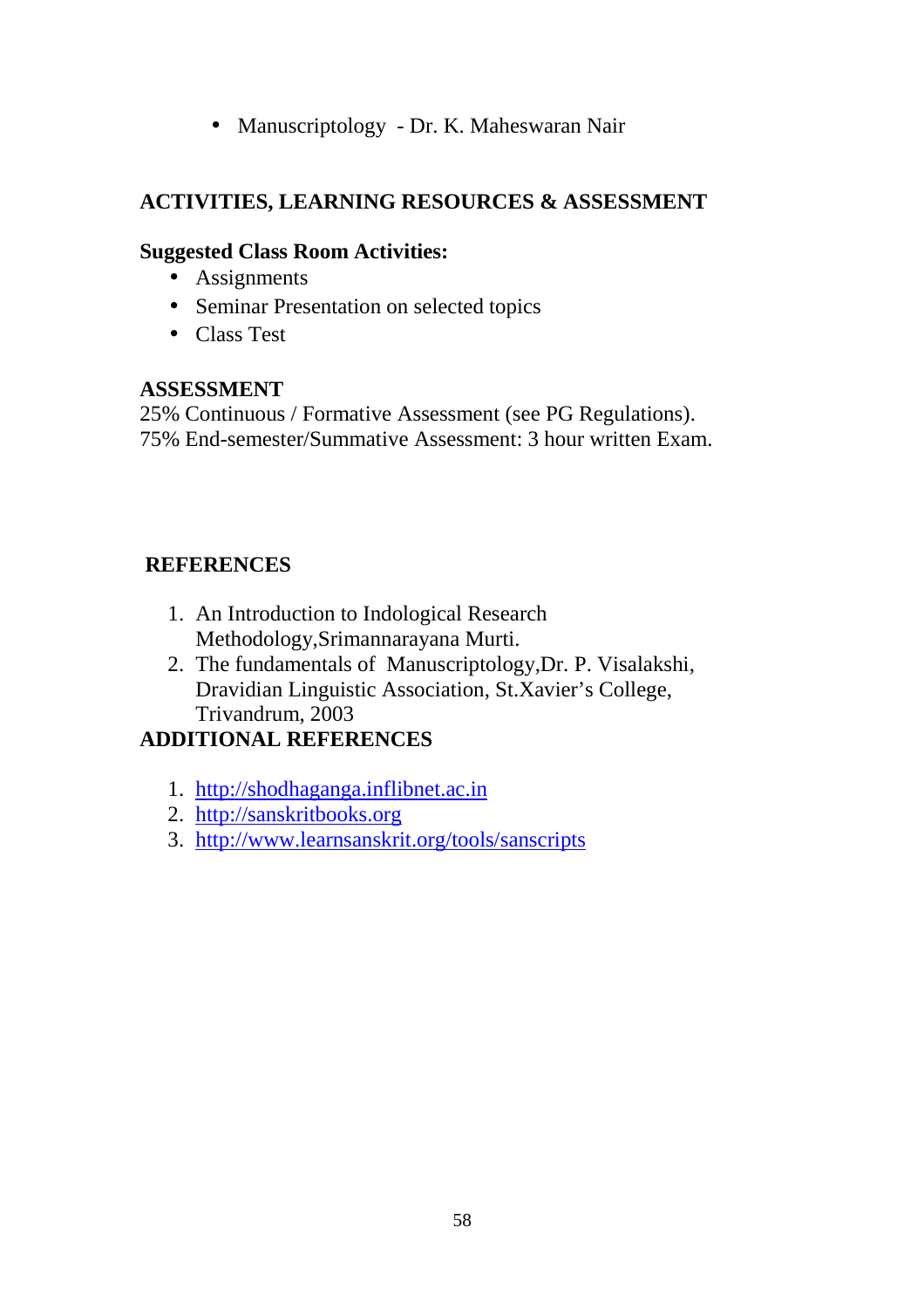- Manuscriptology - Dr. K. Maheswaran Nair

## ACTIVITIES, LEARNING RESOURCES & ASSESSMENT

**Suggested Class Room Activities:**

- Assignments
- Seminar Presentation on selected topics
- Class Test

**ASSESSMENT**

25% Continuous / Formative Assessment (see PG Regulations).
75% End-semester/Summative Assessment: 3 hour written Exam.

## REFERENCES

1. An Introduction to Indological Research Methodology,Srimannarayana Murti.
2. The fundamentals of Manuscriptology,Dr. P. Visalakshi, Dravidian Linguistic Association, St.Xavier's College, Trivandrum, 2003

## ADDITIONAL REFERENCES

1. http://shodhaganga.inflibnet.ac.in
2. http://sanskritbooks.org
3. http://www.learnsanskrit.org/tools/sanscripts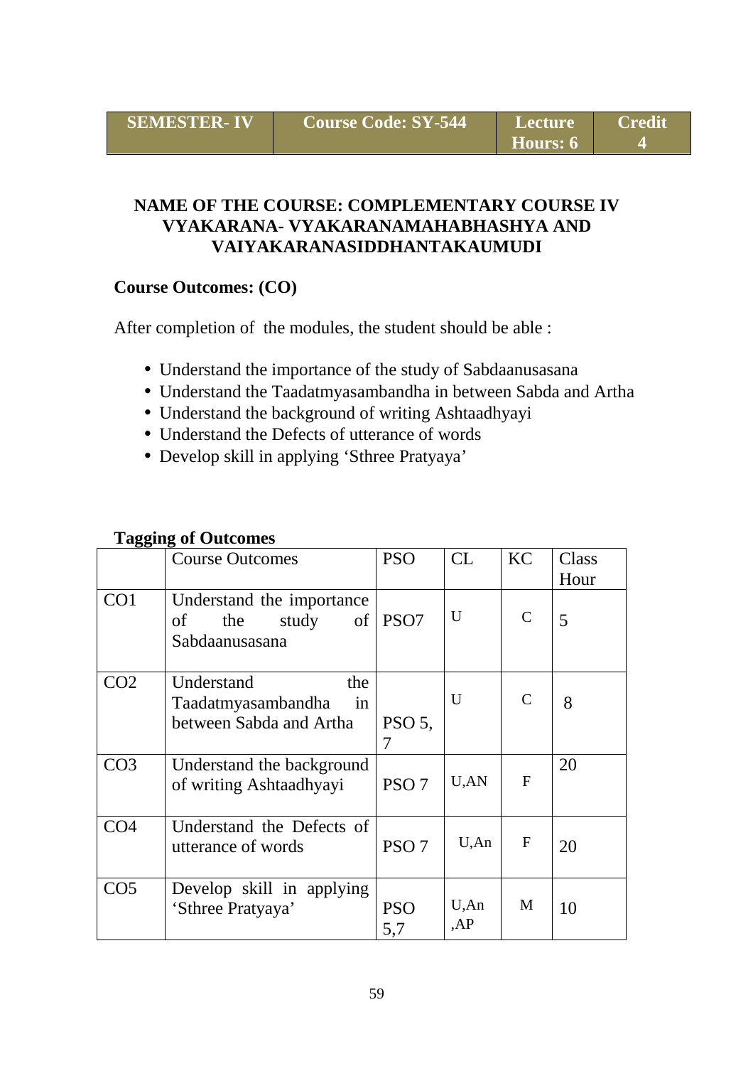| SEMESTER- IV | Course Code: SY-544 | Lecture Hours: 6 | Credit 4 |
|---|---|---|---|

**NAME OF THE COURSE: COMPLEMENTARY COURSE IV VYAKARANA- VYAKARANAMAHABHASHYA AND VAIYAKARANASIDDHANTAKAUMUDI**

**Course Outcomes: (CO)**

After completion of the modules, the student should be able :

- Understand the importance of the study of Sabdaanusasana
- Understand the Taadatmyasambandha in between Sabda and Artha
- Understand the background of writing Ashtaadhyayi
- Understand the Defects of utterance of words
- Develop skill in applying 'Sthree Pratyaya'

**Tagging of Outcomes**

| | Course Outcomes | PSO | CL | KC | Class Hour |
|---|---|---|---|---|---|
| CO1 | Understand the importance of the study of Sabdaanusasana | PSO7 | U | C | 5 |
| CO2 | Understand the Taadatmyasambandha in between Sabda and Artha | PSO 5, 7 | U | C | 8 |
| CO3 | Understand the background of writing Ashtaadhyayi | PSO 7 | U,AN | F | 20 |
| CO4 | Understand the Defects of utterance of words | PSO 7 | U,An | F | 20 |
| CO5 | Develop skill in applying 'Sthree Pratyaya' | PSO 5,7 | U,An ,AP | M | 10 |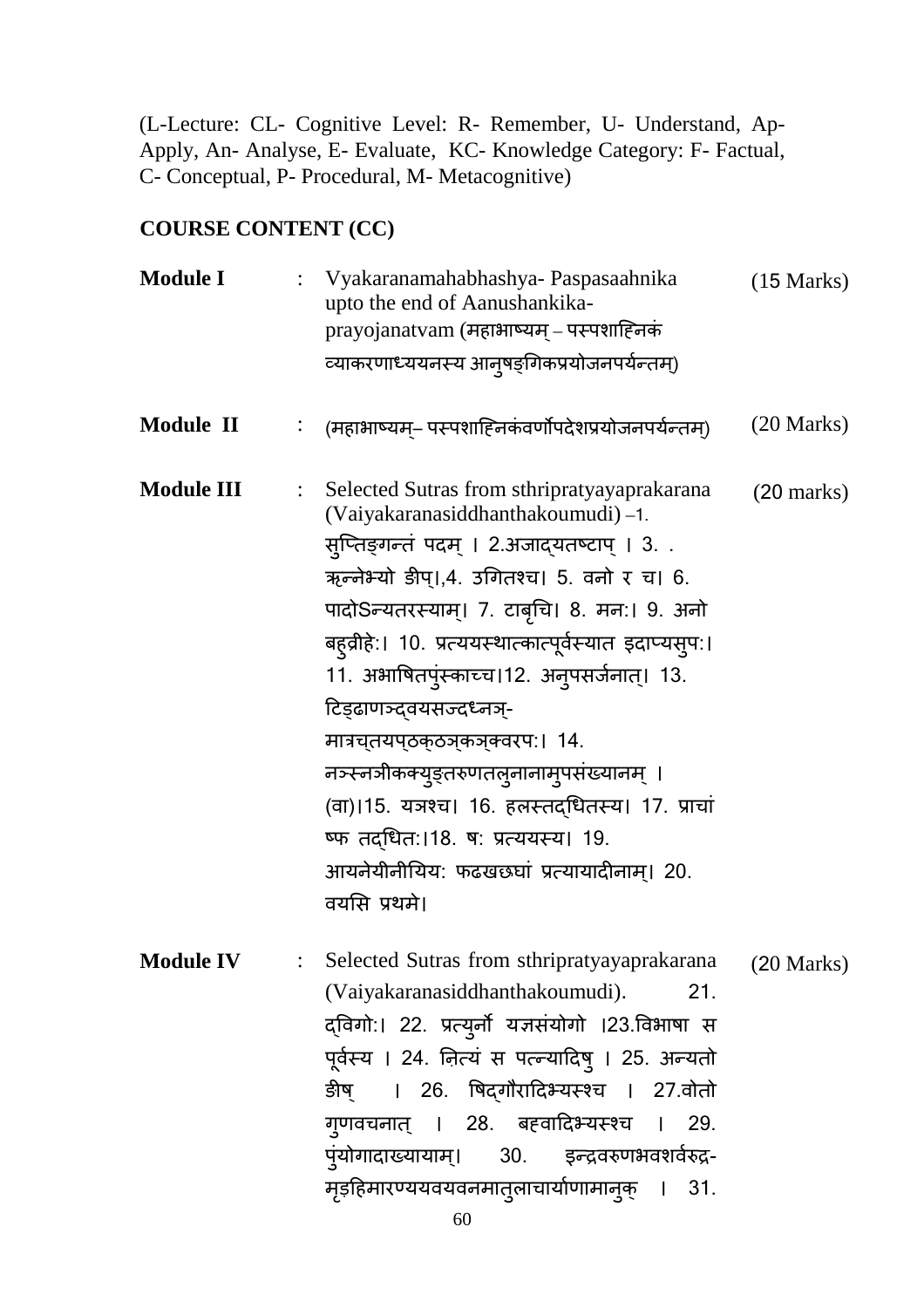(L-Lecture: CL- Cognitive Level: R- Remember, U- Understand, Ap- Apply, An- Analyse, E- Evaluate, KC- Knowledge Category: F- Factual, C- Conceptual, P- Procedural, M- Metacognitive)

## COURSE CONTENT (CC)

| | | | |
|---|---|---|---|
| **Module I** | : | Vyakaranamahabhashya- Paspasaahnika upto the end of Aanushankika-prayojanatvam (महाभाष्यम् – पस्पशाह्निकं व्याकरणाध्ययनस्य आनुषङ्गिकप्रयोजनपर्यन्तम्) | (15 Marks) |
| **Module II** | : | (महाभाष्यम्– पस्पशाह्निकंवर्णोपदेशप्रयोजनपर्यन्तम्) | (20 Marks) |
| **Module III** | : | Selected Sutras from sthripratyayaprakarana (Vaiyakaranasiddhanthakoumudi) –1. सुप्तिङ्गन्तं पदम् । 2.अजाद्यतष्टाप् । 3. . ऋन्नेभ्यो ङीप्।,4. उगितश्च। 5. वनो र च। 6. पादोऽन्यतरस्याम्। 7. टाबृचि। 8. मनः। 9. अनो बहुव्रीहेः। 10. प्रत्ययस्थात्कात्पूर्वस्यात इदाप्यसुपः। 11. अभाषितपुंस्काच्च।12. अनुपसर्जनात्। 13. टिड्ढाणञ्द्वयसज्दघ्नञ्-मात्रच्तयप्ठक्ठञ्कञ्क्वरपः। 14. नञ्स्नञीकक्युङ्तरुणतलुनानामुपसंख्यानम् । (वा)।15. यञश्च। 16. हलस्तद्धितस्य। 17. प्राचां ष्फ तद्धितः।18. षः प्रत्ययस्य। 19. आयनेयीनीयियः फढखछघां प्रत्यायादीनाम्। 20. वयसि प्रथमे। | (20 marks) |
| **Module IV** | : | Selected Sutras from sthripratyayaprakarana (Vaiyakaranasiddhanthakoumudi). 21. द्विगोः। 22. प्रत्युर्नो यज्ञसंयोगो ।23.विभाषा स पूर्वस्य । 24. नित्यं स पत्न्यादिषु । 25. अन्यतो ङीष् । 26. षिद्गौरादिभ्यस्श्च । 27.वोतो गुणवचनात् । 28. बह्वादिभ्यस्श्च । 29. पुंयोगादाख्यायाम्। 30. इन्द्रवरुणभवशर्वरुद्र-मृड़हिमारण्ययवयवनमातुलाचार्याणामानुक् । 31. | (20 Marks) |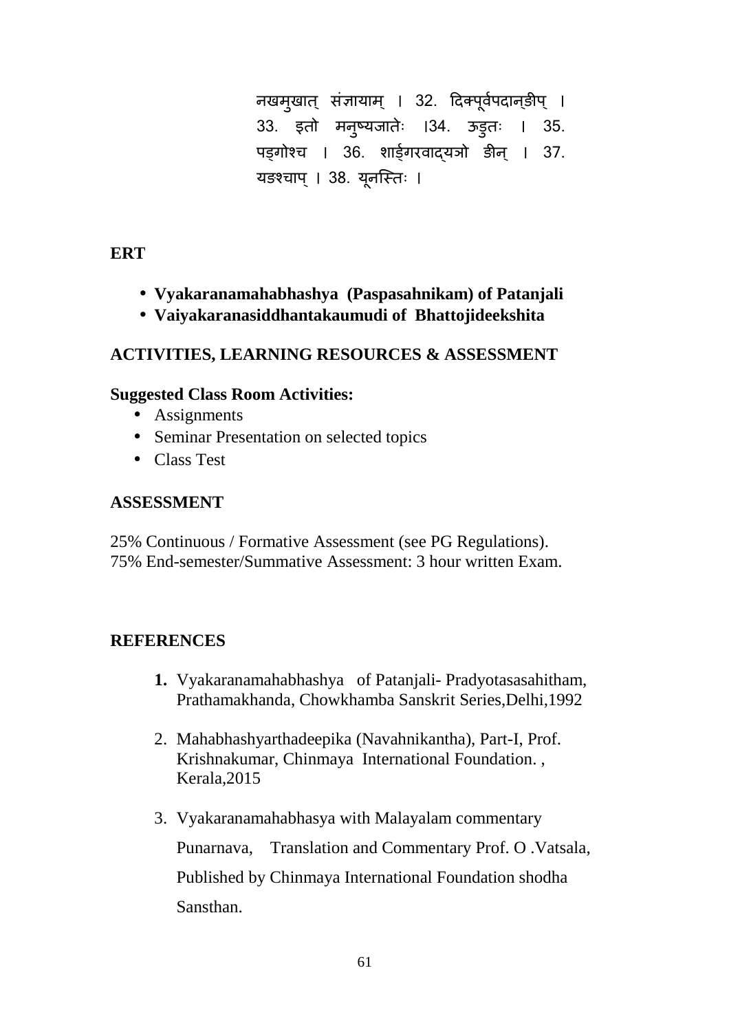नखमुखात् संज्ञायाम् । 32. दिक्पूर्वपदान्ङीप् । 33. इतो मनुष्यजातेः ।34. ऊङुतः । 35. पङ्गोश्च । 36. शार्ङ्गरवाद्यञो ङीन् । 37. यङश्चाप् । 38. यूनस्तिः ।

**ERT**

- **Vyakaranamahabhashya (Paspasahnikam) of Patanjali**
- **Vaiyakaranasiddhantakaumudi of Bhattojideekshita**

**ACTIVITIES, LEARNING RESOURCES & ASSESSMENT**

**Suggested Class Room Activities:**

- Assignments
- Seminar Presentation on selected topics
- Class Test

**ASSESSMENT**

25% Continuous / Formative Assessment (see PG Regulations).
75% End-semester/Summative Assessment: 3 hour written Exam.

**REFERENCES**

1. Vyakaranamahabhashya of Patanjali- Pradyotasasahitham, Prathamakhanda, Chowkhamba Sanskrit Series,Delhi,1992
2. Mahabhashyarthadeepika (Navahnikantha), Part-I, Prof. Krishnakumar, Chinmaya International Foundation. , Kerala,2015
3. Vyakaranamahabhasya with Malayalam commentary Punarnava, Translation and Commentary Prof. O .Vatsala, Published by Chinmaya International Foundation shodha Sansthan.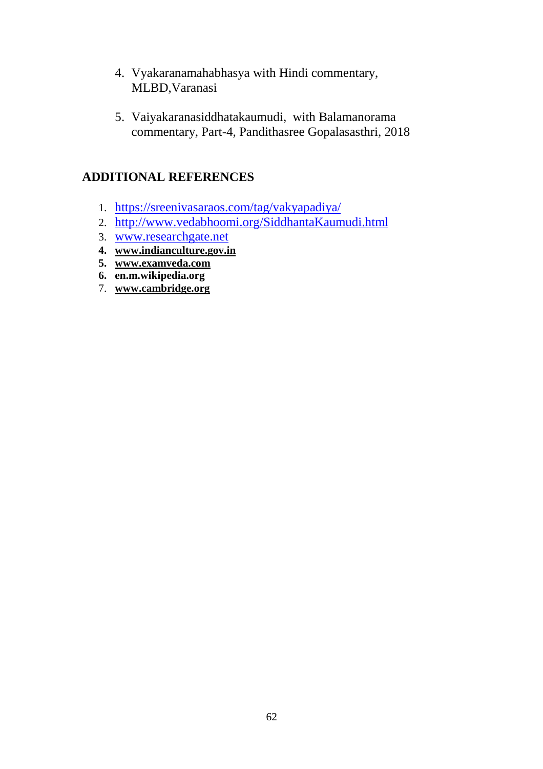4. Vyakaranamahabhasya with Hindi commentary, MLBD,Varanasi

5. Vaiyakaranasiddhatakaumudi, with Balamanorama commentary, Part-4, Pandithasree Gopalasasthri, 2018

## ADDITIONAL REFERENCES

1. https://sreenivasaraos.com/tag/vakyapadiya/
2. http://www.vedabhoomi.org/SiddhantaKaumudi.html
3. www.researchgate.net
4. **www.indianculture.gov.in**
5. **www.examveda.com**
6. **en.m.wikipedia.org**
7. **www.cambridge.org**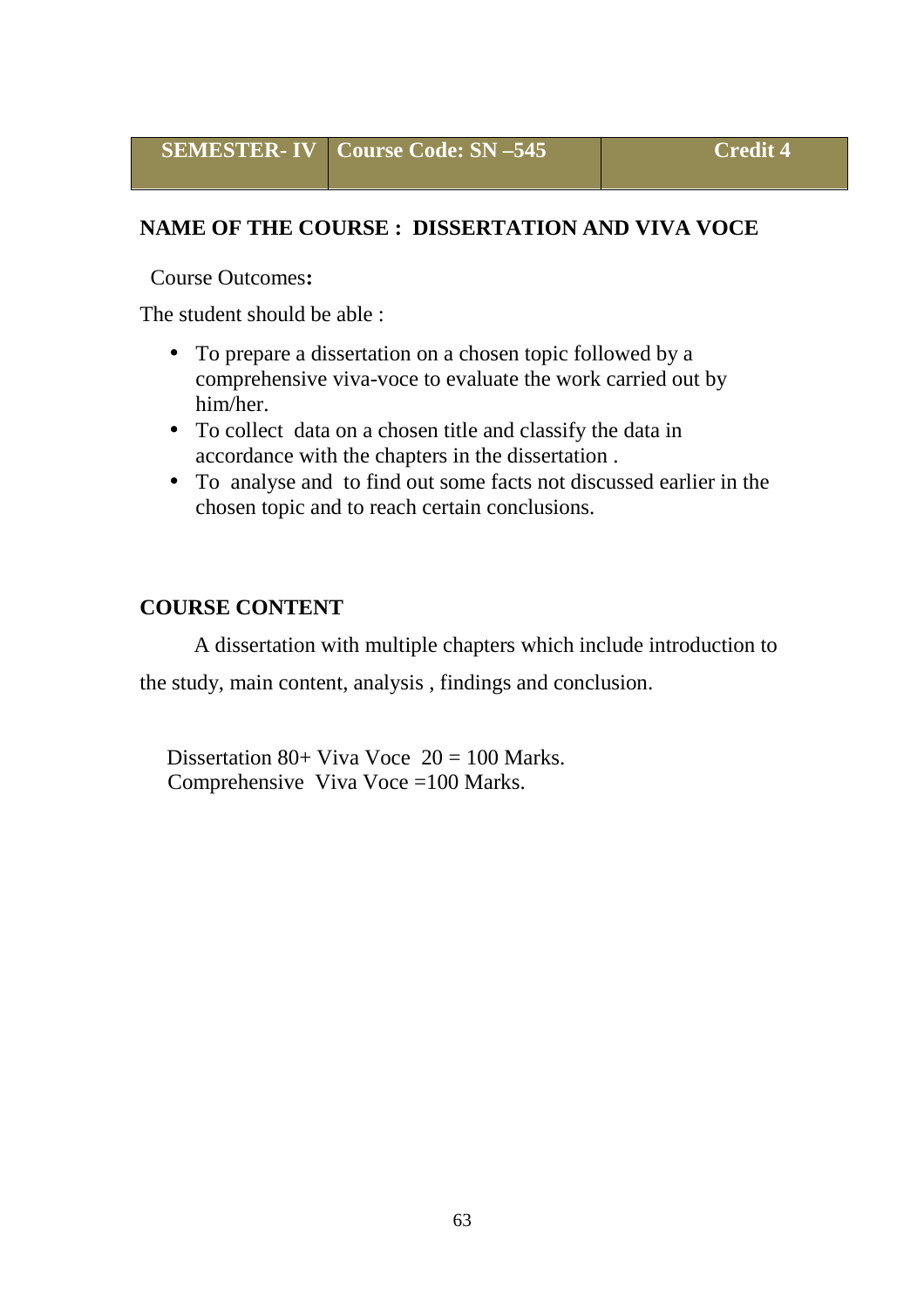| SEMESTER- IV | Course Code: SN –545 | Credit 4 |
| --- | --- | --- |

**NAME OF THE COURSE : DISSERTATION AND VIVA VOCE**

Course Outcomes**:**

The student should be able :

- To prepare a dissertation on a chosen topic followed by a comprehensive viva-voce to evaluate the work carried out by him/her.
- To collect data on a chosen title and classify the data in accordance with the chapters in the dissertation .
- To analyse and to find out some facts not discussed earlier in the chosen topic and to reach certain conclusions.

**COURSE CONTENT**

A dissertation with multiple chapters which include introduction to the study, main content, analysis , findings and conclusion.

Dissertation 80+ Viva Voce 20 = 100 Marks.
Comprehensive Viva Voce =100 Marks.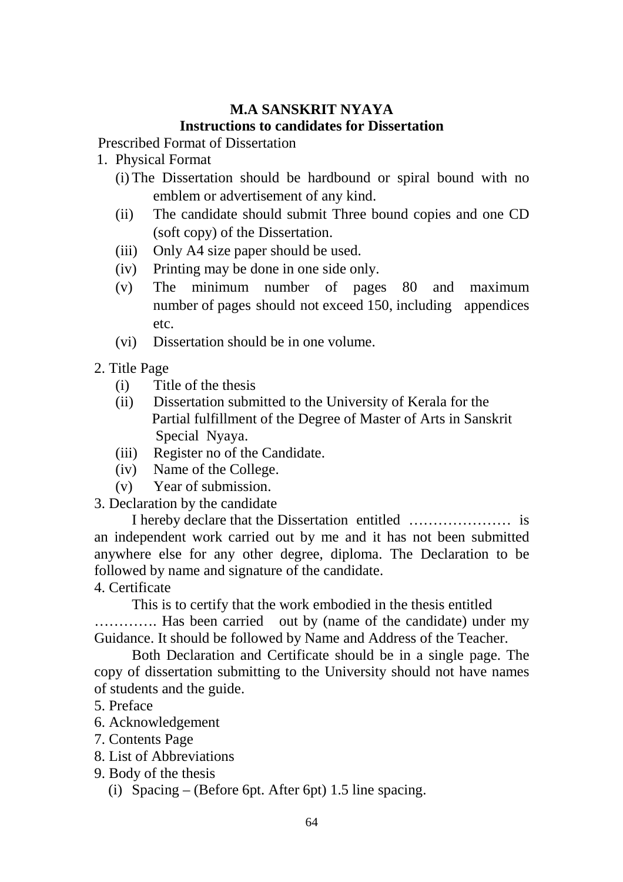**M.A SANSKRIT NYAYA**

**Instructions to candidates for Dissertation**

Prescribed Format of Dissertation

1. Physical Format
   - (i) The Dissertation should be hardbound or spiral bound with no emblem or advertisement of any kind.
   - (ii) The candidate should submit Three bound copies and one CD (soft copy) of the Dissertation.
   - (iii) Only A4 size paper should be used.
   - (iv) Printing may be done in one side only.
   - (v) The minimum number of pages 80 and maximum number of pages should not exceed 150, including appendices etc.
   - (vi) Dissertation should be in one volume.

2. Title Page
   - (i) Title of the thesis
   - (ii) Dissertation submitted to the University of Kerala for the Partial fulfillment of the Degree of Master of Arts in Sanskrit Special Nyaya.
   - (iii) Register no of the Candidate.
   - (iv) Name of the College.
   - (v) Year of submission.

3. Declaration by the candidate

I hereby declare that the Dissertation entitled ………………… is an independent work carried out by me and it has not been submitted anywhere else for any other degree, diploma. The Declaration to be followed by name and signature of the candidate.

4. Certificate

This is to certify that the work embodied in the thesis entitled …………. Has been carried out by (name of the candidate) under my Guidance. It should be followed by Name and Address of the Teacher.

Both Declaration and Certificate should be in a single page. The copy of dissertation submitting to the University should not have names of students and the guide.

5. Preface
6. Acknowledgement
7. Contents Page
8. List of Abbreviations
9. Body of the thesis
   - (i) Spacing – (Before 6pt. After 6pt) 1.5 line spacing.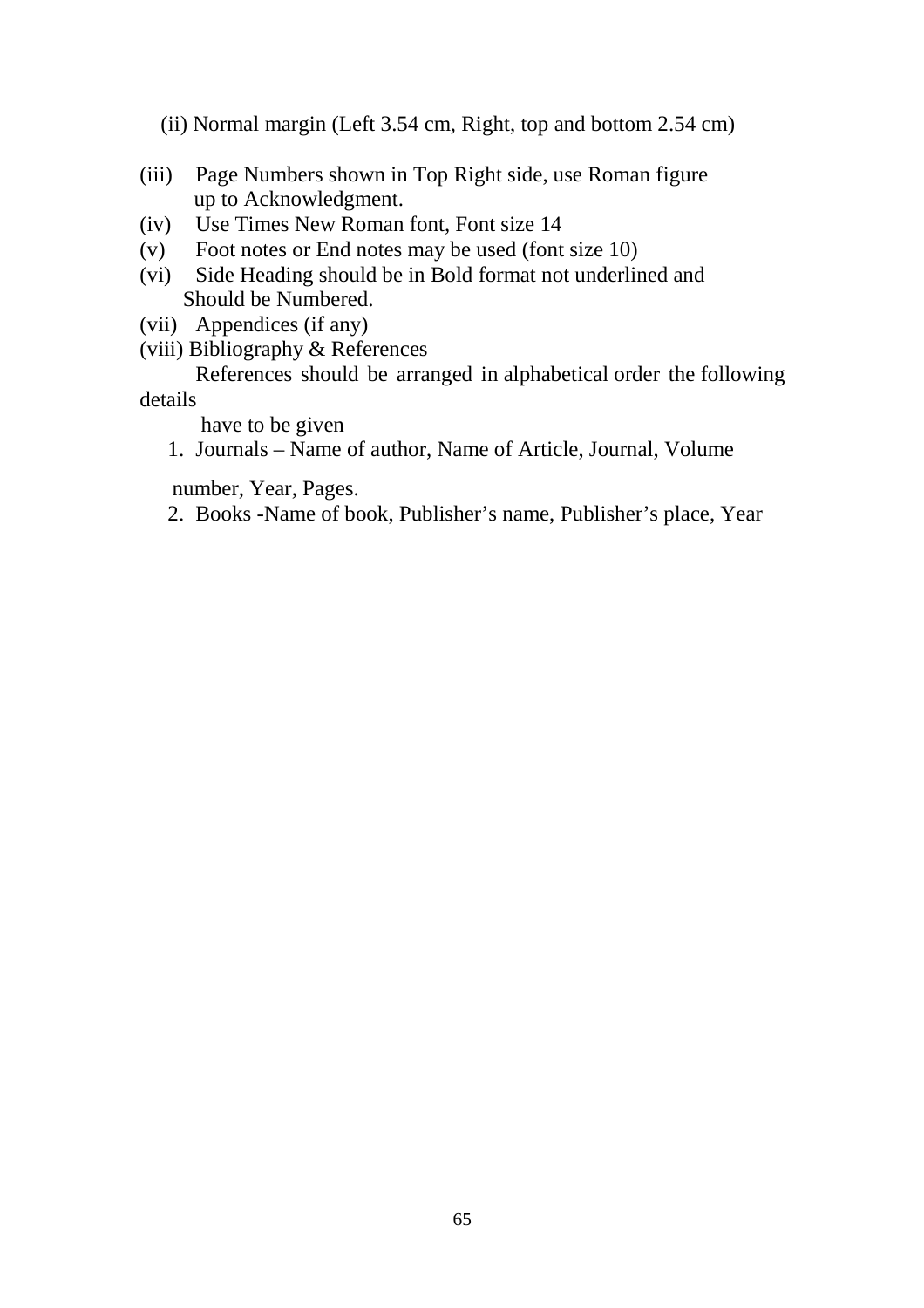(ii) Normal margin (Left 3.54 cm, Right, top and bottom 2.54 cm)

(iii) Page Numbers shown in Top Right side, use Roman figure up to Acknowledgment.

(iv) Use Times New Roman font, Font size 14

(v) Foot notes or End notes may be used (font size 10)

(vi) Side Heading should be in Bold format not underlined and Should be Numbered.

(vii) Appendices (if any)

(viii) Bibliography & References

References should be arranged in alphabetical order the following details have to be given

1. Journals – Name of author, Name of Article, Journal, Volume number, Year, Pages.
2. Books -Name of book, Publisher's name, Publisher's place, Year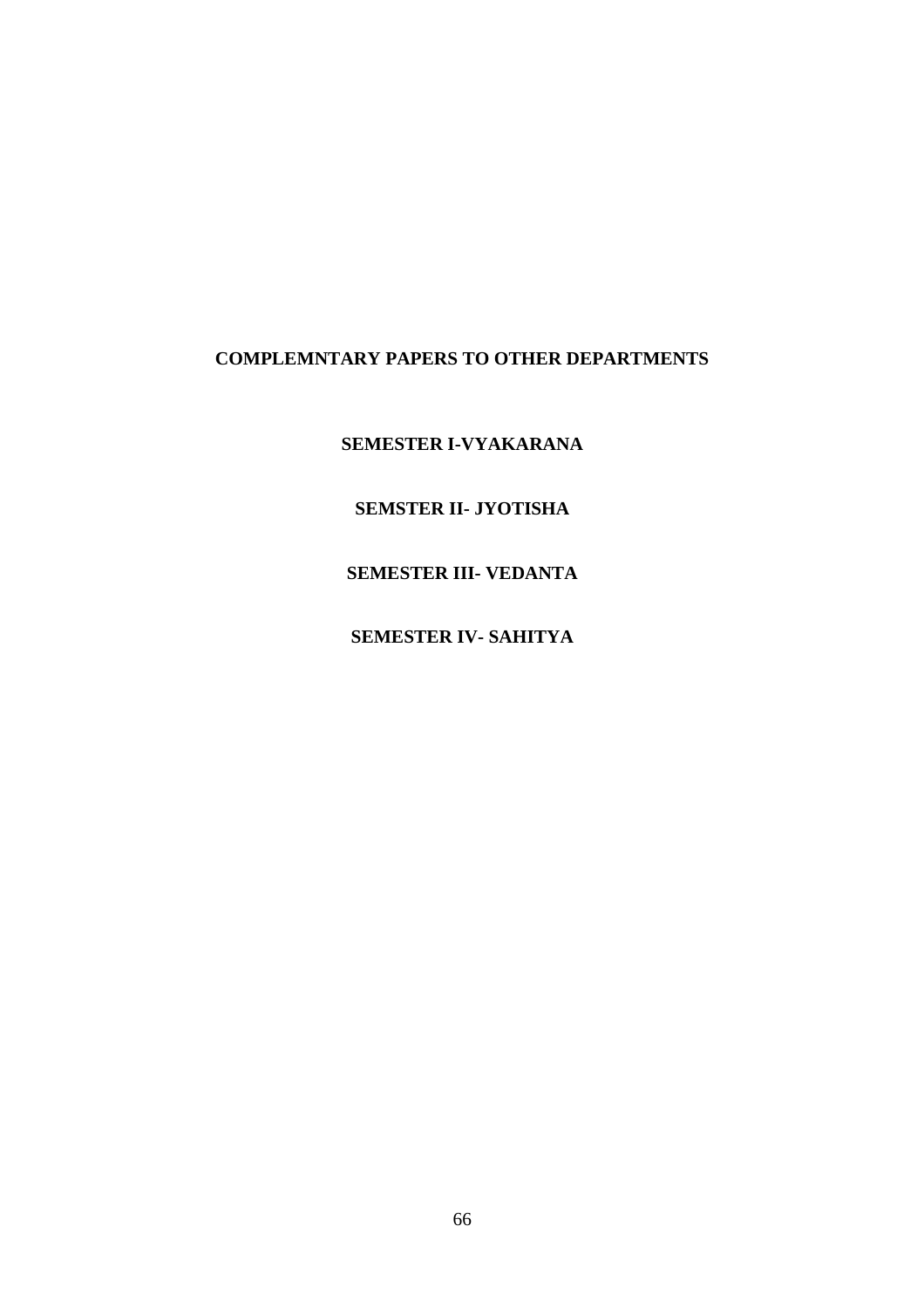**COMPLEMNTARY PAPERS TO OTHER DEPARTMENTS**

**SEMESTER I-VYAKARANA**

**SEMSTER II- JYOTISHA**

**SEMESTER III- VEDANTA**

**SEMESTER IV- SAHITYA**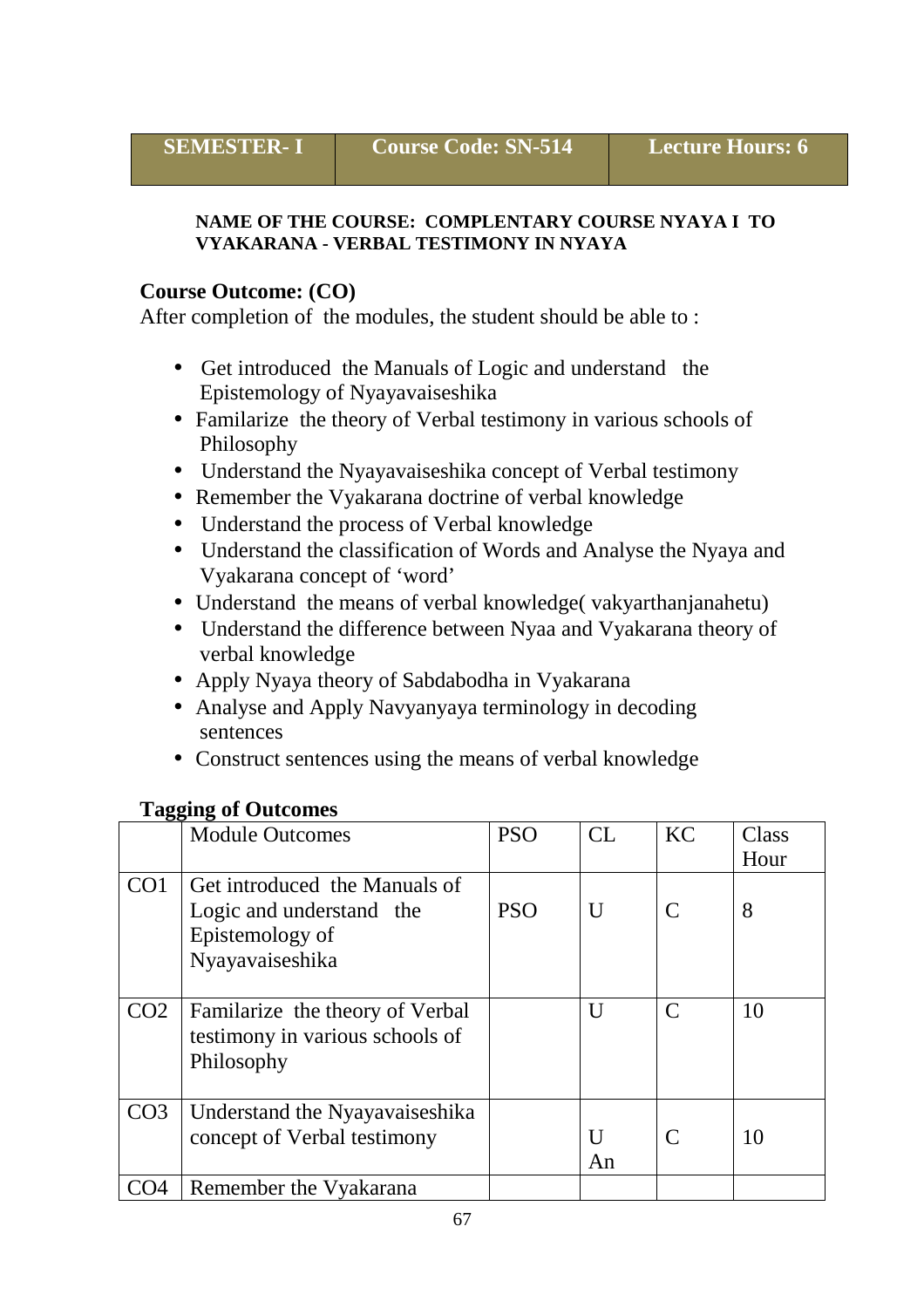| SEMESTER- I | Course Code: SN-514 | Lecture Hours: 6 |
|---|---|---|

**NAME OF THE COURSE: COMPLENTARY COURSE NYAYA I TO VYAKARANA - VERBAL TESTIMONY IN NYAYA**

**Course Outcome: (CO)**

After completion of the modules, the student should be able to :

- Get introduced the Manuals of Logic and understand the Epistemology of Nyayavaiseshika
- Familarize the theory of Verbal testimony in various schools of Philosophy
- Understand the Nyayavaiseshika concept of Verbal testimony
- Remember the Vyakarana doctrine of verbal knowledge
- Understand the process of Verbal knowledge
- Understand the classification of Words and Analyse the Nyaya and Vyakarana concept of 'word'
- Understand the means of verbal knowledge( vakyarthanjanahetu)
- Understand the difference between Nyaa and Vyakarana theory of verbal knowledge
- Apply Nyaya theory of Sabdabodha in Vyakarana
- Analyse and Apply Navyanyaya terminology in decoding sentences
- Construct sentences using the means of verbal knowledge

**Tagging of Outcomes**

| | Module Outcomes | PSO | CL | KC | Class Hour |
|---|---|---|---|---|---|
| CO1 | Get introduced the Manuals of Logic and understand the Epistemology of Nyayavaiseshika | PSO | U | C | 8 |
| CO2 | Familarize the theory of Verbal testimony in various schools of Philosophy | | U | C | 10 |
| CO3 | Understand the Nyayavaiseshika concept of Verbal testimony | | U An | C | 10 |
| CO4 | Remember the Vyakarana | | | | |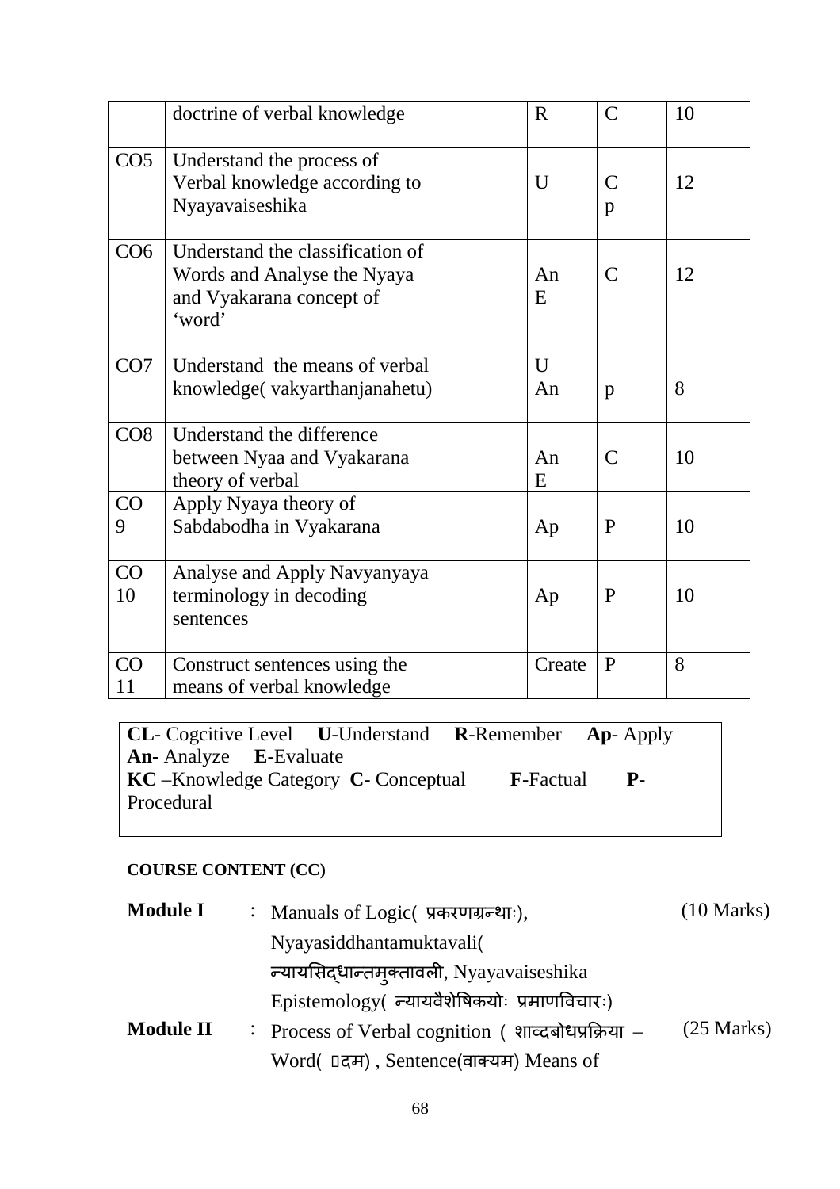| | | | | | |
|---|---|---|---|---|---|
| | doctrine of verbal knowledge | | R | C | 10 |
| CO5 | Understand the process of Verbal knowledge according to Nyayavaiseshika | | U | C p | 12 |
| CO6 | Understand the classification of Words and Analyse the Nyaya and Vyakarana concept of 'word' | | An E | C | 12 |
| CO7 | Understand the means of verbal knowledge( vakyarthanjanahetu) | | U An | p | 8 |
| CO8 | Understand the difference between Nyaa and Vyakarana theory of verbal | | An E | C | 10 |
| CO 9 | Apply Nyaya theory of Sabdabodha in Vyakarana | | Ap | P | 10 |
| CO 10 | Analyse and Apply Navyanyaya terminology in decoding sentences | | Ap | P | 10 |
| CO 11 | Construct sentences using the means of verbal knowledge | | Create | P | 8 |

**CL**- Cogcitive Level **U**-Understand **R**-Remember **Ap**- Apply
**An**- Analyze **E**-Evaluate
**KC** –Knowledge Category **C**- Conceptual **F**-Factual **P**-Procedural

**COURSE CONTENT (CC)**

**Module I** : Manuals of Logic( प्रकरणग्रन्थाः), Nyayasiddhantamuktavali( न्यायसिद्धान्तमुक्तावली, Nyayavaiseshika Epistemology( न्यायवैशेषिकयोः प्रमाणविचारः) (10 Marks)

**Module II** : Process of Verbal cognition ( शाव्दबोधप्रक्रिया – Word( पदम) , Sentence(वाक्यम) Means of (25 Marks)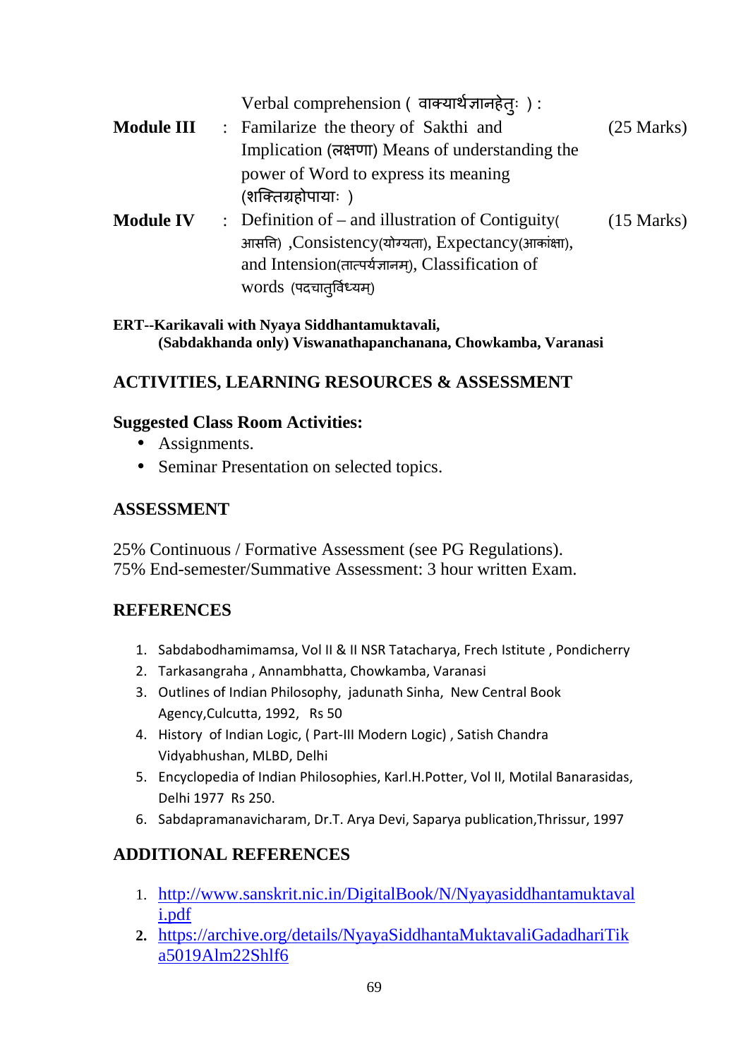Verbal comprehension ( वाक्यार्थज्ञानहेतुः ) :

**Module III** : Familarize the theory of Sakthi and Implication (लक्षणा) Means of understanding the power of Word to express its meaning (शक्तिग्रहोपायाः ) (25 Marks)

**Module IV** : Definition of – and illustration of Contiguity( आसत्ति) ,Consistency(योग्यता), Expectancy(आकांक्षा), and Intension(तात्पर्यज्ञानम्), Classification of words (पदचातुर्विध्यम्) (15 Marks)

**ERT--Karikavali with Nyaya Siddhantamuktavali, (Sabdakhanda only) Viswanathapanchanana, Chowkamba, Varanasi**

## ACTIVITIES, LEARNING RESOURCES & ASSESSMENT

### Suggested Class Room Activities:

- Assignments.
- Seminar Presentation on selected topics.

## ASSESSMENT

25% Continuous / Formative Assessment (see PG Regulations).
75% End-semester/Summative Assessment: 3 hour written Exam.

## REFERENCES

1. Sabdabodhamimamsa, Vol II & II NSR Tatacharya, Frech Istitute , Pondicherry
2. Tarkasangraha , Annambhatta, Chowkamba, Varanasi
3. Outlines of Indian Philosophy, jadunath Sinha, New Central Book Agency,Culcutta, 1992, Rs 50
4. History of Indian Logic, ( Part-III Modern Logic) , Satish Chandra Vidyabhushan, MLBD, Delhi
5. Encyclopedia of Indian Philosophies, Karl.H.Potter, Vol II, Motilal Banarasidas, Delhi 1977 Rs 250.
6. Sabdapramanavicharam, Dr.T. Arya Devi, Saparya publication,Thrissur, 1997

## ADDITIONAL REFERENCES

1. http://www.sanskrit.nic.in/DigitalBook/N/Nyayasiddhantamuktavali.pdf
2. https://archive.org/details/NyayaSiddhantaMuktavaliGadadhariTika5019Alm22Shlf6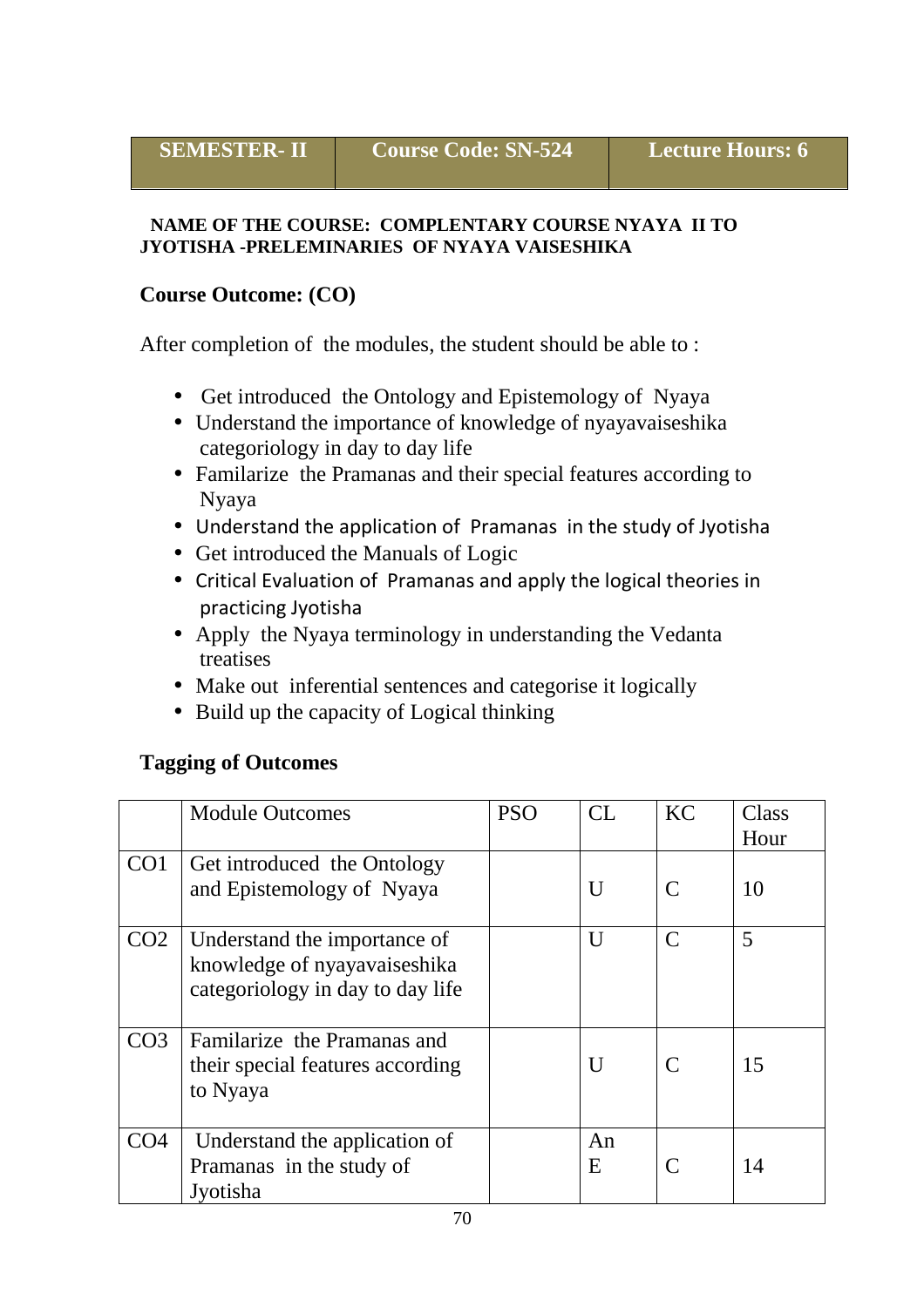| SEMESTER- II | Course Code: SN-524 | Lecture Hours: 6 |
|---|---|---|

**NAME OF THE COURSE: COMPLENTARY COURSE NYAYA II TO JYOTISHA -PRELEMINARIES OF NYAYA VAISESHIKA**

**Course Outcome: (CO)**

After completion of the modules, the student should be able to :

- Get introduced the Ontology and Epistemology of Nyaya
- Understand the importance of knowledge of nyayavaiseshika categoriology in day to day life
- Familarize the Pramanas and their special features according to Nyaya
- Understand the application of Pramanas in the study of Jyotisha
- Get introduced the Manuals of Logic
- Critical Evaluation of Pramanas and apply the logical theories in practicing Jyotisha
- Apply the Nyaya terminology in understanding the Vedanta treatises
- Make out inferential sentences and categorise it logically
- Build up the capacity of Logical thinking

**Tagging of Outcomes**

| | Module Outcomes | PSO | CL | KC | Class Hour |
|---|---|---|---|---|---|
| CO1 | Get introduced the Ontology and Epistemology of Nyaya | | U | C | 10 |
| CO2 | Understand the importance of knowledge of nyayavaiseshika categoriology in day to day life | | U | C | 5 |
| CO3 | Familarize the Pramanas and their special features according to Nyaya | | U | C | 15 |
| CO4 | Understand the application of Pramanas in the study of Jyotisha | | An E | C | 14 |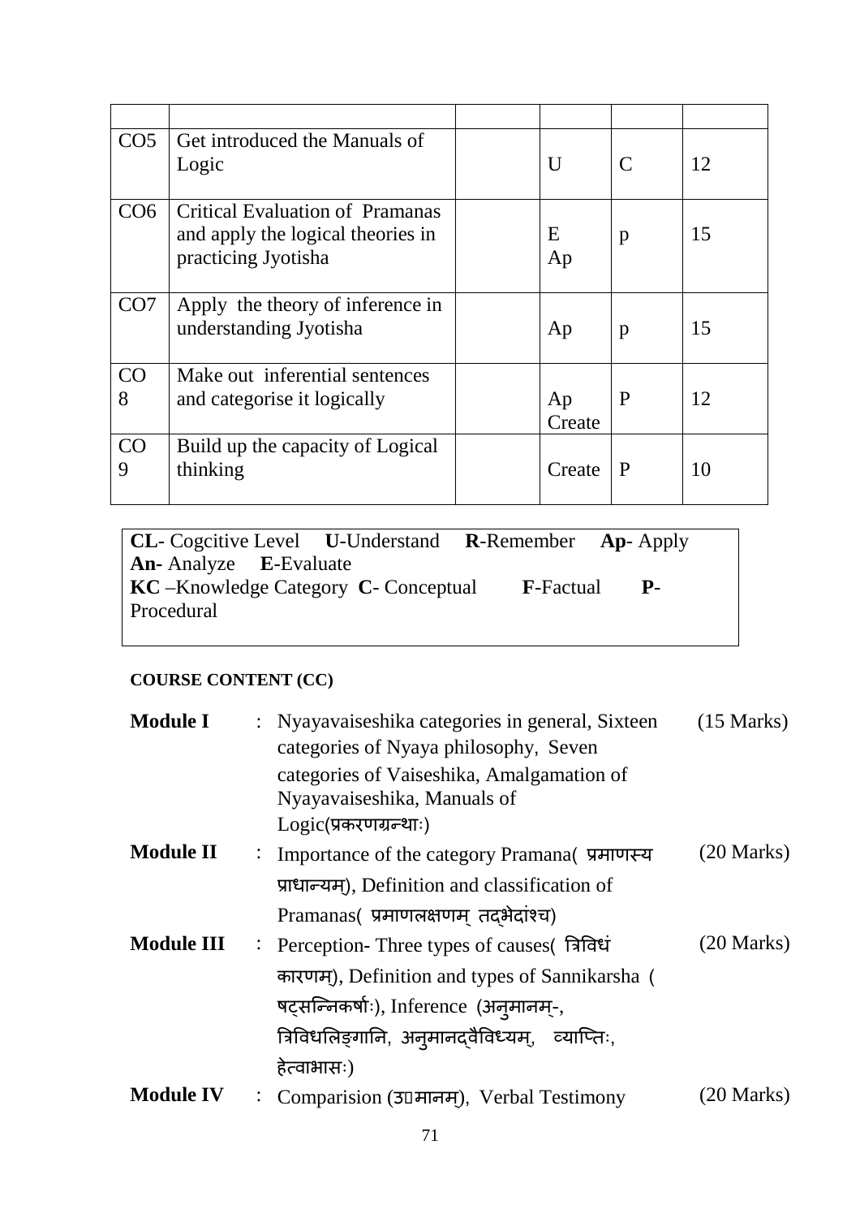| | | | | | |
|---|---|---|---|---|---|
| CO5 | Get introduced the Manuals of Logic | | U | C | 12 |
| CO6 | Critical Evaluation of Pramanas and apply the logical theories in practicing Jyotisha | | E Ap | p | 15 |
| CO7 | Apply the theory of inference in understanding Jyotisha | | Ap | p | 15 |
| CO 8 | Make out inferential sentences and categorise it logically | | Ap Create | P | 12 |
| CO 9 | Build up the capacity of Logical thinking | | Create | P | 10 |

**CL**- Cogcitive Level **U**-Understand **R**-Remember **Ap**- Apply
**An**- Analyze **E**-Evaluate
**KC** –Knowledge Category **C**- Conceptual **F**-Factual **P**-Procedural

**COURSE CONTENT (CC)**

| | | | |
|---|---|---|---|
| **Module I** | : | Nyayavaiseshika categories in general, Sixteen categories of Nyaya philosophy, Seven categories of Vaiseshika, Amalgamation of Nyayavaiseshika, Manuals of Logic(प्रकरणग्रन्थाः) | (15 Marks) |
| **Module II** | : | Importance of the category Pramana( प्रमाणस्य प्राधान्यम्), Definition and classification of Pramanas( प्रमाणलक्षणम् तद्भेदांश्च) | (20 Marks) |
| **Module III** | : | Perception- Three types of causes( त्रिविधं कारणम्), Definition and types of Sannikarsha ( षट्सन्निकर्षाः), Inference (अनुमानम्-, त्रिविधलिङ्गानि, अनुमानद्वैविध्यम्, व्याप्तिः, हेत्वाभासः) | (20 Marks) |
| **Module IV** | : | Comparision (उपमानम्), Verbal Testimony | (20 Marks) |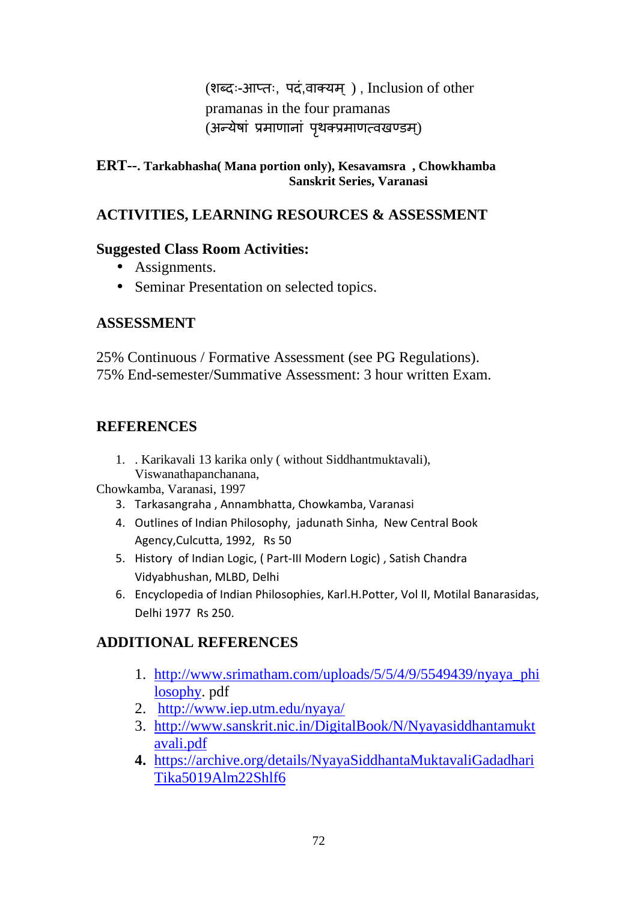(शब्दः-आप्तः, पदं,वाक्यम् ) , Inclusion of other pramanas in the four pramanas (अन्येषां प्रमाणानां पृथक्प्रमाणत्वखण्डम्)

**ERT--. Tarkabhasha( Mana portion only), Kesavamsra , Chowkhamba Sanskrit Series, Varanasi**

## ACTIVITIES, LEARNING RESOURCES & ASSESSMENT

### Suggested Class Room Activities:

- Assignments.
- Seminar Presentation on selected topics.

### ASSESSMENT

25% Continuous / Formative Assessment (see PG Regulations).
75% End-semester/Summative Assessment: 3 hour written Exam.

### REFERENCES

1. . Karikavali 13 karika only ( without Siddhantmuktavali), Viswanathapanchanana,

Chowkamba, Varanasi, 1997

3. Tarkasangraha , Annambhatta, Chowkamba, Varanasi
4. Outlines of Indian Philosophy, jadunath Sinha, New Central Book Agency,Culcutta, 1992, Rs 50
5. History of Indian Logic, ( Part-III Modern Logic) , Satish Chandra Vidyabhushan, MLBD, Delhi
6. Encyclopedia of Indian Philosophies, Karl.H.Potter, Vol II, Motilal Banarasidas, Delhi 1977 Rs 250.

### ADDITIONAL REFERENCES

1. http://www.srimatham.com/uploads/5/5/4/9/5549439/nyaya_philosophy. pdf
2. http://www.iep.utm.edu/nyaya/
3. http://www.sanskrit.nic.in/DigitalBook/N/Nyayasiddhantamuktavali.pdf
4. https://archive.org/details/NyayaSiddhantaMuktavaliGadadhariTika5019Alm22Shlf6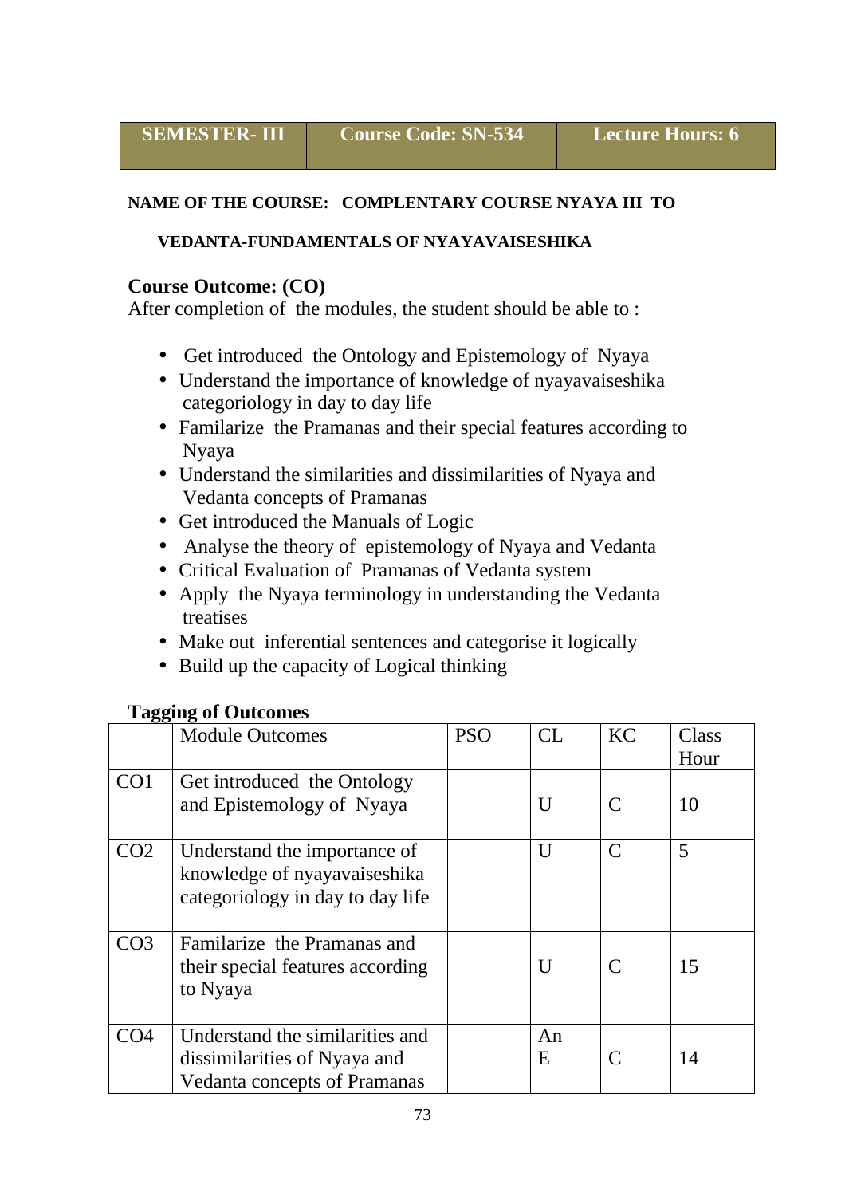| SEMESTER- III | Course Code: SN-534 | Lecture Hours: 6 |
|---|---|---|

**NAME OF THE COURSE: COMPLENTARY COURSE NYAYA III TO**

**VEDANTA-FUNDAMENTALS OF NYAYAVAISESHIKA**

**Course Outcome: (CO)**

After completion of the modules, the student should be able to :

- Get introduced the Ontology and Epistemology of Nyaya
- Understand the importance of knowledge of nyayavaiseshika categoriology in day to day life
- Familarize the Pramanas and their special features according to Nyaya
- Understand the similarities and dissimilarities of Nyaya and Vedanta concepts of Pramanas
- Get introduced the Manuals of Logic
- Analyse the theory of epistemology of Nyaya and Vedanta
- Critical Evaluation of Pramanas of Vedanta system
- Apply the Nyaya terminology in understanding the Vedanta treatises
- Make out inferential sentences and categorise it logically
- Build up the capacity of Logical thinking

**Tagging of Outcomes**

| | Module Outcomes | PSO | CL | KC | Class Hour |
|---|---|---|---|---|---|
| CO1 | Get introduced the Ontology and Epistemology of Nyaya | | U | C | 10 |
| CO2 | Understand the importance of knowledge of nyayavaiseshika categoriology in day to day life | | U | C | 5 |
| CO3 | Familarize the Pramanas and their special features according to Nyaya | | U | C | 15 |
| CO4 | Understand the similarities and dissimilarities of Nyaya and Vedanta concepts of Pramanas | | An E | C | 14 |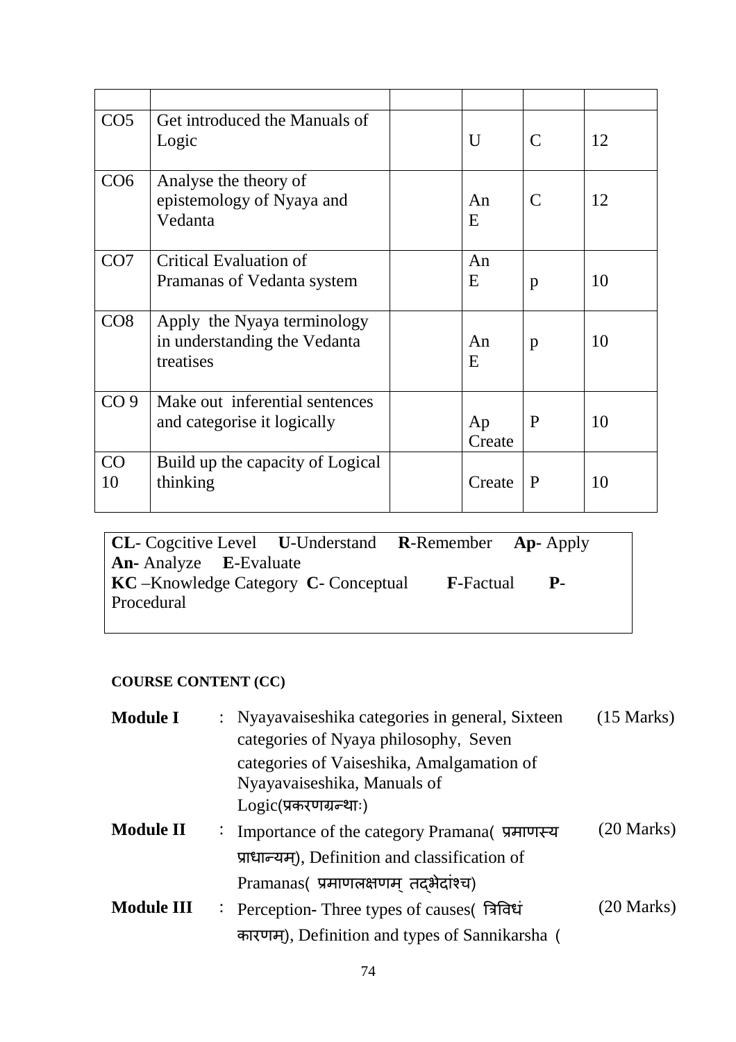| | | | | | |
|---|---|---|---|---|---|
| CO5 | Get introduced the Manuals of Logic | | U | C | 12 |
| CO6 | Analyse the theory of epistemology of Nyaya and Vedanta | | An E | C | 12 |
| CO7 | Critical Evaluation of Pramanas of Vedanta system | | An E | p | 10 |
| CO8 | Apply the Nyaya terminology in understanding the Vedanta treatises | | An E | p | 10 |
| CO 9 | Make out inferential sentences and categorise it logically | | Ap Create | P | 10 |
| CO 10 | Build up the capacity of Logical thinking | | Create | P | 10 |

**CL**- Cogcitive Level **U**-Understand **R**-Remember **Ap**- Apply
**An-** Analyze **E**-Evaluate
**KC** –Knowledge Category **C**- Conceptual **F**-Factual **P**-Procedural

**COURSE CONTENT (CC)**

**Module I** : Nyayavaiseshika categories in general, Sixteen categories of Nyaya philosophy, Seven categories of Vaiseshika, Amalgamation of Nyayavaiseshika, Manuals of Logic(प्रकरणग्रन्थाः) (15 Marks)

**Module II** : Importance of the category Pramana( प्रमाणस्य प्राधान्यम्), Definition and classification of Pramanas( प्रमाणलक्षणम् तद्भेदांश्च) (20 Marks)

**Module III** : Perception- Three types of causes( त्रिविधं कारणम्), Definition and types of Sannikarsha ( (20 Marks)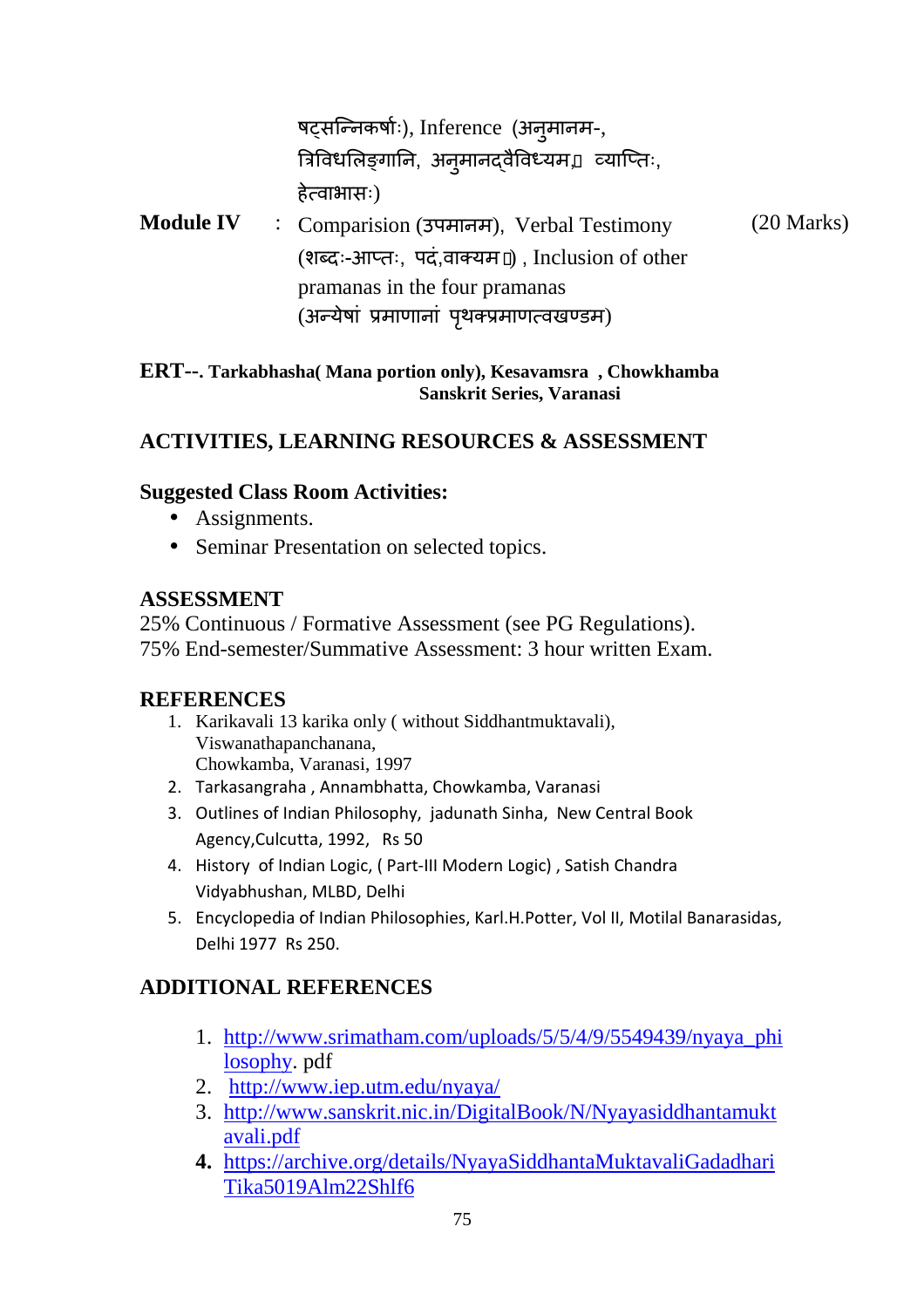षट्सन्निकर्षाः), Inference (अनुमानम-, त्रिविधलिङ्गानि, अनुमानद्वैविध्यम, व्याप्तिः, हेत्वाभासः)

**Module IV** : Comparision (उपमानम), Verbal Testimony (शब्दः-आप्तः, पदं,वाक्यम ) , Inclusion of other pramanas in the four pramanas (अन्येषां प्रमाणानां पृथक्प्रमाणत्वखण्डम) (20 Marks)

**ERT--. Tarkabhasha( Mana portion only), Kesavamsra , Chowkhamba Sanskrit Series, Varanasi**

## ACTIVITIES, LEARNING RESOURCES & ASSESSMENT

### Suggested Class Room Activities:

- Assignments.
- Seminar Presentation on selected topics.

### ASSESSMENT

25% Continuous / Formative Assessment (see PG Regulations).
75% End-semester/Summative Assessment: 3 hour written Exam.

### REFERENCES

1. Karikavali 13 karika only ( without Siddhantmuktavali), Viswanathapanchanana, Chowkamba, Varanasi, 1997
2. Tarkasangraha , Annambhatta, Chowkamba, Varanasi
3. Outlines of Indian Philosophy, jadunath Sinha, New Central Book Agency,Culcutta, 1992, Rs 50
4. History of Indian Logic, ( Part-III Modern Logic) , Satish Chandra Vidyabhushan, MLBD, Delhi
5. Encyclopedia of Indian Philosophies, Karl.H.Potter, Vol II, Motilal Banarasidas, Delhi 1977 Rs 250.

## ADDITIONAL REFERENCES

1. http://www.srimatham.com/uploads/5/5/4/9/5549439/nyaya_philosophy. pdf
2. http://www.iep.utm.edu/nyaya/
3. http://www.sanskrit.nic.in/DigitalBook/N/Nyayasiddhantamuktavali.pdf
4. https://archive.org/details/NyayaSiddhantaMuktavaliGadadhariTika5019Alm22Shlf6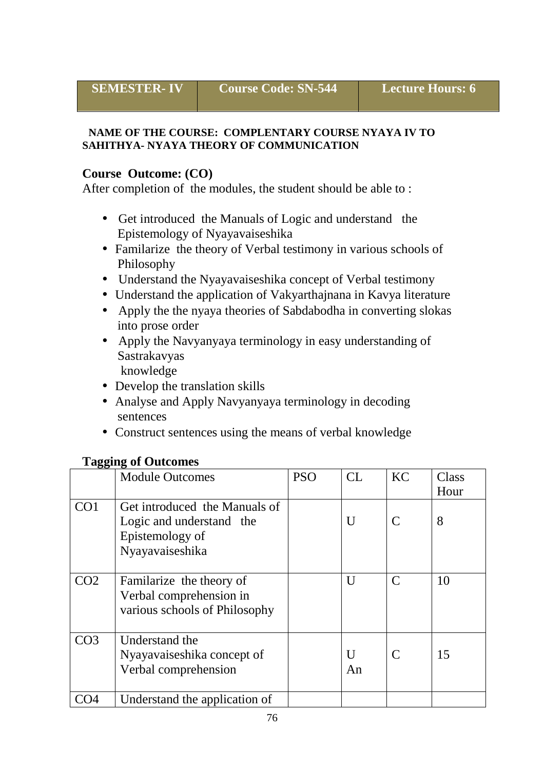| SEMESTER- IV | Course Code: SN-544 | Lecture Hours: 6 |
|---|---|---|

**NAME OF THE COURSE: COMPLENTARY COURSE NYAYA IV TO SAHITHYA- NYAYA THEORY OF COMMUNICATION**

**Course Outcome: (CO)**

After completion of the modules, the student should be able to :

- Get introduced the Manuals of Logic and understand the Epistemology of Nyayavaiseshika
- Familarize the theory of Verbal testimony in various schools of Philosophy
- Understand the Nyayavaiseshika concept of Verbal testimony
- Understand the application of Vakyarthajnana in Kavya literature
- Apply the the nyaya theories of Sabdabodha in converting slokas into prose order
- Apply the Navyanyaya terminology in easy understanding of Sastrakavyas knowledge
- Develop the translation skills
- Analyse and Apply Navyanyaya terminology in decoding sentences
- Construct sentences using the means of verbal knowledge

**Tagging of Outcomes**

| | Module Outcomes | PSO | CL | KC | Class Hour |
|---|---|---|---|---|---|
| CO1 | Get introduced the Manuals of Logic and understand the Epistemology of Nyayavaiseshika | | U | C | 8 |
| CO2 | Familarize the theory of Verbal comprehension in various schools of Philosophy | | U | C | 10 |
| CO3 | Understand the Nyayavaiseshika concept of Verbal comprehension | | U An | C | 15 |
| CO4 | Understand the application of | | | | |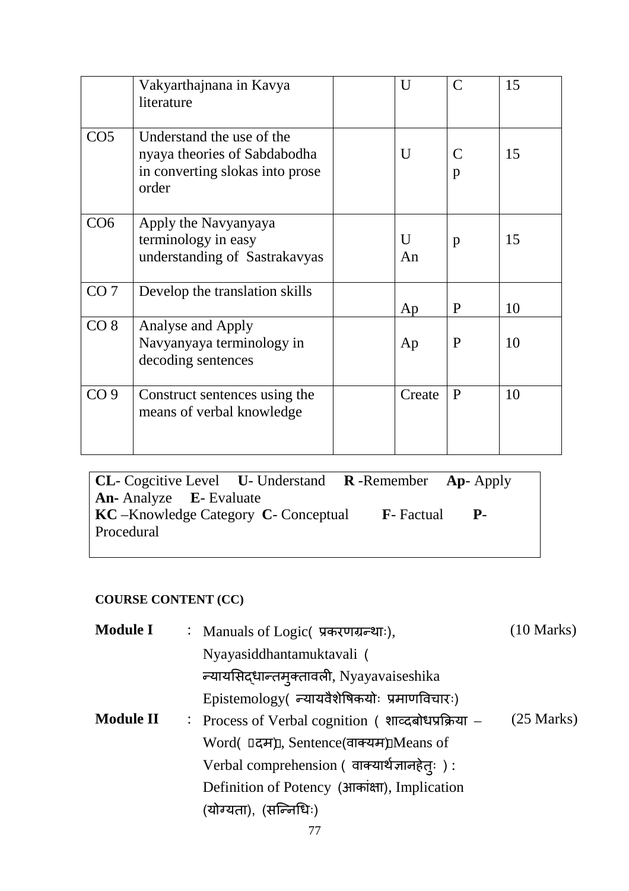| | | | | | |
|---|---|---|---|---|---|
| | Vakyarthajnana in Kavya literature | | U | C | 15 |
| CO5 | Understand the use of the nyaya theories of Sabdabodha in converting slokas into prose order | | U | C p | 15 |
| CO6 | Apply the Navyanyaya terminology in easy understanding of Sastrakavyas | | U An | p | 15 |
| CO 7 | Develop the translation skills | | Ap | P | 10 |
| CO 8 | Analyse and Apply Navyanyaya terminology in decoding sentences | | Ap | P | 10 |
| CO 9 | Construct sentences using the means of verbal knowledge | | Create | P | 10 |

**CL**- Cogcitive Level **U**- Understand **R** -Remember **Ap**- Apply
**An**- Analyze **E**- Evaluate
**KC** –Knowledge Category **C**- Conceptual **F**- Factual **P**- Procedural

**COURSE CONTENT (CC)**

**Module I** : Manuals of Logic( प्रकरणग्रन्थाः), Nyayasiddhantamuktavali ( न्यायसिद्धान्तमुक्तावली, Nyayavaiseshika Epistemology( न्यायवैशेषिकयोः प्रमाणविचारः) (10 Marks)

**Module II** : Process of Verbal cognition ( शाव्दबोधप्रक्रिया – Word( पदम), Sentence(वाक्यम)Means of Verbal comprehension ( वाक्यार्थज्ञानहेतुः ) : Definition of Potency (आकांक्षा), Implication (योग्यता), (सन्निधिः) (25 Marks)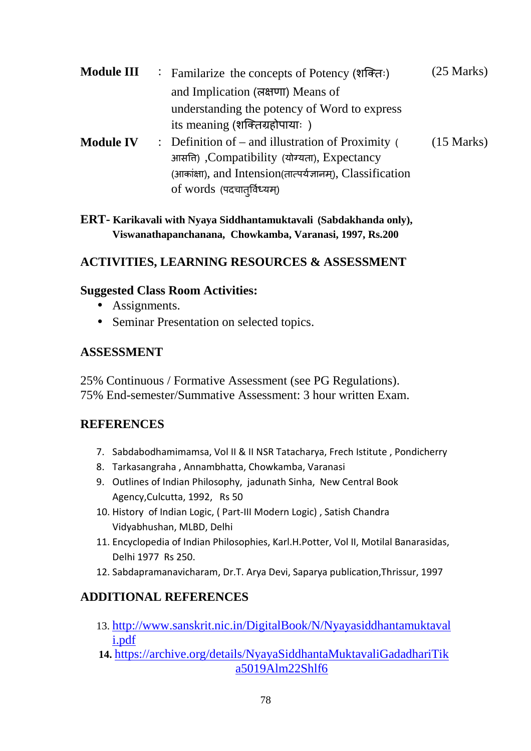**Module III** : Familarize the concepts of Potency (शक्तिः) and Implication (लक्षणा) Means of understanding the potency of Word to express its meaning (शक्तिग्रहोपायाः ) (25 Marks)

**Module IV** : Definition of – and illustration of Proximity ( आसत्ति) ,Compatibility (योग्यता), Expectancy (आकांक्षा), and Intension(तात्पर्यज्ञानम्), Classification of words (पदचातुर्विध्यम्) (15 Marks)

**ERT- Karikavali with Nyaya Siddhantamuktavali (Sabdakhanda only), Viswanathapanchanana, Chowkamba, Varanasi, 1997, Rs.200**

## ACTIVITIES, LEARNING RESOURCES & ASSESSMENT

### Suggested Class Room Activities:

- Assignments.
- Seminar Presentation on selected topics.

## ASSESSMENT

25% Continuous / Formative Assessment (see PG Regulations).
75% End-semester/Summative Assessment: 3 hour written Exam.

## REFERENCES

7. Sabdabodhamimamsa, Vol II & II NSR Tatacharya, Frech Istitute , Pondicherry
8. Tarkasangraha , Annambhatta, Chowkamba, Varanasi
9. Outlines of Indian Philosophy, jadunath Sinha, New Central Book Agency,Culcutta, 1992, Rs 50
10. History of Indian Logic, ( Part-III Modern Logic) , Satish Chandra Vidyabhushan, MLBD, Delhi
11. Encyclopedia of Indian Philosophies, Karl.H.Potter, Vol II, Motilal Banarasidas, Delhi 1977 Rs 250.
12. Sabdapramanavicharam, Dr.T. Arya Devi, Saparya publication,Thrissur, 1997

## ADDITIONAL REFERENCES

13. http://www.sanskrit.nic.in/DigitalBook/N/Nyayasiddhantamuktavali.pdf
14. https://archive.org/details/NyayaSiddhantaMuktavaliGadadhariTika5019Alm22Shlf6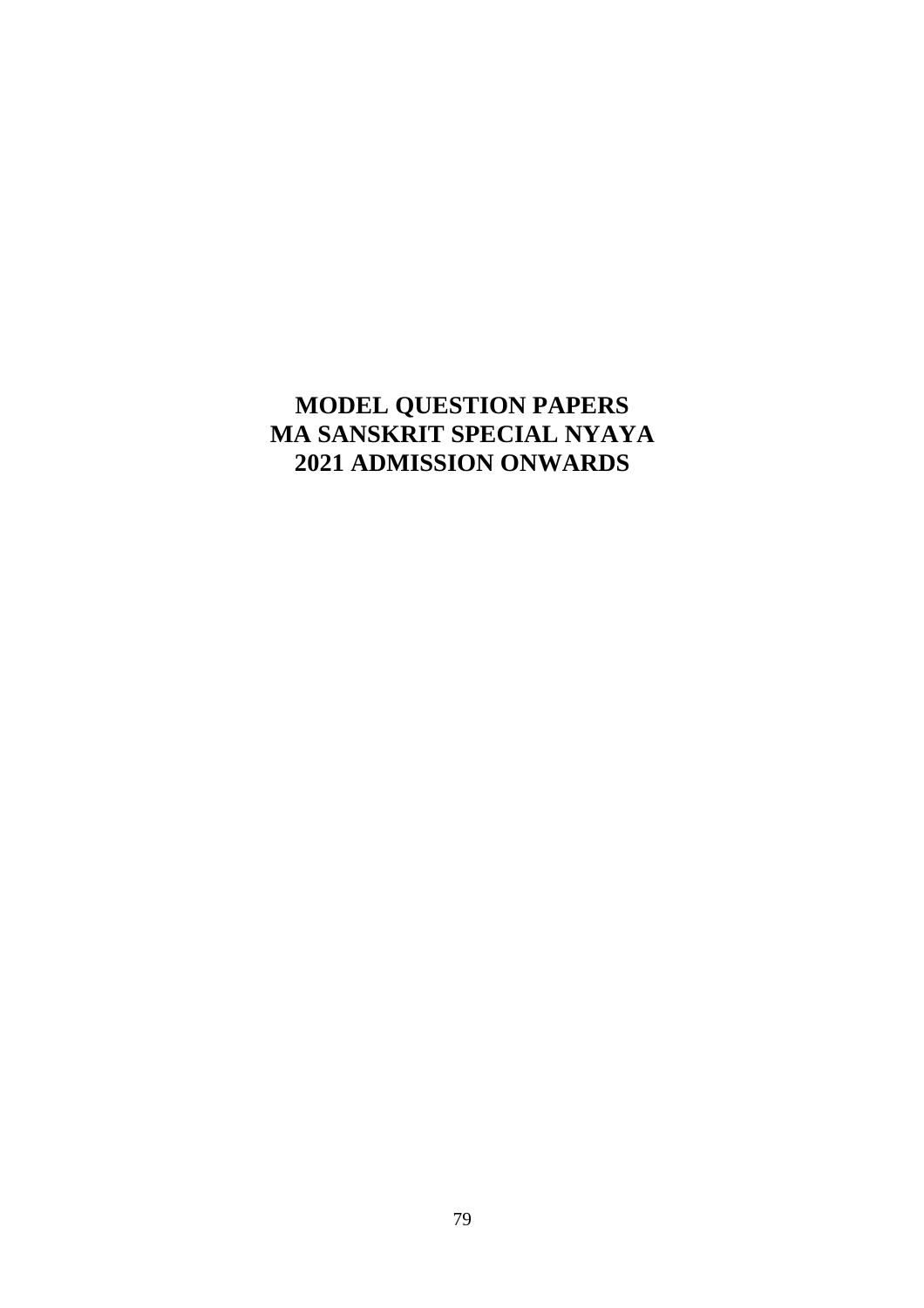# MODEL QUESTION PAPERS
# MA SANSKRIT SPECIAL NYAYA
# 2021 ADMISSION ONWARDS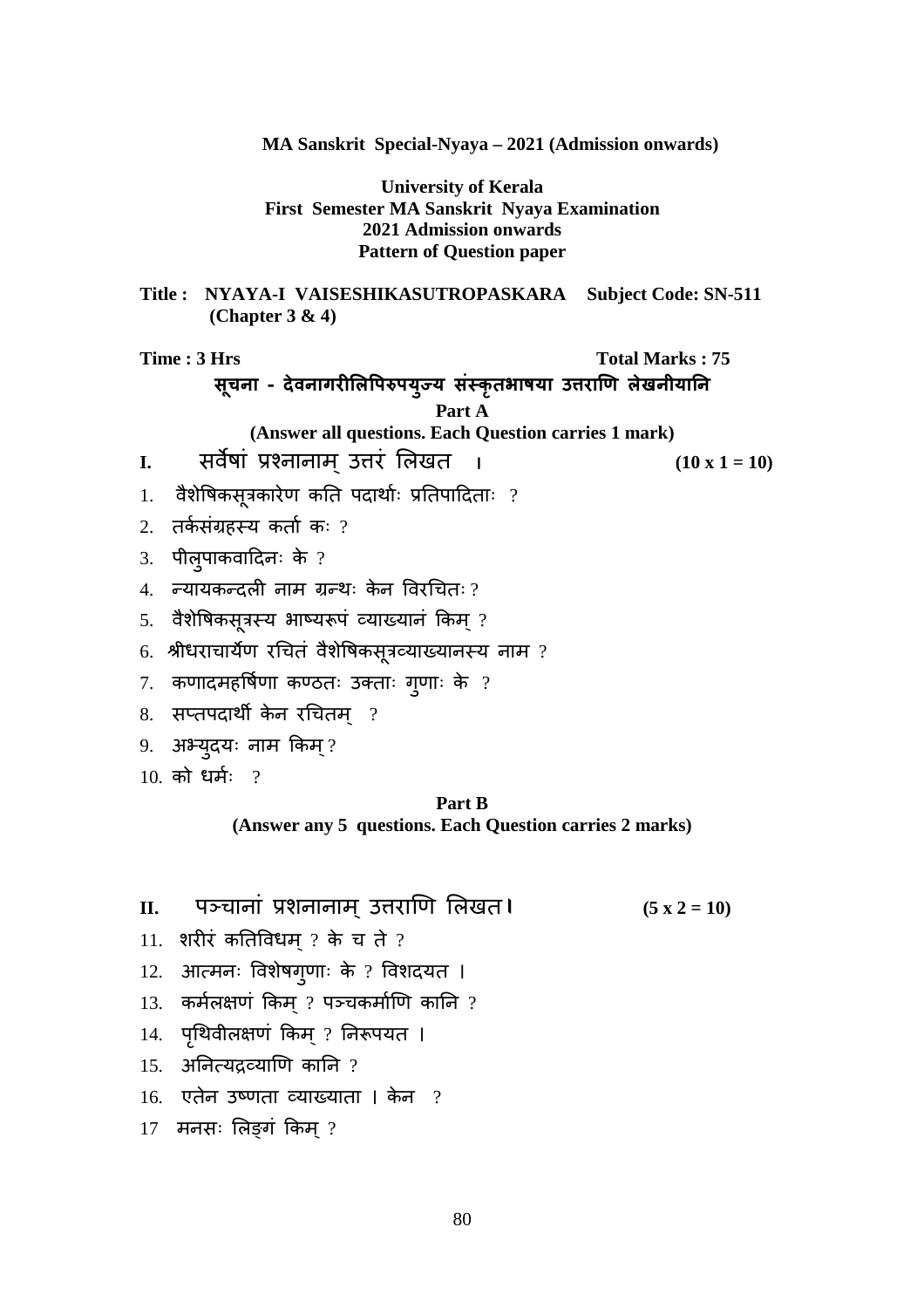**MA Sanskrit Special-Nyaya – 2021 (Admission onwards)**

**University of Kerala**
**First Semester MA Sanskrit Nyaya Examination**
**2021 Admission onwards**
**Pattern of Question paper**

**Title : NYAYA-I VAISESHIKASUTROPASKARA (Chapter 3 & 4)** **Subject Code: SN-511**

**Time : 3 Hrs** **Total Marks : 75**

**सूचना - देवनागरीलिपिरुपयुज्य संस्कृतभाषया उत्तराणि लेखनीयानि**

**Part A**

**(Answer all questions. Each Question carries 1 mark)**

**I.** सर्वेषां प्रश्नानाम् उत्तरं लिखत । **(10 x 1 = 10)**

1. वैशेषिकसूत्रकारेण कति पदार्थाः प्रतिपादिताः ?
2. तर्कसंग्रहस्य कर्ता कः ?
3. पीलुपाकवादिनः के ?
4. न्यायकन्दली नाम ग्रन्थः केन विरचितः ?
5. वैशेषिकसूत्रस्य भाष्यरूपं व्याख्यानं किम् ?
6. श्रीधराचार्येण रचितं वैशेषिकसूत्रव्याख्यानस्य नाम ?
7. कणादमहर्षिणा कण्ठतः उक्ताः गुणाः के ?
8. सप्तपदार्थी केन रचितम् ?
9. अभ्युदयः नाम किम् ?
10. को धर्मः ?

**Part B**

**(Answer any 5 questions. Each Question carries 2 marks)**

**II.** पञ्चानां प्रशनानाम् उत्तराणि लिखत। **(5 x 2 = 10)**

11. शरीरं कतिविधम् ? के च ते ?
12. आत्मनः विशेषगुणाः के ? विशदयत ।
13. कर्मलक्षणं किम् ? पञ्चकर्माणि कानि ?
14. पृथिवीलक्षणं किम् ? निरूपयत ।
15. अनित्यद्रव्याणि कानि ?
16. एतेन उष्णता व्याख्याता । केन ?
17. मनसः लिङ्गं किम् ?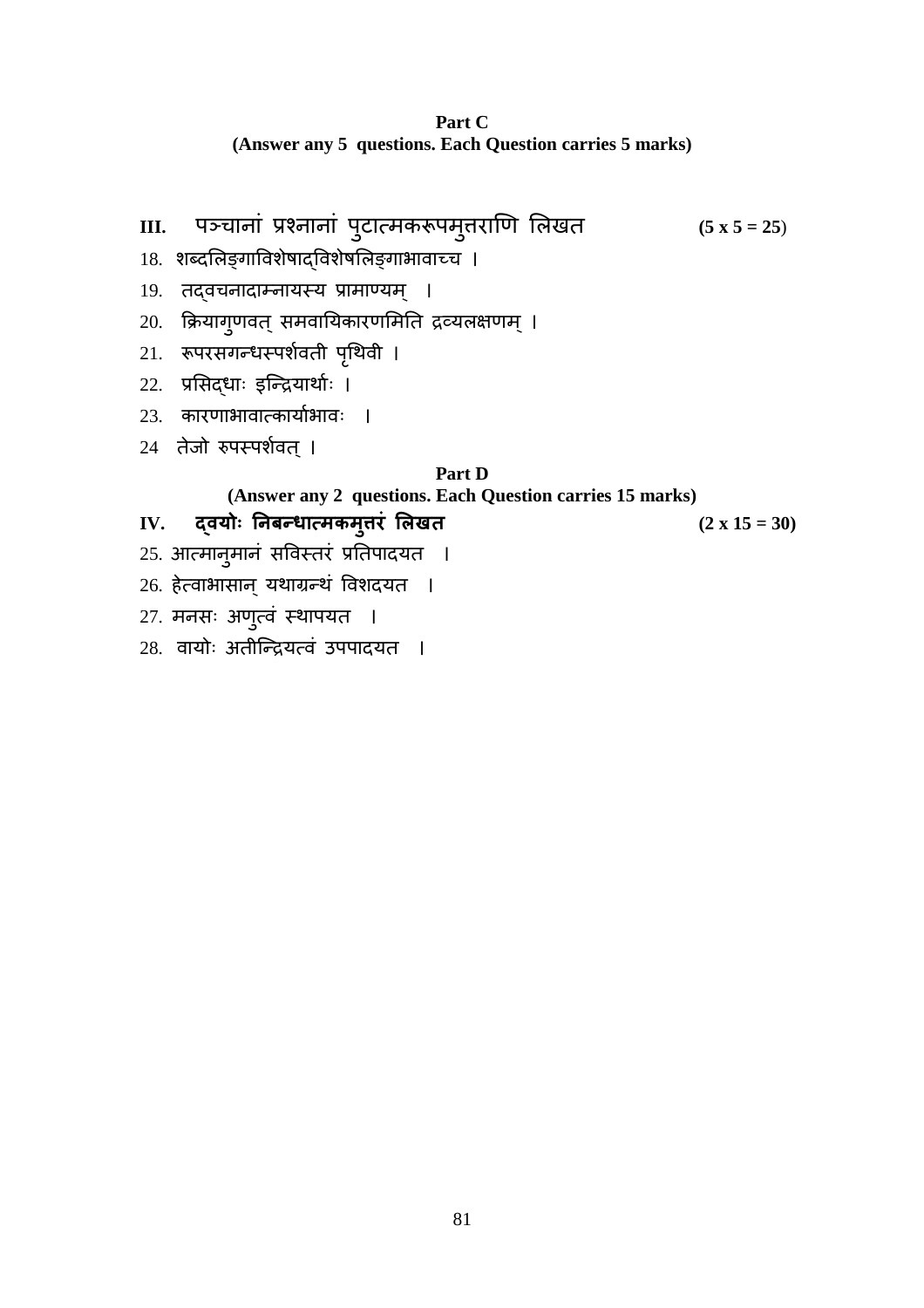**Part C**
**(Answer any 5 questions. Each Question carries 5 marks)**

**III.** पञ्चानां प्रश्नानां पुटात्मकरूपमुत्तराणि लिखत **(5 x 5 = 25)**

18. शब्दलिङ्गाविशेषाद्विशेषलिङ्गाभावाच्च ।
19. तद्वचनादाम्नायस्य प्रामाण्यम् ।
20. क्रियागुणवत् समवायिकारणमिति द्रव्यलक्षणम् ।
21. रूपरसगन्धस्पर्शवती पृथिवी ।
22. प्रसिद्धाः इन्द्रियार्थाः ।
23. कारणाभावात्कार्याभावः ।
24. तेजो रुपस्पर्शवत् ।

**Part D**
**(Answer any 2 questions. Each Question carries 15 marks)**

**IV. द्वयोः निबन्धात्मकमुत्तरं लिखत** **(2 x 15 = 30)**

25. आत्मानुमानं सविस्तरं प्रतिपादयत ।
26. हेत्वाभासान् यथाग्रन्थं विशदयत ।
27. मनसः अणुत्वं स्थापयत ।
28. वायोः अतीन्द्रियत्वं उपपादयत ।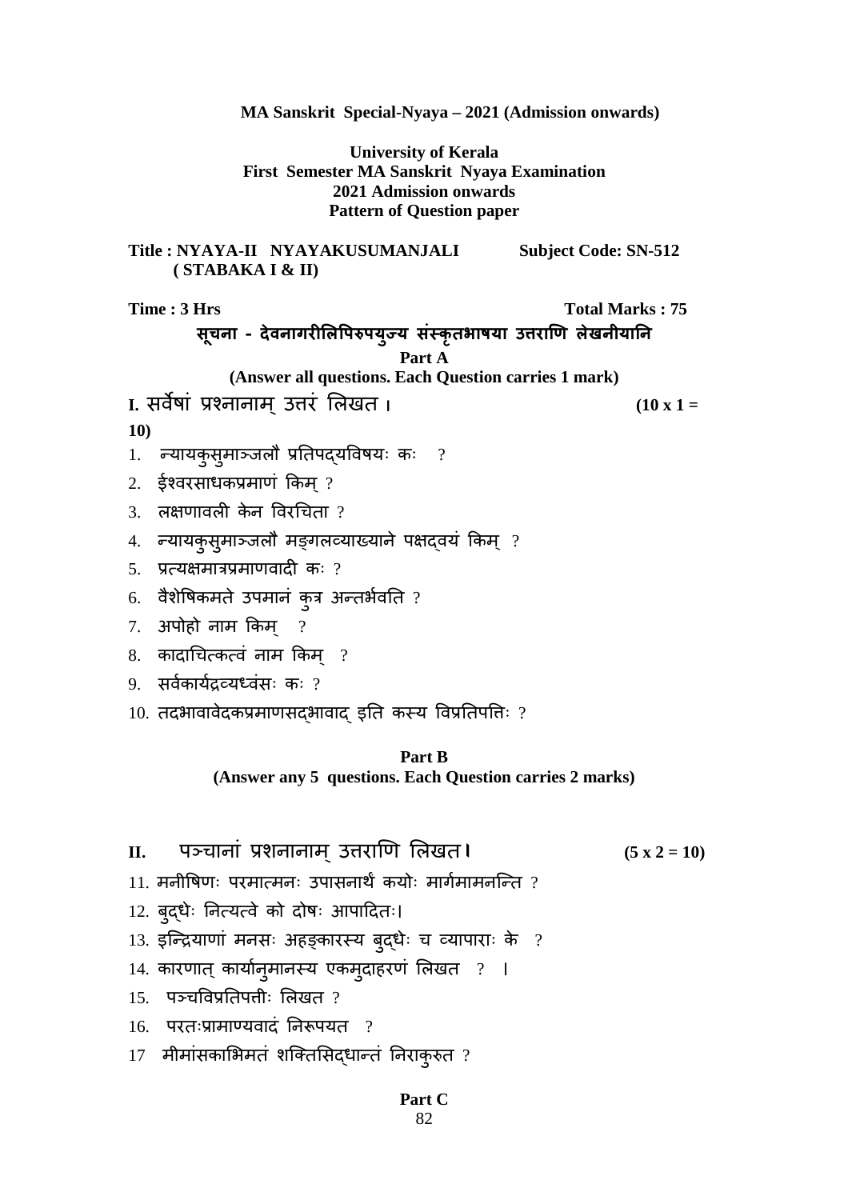**MA Sanskrit Special-Nyaya – 2021 (Admission onwards)**

**University of Kerala**
**First Semester MA Sanskrit Nyaya Examination**
**2021 Admission onwards**
**Pattern of Question paper**

**Title : NYAYA-II NYAYAKUSUMANJALI ( STABAKA I & II)** **Subject Code: SN-512**

**Time : 3 Hrs** **Total Marks : 75**

**सूचना - देवनागरीलिपिरुपयुज्य संस्कृतभाषया उत्तराणि लेखनीयानि**

**Part A**

**(Answer all questions. Each Question carries 1 mark)**

**I.** सर्वेषां प्रश्नानाम् उत्तरं लिखत। **(10 x 1 = 10)**

1. न्यायकुसुमाञ्जलौ प्रतिपद्यविषयः कः ?
2. ईश्वरसाधकप्रमाणं किम् ?
3. लक्षणावली केन विरचिता ?
4. न्यायकुसुमाञ्जलौ मङ्गलव्याख्याने पक्षद्वयं किम् ?
5. प्रत्यक्षमात्रप्रमाणवादी कः ?
6. वैशेषिकमते उपमानं कुत्र अन्तर्भवति ?
7. अपोहो नाम किम् ?
8. कादाचित्कत्वं नाम किम् ?
9. सर्वकार्यद्रव्यध्वंसः कः ?
10. तदभावावेदकप्रमाणसद्भावाद् इति कस्य विप्रतिपत्तिः ?

**Part B**

**(Answer any 5 questions. Each Question carries 2 marks)**

**II.** पञ्चानां प्रशनानाम् उत्तराणि लिखत। **(5 x 2 = 10)**

11. मनीषिणः परमात्मनः उपासनार्थं कयोः मार्गमामनन्ति ?
12. बुद्धेः नित्यत्वे को दोषः आपादितः।
13. इन्द्रियाणां मनसः अहङ्कारस्य बुद्धेः च व्यापाराः के ?
14. कारणात् कार्यानुमानस्य एकमुदाहरणं लिखत ? ।
15. पञ्चविप्रतिपत्तीः लिखत ?
16. परतःप्रामाण्यवादं निरूपयत ?
17. मीमांसकाभिमतं शक्तिसिद्धान्तं निराकुरुत ?

**Part C**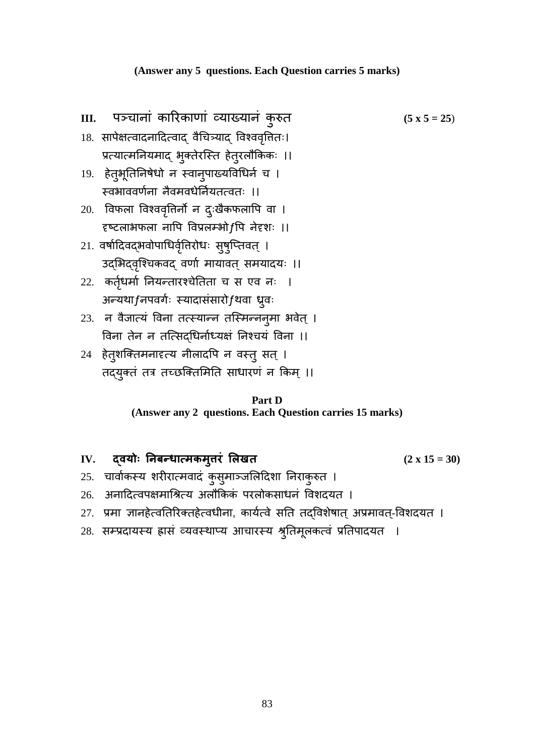**(Answer any 5 questions. Each Question carries 5 marks)**

**III. पञ्चानां कारिकाणां व्याख्यानं कुरुत** **(5 x 5 = 25)**

18. सापेक्षत्वादनादित्वाद् वैचित्र्याद् विश्ववृत्तितः।
प्रत्यात्मनियमाद् भुक्तेरस्ति हेतुरलौकिकः ।।

19. हेतुभूतिनिषेधो न स्वानुपाख्यविधिर्न च ।
स्वभाववर्णना नैवमवधेर्नियतत्वतः ।।

20. विफला विश्ववृत्तिर्नो न दुःखैकफलापि वा ।
दृष्टलाभफला नापि विप्रलम्भोƒपि नेदृशः ।।

21. वर्षादिवद्भवोपाधिर्वृत्तिरोधः सुषुप्तिवत् ।
उद्भिद्वृश्चिकवद् वर्णा मायावत् समयादयः ।।

22. कर्तृधर्मा नियन्तारश्चेतिता च स एव नः ।
अन्यथाƒनपवर्गः स्यादासंसारोƒथवा ध्रुवः

23. न वैजात्यं विना तत्स्यान्न तस्मिन्ननुमा भवेत् ।
विना तेन न तत्सिद्धिर्नाध्यक्षं निश्चयं विना ।।

24. हेतुशक्तिमनादृत्य नीलादपि न वस्तु सत् ।
तद्युक्तं तत्र तच्छक्तिमिति साधारणं न किम् ।।

## Part D

**(Answer any 2 questions. Each Question carries 15 marks)**

**IV. द्वयोः निबन्धात्मकमुत्तरं लिखत** **(2 x 15 = 30)**

25. चार्वाकस्य शरीरात्मवादं कुसुमाञ्जलिदिशा निराकुरुत ।
26. अनादित्वपक्षमाश्रित्य अलौकिकं परलोकसाधनं विशदयत ।
27. प्रमा ज्ञानहेत्वतिरिक्तहेत्वधीना, कार्यत्वे सति तद्विशेषात् अप्रमावत्-विशदयत ।
28. सम्प्रदायस्य ह्रासं व्यवस्थाप्य आचारस्य श्रुतिमूलकत्वं प्रतिपादयत ।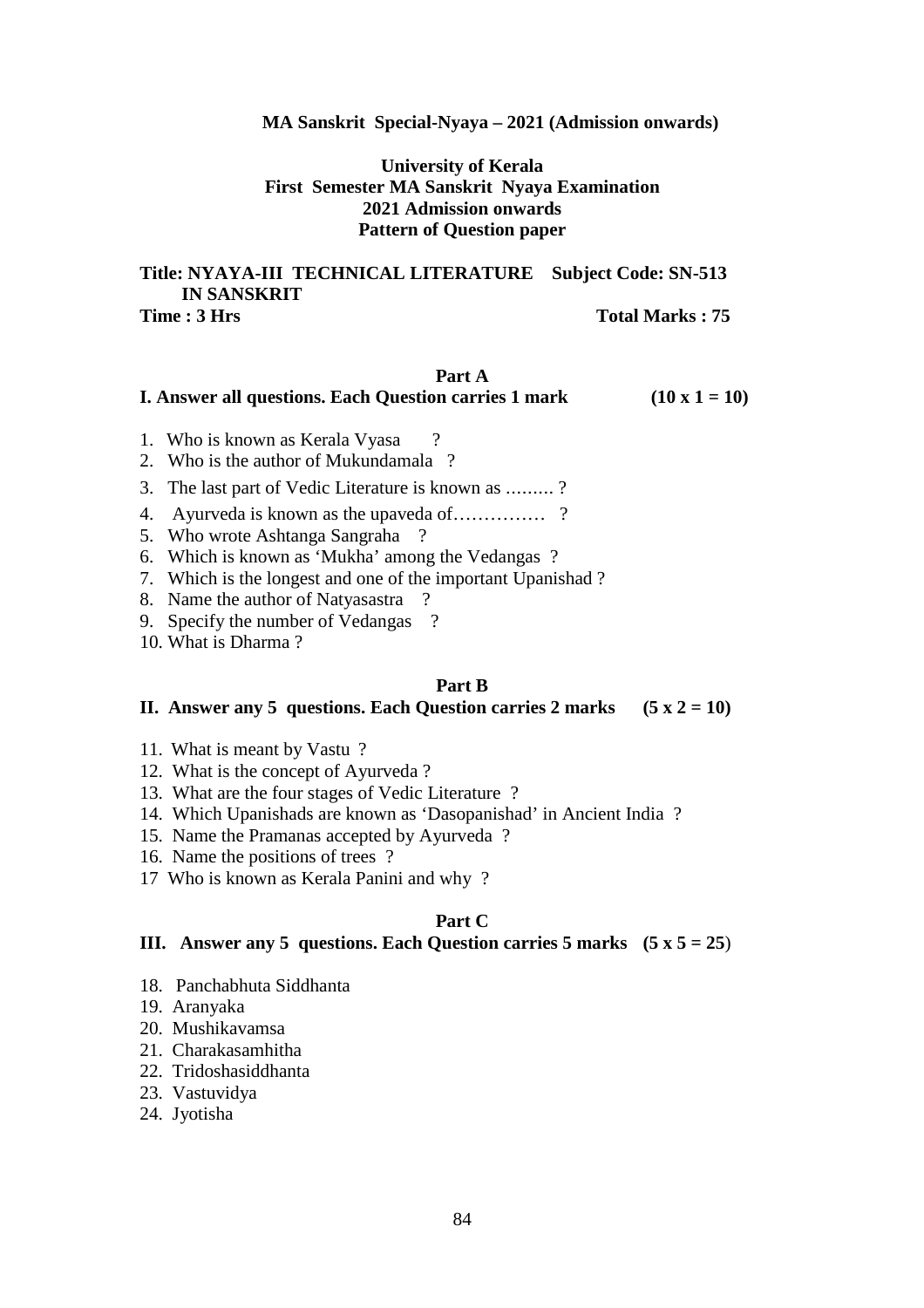**MA Sanskrit Special-Nyaya – 2021 (Admission onwards)**

**University of Kerala**
**First Semester MA Sanskrit Nyaya Examination**
**2021 Admission onwards**
**Pattern of Question paper**

**Title: NYAYA-III TECHNICAL LITERATURE IN SANSKRIT** **Subject Code: SN-513**

**Time : 3 Hrs** **Total Marks : 75**

### Part A

**I. Answer all questions. Each Question carries 1 mark (10 x 1 = 10)**

1. Who is known as Kerala Vyasa ?
2. Who is the author of Mukundamala ?
3. The last part of Vedic Literature is known as ......... ?
4. Ayurveda is known as the upaveda of…………… ?
5. Who wrote Ashtanga Sangraha ?
6. Which is known as 'Mukha' among the Vedangas ?
7. Which is the longest and one of the important Upanishad ?
8. Name the author of Natyasastra ?
9. Specify the number of Vedangas ?
10. What is Dharma ?

### Part B

**II. Answer any 5 questions. Each Question carries 2 marks (5 x 2 = 10)**

11. What is meant by Vastu ?
12. What is the concept of Ayurveda ?
13. What are the four stages of Vedic Literature ?
14. Which Upanishads are known as 'Dasopanishad' in Ancient India ?
15. Name the Pramanas accepted by Ayurveda ?
16. Name the positions of trees ?
17. Who is known as Kerala Panini and why ?

### Part C

**III. Answer any 5 questions. Each Question carries 5 marks (5 x 5 = 25)**

18. Panchabhuta Siddhanta
19. Aranyaka
20. Mushikavamsa
21. Charakasamhitha
22. Tridoshasiddhanta
23. Vastuvidya
24. Jyotisha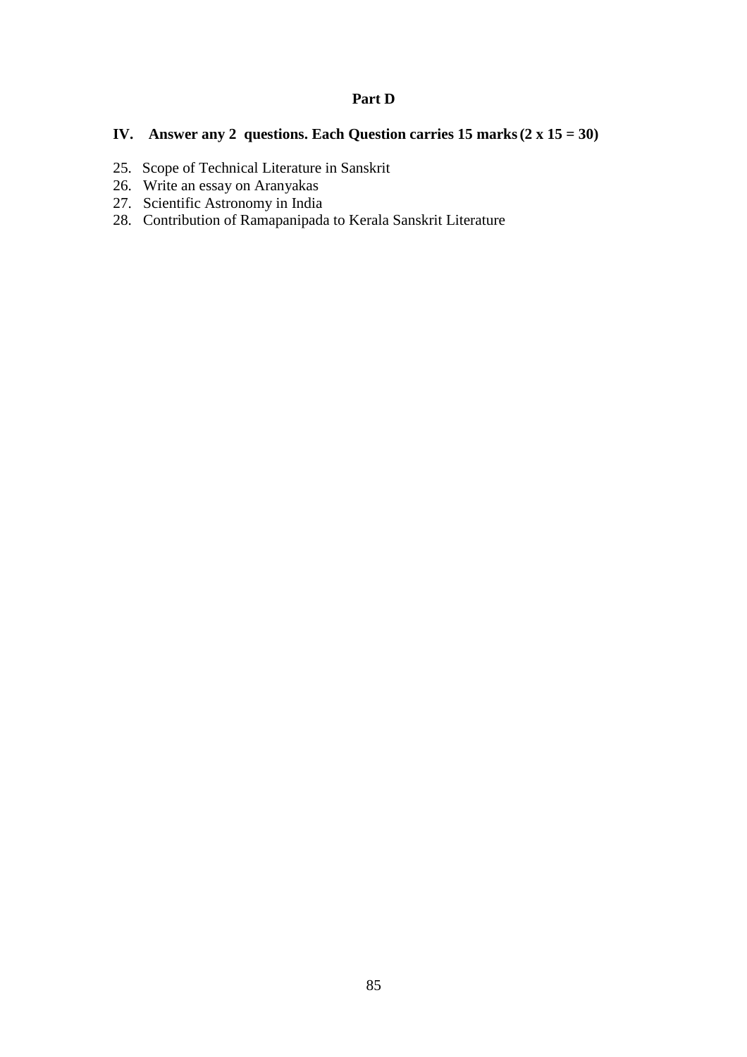**Part D**

**IV. Answer any 2 questions. Each Question carries 15 marks (2 x 15 = 30)**

25. Scope of Technical Literature in Sanskrit
26. Write an essay on Aranyakas
27. Scientific Astronomy in India
28. Contribution of Ramapanipada to Kerala Sanskrit Literature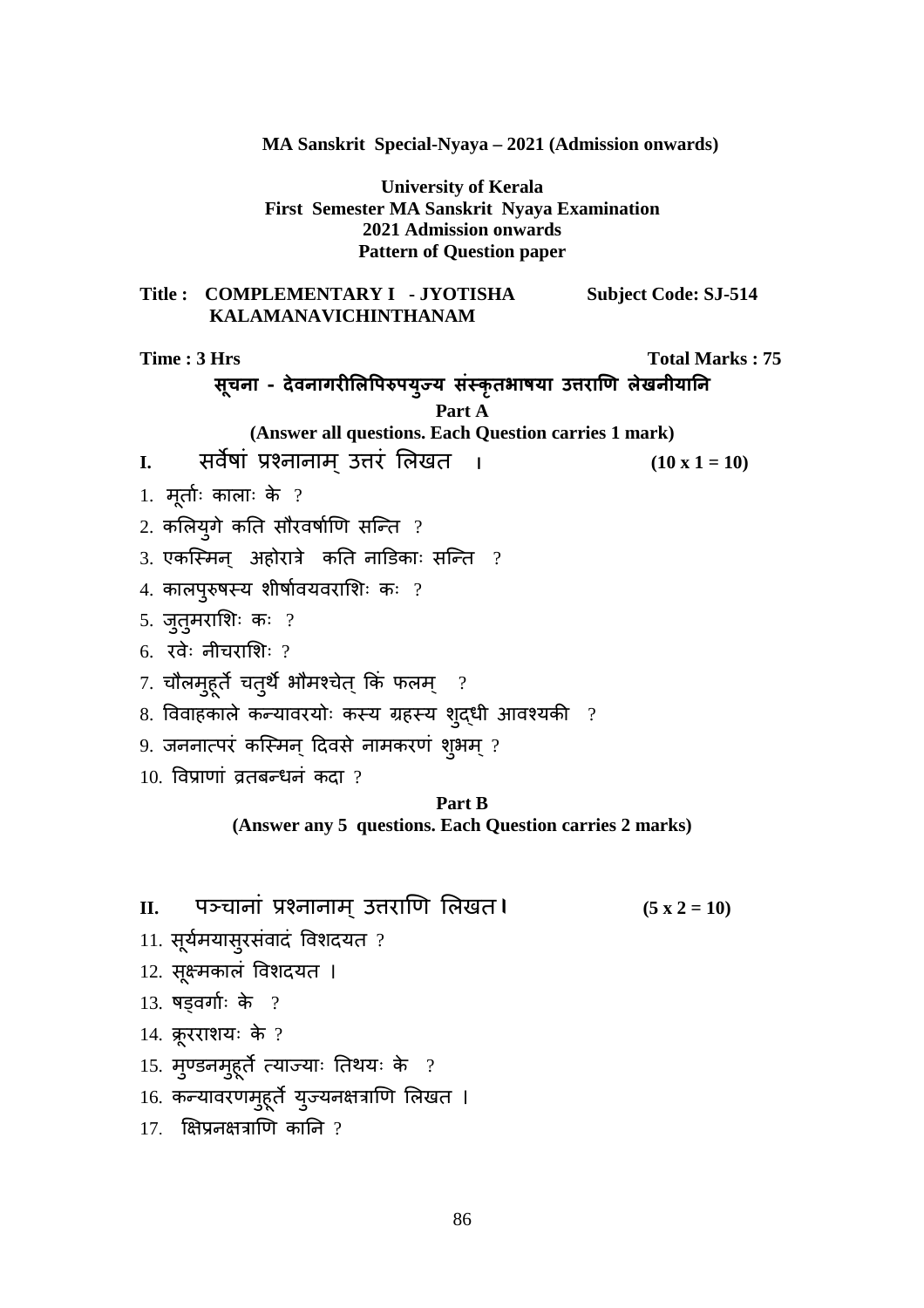**MA Sanskrit Special-Nyaya – 2021 (Admission onwards)**

**University of Kerala**
**First Semester MA Sanskrit Nyaya Examination**
**2021 Admission onwards**
**Pattern of Question paper**

**Title : COMPLEMENTARY I - JYOTISHA KALAMANAVICHINTHANAM** **Subject Code: SJ-514**

**Time : 3 Hrs** **Total Marks : 75**

**सूचना - देवनागरीलिपिरुपयुज्य संस्कृतभाषया उत्तराणि लेखनीयानि**

**Part A**

**(Answer all questions. Each Question carries 1 mark)**

**I.** सर्वेषां प्रश्नानाम् उत्तरं लिखत । **(10 x 1 = 10)**

1. मूर्ताः कालाः के ?
2. कलियुगे कति सौरवर्षाणि सन्ति ?
3. एकस्मिन् अहोरात्रे कति नाडिकाः सन्ति ?
4. कालपुरुषस्य शीर्षावयवराशिः कः ?
5. जुतुमराशिः कः ?
6. रवेः नीचराशिः ?
7. चौलमुहूर्ते चतुर्थे भौमश्चेत् किं फलम् ?
8. विवाहकाले कन्यावरयोः कस्य ग्रहस्य शुद्धी आवश्यकी ?
9. जननात्परं कस्मिन् दिवसे नामकरणं शुभम् ?
10. विप्राणां व्रतबन्धनं कदा ?

**Part B**

**(Answer any 5 questions. Each Question carries 2 marks)**

**II.** पञ्चानां प्रश्नानाम् उत्तराणि लिखत। **(5 x 2 = 10)**

11. सूर्यमयासुरसंवादं विशदयत ?
12. सूक्ष्मकालं विशदयत ।
13. षड्वर्गाः के ?
14. क्रूरराशयः के ?
15. मुण्डनमुहूर्ते त्याज्याः तिथयः के ?
16. कन्यावरणमुहूर्ते युज्यनक्षत्राणि लिखत ।
17. क्षिप्रनक्षत्राणि कानि ?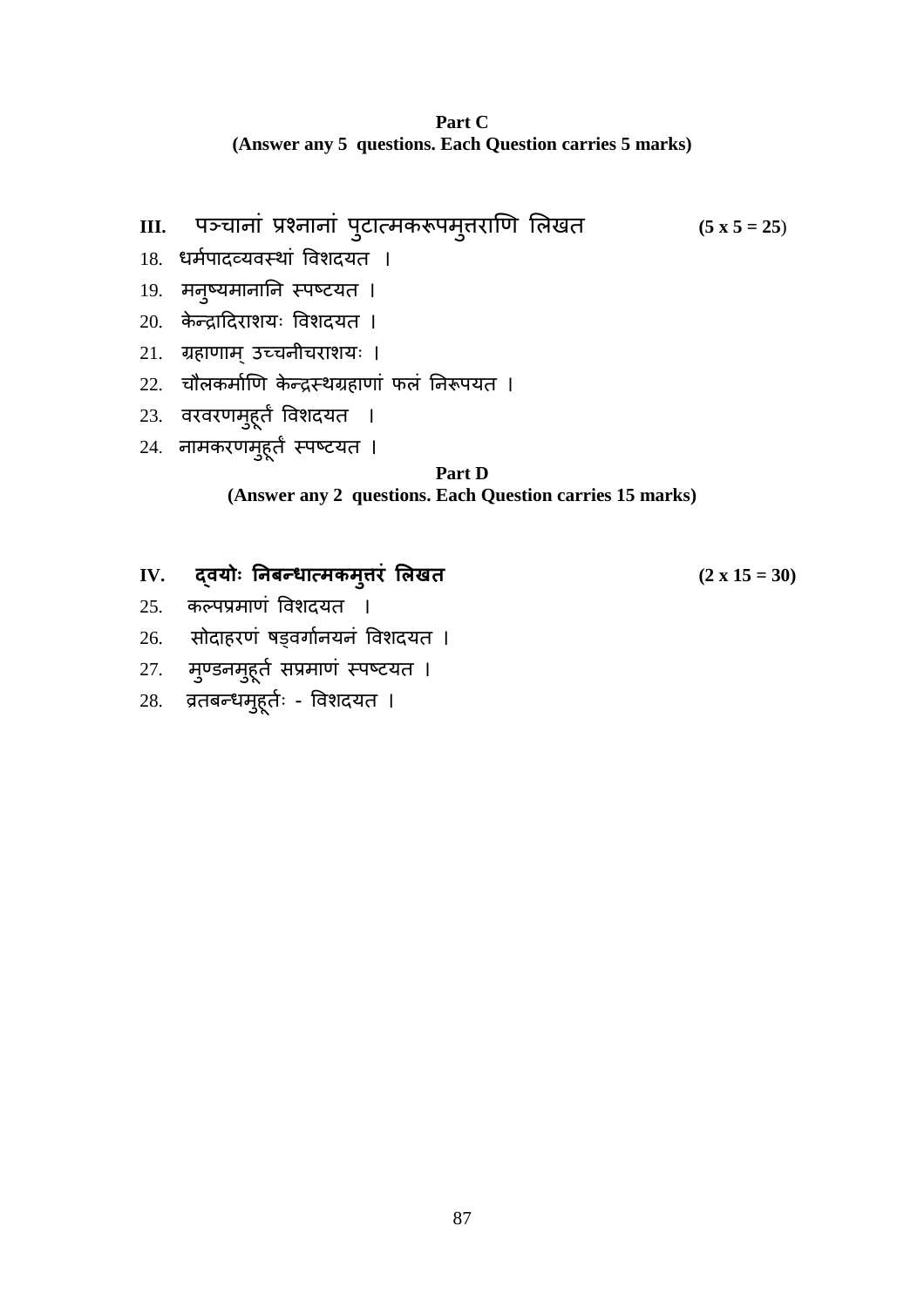**Part C**
**(Answer any 5 questions. Each Question carries 5 marks)**

**III.** पञ्चानां प्रश्नानां पुटात्मकरूपमुत्तराणि लिखत **(5 x 5 = 25)**

18. धर्मपादव्यवस्थां विशदयत ।
19. मनुष्यमानानि स्पष्टयत ।
20. केन्द्रादिराशयः विशदयत ।
21. ग्रहाणाम् उच्चनीचराशयः ।
22. चौलकर्माणि केन्द्रस्थग्रहाणां फलं निरूपयत ।
23. वरवरणमुहूर्तं विशदयत ।
24. नामकरणमुहूर्तं स्पष्टयत ।

**Part D**
**(Answer any 2 questions. Each Question carries 15 marks)**

**IV. द्वयोः निबन्धात्मकमुत्तरं लिखत** **(2 x 15 = 30)**

25. कल्पप्रमाणं विशदयत ।
26. सोदाहरणं षड्वर्गानयनं विशदयत ।
27. मुण्डनमुहूर्त सप्रमाणं स्पष्टयत ।
28. व्रतबन्धमुहूर्तः - विशदयत ।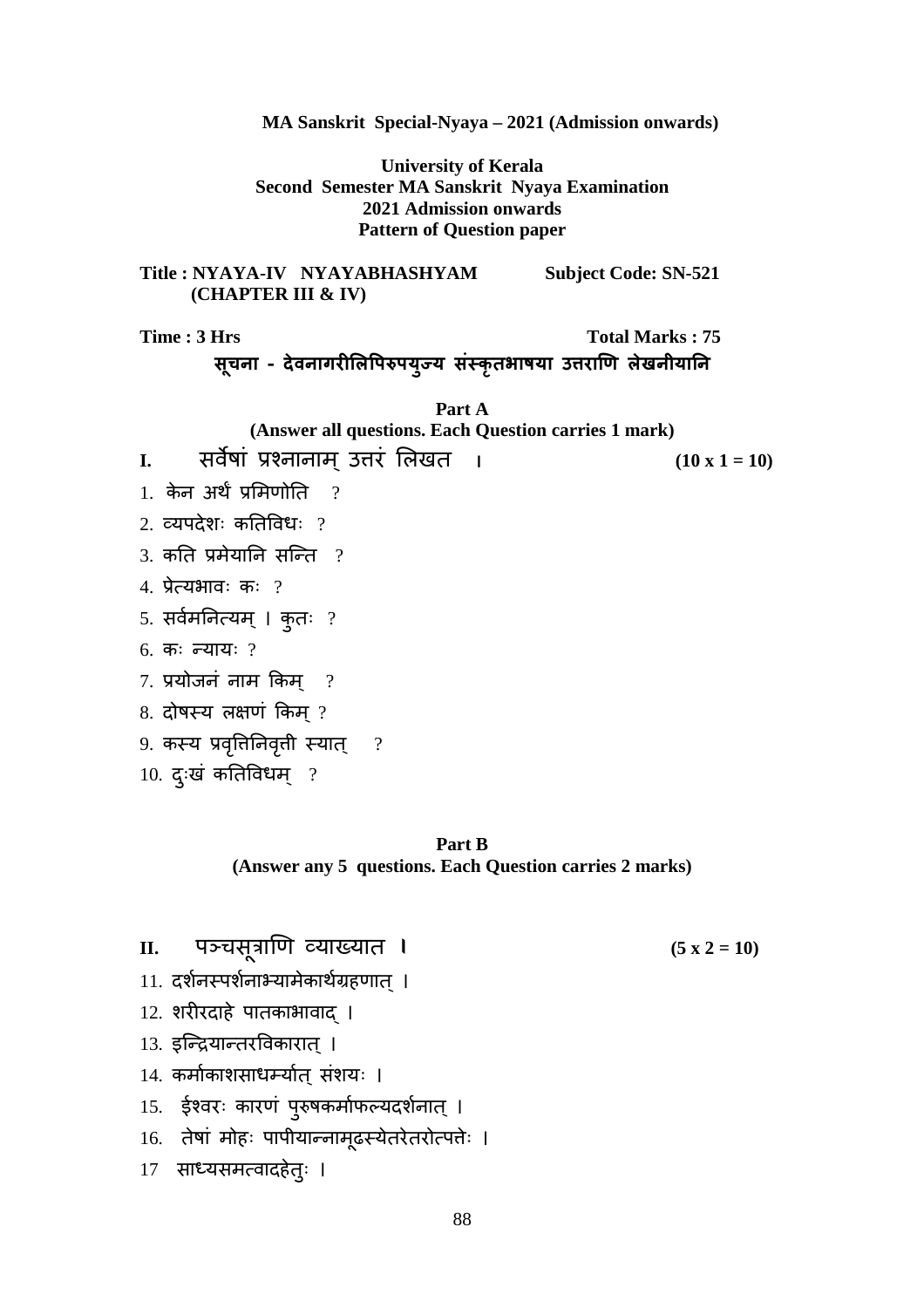**MA Sanskrit Special-Nyaya – 2021 (Admission onwards)**

**University of Kerala**
**Second Semester MA Sanskrit Nyaya Examination**
**2021 Admission onwards**
**Pattern of Question paper**

**Title : NYAYA-IV NYAYABHASHYAM (CHAPTER III & IV)** **Subject Code: SN-521**

**Time : 3 Hrs** **Total Marks : 75**

**सूचना - देवनागरीलिपिरुपयुज्य संस्कृतभाषया उत्तराणि लेखनीयानि**

**Part A**
**(Answer all questions. Each Question carries 1 mark)**

**I.** सर्वेषां प्रश्नानाम् उत्तरं लिखत । **(10 x 1 = 10)**

1. केन अर्थं प्रमिणोति ?
2. व्यपदेशः कतिविधः ?
3. कति प्रमेयानि सन्ति ?
4. प्रेत्यभावः कः ?
5. सर्वमनित्यम् । कुतः ?
6. कः न्यायः ?
7. प्रयोजनं नाम किम् ?
8. दोषस्य लक्षणं किम् ?
9. कस्य प्रवृत्तिनिवृत्ती स्यात् ?
10. दुःखं कतिविधम् ?

**Part B**
**(Answer any 5 questions. Each Question carries 2 marks)**

**II.** पञ्चसूत्राणि व्याख्यात । **(5 x 2 = 10)**

11. दर्शनस्पर्शनाभ्यामेकार्थग्रहणात् ।
12. शरीरदाहे पातकाभावाद् ।
13. इन्द्रियान्तरविकारात् ।
14. कर्माकाशसाधर्म्यात् संशयः ।
15. ईश्वरः कारणं पुरुषकर्माफल्यदर्शनात् ।
16. तेषां मोहः पापीयान्नामूढस्येतरेतरोत्पत्तेः ।
17. साध्यसमत्वादहेतुः ।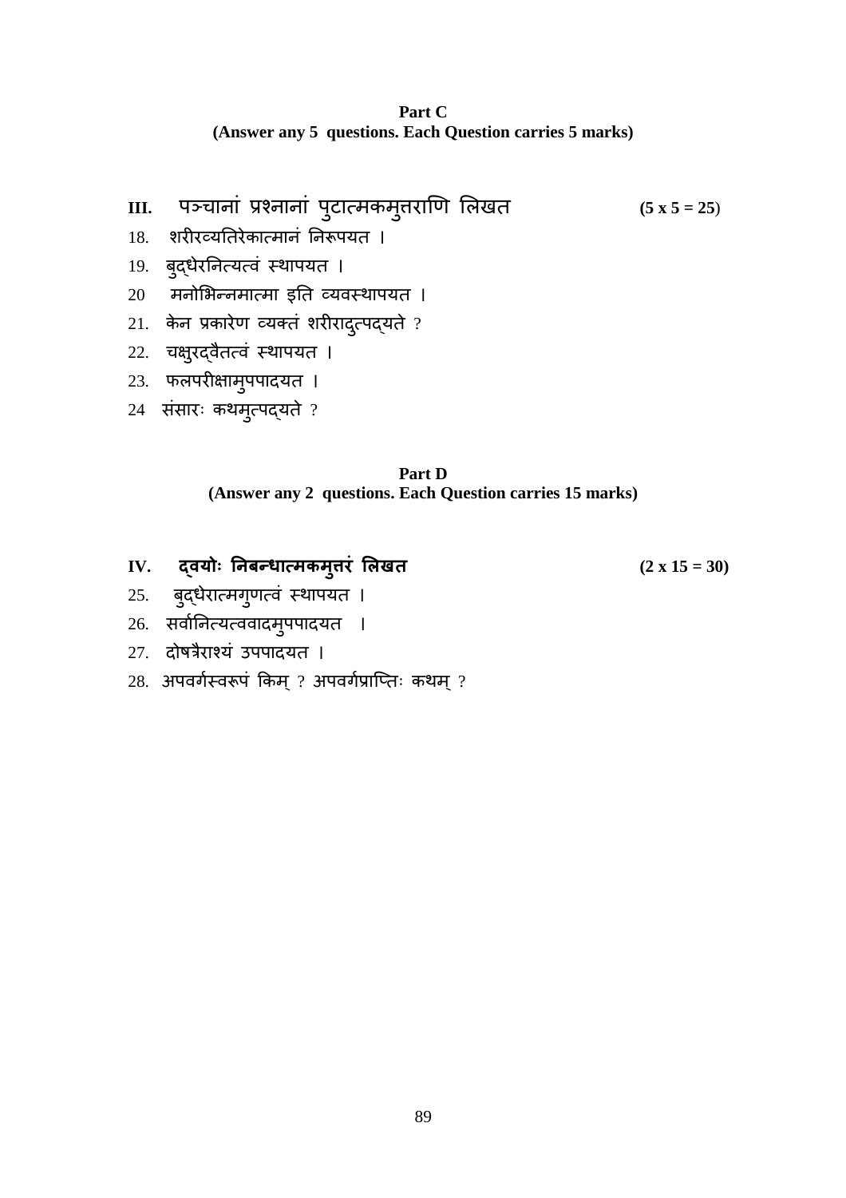**Part C**
**(Answer any 5 questions. Each Question carries 5 marks)**

**III.** पञ्चानां प्रश्नानां पुटात्मकमुत्तराणि लिखत **(5 x 5 = 25)**

18. शरीरव्यतिरेकात्मानं निरूपयत ।
19. बुद्धेरनित्यत्वं स्थापयत ।
20. मनोभिन्नमात्मा इति व्यवस्थापयत ।
21. केन प्रकारेण व्यक्तं शरीरादुत्पद्यते ?
22. चक्षुरद्वैतत्वं स्थापयत ।
23. फलपरीक्षामुपपादयत ।
24. संसारः कथमुत्पद्यते ?

**Part D**
**(Answer any 2 questions. Each Question carries 15 marks)**

**IV. द्वयोः निबन्धात्मकमुत्तरं लिखत** **(2 x 15 = 30)**

25. बुद्धेरात्मगुणत्वं स्थापयत ।
26. सर्वानित्यत्ववादमुपपादयत ।
27. दोषत्रैराश्यं उपपादयत ।
28. अपवर्गस्वरूपं किम् ? अपवर्गप्राप्तिः कथम् ?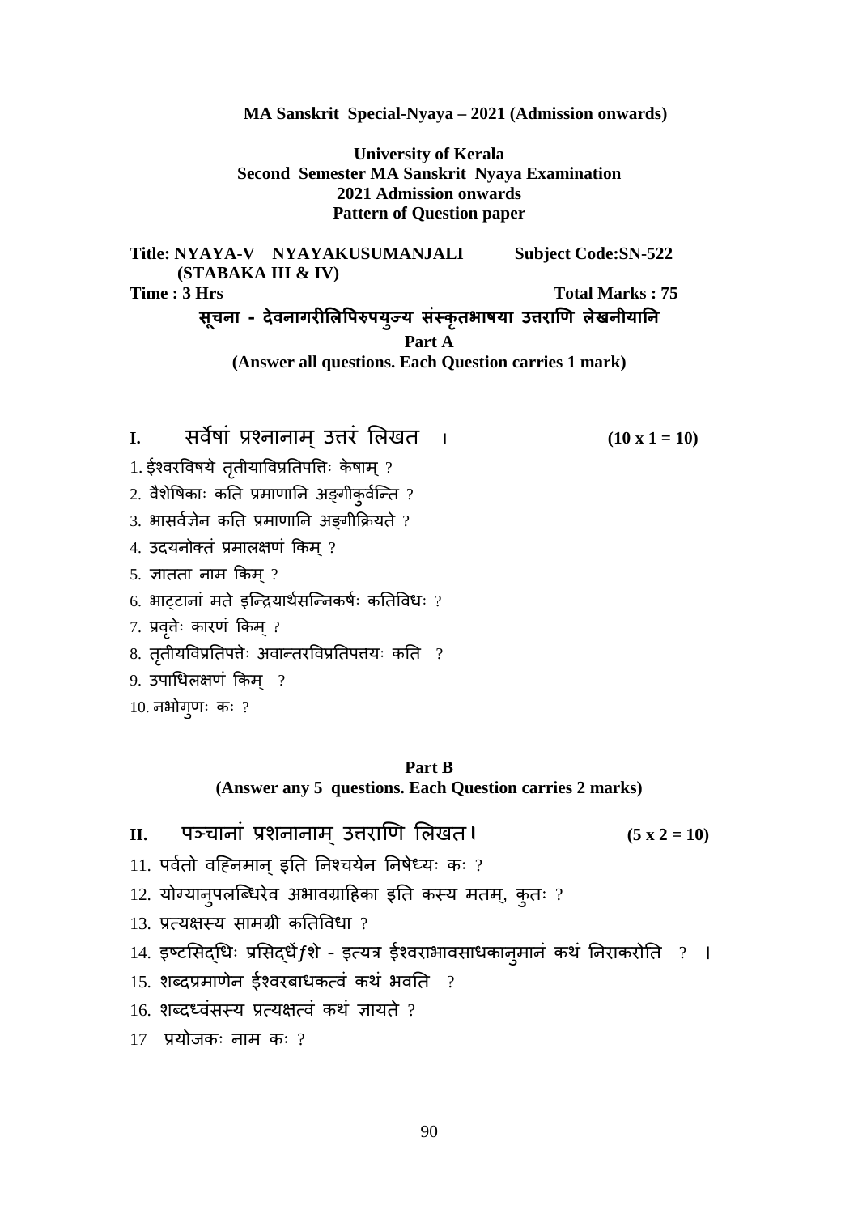**MA Sanskrit Special-Nyaya – 2021 (Admission onwards)**

**University of Kerala**
**Second Semester MA Sanskrit Nyaya Examination**
**2021 Admission onwards**
**Pattern of Question paper**

**Title: NYAYA-V NYAYAKUSUMANJALI (STABAKA III & IV)** **Subject Code:SN-522**

**Time : 3 Hrs** **Total Marks : 75**

**सूचना - देवनागरीलिपिरुपयुज्य संस्कृतभाषया उत्तराणि लेखनीयानि**

**Part A**

**(Answer all questions. Each Question carries 1 mark)**

**I.** सर्वेषां प्रश्नानाम् उत्तरं लिखत । **(10 x 1 = 10)**

1. ईश्वरविषये तृतीयाविप्रतिपत्तिः केषाम् ?
2. वैशेषिकाः कति प्रमाणानि अङ्गीकुर्वन्ति ?
3. भासर्वज्ञेन कति प्रमाणानि अङ्गीक्रियते ?
4. उदयनोक्तं प्रमालक्षणं किम् ?
5. ज्ञातता नाम किम् ?
6. भाट्टानां मते इन्द्रियार्थसन्निकर्षः कतिविधः ?
7. प्रवृत्तेः कारणं किम् ?
8. तृतीयविप्रतिपत्तेः अवान्तरविप्रतिपत्तयः कति ?
9. उपाधिलक्षणं किम् ?
10. नभोगुणः कः ?

**Part B**

**(Answer any 5 questions. Each Question carries 2 marks)**

**II.** पञ्चानां प्रशनानाम् उत्तराणि लिखत। **(5 x 2 = 10)**

11. पर्वतो वह्निमान् इति निश्चयेन निषेध्यः कः ?
12. योग्यानुपलब्धिरेव अभावग्राहिका इति कस्य मतम्, कुतः ?
13. प्रत्यक्षस्य सामग्री कतिविधा ?
14. इष्टसिद्धिः प्रसिद्धेƒशे - इत्यत्र ईश्वराभावसाधकानुमानं कथं निराकरोति ? ।
15. शब्दप्रमाणेन ईश्वरबाधकत्वं कथं भवति ?
16. शब्दध्वंसस्य प्रत्यक्षत्वं कथं ज्ञायते ?
17. प्रयोजकः नाम कः ?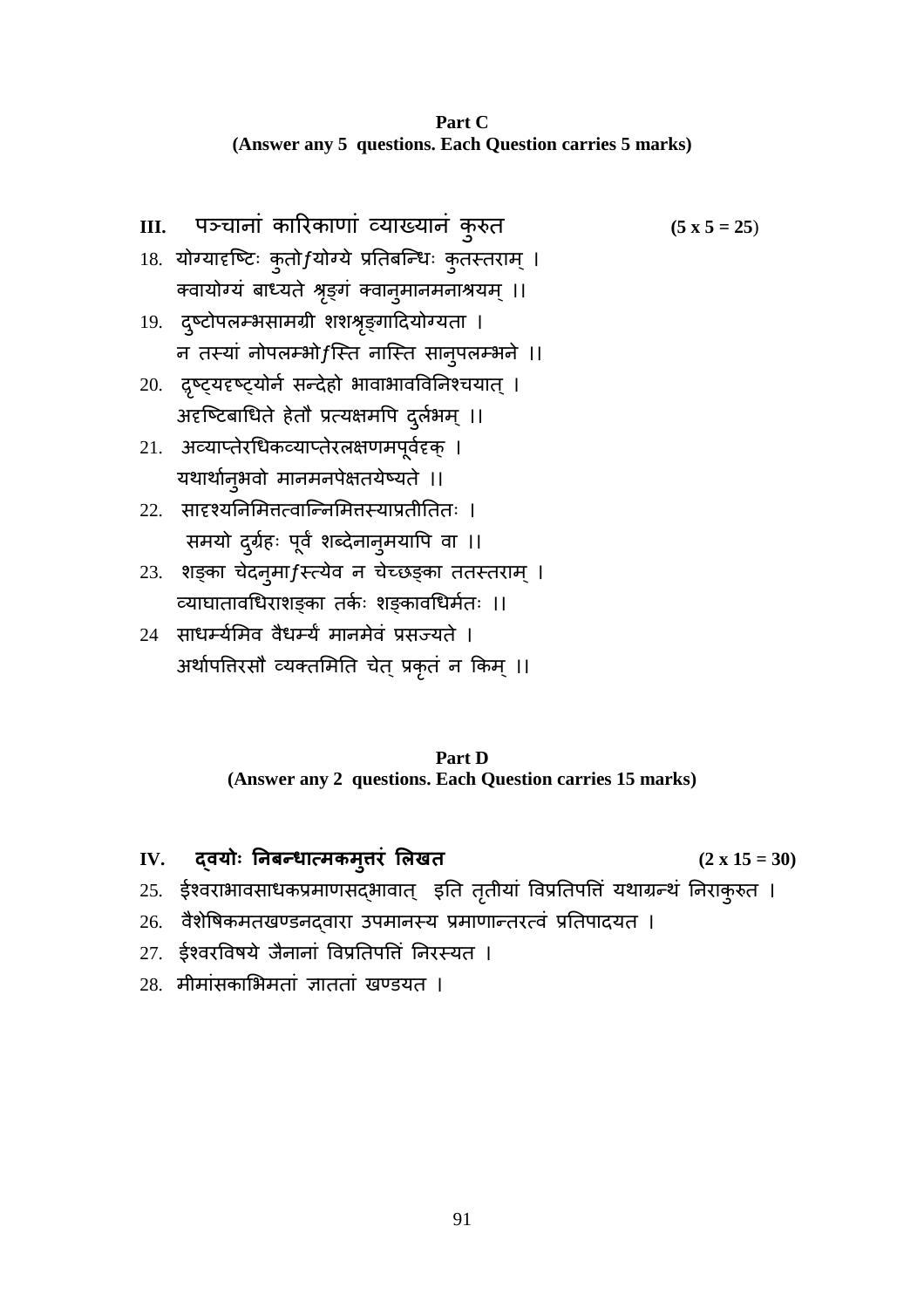**Part C**
**(Answer any 5 questions. Each Question carries 5 marks)**

**III.** पञ्चानां कारिकाणां व्याख्यानं कुरुत **(5 x 5 = 25)**

18. योग्यादृष्टिः कुतोƒयोग्ये प्रतिबन्धिः कुतस्तराम् ।
    क्वायोग्यं बाध्यते श्रृङ्गं क्वानुमानमनाश्रयम् ।।
19. दुष्टोपलम्भसामग्री शशश्रृङ्गादियोग्यता ।
    न तस्यां नोपलम्भोƒस्ति नास्ति सानुपलम्भने ।।
20. दृष्ट्यदृष्ट्योर्न सन्देहो भावाभावविनिश्चयात् ।
    अदृष्टिबाधिते हेतौ प्रत्यक्षमपि दुर्लभम् ।।
21. अव्याप्तेरधिकव्याप्तेरलक्षणमपूर्वदृक् ।
    यथार्थानुभवो मानमनपेक्षतयेष्यते ।।
22. सादृश्यनिमित्तत्वान्निमित्तस्याप्रतीतितः ।
    समयो दुर्ग्रहः पूर्वं शब्देनानुमयापि वा ।।
23. शङ्का चेदनुमाƒस्त्येव न चेच्छङ्का ततस्तराम् ।
    व्याघातावधिराशङ्का तर्कः शङ्कावधिर्मतः ।।
24. साधर्म्यमिव वैधर्म्यं मानमेवं प्रसज्यते ।
    अर्थापत्तिरसौ व्यक्तमिति चेत् प्रकृतं न किम् ।।

**Part D**
**(Answer any 2 questions. Each Question carries 15 marks)**

**IV. द्वयोः निबन्धात्मकमुत्तरं लिखत** **(2 x 15 = 30)**

25. ईश्वराभावसाधकप्रमाणसद्भावात् इति तृतीयां विप्रतिपत्तिं यथाग्रन्थं निराकुरुत ।
26. वैशेषिकमतखण्डनद्वारा उपमानस्य प्रमाणान्तरत्वं प्रतिपादयत ।
27. ईश्वरविषये जैनानां विप्रतिपत्तिं निरस्यत ।
28. मीमांसकाभिमतां ज्ञाततां खण्डयत ।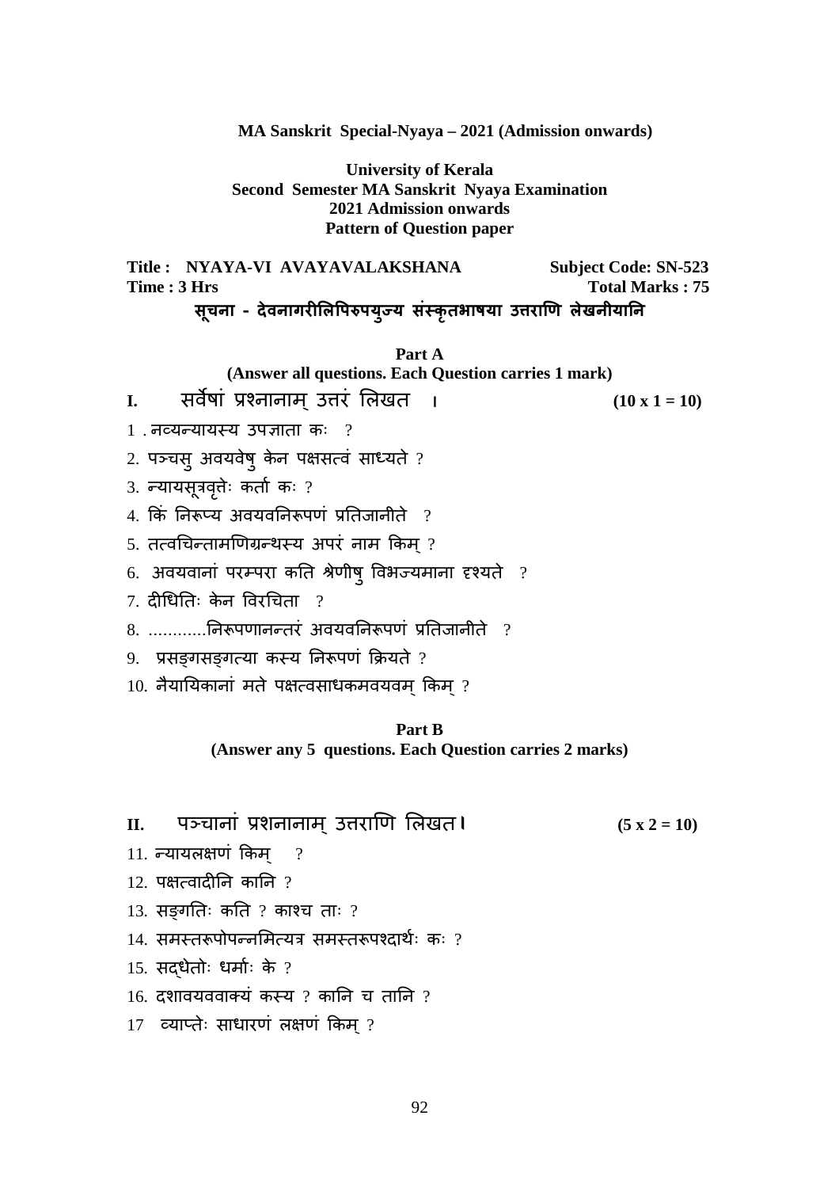**MA Sanskrit Special-Nyaya – 2021 (Admission onwards)**

**University of Kerala**
**Second Semester MA Sanskrit Nyaya Examination**
**2021 Admission onwards**
**Pattern of Question paper**

**Title : NYAYA-VI AVAYAVALAKSHANA** **Subject Code: SN-523**
**Time : 3 Hrs** **Total Marks : 75**

**सूचना - देवनागरीलिपिरुपयुज्य संस्कृतभाषया उत्तराणि लेखनीयानि**

**Part A**
**(Answer all questions. Each Question carries 1 mark)**

**I.** सर्वेषां प्रश्नानाम् उत्तरं लिखत । **(10 x 1 = 10)**

1 . नव्यन्यायस्य उपज्ञाता कः ?
2. पञ्चसु अवयवेषु केन पक्षसत्वं साध्यते ?
3. न्यायसूत्रवृत्तेः कर्ता कः ?
4. किं निरूप्य अवयवनिरूपणं प्रतिजानीते ?
5. तत्वचिन्तामणिग्रन्थस्य अपरं नाम किम् ?
6. अवयवानां परम्परा कति श्रेणीषु विभज्यमाना दृश्यते ?
7. दीधितिः केन विरचिता ?
8. ............निरूपणानन्तरं अवयवनिरूपणं प्रतिजानीते ?
9. प्रसङ्गसङ्गत्या कस्य निरूपणं क्रियते ?
10. नैयायिकानां मते पक्षत्वसाधकमवयवम् किम् ?

**Part B**
**(Answer any 5 questions. Each Question carries 2 marks)**

**II.** पञ्चानां प्रशनानाम् उत्तराणि लिखत। **(5 x 2 = 10)**

11. न्यायलक्षणं किम् ?
12. पक्षत्वादीनि कानि ?
13. सङ्गतिः कति ? काश्च ताः ?
14. समस्तरूपोपन्नमित्यत्र समस्तरूपशदार्थः कः ?
15. सद्धेतोः धर्माः के ?
16. दशावयववाक्यं कस्य ? कानि च तानि ?
17 व्याप्तेः साधारणं लक्षणं किम् ?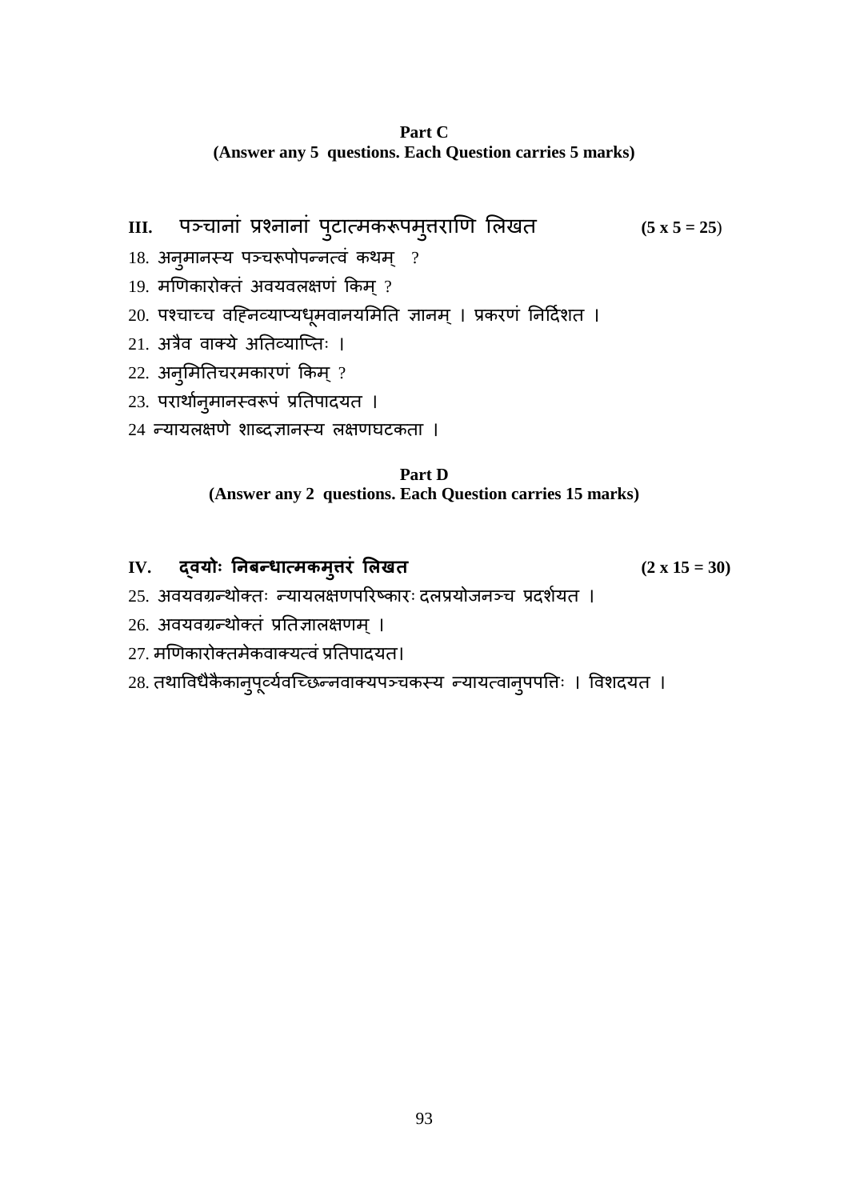**Part C**

**(Answer any 5 questions. Each Question carries 5 marks)**

**III.** पञ्चानां प्रश्नानां पुटात्मकरूपमुत्तराणि लिखत **(5 x 5 = 25)**

18. अनुमानस्य पञ्चरूपोपन्नत्वं कथम् ?
19. मणिकारोक्तं अवयवलक्षणं किम् ?
20. पश्चाच्च वह्निव्याप्यधूमवानयमिति ज्ञानम् । प्रकरणं निर्दिशत ।
21. अत्रैव वाक्ये अतिव्याप्तिः ।
22. अनुमितिचरमकारणं किम् ?
23. परार्थानुमानस्वरूपं प्रतिपादयत ।
24. न्यायलक्षणे शाब्दज्ञानस्य लक्षणघटकता ।

**Part D**

**(Answer any 2 questions. Each Question carries 15 marks)**

**IV. द्वयोः निबन्धात्मकमुत्तरं लिखत** **(2 x 15 = 30)**

25. अवयवग्रन्थोक्तः न्यायलक्षणपरिष्कारः दलप्रयोजनञ्च प्रदर्शयत ।
26. अवयवग्रन्थोक्तं प्रतिज्ञालक्षणम् ।
27. मणिकारोक्तमेकवाक्यत्वं प्रतिपादयत।
28. तथाविधैकैकानुपूर्व्यवच्छिन्नवाक्यपञ्चकस्य न्यायत्वानुपपत्तिः । विशदयत ।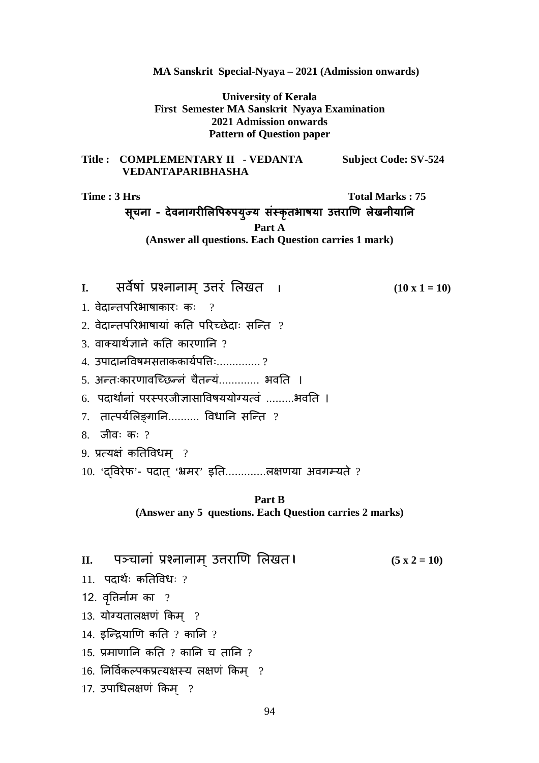**MA Sanskrit Special-Nyaya – 2021 (Admission onwards)**

**University of Kerala**
**First Semester MA Sanskrit Nyaya Examination**
**2021 Admission onwards**
**Pattern of Question paper**

**Title : COMPLEMENTARY II - VEDANTA VEDANTAPARIBHASHA** **Subject Code: SV-524**

**Time : 3 Hrs** **Total Marks : 75**

**सूचना - देवनागरीलिपिरुपयुज्य संस्कृतभाषया उत्तराणि लेखनीयानि**

**Part A**

**(Answer all questions. Each Question carries 1 mark)**

**I.** सर्वेषां प्रश्नानाम् उत्तरं लिखत । **(10 x 1 = 10)**

1. वेदान्तपरिभाषाकारः कः ?
2. वेदान्तपरिभाषायां कति परिच्छेदाः सन्ति ?
3. वाक्यार्थज्ञाने कति कारणानि ?
4. उपादानविषमसत्ताककार्यपत्तिः............. ?
5. अन्तःकारणावच्छिन्नं चैतन्यं............ भवति ।
6. पदार्थानां परस्परजीज्ञासाविषययोग्यत्वं .........भवति ।
7. तात्पर्यलिङ्गानि.......... विधानि सन्ति ?
8. जीवः कः ?
9. प्रत्यक्षं कतिविधम् ?
10. 'द्विरेफ'- पदात् 'भ्रमर' इति............लक्षणया अवगम्यते ?

**Part B**

**(Answer any 5 questions. Each Question carries 2 marks)**

**II.** पञ्चानां प्रश्नानाम् उत्तराणि लिखत। **(5 x 2 = 10)**

11. पदार्थः कतिविधः ?
12. वृत्तिर्नाम का ?
13. योग्यतालक्षणं किम् ?
14. इन्द्रियाणि कति ? कानि ?
15. प्रमाणानि कति ? कानि च तानि ?
16. निर्विकल्पकप्रत्यक्षस्य लक्षणं किम् ?
17. उपाधिलक्षणं किम् ?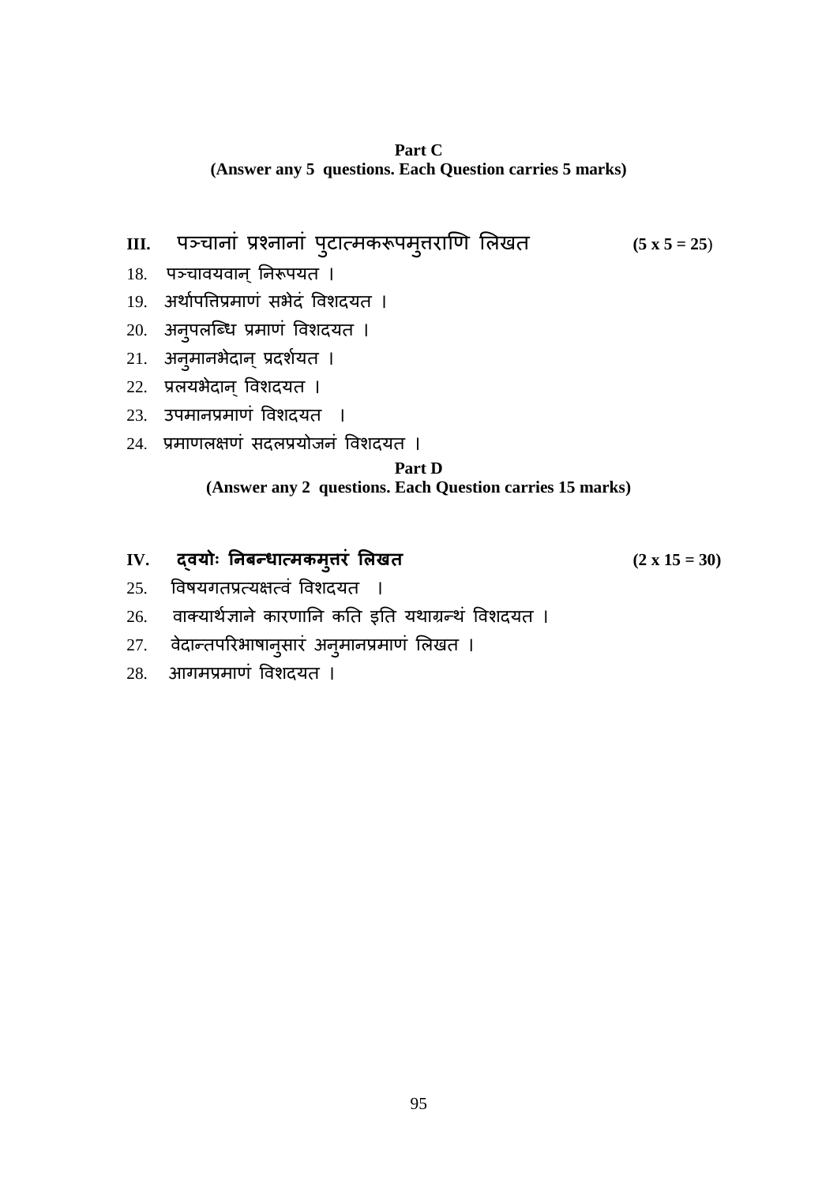**Part C**
**(Answer any 5 questions. Each Question carries 5 marks)**

**III.** पञ्चानां प्रश्नानां पुटात्मकरूपमुत्तराणि लिखत **(5 x 5 = 25)**

18. पञ्चावयवान् निरूपयत ।
19. अर्थापत्तिप्रमाणं सभेदं विशदयत ।
20. अनुपलब्धि प्रमाणं विशदयत ।
21. अनुमानभेदान् प्रदर्शयत ।
22. प्रलयभेदान् विशदयत ।
23. उपमानप्रमाणं विशदयत ।
24. प्रमाणलक्षणं सदलप्रयोजनं विशदयत ।

**Part D**
**(Answer any 2 questions. Each Question carries 15 marks)**

**IV. द्वयोः निबन्धात्मकमुत्तरं लिखत** **(2 x 15 = 30)**

25. विषयगतप्रत्यक्षत्वं विशदयत ।
26. वाक्यार्थज्ञाने कारणानि कति इति यथाग्रन्थं विशदयत ।
27. वेदान्तपरिभाषानुसारं अनुमानप्रमाणं लिखत ।
28. आगमप्रमाणं विशदयत ।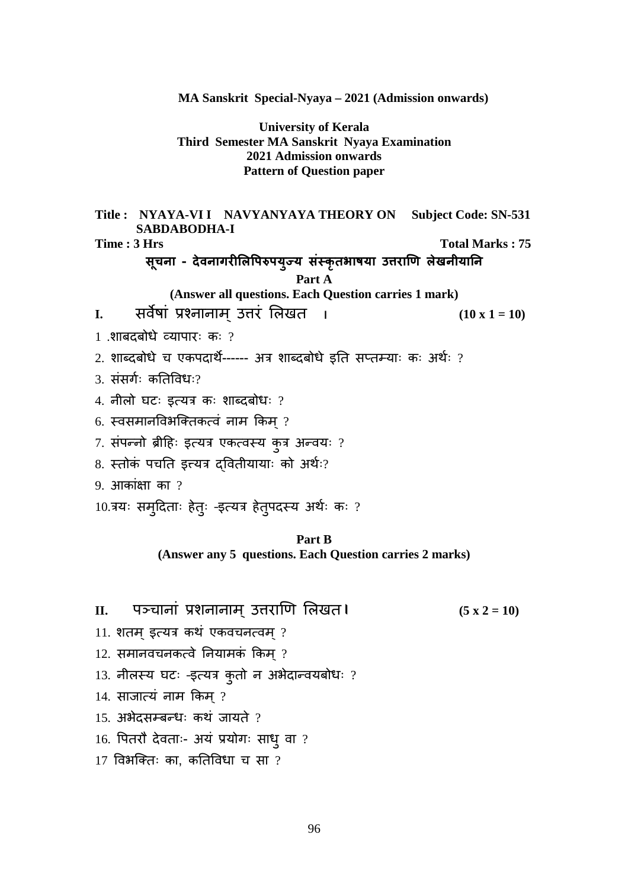**MA Sanskrit Special-Nyaya – 2021 (Admission onwards)**

**University of Kerala**
**Third Semester MA Sanskrit Nyaya Examination**
**2021 Admission onwards**
**Pattern of Question paper**

**Title : NYAYA-VI I NAVYANYAYA THEORY ON SABDABODHA-I** **Subject Code: SN-531**

**Time : 3 Hrs** **Total Marks : 75**

**सूचना - देवनागरीलिपिरुपयुज्य संस्कृतभाषया उत्तराणि लेखनीयानि**

**Part A**

**(Answer all questions. Each Question carries 1 mark)**

**I.** सर्वेषां प्रश्नानाम् उत्तरं लिखत । **(10 x 1 = 10)**

1 .शाबदबोधे व्यापारः कः ?

2. शाब्दबोधे च एकपदार्थे------ अत्र शाब्दबोधे इति सप्तम्याः कः अर्थः ?

3. संसर्गः कतिविधः?

4. नीलो घटः इत्यत्र कः शाब्दबोधः ?

6. स्वसमानविभक्तिकत्वं नाम किम् ?

7. संपन्नो ब्रीहिः इत्यत्र एकत्वस्य कुत्र अन्वयः ?

8. स्तोकं पचति इत्यत्र द्वितीयायाः को अर्थः?

9. आकांक्षा का ?

10.त्रयः समुदिताः हेतुः -इत्यत्र हेतुपदस्य अर्थः कः ?

**Part B**

**(Answer any 5 questions. Each Question carries 2 marks)**

**II.** पञ्चानां प्रशनानाम् उत्तराणि लिखत। **(5 x 2 = 10)**

11. शतम् इत्यत्र कथं एकवचनत्वम् ?

12. समानवचनकत्वे नियामकं किम् ?

13. नीलस्य घटः -इत्यत्र कुतो न अभेदान्वयबोधः ?

14. साजात्यं नाम किम् ?

15. अभेदसम्बन्धः कथं जायते ?

16. पितरौ देवताः- अयं प्रयोगः साधु वा ?

17 विभक्तिः का, कतिविधा च सा ?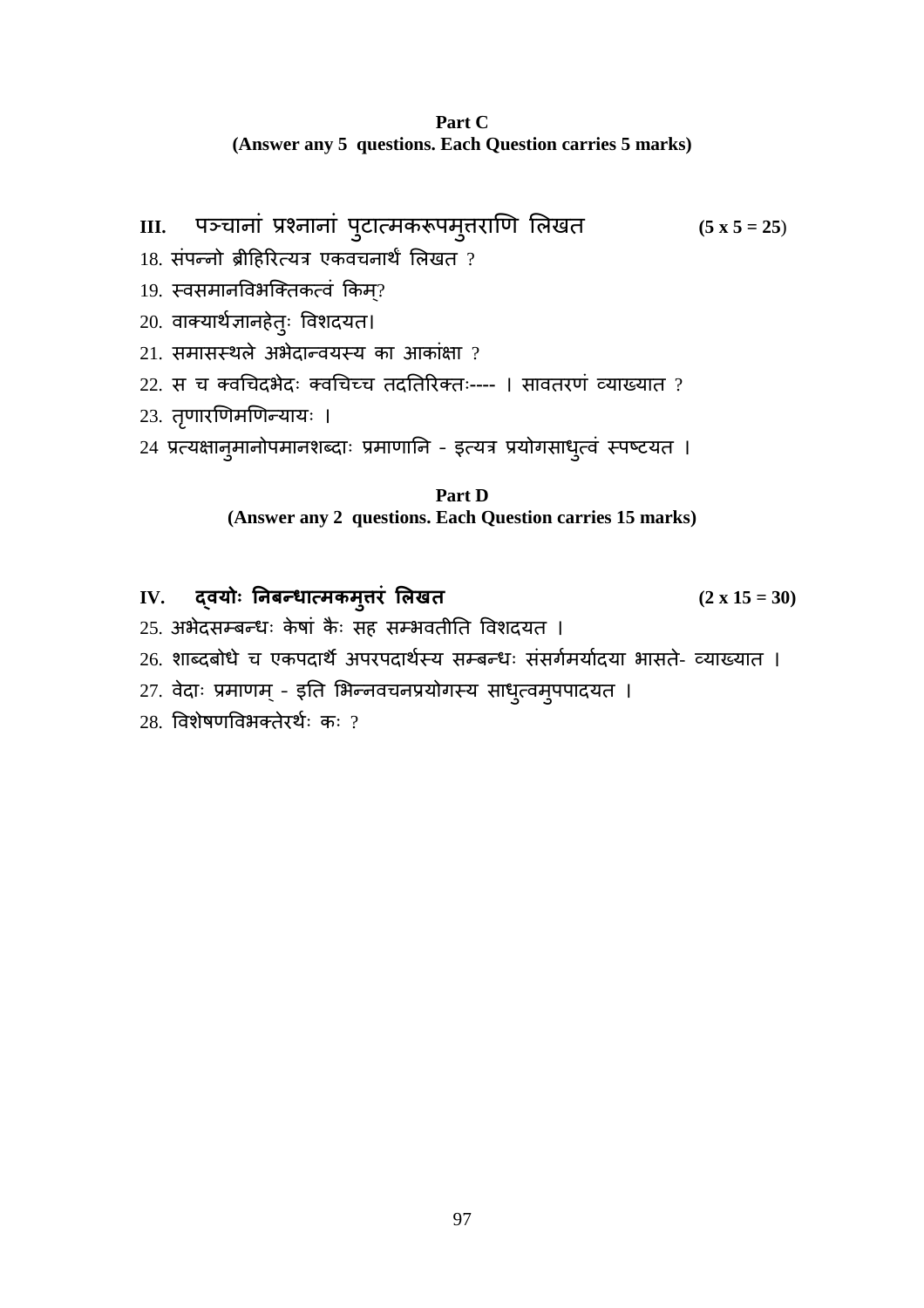**Part C**

**(Answer any 5 questions. Each Question carries 5 marks)**

**III.** पञ्चानां प्रश्नानां पुटात्मकरूपमुत्तराणि लिखत **(5 x 5 = 25)**

18. संपन्नो ब्रीहिरित्यत्र एकवचनार्थं लिखत ?
19. स्वसमानविभक्तिकत्वं किम्?
20. वाक्यार्थज्ञानहेतुः विशदयत।
21. समासस्थले अभेदान्वयस्य का आकांक्षा ?
22. स च क्वचिदभेदः क्वचिच्च तदतिरिक्तः---- । सावतरणं व्याख्यात ?
23. तृणारणिमणिन्यायः ।
24 प्रत्यक्षानुमानोपमानशब्दाः प्रमाणानि - इत्यत्र प्रयोगसाधुत्वं स्पष्टयत ।

**Part D**

**(Answer any 2 questions. Each Question carries 15 marks)**

**IV. द्वयोः निबन्धात्मकमुत्तरं लिखत** **(2 x 15 = 30)**

25. अभेदसम्बन्धः केषां कैः सह सम्भवतीति विशदयत ।
26. शाब्दबोधे च एकपदार्थे अपरपदार्थस्य सम्बन्धः संसर्गमर्यादया भासते- व्याख्यात ।
27. वेदाः प्रमाणम् - इति भिन्नवचनप्रयोगस्य साधुत्वमुपपादयत ।
28. विशेषणविभक्तेरर्थः कः ?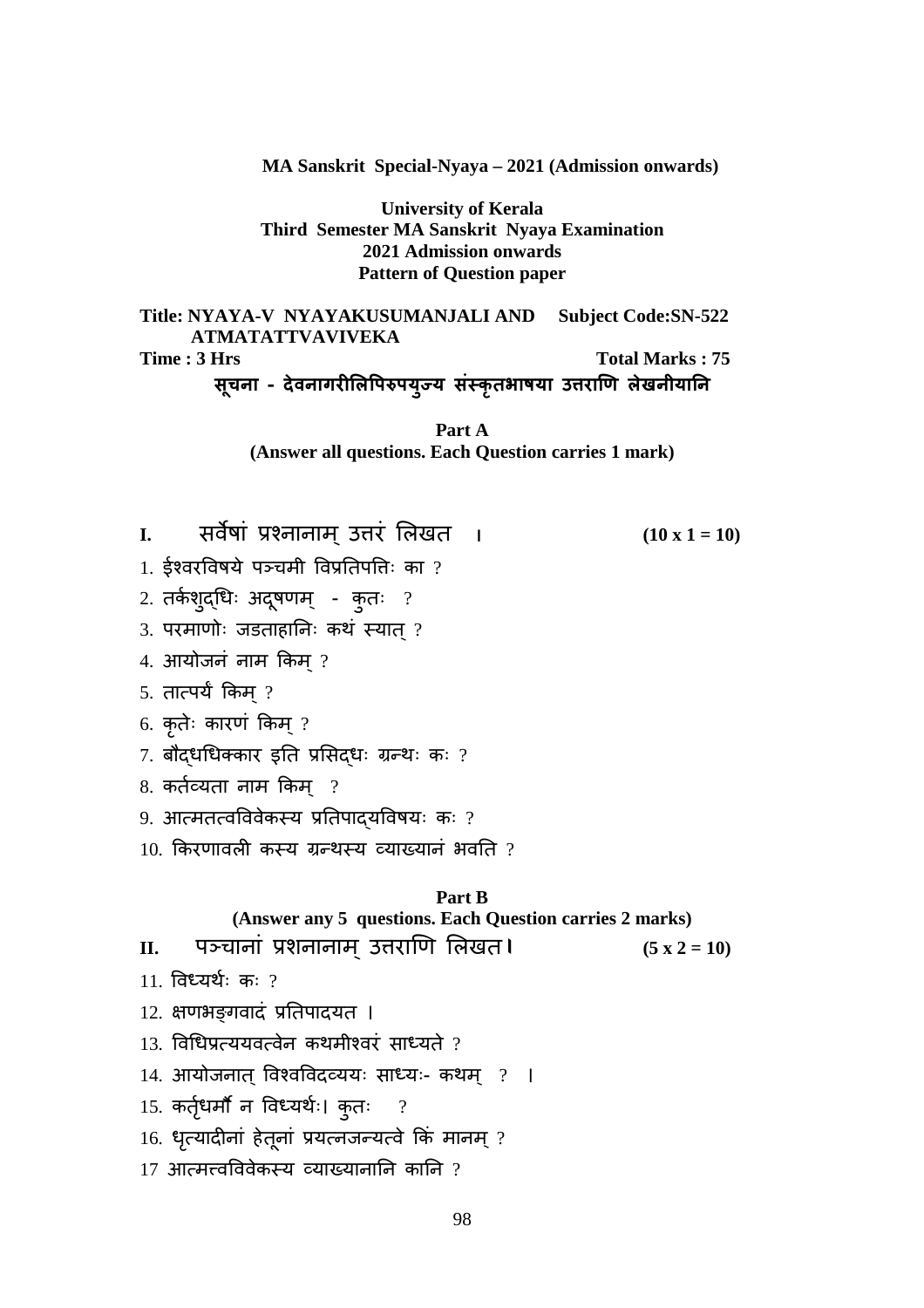**MA Sanskrit Special-Nyaya – 2021 (Admission onwards)**

**University of Kerala**
**Third Semester MA Sanskrit Nyaya Examination**
**2021 Admission onwards**
**Pattern of Question paper**

**Title: NYAYA-V NYAYAKUSUMANJALI AND ATMATATTVAVIVEKA** **Subject Code:SN-522**

**Time : 3 Hrs** **Total Marks : 75**

**सूचना - देवनागरीलिपिरुपयुज्य संस्कृतभाषया उत्तराणि लेखनीयानि**

**Part A**
**(Answer all questions. Each Question carries 1 mark)**

**I.** सर्वेषां प्रश्नानाम् उत्तरं लिखत । **(10 x 1 = 10)**

1. ईश्वरविषये पञ्चमी विप्रतिपत्तिः का ?
2. तर्कशुद्धिः अदूषणम् - कुतः ?
3. परमाणोः जडताहानिः कथं स्यात् ?
4. आयोजनं नाम किम् ?
5. तात्पर्यं किम् ?
6. कृतेः कारणं किम् ?
7. बौद्धधिक्कार इति प्रसिद्धः ग्रन्थः कः ?
8. कर्तव्यता नाम किम् ?
9. आत्मतत्वविवेकस्य प्रतिपाद्यविषयः कः ?
10. किरणावली कस्य ग्रन्थस्य व्याख्यानं भवति ?

**Part B**
**(Answer any 5 questions. Each Question carries 2 marks)**

**II.** पञ्चानां प्रशनानाम् उत्तराणि लिखत। **(5 x 2 = 10)**

11. विध्यर्थः कः ?
12. क्षणभङ्गवादं प्रतिपादयत ।
13. विधिप्रत्ययवत्वेन कथमीश्वरं साध्यते ?
14. आयोजनात् विश्वविद्व्ययः साध्यः- कथम् ? ।
15. कर्तृधर्मौ न विध्यर्थः। कुतः ?
16. धृत्यादीनां हेतूनां प्रयत्नजन्यत्वे किं मानम् ?
17 आत्मत्त्वविवेकस्य व्याख्यानानि कानि ?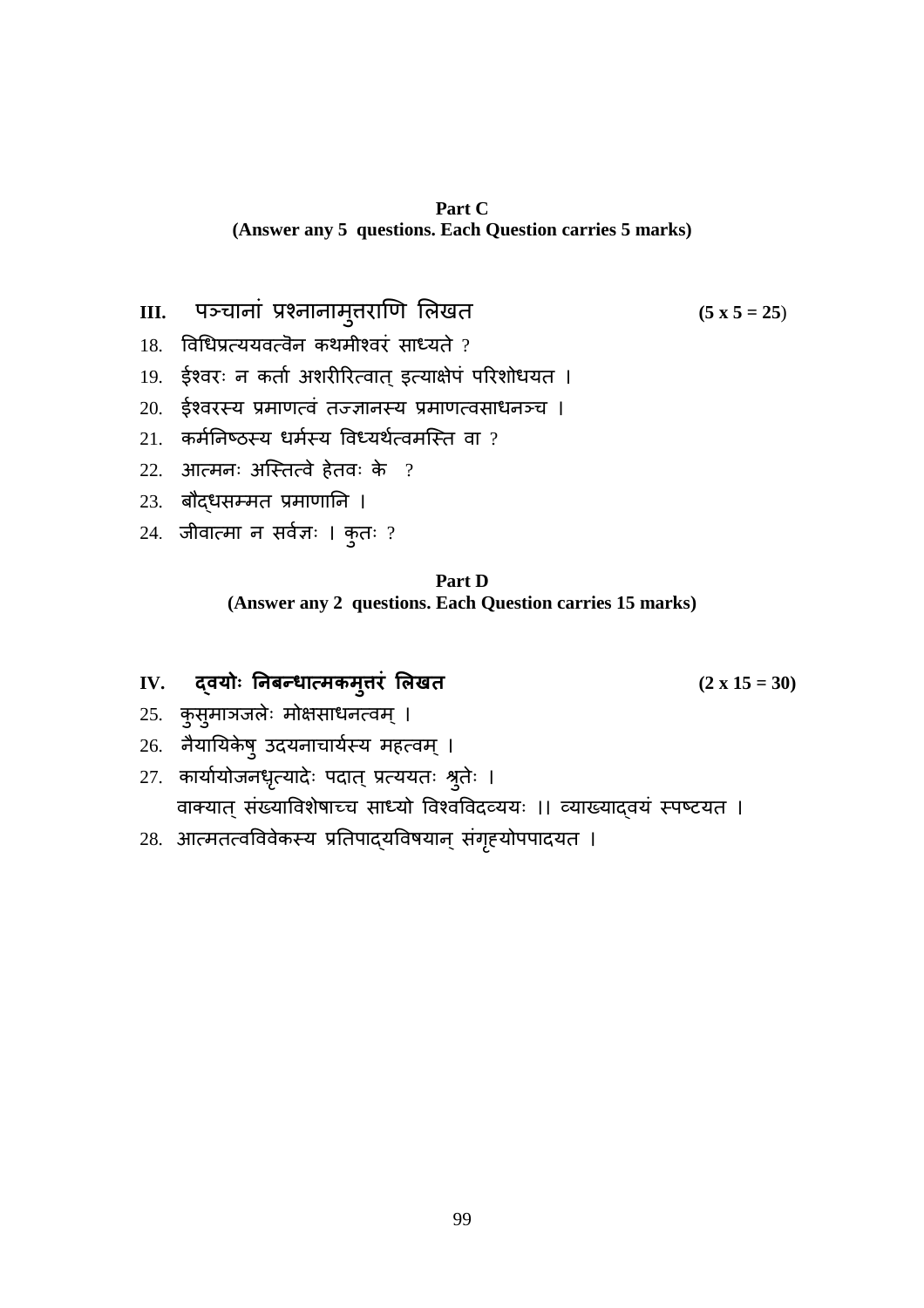**Part C**
**(Answer any 5 questions. Each Question carries 5 marks)**

**III. पञ्चानां प्रश्नानामुत्तराणि लिखत** **(5 x 5 = 25)**

18. विधिप्रत्ययवत्वेन कथमीश्वरं साध्यते ?
19. ईश्वरः न कर्ता अशरीरित्वात् इत्याक्षेपं परिशोधयत ।
20. ईश्वरस्य प्रमाणत्वं तज्ज्ञानस्य प्रमाणत्वसाधनञ्च ।
21. कर्मनिष्ठस्य धर्मस्य विध्यर्थत्वमस्ति वा ?
22. आत्मनः अस्तित्वे हेतवः के ?
23. बौद्धसम्मत प्रमाणानि ।
24. जीवात्मा न सर्वज्ञः । कुतः ?

**Part D**
**(Answer any 2 questions. Each Question carries 15 marks)**

**IV. द्वयोः निबन्धात्मकमुत्तरं लिखत** **(2 x 15 = 30)**

25. कुसुमाञ्जलेः मोक्षसाधनत्वम् ।
26. नैयायिकेषु उदयनाचार्यस्य महत्वम् ।
27. कार्यायोजनधृत्यादेः पदात् प्रत्ययतः श्रुतेः ।
    वाक्यात् संख्याविशेषाच्च साध्यो विश्वविदव्ययः ।। व्याख्याद्वयं स्पष्टयत ।
28. आत्मतत्वविवेकस्य प्रतिपाद्यविषयान् संगृह्योपपादयत ।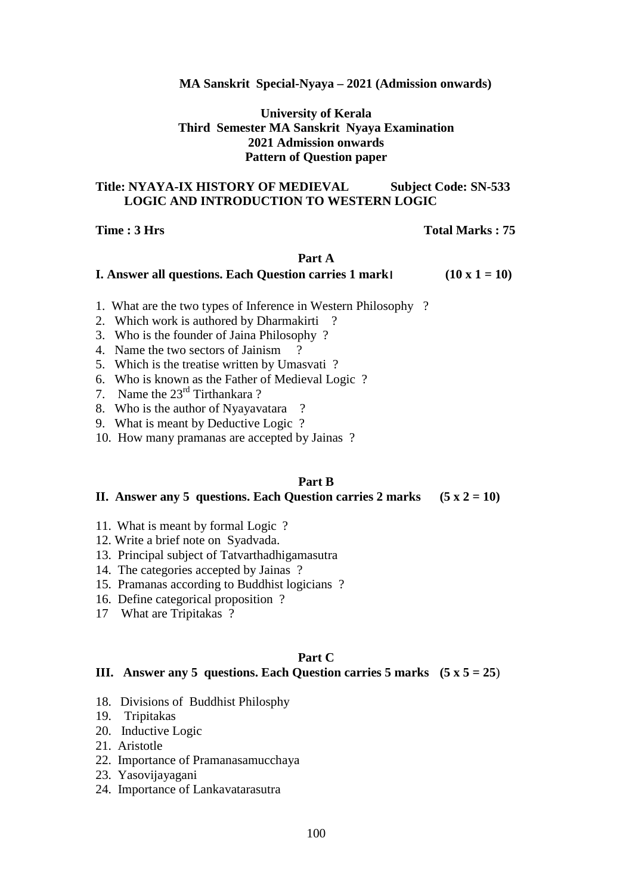**MA Sanskrit Special-Nyaya – 2021 (Admission onwards)**

**University of Kerala**
**Third Semester MA Sanskrit Nyaya Examination**
**2021 Admission onwards**
**Pattern of Question paper**

**Title: NYAYA-IX HISTORY OF MEDIEVAL LOGIC AND INTRODUCTION TO WESTERN LOGIC** **Subject Code: SN-533**

**Time : 3 Hrs** **Total Marks : 75**

**Part A**

**I. Answer all questions. Each Question carries 1 mark** **(10 x 1 = 10)**

1. What are the two types of Inference in Western Philosophy ?
2. Which work is authored by Dharmakirti ?
3. Who is the founder of Jaina Philosophy ?
4. Name the two sectors of Jainism ?
5. Which is the treatise written by Umasvati ?
6. Who is known as the Father of Medieval Logic ?
7. Name the 23rd Tirthankara ?
8. Who is the author of Nyayavatara ?
9. What is meant by Deductive Logic ?
10. How many pramanas are accepted by Jainas ?

**Part B**

**II. Answer any 5 questions. Each Question carries 2 marks** **(5 x 2 = 10)**

11. What is meant by formal Logic ?
12. Write a brief note on Syadvada.
13. Principal subject of Tatvarthadhigamasutra
14. The categories accepted by Jainas ?
15. Pramanas according to Buddhist logicians ?
16. Define categorical proposition ?
17. What are Tripitakas ?

**Part C**

**III. Answer any 5 questions. Each Question carries 5 marks** **(5 x 5 = 25)**

18. Divisions of Buddhist Philosphy
19. Tripitakas
20. Inductive Logic
21. Aristotle
22. Importance of Pramanasamucchaya
23. Yasovijayagani
24. Importance of Lankavatarasutra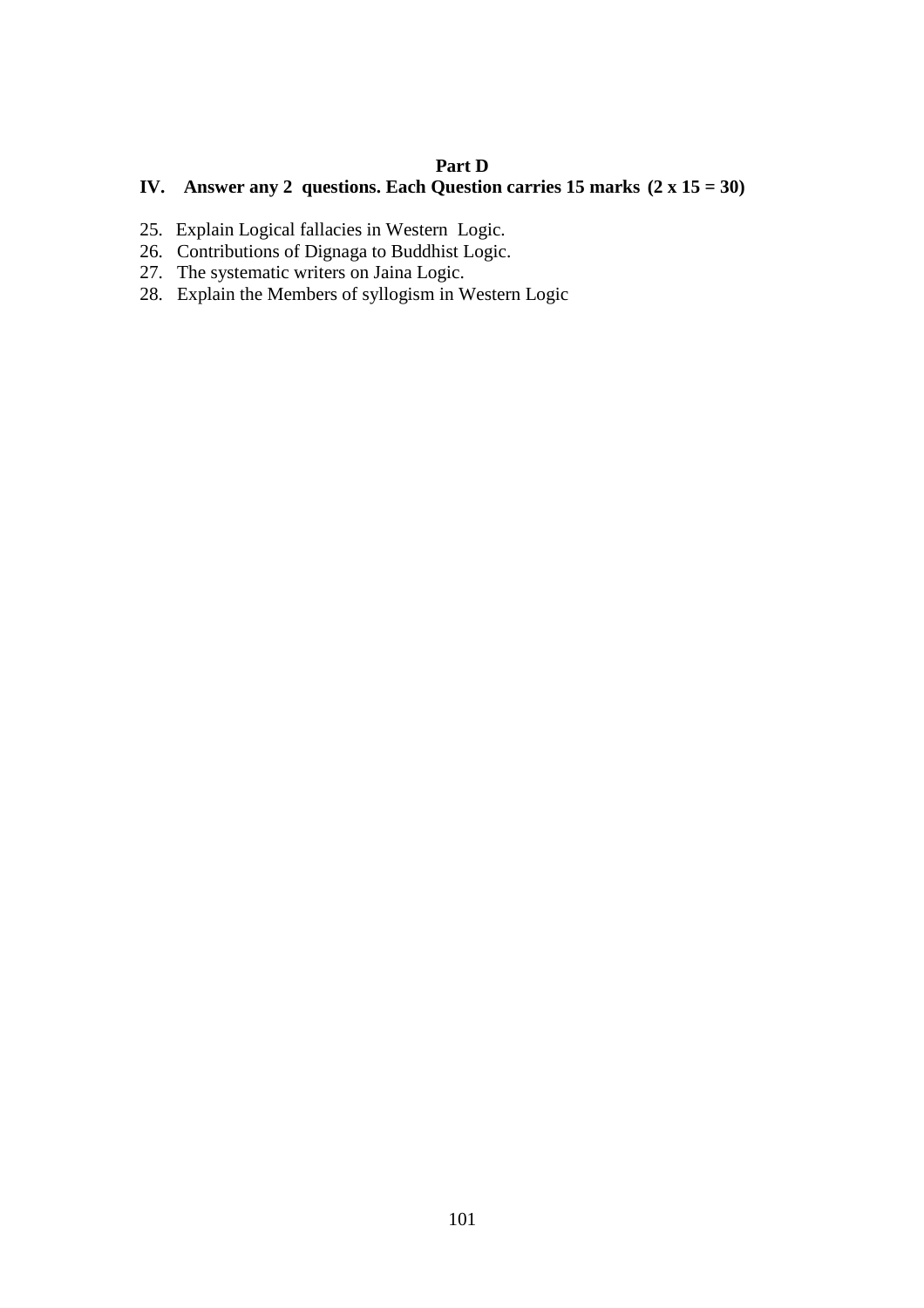## Part D

**IV. Answer any 2 questions. Each Question carries 15 marks (2 x 15 = 30)**

25. Explain Logical fallacies in Western Logic.
26. Contributions of Dignaga to Buddhist Logic.
27. The systematic writers on Jaina Logic.
28. Explain the Members of syllogism in Western Logic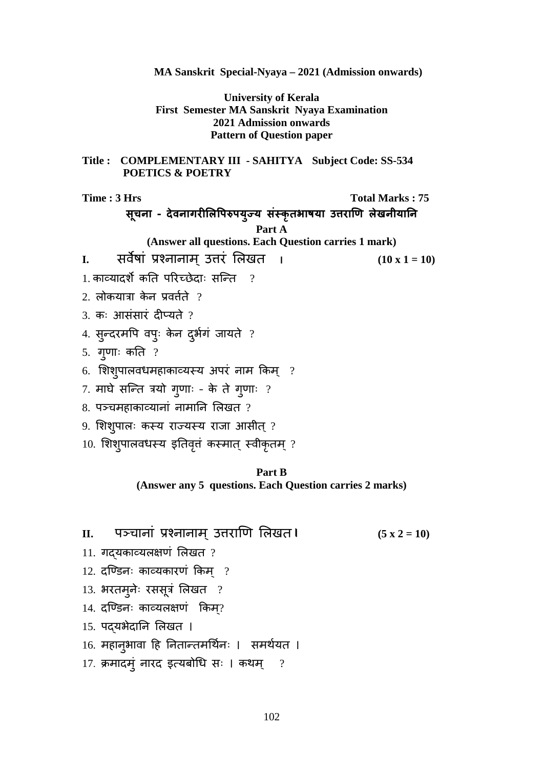**MA Sanskrit Special-Nyaya – 2021 (Admission onwards)**

**University of Kerala**
**First Semester MA Sanskrit Nyaya Examination**
**2021 Admission onwards**
**Pattern of Question paper**

**Title : COMPLEMENTARY III - SAHITYA Subject Code: SS-534**
**POETICS & POETRY**

**Time : 3 Hrs** **Total Marks : 75**

**सूचना - देवनागरीलिपिरुपयुज्य संस्कृतभाषया उत्तराणि लेखनीयानि**

**Part A**

**(Answer all questions. Each Question carries 1 mark)**

**I.** सर्वेषां प्रश्नानाम् उत्तरं लिखत । **(10 x 1 = 10)**

1. काव्यादर्शे कति परिच्छेदाः सन्ति ?
2. लोकयात्रा केन प्रवर्तते ?
3. कः आसंसारं दीप्यते ?
4. सुन्दरमपि वपुः केन दुर्भगं जायते ?
5. गुणाः कति ?
6. शिशुपालवधमहाकाव्यस्य अपरं नाम किम् ?
7. माघे सन्ति त्रयो गुणाः - के ते गुणाः ?
8. पञ्चमहाकाव्यानां नामानि लिखत ?
9. शिशुपालः कस्य राज्यस्य राजा आसीत् ?
10. शिशुपालवधस्य इतिवृत्तं कस्मात् स्वीकृतम् ?

**Part B**

**(Answer any 5 questions. Each Question carries 2 marks)**

**II.** पञ्चानां प्रश्नानाम् उत्तराणि लिखत। **(5 x 2 = 10)**

11. गद्यकाव्यलक्षणं लिखत ?
12. दण्डिनः काव्यकारणं किम् ?
13. भरतमुनेः रससूत्रं लिखत ?
14. दण्डिनः काव्यलक्षणं किम्?
15. पद्यभेदानि लिखत ।
16. महानुभावा हि नितान्तमर्थिनः । समर्थयत ।
17. क्रमादमुं नारद इत्यबोधि सः । कथम् ?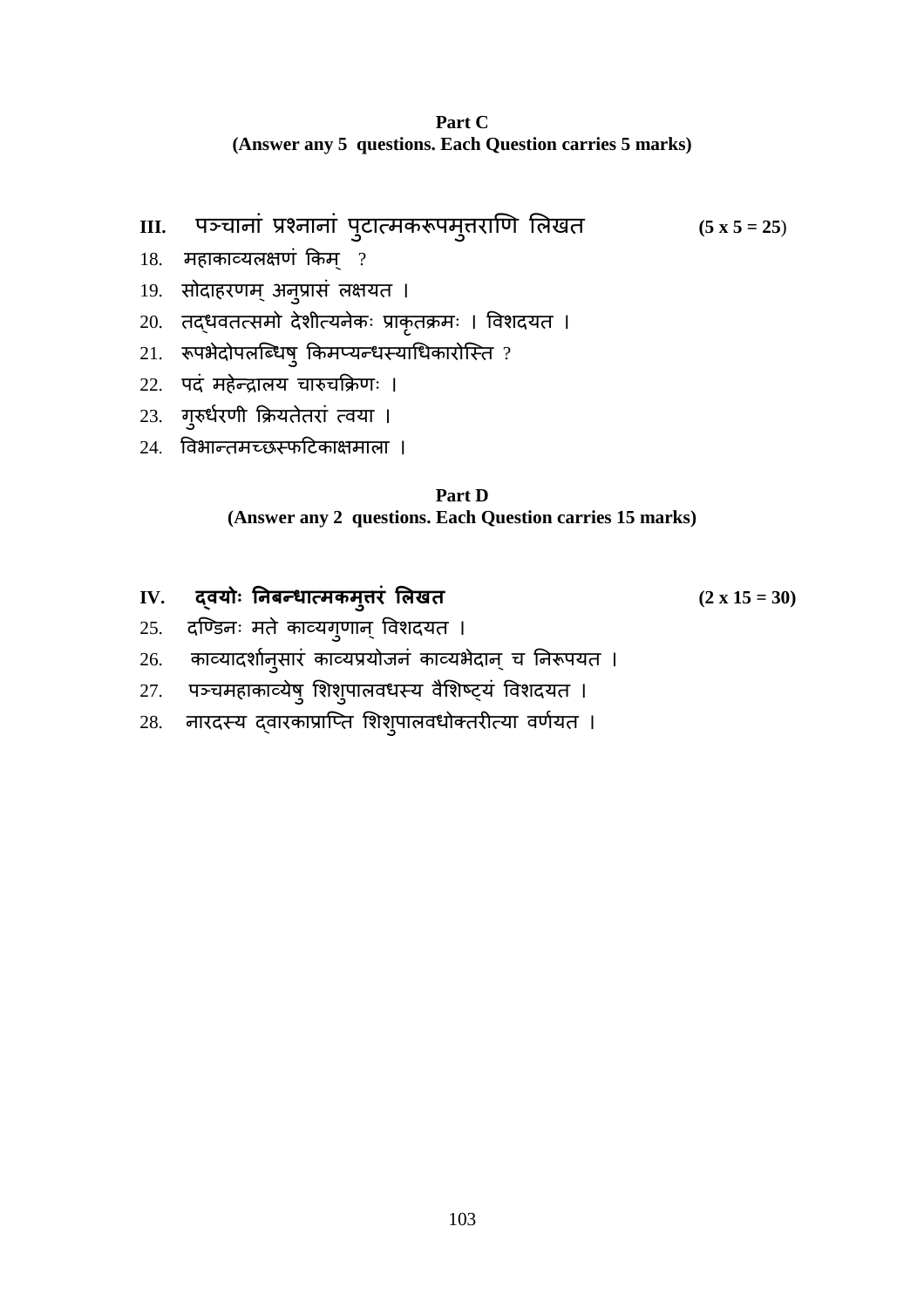**Part C**
**(Answer any 5 questions. Each Question carries 5 marks)**

**III.** पञ्चानां प्रश्नानां पुटात्मकरूपमुत्तराणि लिखत **(5 x 5 = 25)**

18. महाकाव्यलक्षणं किम् ?
19. सोदाहरणम् अनुप्रासं लक्षयत ।
20. तद्धवतत्समो देशीत्यनेकः प्राकृतक्रमः । विशदयत ।
21. रूपभेदोपलब्धिषु किमप्यन्धस्याधिकारोस्ति ?
22. पदं महेन्द्रालय चारुचक्रिणः ।
23. गुरुर्धरणी क्रियतेतरां त्वया ।
24. विभान्तमच्छस्फटिकाक्षमाला ।

**Part D**
**(Answer any 2 questions. Each Question carries 15 marks)**

**IV. द्वयोः निबन्धात्मकमुत्तरं लिखत** **(2 x 15 = 30)**

25. दण्डिनः मते काव्यगुणान् विशदयत ।
26. काव्यादर्शानुसारं काव्यप्रयोजनं काव्यभेदान् च निरूपयत ।
27. पञ्चमहाकाव्येषु शिशुपालवधस्य वैशिष्ट्यं विशदयत ।
28. नारदस्य द्वारकाप्राप्ति शिशुपालवधोक्तरीत्या वर्णयत ।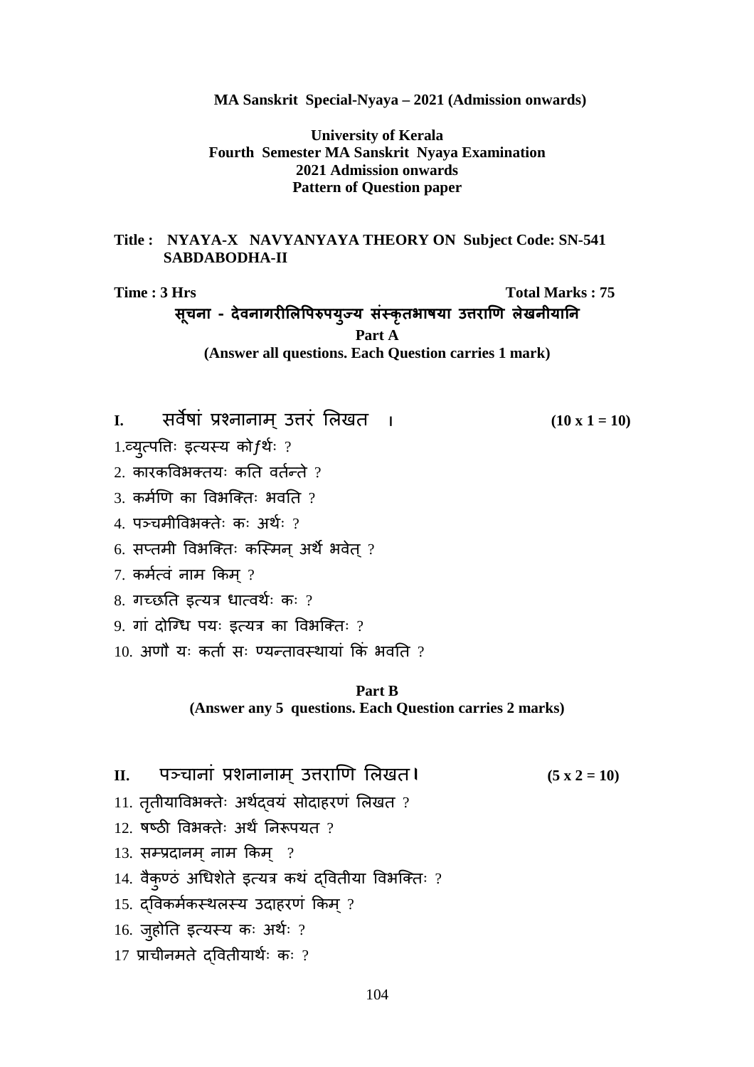**MA Sanskrit Special-Nyaya – 2021 (Admission onwards)**

**University of Kerala**
**Fourth Semester MA Sanskrit Nyaya Examination**
**2021 Admission onwards**
**Pattern of Question paper**

**Title : NYAYA-X NAVYANYAYA THEORY ON SABDABODHA-II** **Subject Code: SN-541**

**Time : 3 Hrs** **Total Marks : 75**

**सूचना - देवनागरीलिपिरुपयुज्य संस्कृतभाषया उत्तराणि लेखनीयानि**

**Part A**

**(Answer all questions. Each Question carries 1 mark)**

**I.** सर्वेषां प्रश्नानाम् उत्तरं लिखत । **(10 x 1 = 10)**

1.व्युत्पत्तिः इत्यस्य को*f*र्थः ?

2. कारकविभक्तयः कति वर्तन्ते ?

3. कर्मणि का विभक्तिः भवति ?

4. पञ्चमीविभक्तेः कः अर्थः ?

6. सप्तमी विभक्तिः कस्मिन् अर्थे भवेत् ?

7. कर्मत्वं नाम किम् ?

8. गच्छति इत्यत्र धात्वर्थः कः ?

9. गां दोग्धि पयः इत्यत्र का विभक्तिः ?

10. अणौ यः कर्ता सः ण्यन्तावस्थायां किं भवति ?

**Part B**

**(Answer any 5 questions. Each Question carries 2 marks)**

**II.** पञ्चानां प्रशनानाम् उत्तराणि लिखत। **(5 x 2 = 10)**

11. तृतीयाविभक्तेः अर्थद्वयं सोदाहरणं लिखत ?

12. षष्ठी विभक्तेः अर्थं निरूपयत ?

13. सम्प्रदानम् नाम किम् ?

14. वैकुण्ठं अधिशेते इत्यत्र कथं द्वितीया विभक्तिः ?

15. द्विकर्मकस्थलस्य उदाहरणं किम् ?

16. जुहोति इत्यस्य कः अर्थः ?

17 प्राचीनमते द्वितीयार्थः कः ?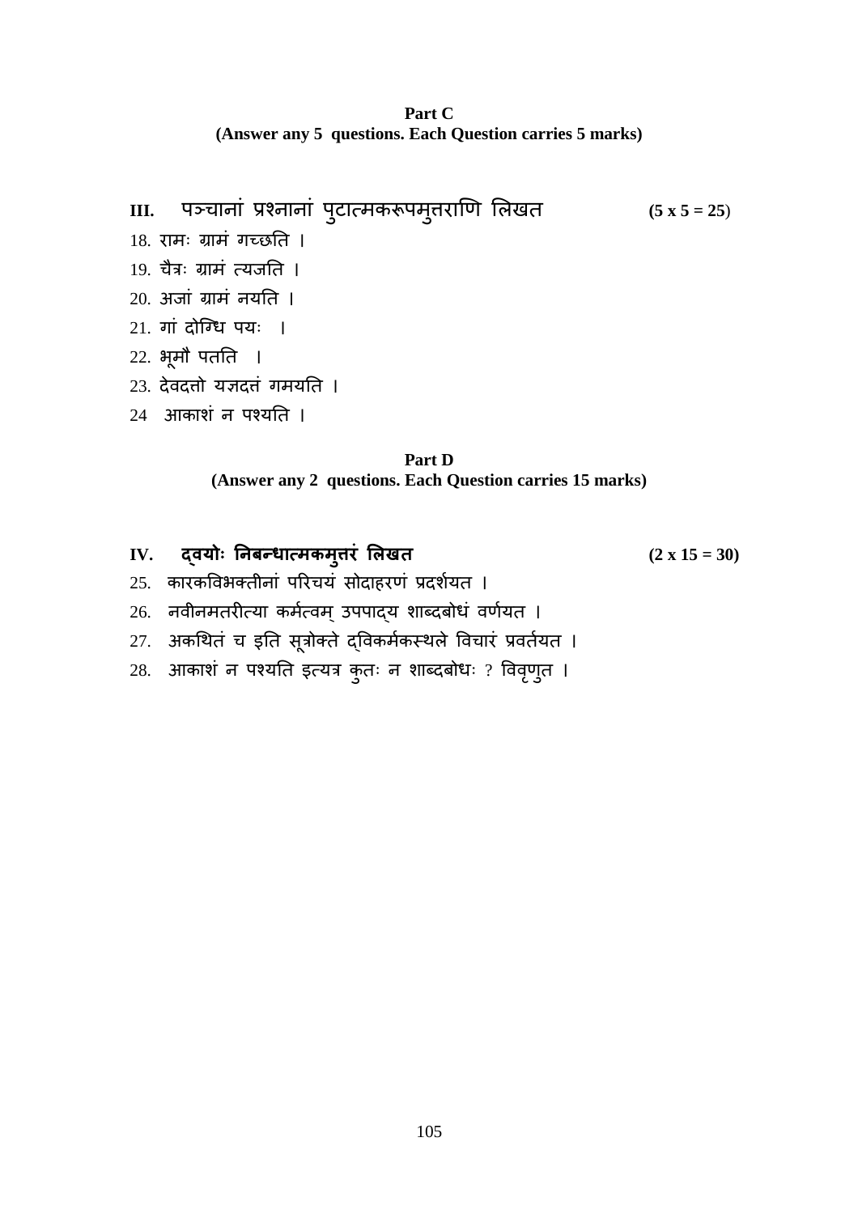**Part C**
**(Answer any 5 questions. Each Question carries 5 marks)**

**III.** पञ्चानां प्रश्नानां पुटात्मकरूपमुत्तराणि लिखत **(5 x 5 = 25)**

18. रामः ग्रामं गच्छति ।
19. चैत्रः ग्रामं त्यजति ।
20. अजां ग्रामं नयति ।
21. गां दोग्धि पयः ।
22. भूमौ पतति ।
23. देवदत्तो यज्ञदत्तं गमयति ।
24. आकाशं न पश्यति ।

**Part D**
**(Answer any 2 questions. Each Question carries 15 marks)**

**IV. द्वयोः निबन्धात्मकमुत्तरं लिखत** **(2 x 15 = 30)**

25. कारकविभक्तीनां परिचयं सोदाहरणं प्रदर्शयत ।
26. नवीनमतरीत्या कर्मत्वम् उपपाद्य शाब्दबोधं वर्णयत ।
27. अकथितं च इति सूत्रोक्ते द्विकर्मकस्थले विचारं प्रवर्तयत ।
28. आकाशं न पश्यति इत्यत्र कुतः न शाब्दबोधः ? विवृणुत ।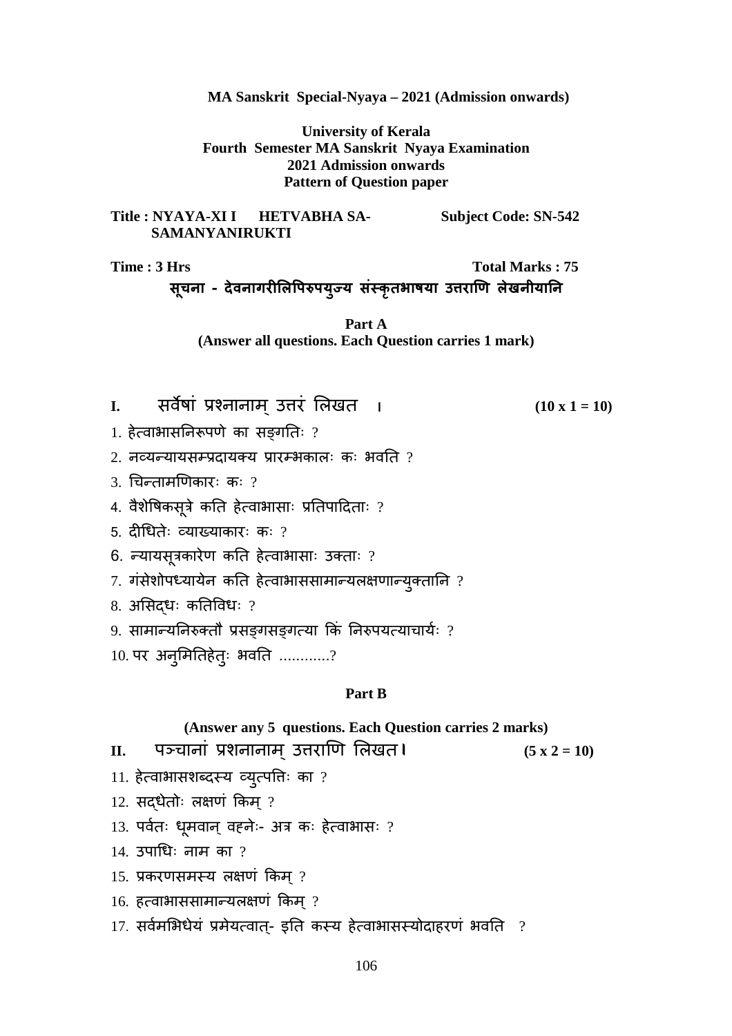**MA Sanskrit Special-Nyaya – 2021 (Admission onwards)**

**University of Kerala**
**Fourth Semester MA Sanskrit Nyaya Examination**
**2021 Admission onwards**
**Pattern of Question paper**

**Title : NYAYA-XI I HETVABHA SA-SAMANYANIRUKTI** **Subject Code: SN-542**

**Time : 3 Hrs** **Total Marks : 75**

**सूचना - देवनागरीलिपिरुपयुज्य संस्कृतभाषया उत्तराणि लेखनीयानि**

**Part A**
**(Answer all questions. Each Question carries 1 mark)**

**I.** सर्वेषां प्रश्नानाम् उत्तरं लिखत । **(10 x 1 = 10)**

1. हेत्वाभासनिरूपणे का सङ्गतिः ?
2. नव्यन्यायसम्प्रदायक्य प्रारम्भकालः कः भवति ?
3. चिन्तामणिकारः कः ?
4. वैशेषिकसूत्रे कति हेत्वाभासाः प्रतिपादिताः ?
5. दीधितेः व्याख्याकारः कः ?
6. न्यायसूत्रकारेण कति हेत्वाभासाः उक्ताः ?
7. गंसेशोपध्यायेन कति हेत्वाभाससामान्यलक्षणान्युक्तानि ?
8. असिद्धः कतिविधः ?
9. सामान्यनिरुक्तौ प्रसङ्गसङ्गत्या किं निरुपयत्याचार्यः ?
10. पर अनुमितिहेतुः भवति ............?

**Part B**

**(Answer any 5 questions. Each Question carries 2 marks)**

**II.** पञ्चानां प्रशनानाम् उत्तराणि लिखत। **(5 x 2 = 10)**

11. हेत्वाभासशब्दस्य व्युत्पत्तिः का ?
12. सद्धेतोः लक्षणं किम् ?
13. पर्वतः धूमवान् वह्नेः- अत्र कः हेत्वाभासः ?
14. उपाधिः नाम का ?
15. प्रकरणसमस्य लक्षणं किम् ?
16. हत्वाभाससामान्यलक्षणं किम् ?
17. सर्वमभिधेयं प्रमेयत्वात्- इति कस्य हेत्वाभासस्योदाहरणं भवति ?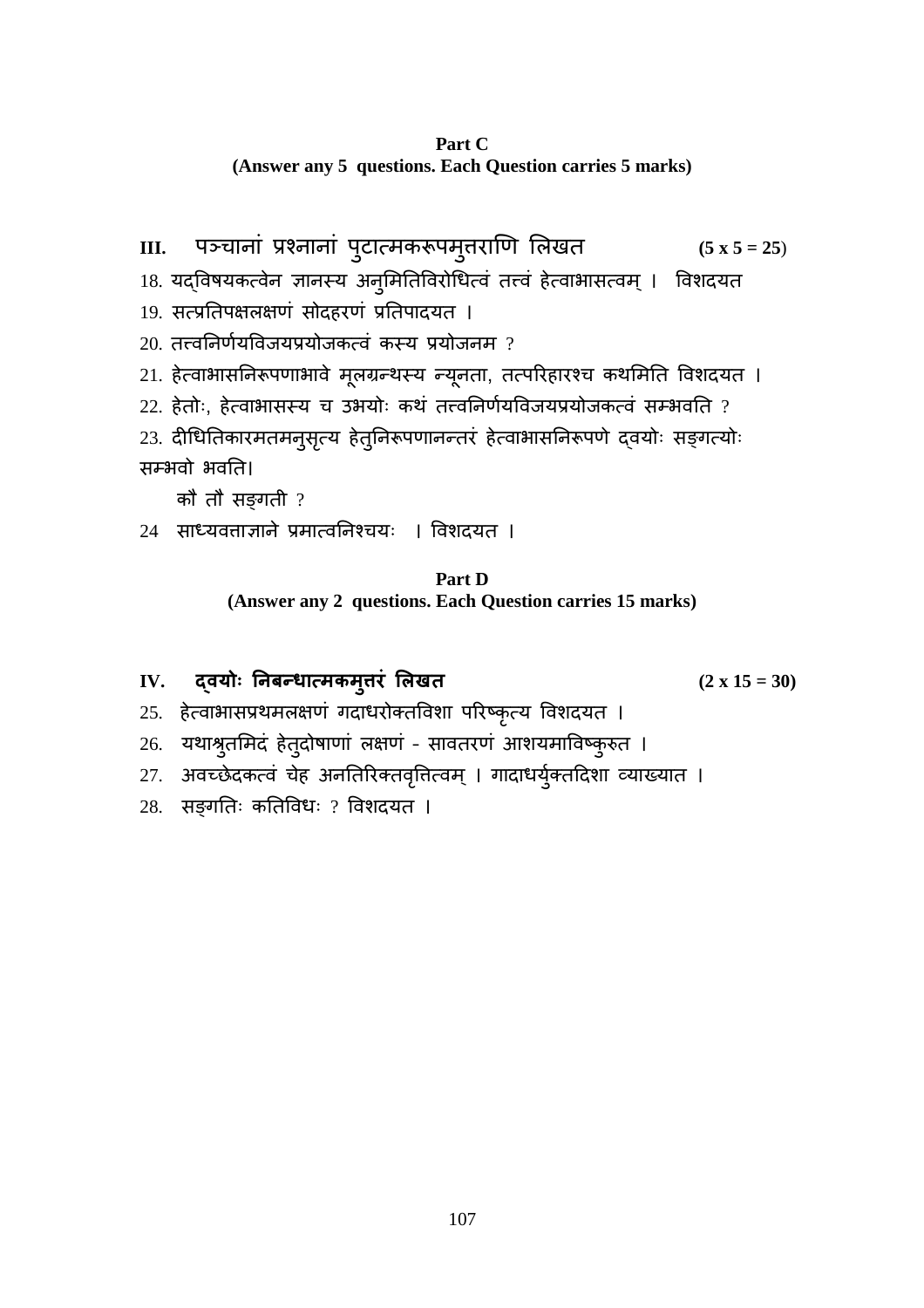**Part C**
**(Answer any 5 questions. Each Question carries 5 marks)**

**III.** पञ्चानां प्रश्नानां पुटात्मकरूपमुत्तराणि लिखत **(5 x 5 = 25)**

18. यद्विषयकत्वेन ज्ञानस्य अनुमितिविरोधित्वं तत्त्वं हेत्वाभासत्वम् । विशदयत
19. सत्प्रतिपक्षलक्षणं सोदहरणं प्रतिपादयत ।
20. तत्त्वनिर्णयविजयप्रयोजकत्वं कस्य प्रयोजनम ?
21. हेत्वाभासनिरूपणाभावे मूलग्रन्थस्य न्यूनता, तत्परिहारश्च कथमिति विशदयत ।
22. हेतोः, हेत्वाभासस्य च उभयोः कथं तत्त्वनिर्णयविजयप्रयोजकत्वं सम्भवति ?
23. दीधितिकारमतमनुसृत्य हेतुनिरूपणानन्तरं हेत्वाभासनिरूपणे द्वयोः सङ्गत्योः सम्भवो भवति।

    कौ तौ सङ्गती ?
24. साध्यवत्ताज्ञाने प्रमात्वनिश्चयः । विशदयत ।

**Part D**
**(Answer any 2 questions. Each Question carries 15 marks)**

**IV.** **द्वयोः निबन्धात्मकमुत्तरं लिखत** **(2 x 15 = 30)**

25. हेत्वाभासप्रथमलक्षणं गदाधरोक्तविशा परिष्कृत्य विशदयत ।
26. यथाश्रुतमिदं हेतुदोषाणां लक्षणं - सावतरणं आशयमाविष्कुरुत ।
27. अवच्छेदकत्वं चेह अनतिरिक्तवृत्तित्वम् । गादाधर्युक्तदिशा व्याख्यात ।
28. सङ्गतिः कतिविधः ? विशदयत ।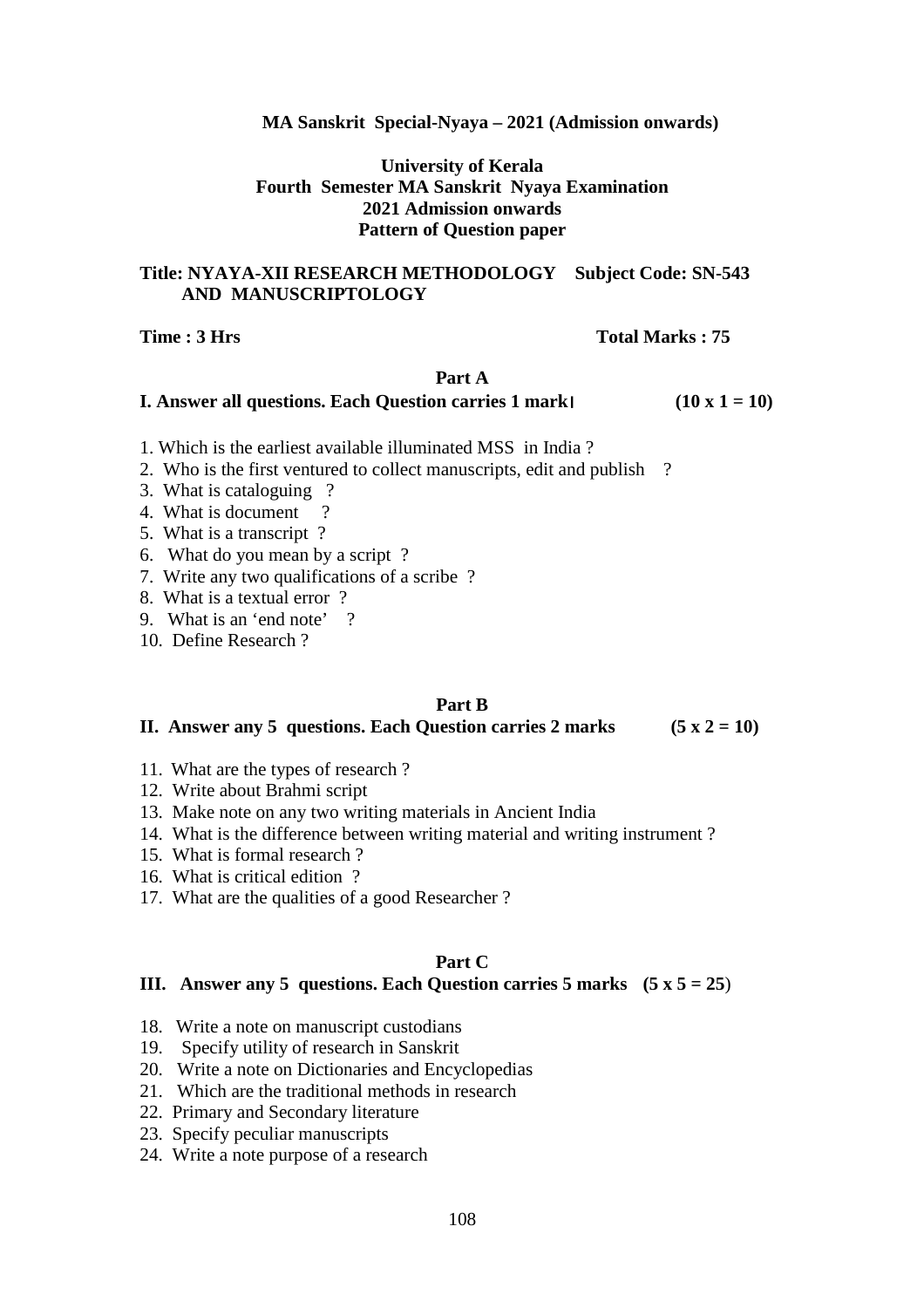**MA Sanskrit Special-Nyaya – 2021 (Admission onwards)**

**University of Kerala**
**Fourth Semester MA Sanskrit Nyaya Examination**
**2021 Admission onwards**
**Pattern of Question paper**

**Title: NYAYA-XII RESEARCH METHODOLOGY AND MANUSCRIPTOLOGY** **Subject Code: SN-543**

**Time : 3 Hrs** **Total Marks : 75**

## Part A

**I. Answer all questions. Each Question carries 1 mark।** **(10 x 1 = 10)**

1. Which is the earliest available illuminated MSS in India ?
2. Who is the first ventured to collect manuscripts, edit and publish ?
3. What is cataloguing ?
4. What is document ?
5. What is a transcript ?
6. What do you mean by a script ?
7. Write any two qualifications of a scribe ?
8. What is a textual error ?
9. What is an 'end note' ?
10. Define Research ?

## Part B

**II. Answer any 5 questions. Each Question carries 2 marks** **(5 x 2 = 10)**

11. What are the types of research ?
12. Write about Brahmi script
13. Make note on any two writing materials in Ancient India
14. What is the difference between writing material and writing instrument ?
15. What is formal research ?
16. What is critical edition ?
17. What are the qualities of a good Researcher ?

## Part C

**III. Answer any 5 questions. Each Question carries 5 marks (5 x 5 = 25)**

18. Write a note on manuscript custodians
19. Specify utility of research in Sanskrit
20. Write a note on Dictionaries and Encyclopedias
21. Which are the traditional methods in research
22. Primary and Secondary literature
23. Specify peculiar manuscripts
24. Write a note purpose of a research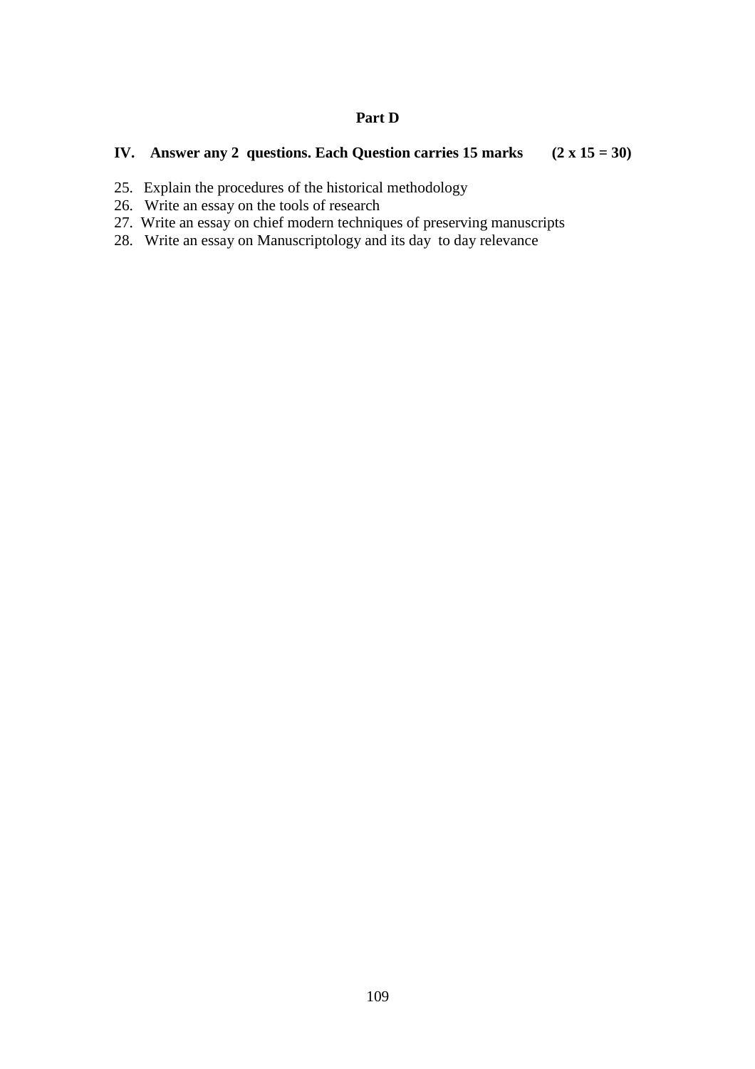## Part D

**IV. Answer any 2 questions. Each Question carries 15 marks (2 x 15 = 30)**

25. Explain the procedures of the historical methodology
26. Write an essay on the tools of research
27. Write an essay on chief modern techniques of preserving manuscripts
28. Write an essay on Manuscriptology and its day to day relevance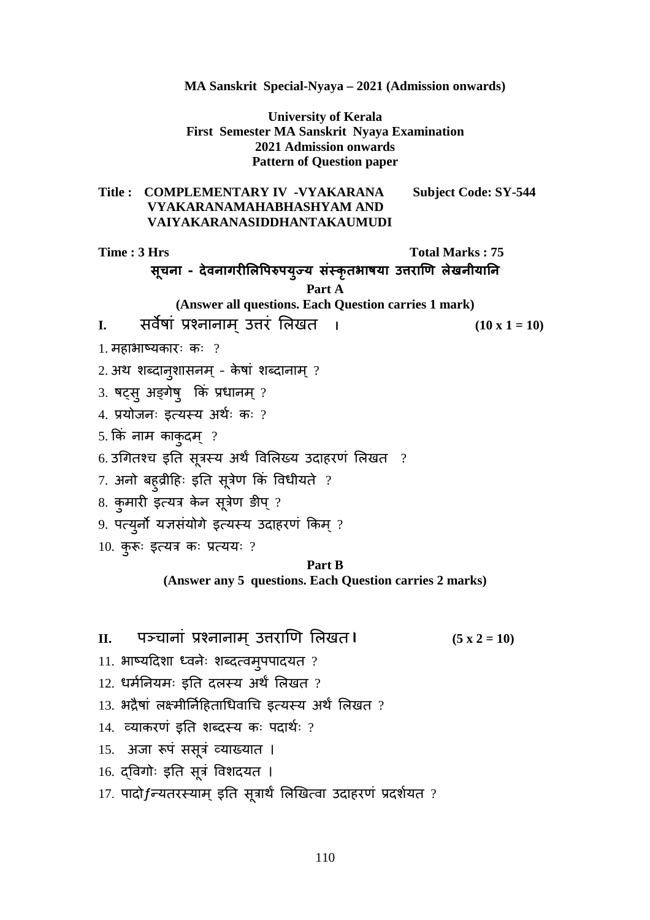**MA Sanskrit Special-Nyaya – 2021 (Admission onwards)**

**University of Kerala**
**First Semester MA Sanskrit Nyaya Examination**
**2021 Admission onwards**
**Pattern of Question paper**

**Title : COMPLEMENTARY IV -VYAKARANA VYAKARANAMAHABHASHYAM AND VAIYAKARANASIDDHANTAKAUMUDI** **Subject Code: SY-544**

**Time : 3 Hrs** **Total Marks : 75**

**सूचना - देवनागरीलिपिरुपयुज्य संस्कृतभाषया उत्तराणि लेखनीयानि**

**Part A**

**(Answer all questions. Each Question carries 1 mark)**

**I.** सर्वेषां प्रश्नानाम् उत्तरं लिखत । **(10 x 1 = 10)**

1. महाभाष्यकारः कः ?
2. अथ शब्दानुशासनम् - केषां शब्दानाम् ?
3. षट्सु अङ्गेषु किं प्रधानम् ?
4. प्रयोजनः इत्यस्य अर्थः कः ?
5. किं नाम काकुदम् ?
6. उगितश्च इति सूत्रस्य अर्थं विलिख्य उदाहरणं लिखत ?
7. अनो बहुव्रीहिः इति सूत्रेण किं विधीयते ?
8. कुमारी इत्यत्र केन सूत्रेण ङीप् ?
9. पत्युर्नो यज्ञसंयोगे इत्यस्य उदाहरणं किम् ?
10. कुरूः इत्यत्र कः प्रत्ययः ?

**Part B**

**(Answer any 5 questions. Each Question carries 2 marks)**

**II.** पञ्चानां प्रश्नानाम् उत्तराणि लिखत। **(5 x 2 = 10)**

11. भाष्यदिशा ध्वनेः शब्दत्वमुपपादयत ?
12. धर्मनियमः इति दलस्य अर्थं लिखत ?
13. भद्रैषां लक्ष्मीर्निहिताधिवाचि इत्यस्य अर्थं लिखत ?
14. व्याकरणं इति शब्दस्य कः पदार्थः ?
15. अजा रूपं ससूत्रं व्याख्यात ।
16. द्विगोः इति सूत्रं विशदयत ।
17. पादोऽन्यतरस्याम् इति सूत्रार्थं लिखित्वा उदाहरणं प्रदर्शयत ?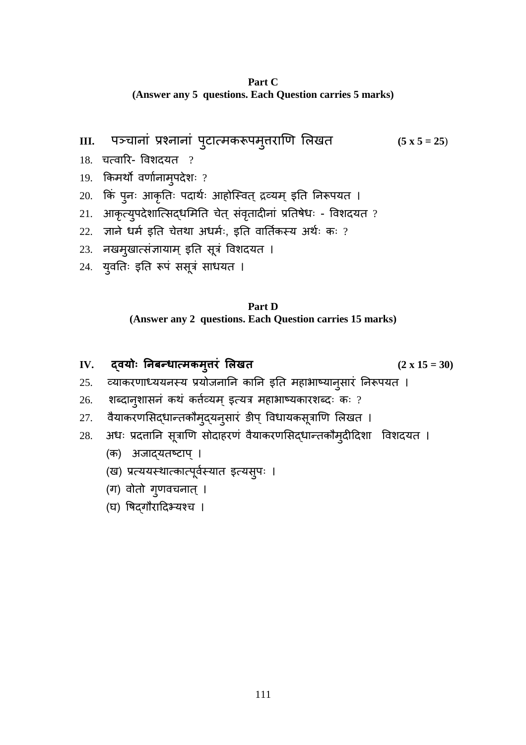**Part C**
**(Answer any 5 questions. Each Question carries 5 marks)**

**III.** पञ्चानां प्रश्नानां पुटात्मकरूपमुत्तराणि लिखत **(5 x 5 = 25)**

18. चत्वारि- विशदयत ?
19. किमर्थो वर्णानामुपदेशः ?
20. किं पुनः आकृतिः पदार्थः आहोस्वित् द्रव्यम् इति निरूपयत ।
21. आकृत्युपदेशात्सिद्धमिति चेत् संवृतादीनां प्रतिषेधः - विशदयत ?
22. ज्ञाने धर्म इति चेत्तथा अधर्मः, इति वार्तिकस्य अर्थः कः ?
23. नखमुखात्संज्ञायाम् इति सूत्रं विशदयत ।
24. युवतिः इति रूपं ससूत्रं साधयत ।

**Part D**
**(Answer any 2 questions. Each Question carries 15 marks)**

**IV. द्वयोः निबन्धात्मकमुत्तरं लिखत** **(2 x 15 = 30)**

25. व्याकरणाध्ययनस्य प्रयोजनानि कानि इति महाभाष्यानुसारं निरूपयत ।
26. शब्दानुशासनं कथं कर्तव्यम् इत्यत्र महाभाष्यकारशब्दः कः ?
27. वैयाकरणसिद्धान्तकौमुद्यनुसारं ङीप् विधायकसूत्राणि लिखत ।
28. अधः प्रदत्तानि सूत्राणि सोदाहरणं वैयाकरणसिद्धान्तकौमुदीदिशा विशदयत ।
    (क) अजाद्यतष्टाप् ।
    (ख) प्रत्ययस्थात्कात्पूर्वस्यात इत्यसुपः ।
    (ग) वोतो गुणवचनात् ।
    (घ) षिद्गौरादिभ्यश्च ।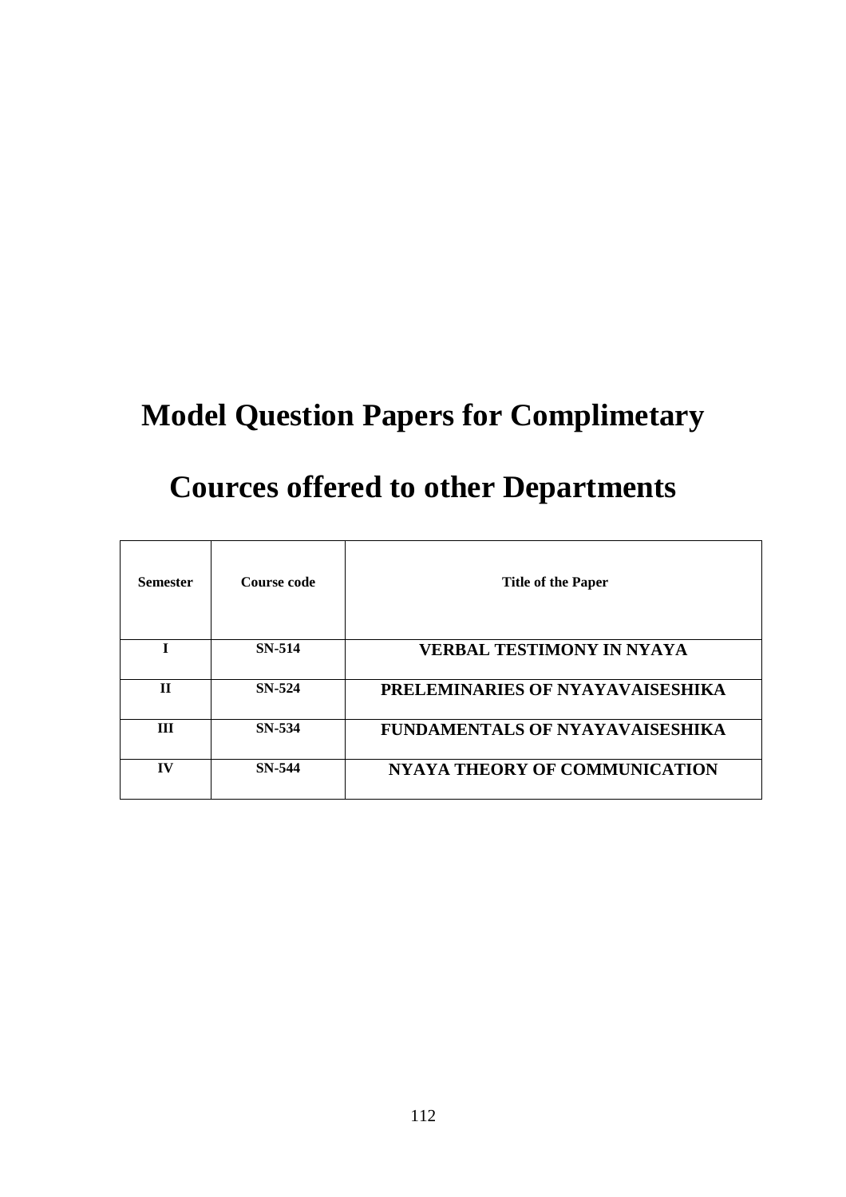# Model Question Papers for Complimetary

# Cources offered to other Departments

| Semester | Course code | Title of the Paper |
|---|---|---|
| I | SN-514 | VERBAL TESTIMONY IN NYAYA |
| II | SN-524 | PRELEMINARIES OF NYAYAVAISESHIKA |
| III | SN-534 | FUNDAMENTALS OF NYAYAVAISESHIKA |
| IV | SN-544 | NYAYA THEORY OF COMMUNICATION |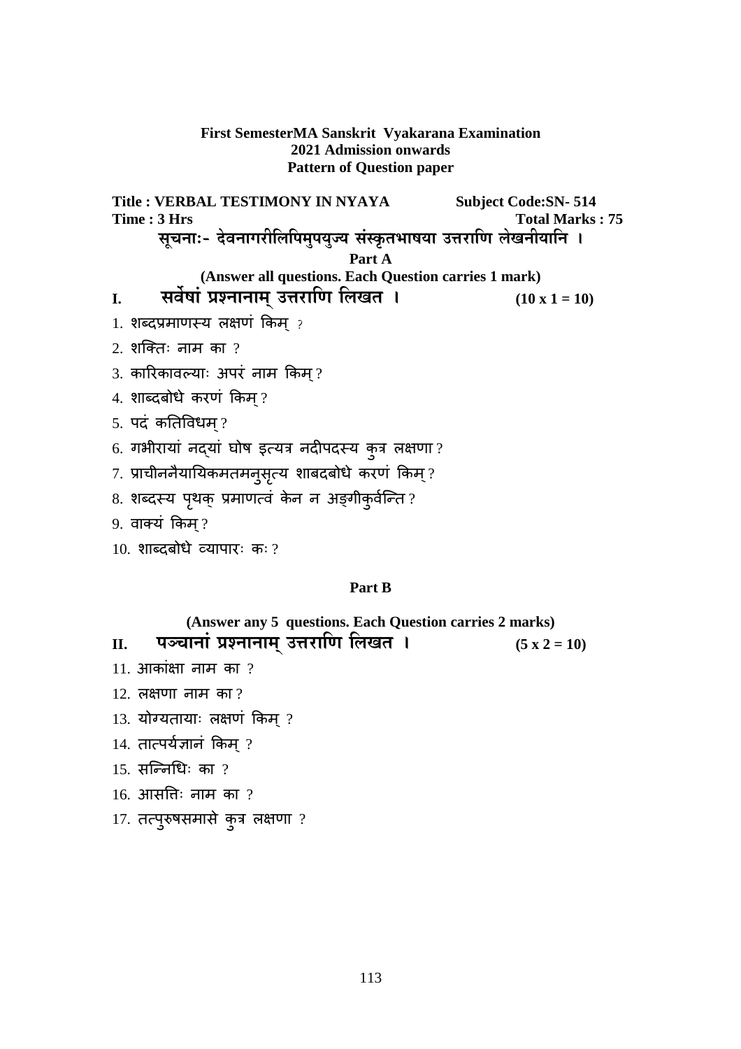**First SemesterMA Sanskrit Vyakarana Examination**
**2021 Admission onwards**
**Pattern of Question paper**

**Title : VERBAL TESTIMONY IN NYAYA** **Subject Code:SN- 514**
**Time : 3 Hrs** **Total Marks : 75**

**सूचनाः- देवनागरीलिपिमुपयुज्य संस्कृतभाषया उत्तराणि लेखनीयानि ।**

**Part A**

**(Answer all questions. Each Question carries 1 mark)**

**I. सर्वेषां प्रश्नानाम् उत्तराणि लिखत ।** **(10 x 1 = 10)**

1. शब्दप्रमाणस्य लक्षणं किम् ?
2. शक्तिः नाम का ?
3. कारिकावल्याः अपरं नाम किम् ?
4. शाब्दबोधे करणं किम् ?
5. पदं कतिविधम् ?
6. गभीरायां नद्यां घोष इत्यत्र नदीपदस्य कुत्र लक्षणा ?
7. प्राचीननैयायिकमतमनुसृत्य शाबदबोधे करणं किम् ?
8. शब्दस्य पृथक् प्रमाणत्वं केन न अङ्गीकुर्वन्ति ?
9. वाक्यं किम् ?
10. शाब्दबोधे व्यापारः कः ?

**Part B**

**(Answer any 5 questions. Each Question carries 2 marks)**

**II. पञ्चानां प्रश्नानाम् उत्तराणि लिखत ।** **(5 x 2 = 10)**

11. आकांक्षा नाम का ?
12. लक्षणा नाम का ?
13. योग्यतायाः लक्षणं किम् ?
14. तात्पर्यज्ञानं किम् ?
15. सन्निधिः का ?
16. आसत्तिः नाम का ?
17. तत्पुरुषसमासे कुत्र लक्षणा ?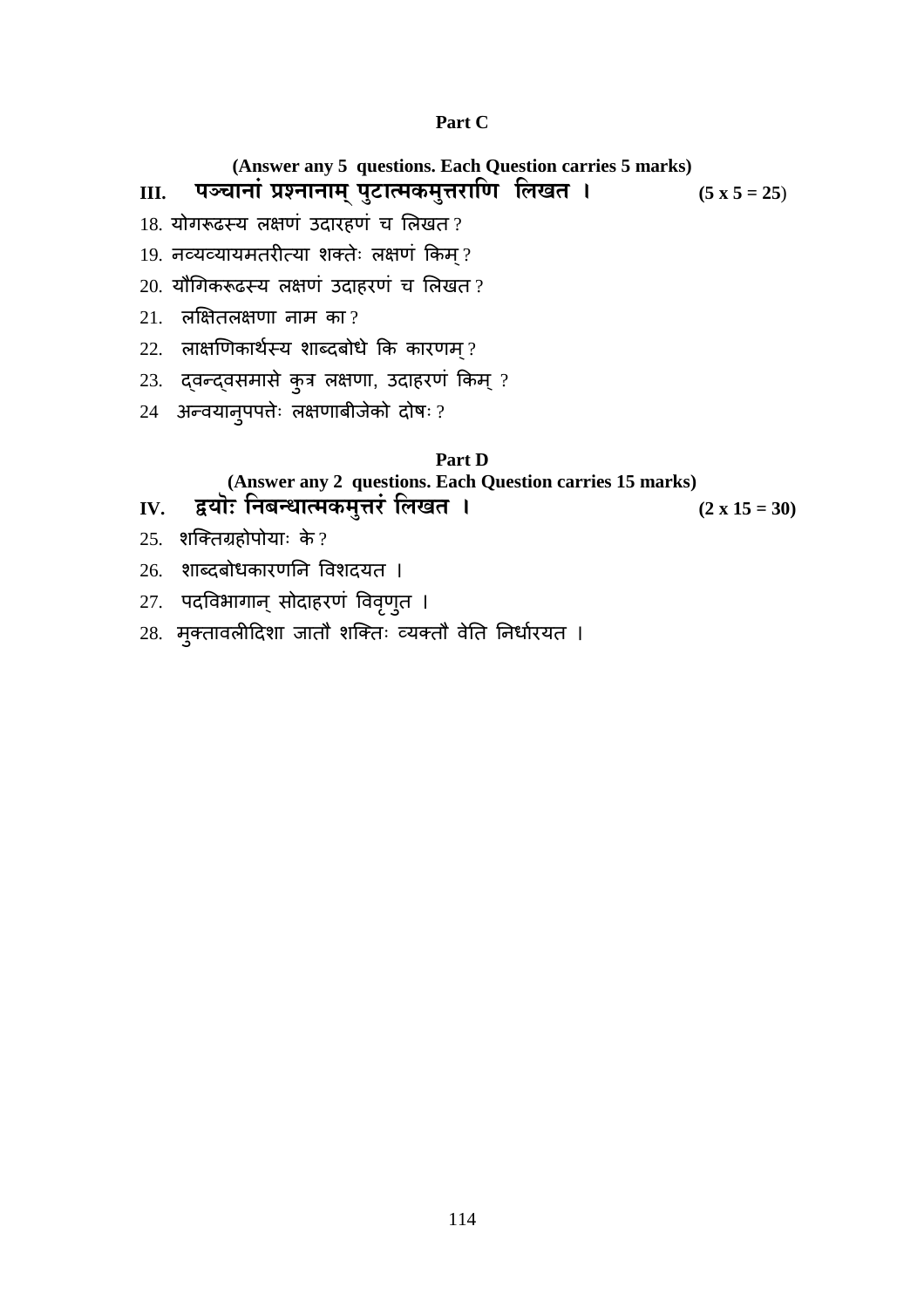## Part C

**(Answer any 5 questions. Each Question carries 5 marks)**

**III. पञ्चानां प्रश्नानाम् पुटात्मकमुत्तराणि लिखत ।** **(5 x 5 = 25)**

18. योगरूढस्य लक्षणं उदारहणं च लिखत ?
19. नव्यव्यायमतरीत्या शक्तेः लक्षणं किम् ?
20. यौगिकरूढस्य लक्षणं उदाहरणं च लिखत ?
21. लक्षितलक्षणा नाम का ?
22. लाक्षणिकार्थस्य शाब्दबोधे कि कारणम् ?
23. द्वन्द्वसमासे कुत्र लक्षणा, उदाहरणं किम् ?
24. अन्वयानुपपत्तेः लक्षणाबीजेको दोषः ?

## Part D

**(Answer any 2 questions. Each Question carries 15 marks)**

**IV. द्वयोः निबन्धात्मकमुत्तरं लिखत ।** **(2 x 15 = 30)**

25. शक्तिग्रहोपोयाः के ?
26. शाब्दबोधकारणनि विशदयत ।
27. पदविभागान् सोदाहरणं विवृणुत ।
28. मुक्तावलीदिशा जातौ शक्तिः व्यक्तौ वेति निर्धारयत ।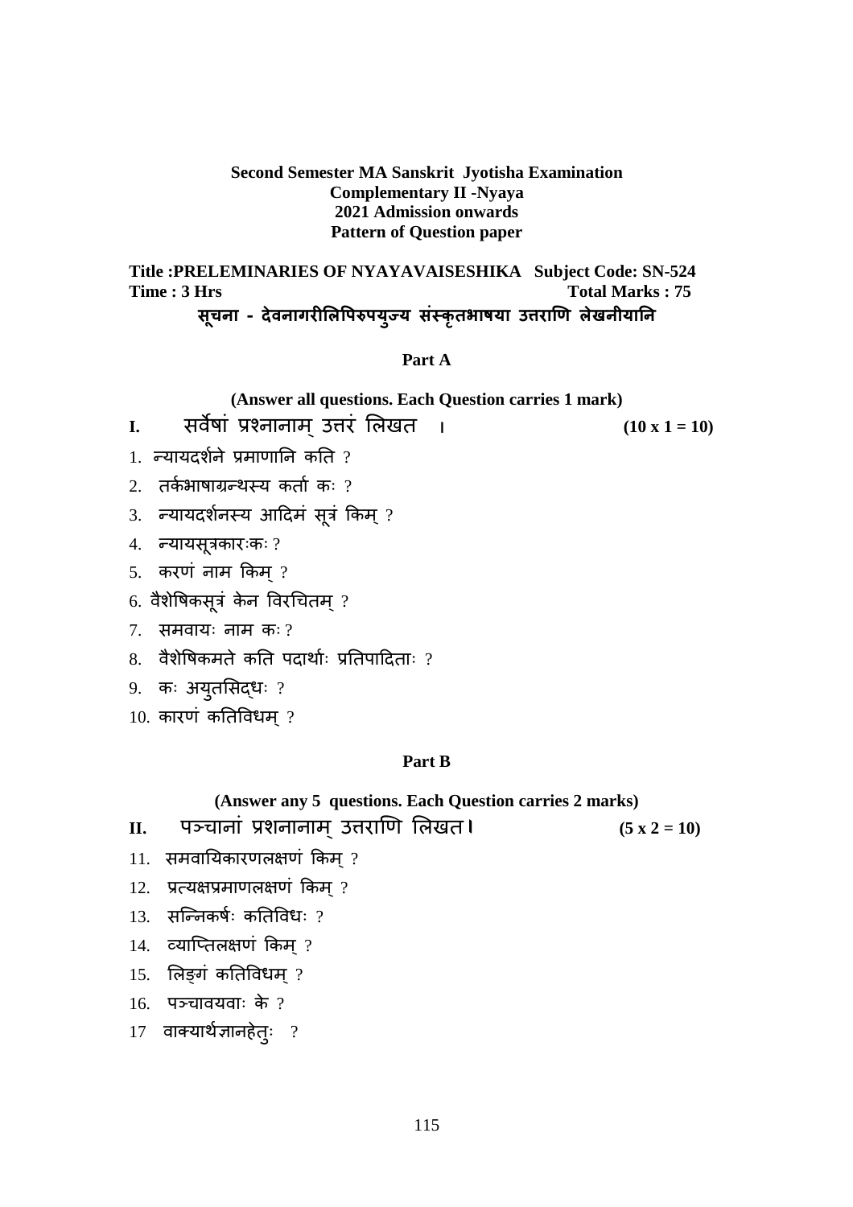**Second Semester MA Sanskrit Jyotisha Examination**
**Complementary II -Nyaya**
**2021 Admission onwards**
**Pattern of Question paper**

**Title :PRELEMINARIES OF NYAYAVAISESHIKA Subject Code: SN-524**
**Time : 3 Hrs Total Marks : 75**

**सूचना - देवनागरीलिपिरुपयुज्य संस्कृतभाषया उत्तराणि लेखनीयानि**

## Part A

**(Answer all questions. Each Question carries 1 mark)**

**I.** सर्वेषां प्रश्नानाम् उत्तरं लिखत । **(10 x 1 = 10)**

1. न्यायदर्शने प्रमाणानि कति ?
2. तर्कभाषाग्रन्थस्य कर्ता कः ?
3. न्यायदर्शनस्य आदिमं सूत्रं किम् ?
4. न्यायसूत्रकारःकः ?
5. करणं नाम किम् ?
6. वैशेषिकसूत्रं केन विरचितम् ?
7. समवायः नाम कः ?
8. वैशेषिकमते कति पदार्थाः प्रतिपादिताः ?
9. कः अयुतसिद्धः ?
10. कारणं कतिविधम् ?

## Part B

**(Answer any 5 questions. Each Question carries 2 marks)**

**II.** पञ्चानां प्रशनानाम् उत्तराणि लिखत। **(5 x 2 = 10)**

11. समवायिकारणलक्षणं किम् ?
12. प्रत्यक्षप्रमाणलक्षणं किम् ?
13. सन्निकर्षः कतिविधः ?
14. व्याप्तिलक्षणं किम् ?
15. लिङ्गं कतिविधम् ?
16. पञ्चावयवाः के ?
17. वाक्यार्थज्ञानहेतुः ?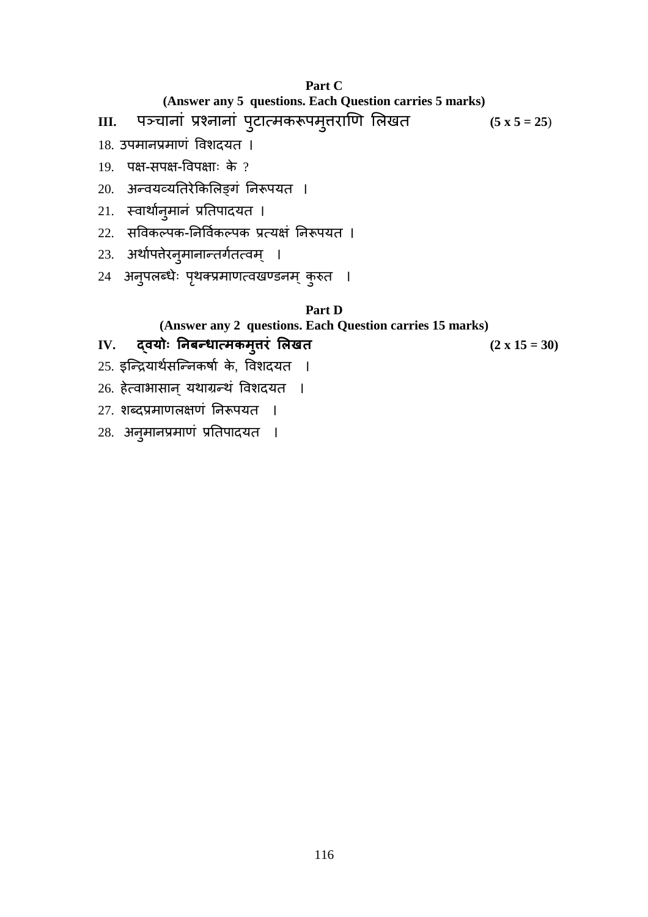**Part C**

**(Answer any 5 questions. Each Question carries 5 marks)**

**III.** पञ्चानां प्रश्नानां पुटात्मकरूपमुत्तराणि लिखत **(5 x 5 = 25)**

18. उपमानप्रमाणं विशदयत ।
19. पक्ष-सपक्ष-विपक्षाः के ?
20. अन्वयव्यतिरेकिलिङ्गं निरूपयत ।
21. स्वार्थानुमानं प्रतिपादयत ।
22. सविकल्पक-निर्विकल्पक प्रत्यक्षं निरूपयत ।
23. अर्थापत्तेरनुमानान्तर्गतत्वम् ।
24. अनुपलब्धेः पृथक्प्रमाणत्वखण्डनम् कुरुत ।

**Part D**

**(Answer any 2 questions. Each Question carries 15 marks)**

**IV. द्वयोः निबन्धात्मकमुत्तरं लिखत** **(2 x 15 = 30)**

25. इन्द्रियार्थसन्निकर्षा के, विशदयत ।
26. हेत्वाभासान् यथाग्रन्थं विशदयत ।
27. शब्दप्रमाणलक्षणं निरूपयत ।
28. अनुमानप्रमाणं प्रतिपादयत ।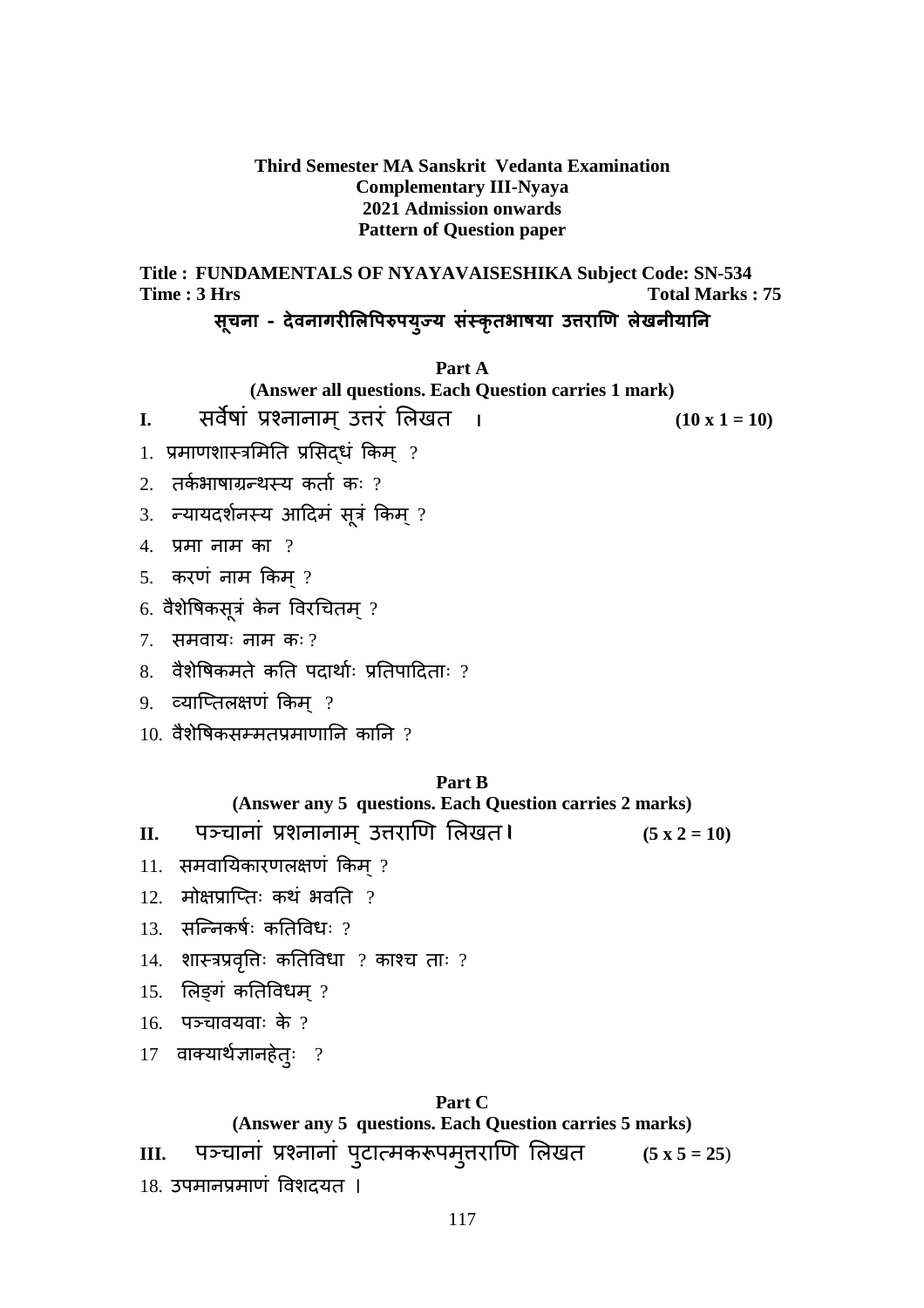**Third Semester MA Sanskrit Vedanta Examination**
**Complementary III-Nyaya**
**2021 Admission onwards**
**Pattern of Question paper**

**Title : FUNDAMENTALS OF NYAYAVAISESHIKA Subject Code: SN-534**
**Time : 3 Hrs** **Total Marks : 75**

**सूचना - देवनागरीलिपिरुपयुज्य संस्कृतभाषया उत्तराणि लेखनीयानि**

## Part A

**(Answer all questions. Each Question carries 1 mark)**

**I.** सर्वेषां प्रश्नानाम् उत्तरं लिखत । **(10 x 1 = 10)**

1. प्रमाणशास्त्रमिति प्रसिद्धं किम् ?
2. तर्कभाषाग्रन्थस्य कर्ता कः ?
3. न्यायदर्शनस्य आदिमं सूत्रं किम् ?
4. प्रमा नाम का ?
5. करणं नाम किम् ?
6. वैशेषिकसूत्रं केन विरचितम् ?
7. समवायः नाम कः ?
8. वैशेषिकमते कति पदार्थाः प्रतिपादिताः ?
9. व्याप्तिलक्षणं किम् ?
10. वैशेषिकसम्मतप्रमाणानि कानि ?

## Part B

**(Answer any 5 questions. Each Question carries 2 marks)**

**II.** पञ्चानां प्रशनानाम् उत्तराणि लिखत। **(5 x 2 = 10)**

11. समवायिकारणलक्षणं किम् ?
12. मोक्षप्राप्तिः कथं भवति ?
13. सन्निकर्षः कतिविधः ?
14. शास्त्रप्रवृत्तिः कतिविधा ? काश्च ताः ?
15. लिङ्गं कतिविधम् ?
16. पञ्चावयवाः के ?
17. वाक्यार्थज्ञानहेतुः ?

## Part C

**(Answer any 5 questions. Each Question carries 5 marks)**

**III.** पञ्चानां प्रश्नानां पुटात्मकरूपमुत्तराणि लिखत **(5 x 5 = 25)**

18. उपमानप्रमाणं विशदयत ।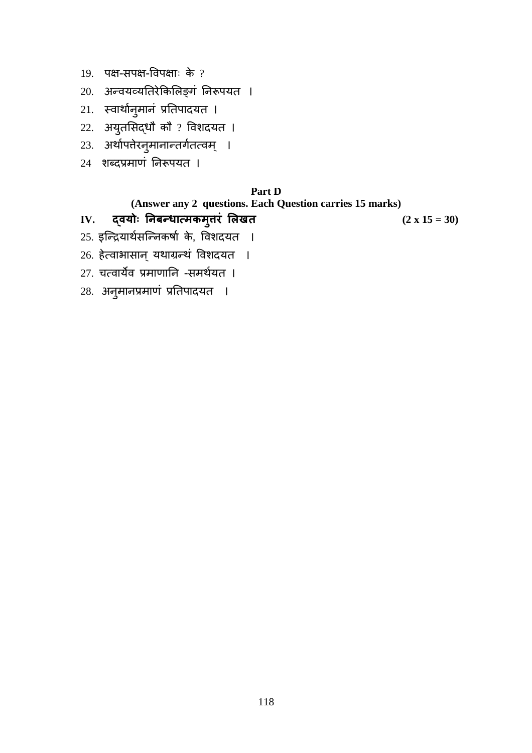19. पक्ष-सपक्ष-विपक्षाः के ?
20. अन्वयव्यतिरेकिलिङ्गं निरूपयत ।
21. स्वार्थानुमानं प्रतिपादयत ।
22. अयुतसिद्धौ कौ ? विशदयत ।
23. अर्थापत्तेरनुमानान्तर्गतत्वम् ।
24 शब्दप्रमाणं निरूपयत ।

**Part D**

**(Answer any 2 questions. Each Question carries 15 marks)**

**IV. द्वयोः निबन्धात्मकमुत्तरं लिखत** **(2 x 15 = 30)**

25. इन्द्रियार्थसन्निकर्षा के, विशदयत ।
26. हेत्वाभासान् यथाग्रन्थं विशदयत ।
27. चत्वार्येव प्रमाणानि -समर्थयत ।
28. अनुमानप्रमाणं प्रतिपादयत ।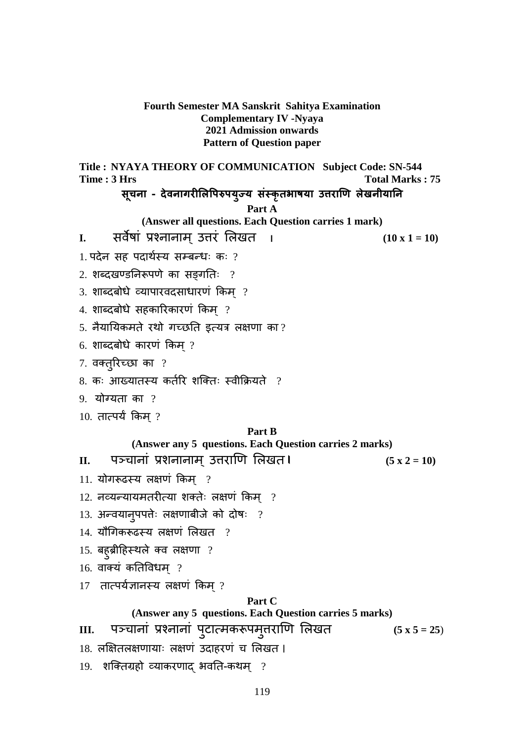**Fourth Semester MA Sanskrit Sahitya Examination**
**Complementary IV -Nyaya**
**2021 Admission onwards**
**Pattern of Question paper**

**Title : NYAYA THEORY OF COMMUNICATION Subject Code: SN-544**
**Time : 3 Hrs** **Total Marks : 75**

**सूचना - देवनागरीलिपिरुपयुज्य संस्कृतभाषया उत्तराणि लेखनीयानि**

**Part A**

**(Answer all questions. Each Question carries 1 mark)**

**I.** सर्वेषां प्रश्नानाम् उत्तरं लिखत । **(10 x 1 = 10)**

1. पदेन सह पदार्थस्य सम्बन्धः कः ?
2. शब्दखण्डनिरूपणे का सङ्गतिः ?
3. शाब्दबोधे व्यापारवदसाधारणं किम् ?
4. शाब्दबोधे सहकारिकारणं किम् ?
5. नैयायिकमते रथो गच्छति इत्यत्र लक्षणा का ?
6. शाब्दबोधे कारणं किम् ?
7. वक्तुरिच्छा का ?
8. कः आख्यातस्य कर्तरि शक्तिः स्वीक्रियते ?
9. योग्यता का ?
10. तात्पर्यं किम् ?

**Part B**

**(Answer any 5 questions. Each Question carries 2 marks)**

**II.** पञ्चानां प्रशनानाम् उत्तराणि लिखत। **(5 x 2 = 10)**

11. योगरूढस्य लक्षणं किम् ?
12. नव्यन्यायमतरीत्या शक्तेः लक्षणं किम् ?
13. अन्वयानुपपत्तेः लक्षणाबीजे को दोषः ?
14. यौगिकरूढस्य लक्षणं लिखत ?
15. बहुव्रीहिस्थले क्व लक्षणा ?
16. वाक्यं कतिविधम् ?
17. तात्पर्यज्ञानस्य लक्षणं किम् ?

**Part C**

**(Answer any 5 questions. Each Question carries 5 marks)**

**III.** पञ्चानां प्रश्नानां पुटात्मकरूपमुत्तराणि लिखत **(5 x 5 = 25)**

18. लक्षितलक्षणायाः लक्षणं उदाहरणं च लिखत।
19. शक्तिग्रहो व्याकरणाद् भवति-कथम् ?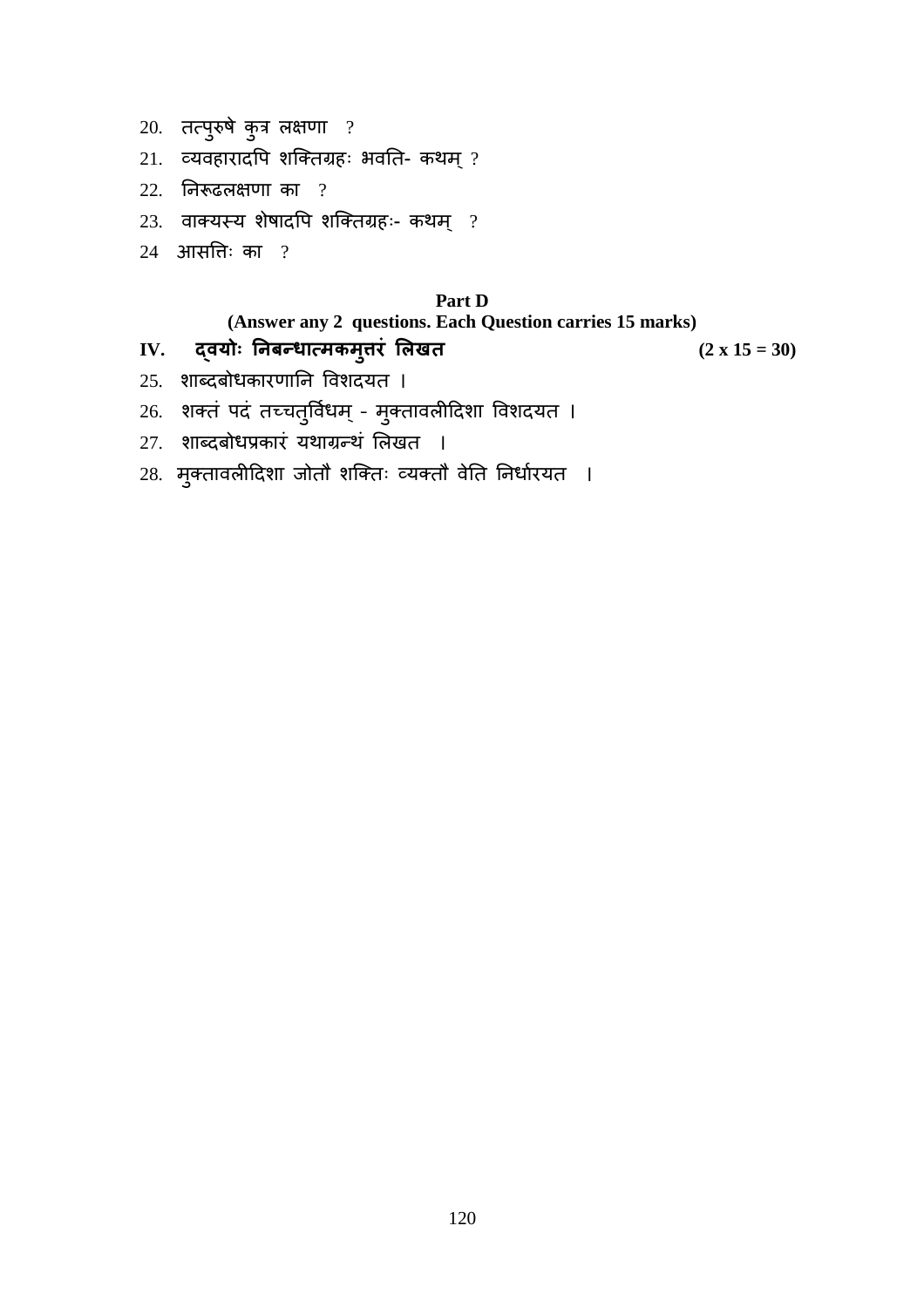20. तत्पुरुषे कुत्र लक्षणा ?
21. व्यवहारादपि शक्तिग्रहः भवति- कथम् ?
22. निरूढलक्षणा का ?
23. वाक्यस्य शेषादपि शक्तिग्रहः- कथम् ?
24 आसत्तिः का ?

**Part D**

**(Answer any 2 questions. Each Question carries 15 marks)**

**IV. द्वयोः निबन्धात्मकमुत्तरं लिखत** **(2 x 15 = 30)**

25. शाब्दबोधकारणानि विशदयत ।
26. शक्तं पदं तच्चतुर्विधम् - मुक्तावलीदिशा विशदयत ।
27. शाब्दबोधप्रकारं यथाग्रन्थं लिखत ।
28. मुक्तावलीदिशा जोतौ शक्तिः व्यक्तौ वेति निर्धारयत ।